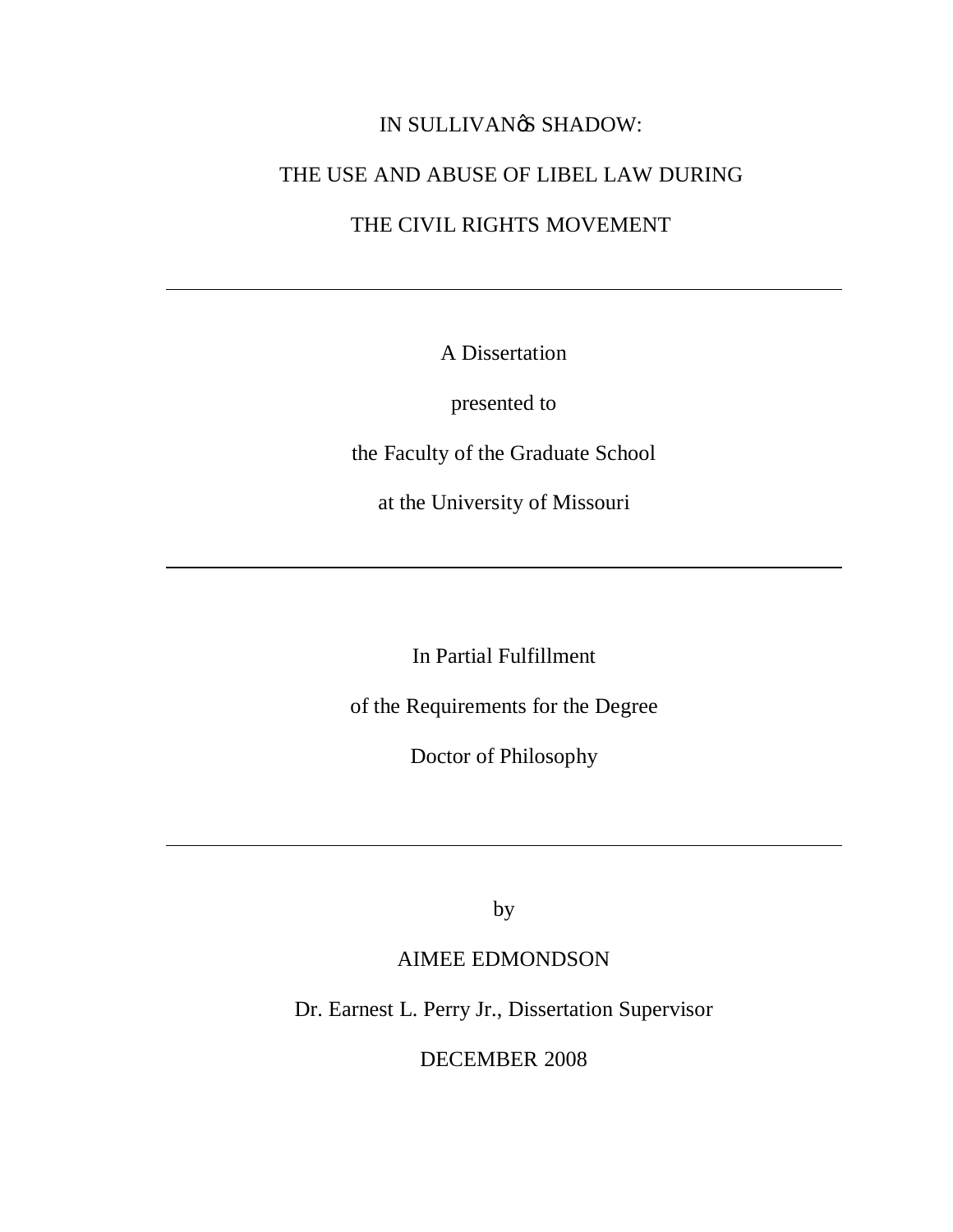# IN SULLIVANøS SHADOW:

# THE USE AND ABUSE OF LIBEL LAW DURING

# THE CIVIL RIGHTS MOVEMENT

---

A Dissertation

presented to

the Faculty of the Graduate School

at the University of Missouri

---

In Partial Fulfillment

of the Requirements for the Degree

Doctor of Philosophy

---

by

AIMEE EDMONDSON

Dr. Earnest L. Perry Jr., Dissertation Supervisor

DECEMBER 2008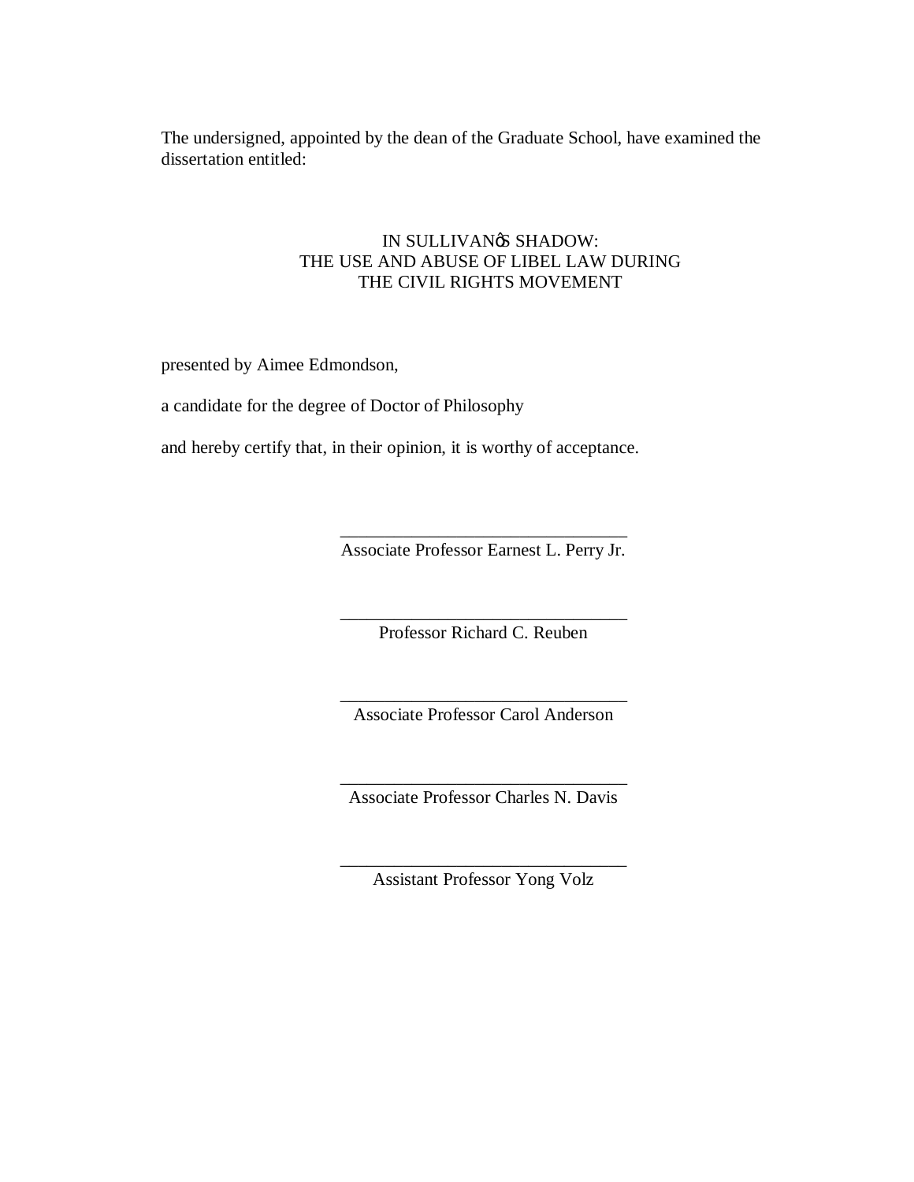The undersigned, appointed by the dean of the Graduate School, have examined the dissertation entitled:

IN SULLIVAN'S SHADOW:
THE USE AND ABUSE OF LIBEL LAW DURING
THE CIVIL RIGHTS MOVEMENT

presented by Aimee Edmondson,

a candidate for the degree of Doctor of Philosophy

and hereby certify that, in their opinion, it is worthy of acceptance.

________________________________
Associate Professor Earnest L. Perry Jr.

________________________________
Professor Richard C. Reuben

________________________________
Associate Professor Carol Anderson

________________________________
Associate Professor Charles N. Davis

________________________________
Assistant Professor Yong Volz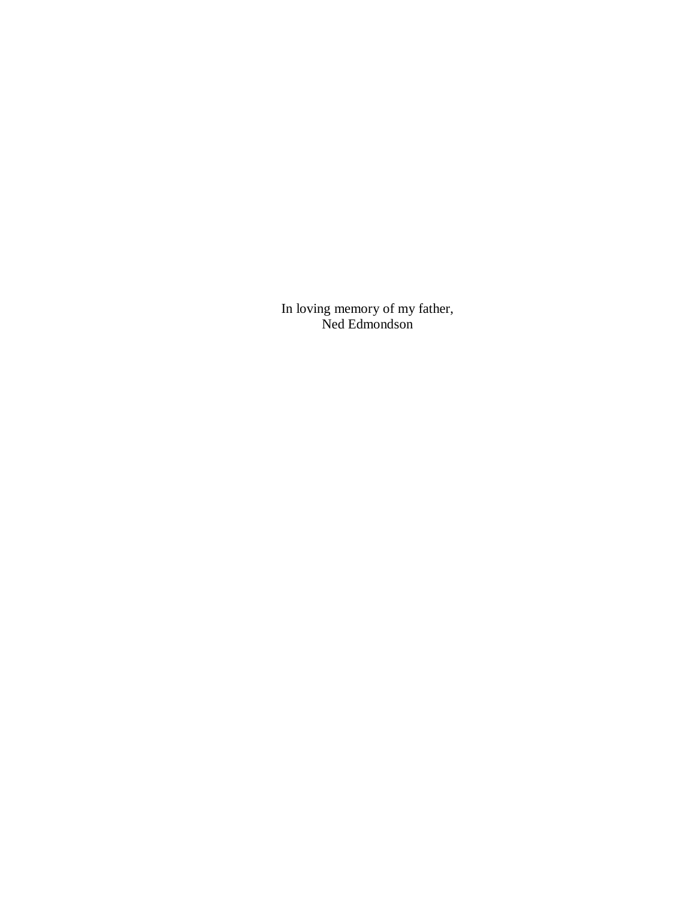In loving memory of my father,
Ned Edmondson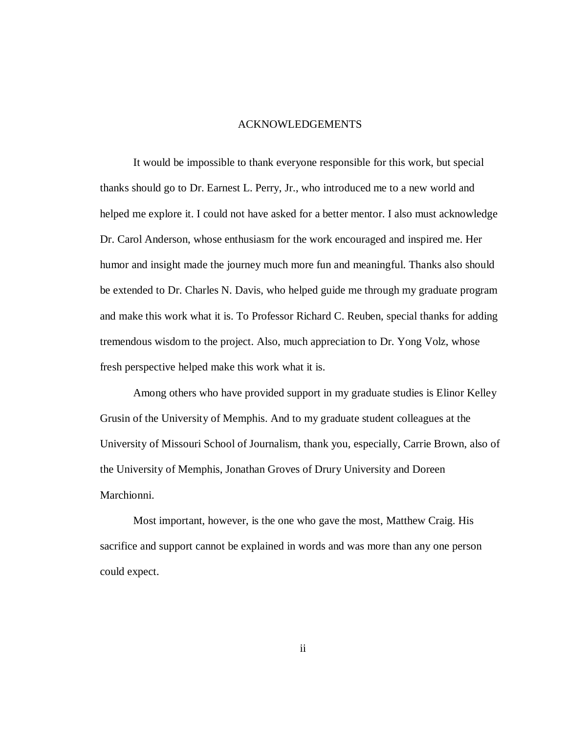# ACKNOWLEDGEMENTS

It would be impossible to thank everyone responsible for this work, but special thanks should go to Dr. Earnest L. Perry, Jr., who introduced me to a new world and helped me explore it. I could not have asked for a better mentor. I also must acknowledge Dr. Carol Anderson, whose enthusiasm for the work encouraged and inspired me. Her humor and insight made the journey much more fun and meaningful. Thanks also should be extended to Dr. Charles N. Davis, who helped guide me through my graduate program and make this work what it is. To Professor Richard C. Reuben, special thanks for adding tremendous wisdom to the project. Also, much appreciation to Dr. Yong Volz, whose fresh perspective helped make this work what it is.

Among others who have provided support in my graduate studies is Elinor Kelley Grusin of the University of Memphis. And to my graduate student colleagues at the University of Missouri School of Journalism, thank you, especially, Carrie Brown, also of the University of Memphis, Jonathan Groves of Drury University and Doreen Marchionni.

Most important, however, is the one who gave the most, Matthew Craig. His sacrifice and support cannot be explained in words and was more than any one person could expect.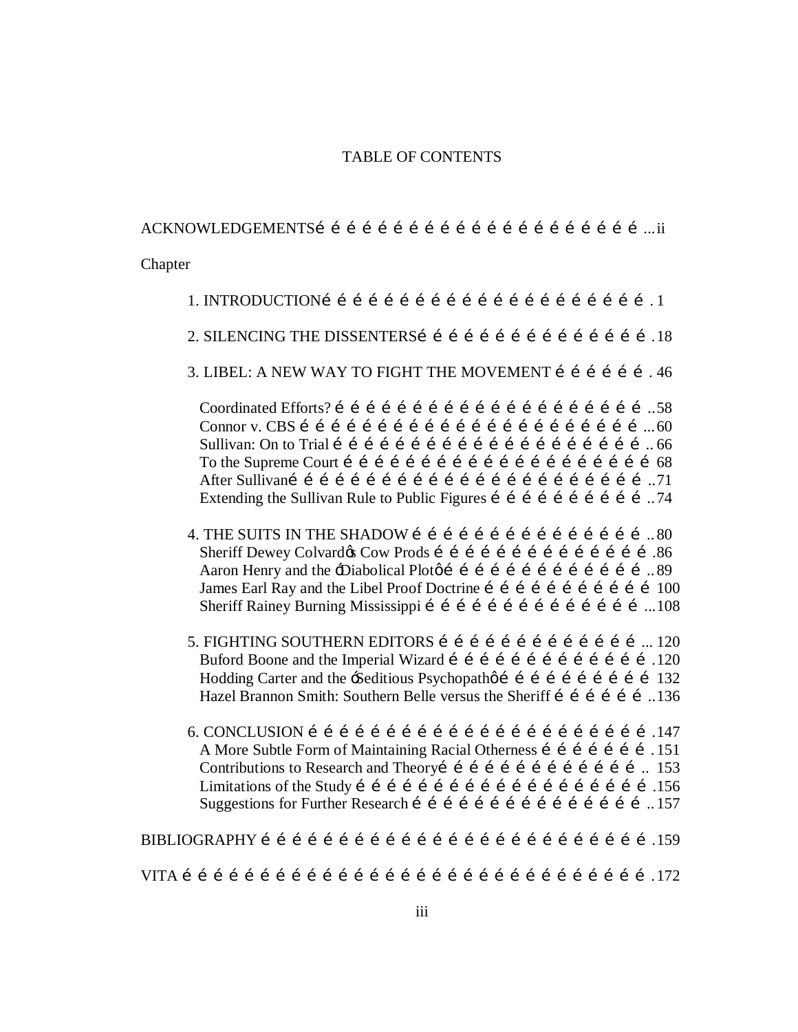# TABLE OF CONTENTS

ACKNOWLEDGEMENTS ... ii

Chapter

1. INTRODUCTION ... 1

2. SILENCING THE DISSENTERS ... 18

3. LIBEL: A NEW WAY TO FIGHT THE MOVEMENT ... 46
   - Coordinated Efforts? ... 58
   - Connor v. CBS ... 60
   - Sullivan: On to Trial ... 66
   - To the Supreme Court ... 68
   - After Sullivan ... 71
   - Extending the Sullivan Rule to Public Figures ... 74

4. THE SUITS IN THE SHADOW ... 80
   - Sheriff Dewey Colvard's Cow Prods ... 86
   - Aaron Henry and the "Diabolical Plot" ... 89
   - James Earl Ray and the Libel Proof Doctrine ... 100
   - Sheriff Rainey Burning Mississippi ... 108

5. FIGHTING SOUTHERN EDITORS ... 120
   - Buford Boone and the Imperial Wizard ... 120
   - Hodding Carter and the "Seditious Psychopath" ... 132
   - Hazel Brannon Smith: Southern Belle versus the Sheriff ... 136

6. CONCLUSION ... 147
   - A More Subtle Form of Maintaining Racial Otherness ... 151
   - Contributions to Research and Theory ... 153
   - Limitations of the Study ... 156
   - Suggestions for Further Research ... 157

BIBLIOGRAPHY ... 159

VITA ... 172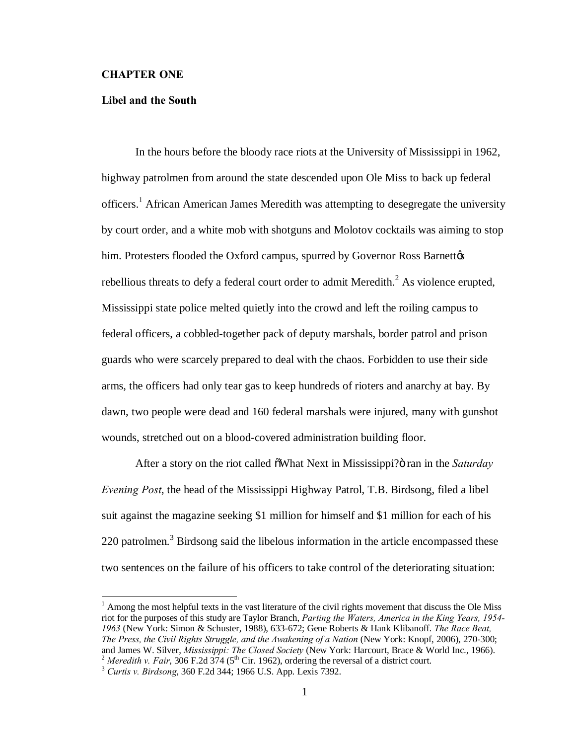# CHAPTER ONE

## Libel and the South

In the hours before the bloody race riots at the University of Mississippi in 1962, highway patrolmen from around the state descended upon Ole Miss to back up federal officers.[1] African American James Meredith was attempting to desegregate the university by court order, and a white mob with shotguns and Molotov cocktails was aiming to stop him. Protesters flooded the Oxford campus, spurred by Governor Ross Barnett's rebellious threats to defy a federal court order to admit Meredith.[2] As violence erupted, Mississippi state police melted quietly into the crowd and left the roiling campus to federal officers, a cobbled-together pack of deputy marshals, border patrol and prison guards who were scarcely prepared to deal with the chaos. Forbidden to use their side arms, the officers had only tear gas to keep hundreds of rioters and anarchy at bay. By dawn, two people were dead and 160 federal marshals were injured, many with gunshot wounds, stretched out on a blood-covered administration building floor.

After a story on the riot called "What Next in Mississippi?" ran in the *Saturday Evening Post*, the head of the Mississippi Highway Patrol, T.B. Birdsong, filed a libel suit against the magazine seeking $1 million for himself and $1 million for each of his 220 patrolmen.[3] Birdsong said the libelous information in the article encompassed these two sentences on the failure of his officers to take control of the deteriorating situation:

---

[1] Among the most helpful texts in the vast literature of the civil rights movement that discuss the Ole Miss riot for the purposes of this study are Taylor Branch, *Parting the Waters, America in the King Years, 1954-1963* (New York: Simon & Schuster, 1988), 633-672; Gene Roberts & Hank Klibanoff. *The Race Beat, The Press, the Civil Rights Struggle, and the Awakening of a Nation* (New York: Knopf, 2006), 270-300; and James W. Silver, *Mississippi: The Closed Society* (New York: Harcourt, Brace & World Inc., 1966).

[2] *Meredith v. Fair*, 306 F.2d 374 (5th Cir. 1962), ordering the reversal of a district court.

[3] *Curtis v. Birdsong*, 360 F.2d 344; 1966 U.S. App. Lexis 7392.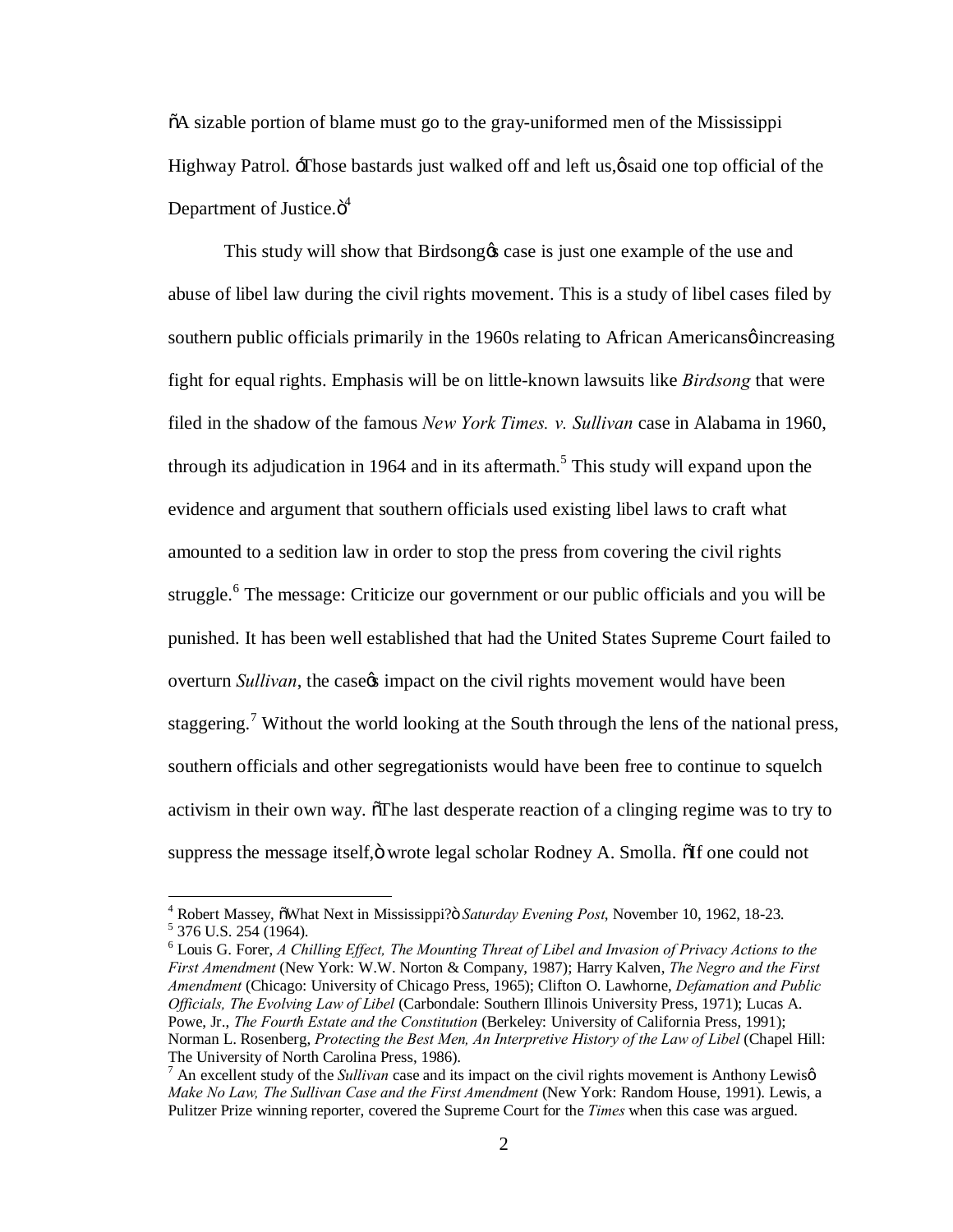"A sizable portion of blame must go to the gray-uniformed men of the Mississippi Highway Patrol. 'Those bastards just walked off and left us,' said one top official of the Department of Justice."[4]

This study will show that Birdsong's case is just one example of the use and abuse of libel law during the civil rights movement. This is a study of libel cases filed by southern public officials primarily in the 1960s relating to African Americans' increasing fight for equal rights. Emphasis will be on little-known lawsuits like *Birdsong* that were filed in the shadow of the famous *New York Times. v. Sullivan* case in Alabama in 1960, through its adjudication in 1964 and in its aftermath.[5] This study will expand upon the evidence and argument that southern officials used existing libel laws to craft what amounted to a sedition law in order to stop the press from covering the civil rights struggle.[6] The message: Criticize our government or our public officials and you will be punished. It has been well established that had the United States Supreme Court failed to overturn *Sullivan*, the case's impact on the civil rights movement would have been staggering.[7] Without the world looking at the South through the lens of the national press, southern officials and other segregationists would have been free to continue to squelch activism in their own way. "The last desperate reaction of a clinging regime was to try to suppress the message itself," wrote legal scholar Rodney A. Smolla. "If one could not

---

[4] Robert Massey, "What Next in Mississippi?" *Saturday Evening Post*, November 10, 1962, 18-23.

[5] 376 U.S. 254 (1964).

[6] Louis G. Forer, *A Chilling Effect, The Mounting Threat of Libel and Invasion of Privacy Actions to the First Amendment* (New York: W.W. Norton & Company, 1987); Harry Kalven, *The Negro and the First Amendment* (Chicago: University of Chicago Press, 1965); Clifton O. Lawhorne, *Defamation and Public Officials, The Evolving Law of Libel* (Carbondale: Southern Illinois University Press, 1971); Lucas A. Powe, Jr., *The Fourth Estate and the Constitution* (Berkeley: University of California Press, 1991); Norman L. Rosenberg, *Protecting the Best Men, An Interpretive History of the Law of Libel* (Chapel Hill: The University of North Carolina Press, 1986).

[7] An excellent study of the *Sullivan* case and its impact on the civil rights movement is Anthony Lewis' *Make No Law, The Sullivan Case and the First Amendment* (New York: Random House, 1991). Lewis, a Pulitzer Prize winning reporter, covered the Supreme Court for the *Times* when this case was argued.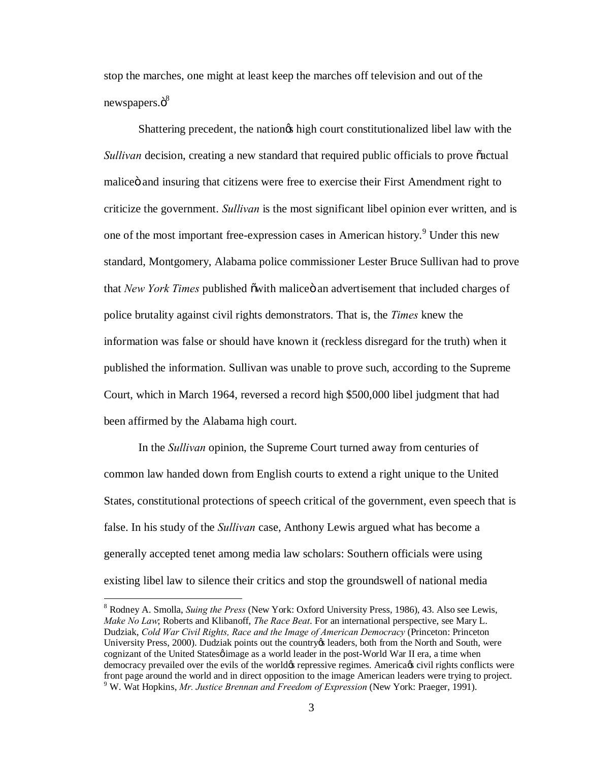stop the marches, one might at least keep the marches off television and out of the newspapers."[8]

Shattering precedent, the nation's high court constitutionalized libel law with the *Sullivan* decision, creating a new standard that required public officials to prove "actual malice" and insuring that citizens were free to exercise their First Amendment right to criticize the government. *Sullivan* is the most significant libel opinion ever written, and is one of the most important free-expression cases in American history.[9] Under this new standard, Montgomery, Alabama police commissioner Lester Bruce Sullivan had to prove that *New York Times* published "with malice" an advertisement that included charges of police brutality against civil rights demonstrators. That is, the *Times* knew the information was false or should have known it (reckless disregard for the truth) when it published the information. Sullivan was unable to prove such, according to the Supreme Court, which in March 1964, reversed a record high $500,000 libel judgment that had been affirmed by the Alabama high court.

In the *Sullivan* opinion, the Supreme Court turned away from centuries of common law handed down from English courts to extend a right unique to the United States, constitutional protections of speech critical of the government, even speech that is false. In his study of the *Sullivan* case, Anthony Lewis argued what has become a generally accepted tenet among media law scholars: Southern officials were using existing libel law to silence their critics and stop the groundswell of national media

---

[8] Rodney A. Smolla, *Suing the Press* (New York: Oxford University Press, 1986), 43. Also see Lewis, *Make No Law*; Roberts and Klibanoff, *The Race Beat*. For an international perspective, see Mary L. Dudziak, *Cold War Civil Rights, Race and the Image of American Democracy* (Princeton: Princeton University Press, 2000). Dudziak points out the country's leaders, both from the North and South, were cognizant of the United States' image as a world leader in the post-World War II era, a time when democracy prevailed over the evils of the world's repressive regimes. America's civil rights conflicts were front page around the world and in direct opposition to the image American leaders were trying to project.

[9] W. Wat Hopkins, *Mr. Justice Brennan and Freedom of Expression* (New York: Praeger, 1991).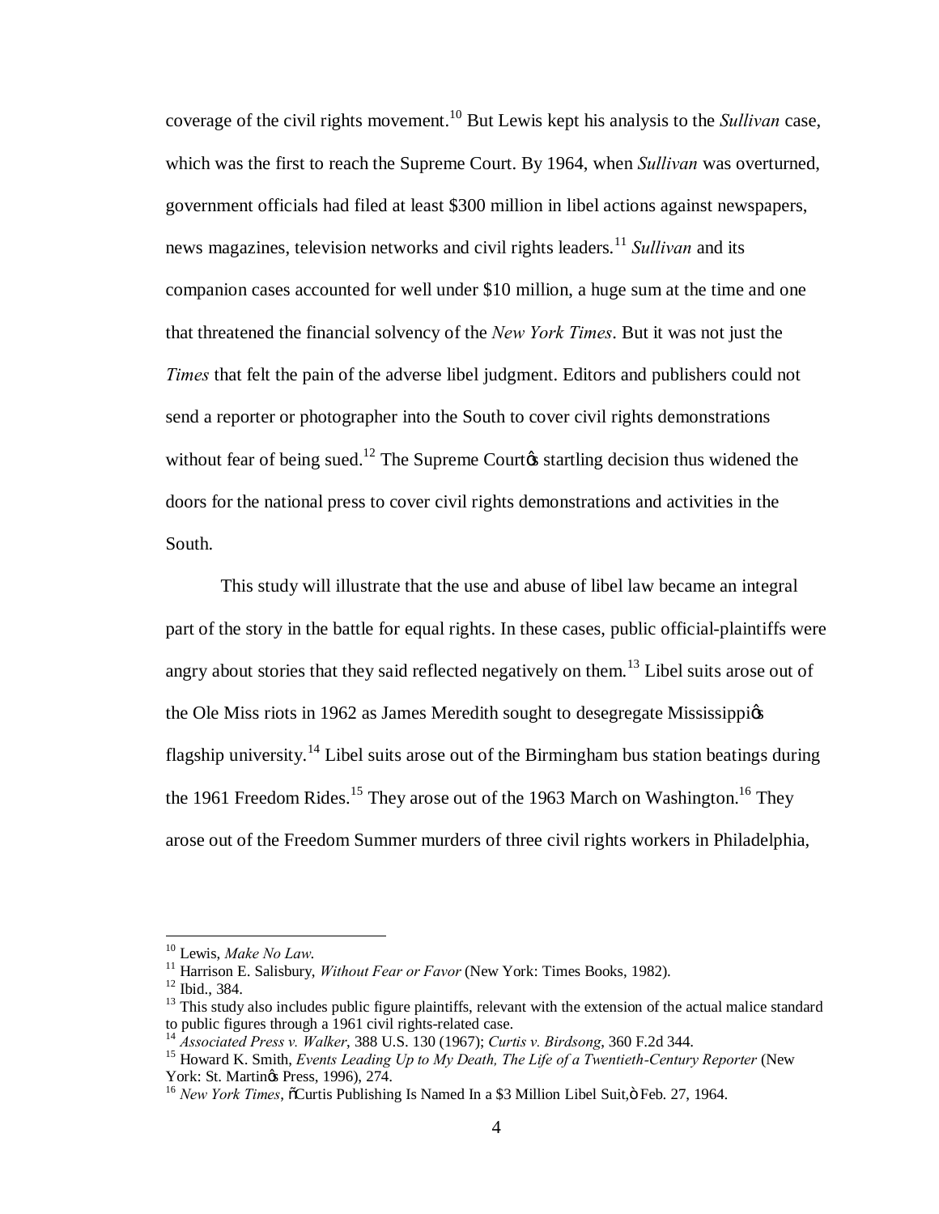coverage of the civil rights movement.[10] But Lewis kept his analysis to the *Sullivan* case, which was the first to reach the Supreme Court. By 1964, when *Sullivan* was overturned, government officials had filed at least $300 million in libel actions against newspapers, news magazines, television networks and civil rights leaders.[11] *Sullivan* and its companion cases accounted for well under $10 million, a huge sum at the time and one that threatened the financial solvency of the *New York Times*. But it was not just the *Times* that felt the pain of the adverse libel judgment. Editors and publishers could not send a reporter or photographer into the South to cover civil rights demonstrations without fear of being sued.[12] The Supreme Court's startling decision thus widened the doors for the national press to cover civil rights demonstrations and activities in the South.

This study will illustrate that the use and abuse of libel law became an integral part of the story in the battle for equal rights. In these cases, public official-plaintiffs were angry about stories that they said reflected negatively on them.[13] Libel suits arose out of the Ole Miss riots in 1962 as James Meredith sought to desegregate Mississippi's flagship university.[14] Libel suits arose out of the Birmingham bus station beatings during the 1961 Freedom Rides.[15] They arose out of the 1963 March on Washington.[16] They arose out of the Freedom Summer murders of three civil rights workers in Philadelphia,

---

[10] Lewis, *Make No Law*.

[11] Harrison E. Salisbury, *Without Fear or Favor* (New York: Times Books, 1982).

[12] Ibid., 384.

[13] This study also includes public figure plaintiffs, relevant with the extension of the actual malice standard to public figures through a 1961 civil rights-related case.

[14] *Associated Press v. Walker*, 388 U.S. 130 (1967); *Curtis v. Birdsong*, 360 F.2d 344.

[15] Howard K. Smith, *Events Leading Up to My Death, The Life of a Twentieth-Century Reporter* (New York: St. Martin's Press, 1996), 274.

[16] *New York Times*, "Curtis Publishing Is Named In a $3 Million Libel Suit," Feb. 27, 1964.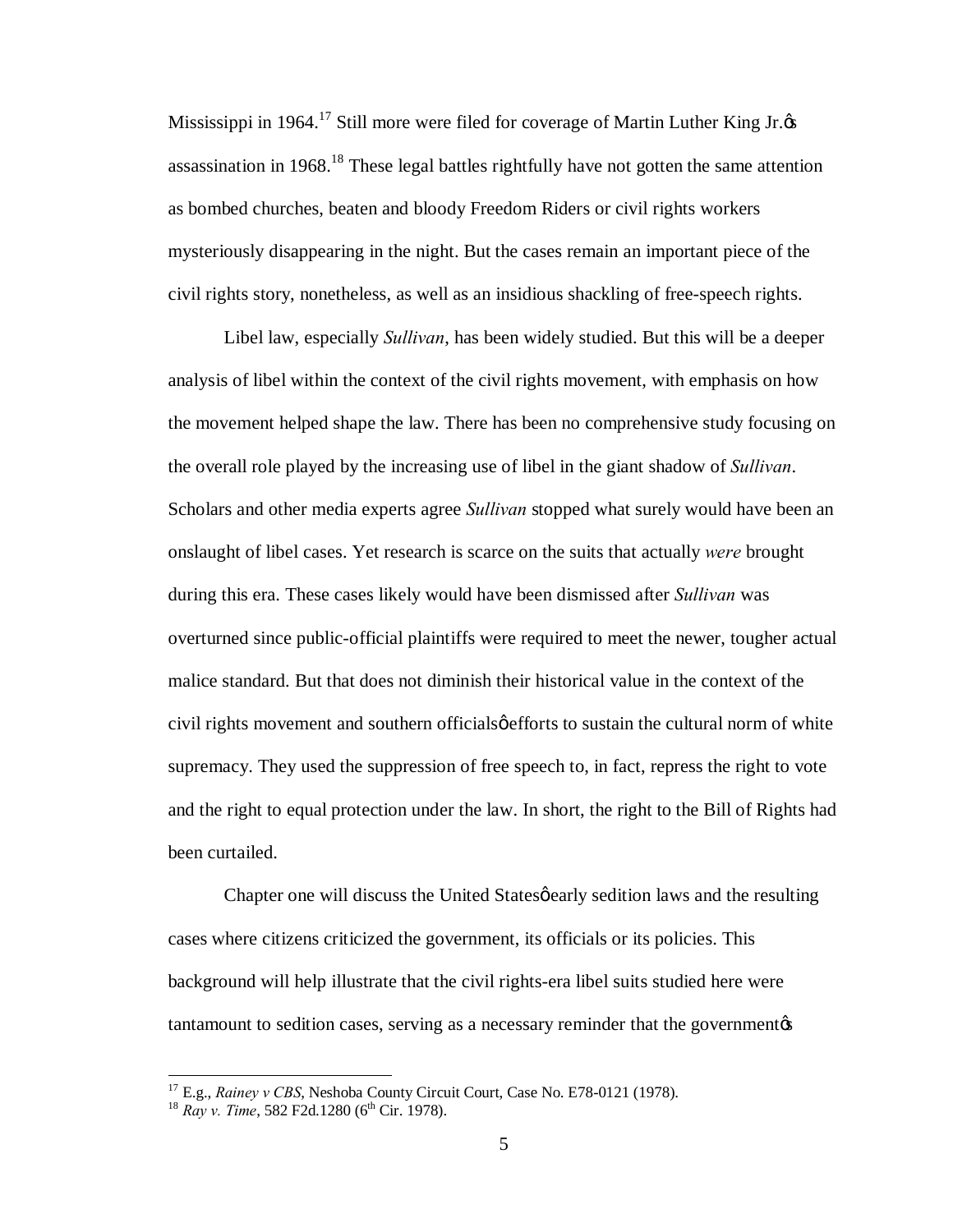Mississippi in 1964.[17] Still more were filed for coverage of Martin Luther King Jr.ø assassination in 1968.[18] These legal battles rightfully have not gotten the same attention as bombed churches, beaten and bloody Freedom Riders or civil rights workers mysteriously disappearing in the night. But the cases remain an important piece of the civil rights story, nonetheless, as well as an insidious shackling of free-speech rights.

Libel law, especially *Sullivan*, has been widely studied. But this will be a deeper analysis of libel within the context of the civil rights movement, with emphasis on how the movement helped shape the law. There has been no comprehensive study focusing on the overall role played by the increasing use of libel in the giant shadow of *Sullivan*. Scholars and other media experts agree *Sullivan* stopped what surely would have been an onslaught of libel cases. Yet research is scarce on the suits that actually *were* brought during this era. These cases likely would have been dismissed after *Sullivan* was overturned since public-official plaintiffs were required to meet the newer, tougher actual malice standard. But that does not diminish their historical value in the context of the civil rights movement and southern officialsø efforts to sustain the cultural norm of white supremacy. They used the suppression of free speech to, in fact, repress the right to vote and the right to equal protection under the law. In short, the right to the Bill of Rights had been curtailed.

Chapter one will discuss the United Statesø early sedition laws and the resulting cases where citizens criticized the government, its officials or its policies. This background will help illustrate that the civil rights-era libel suits studied here were tantamount to sedition cases, serving as a necessary reminder that the governmentø

---

[17] E.g., *Rainey v CBS*, Neshoba County Circuit Court, Case No. E78-0121 (1978).

[18] *Ray v. Time*, 582 F2d.1280 (6th Cir. 1978).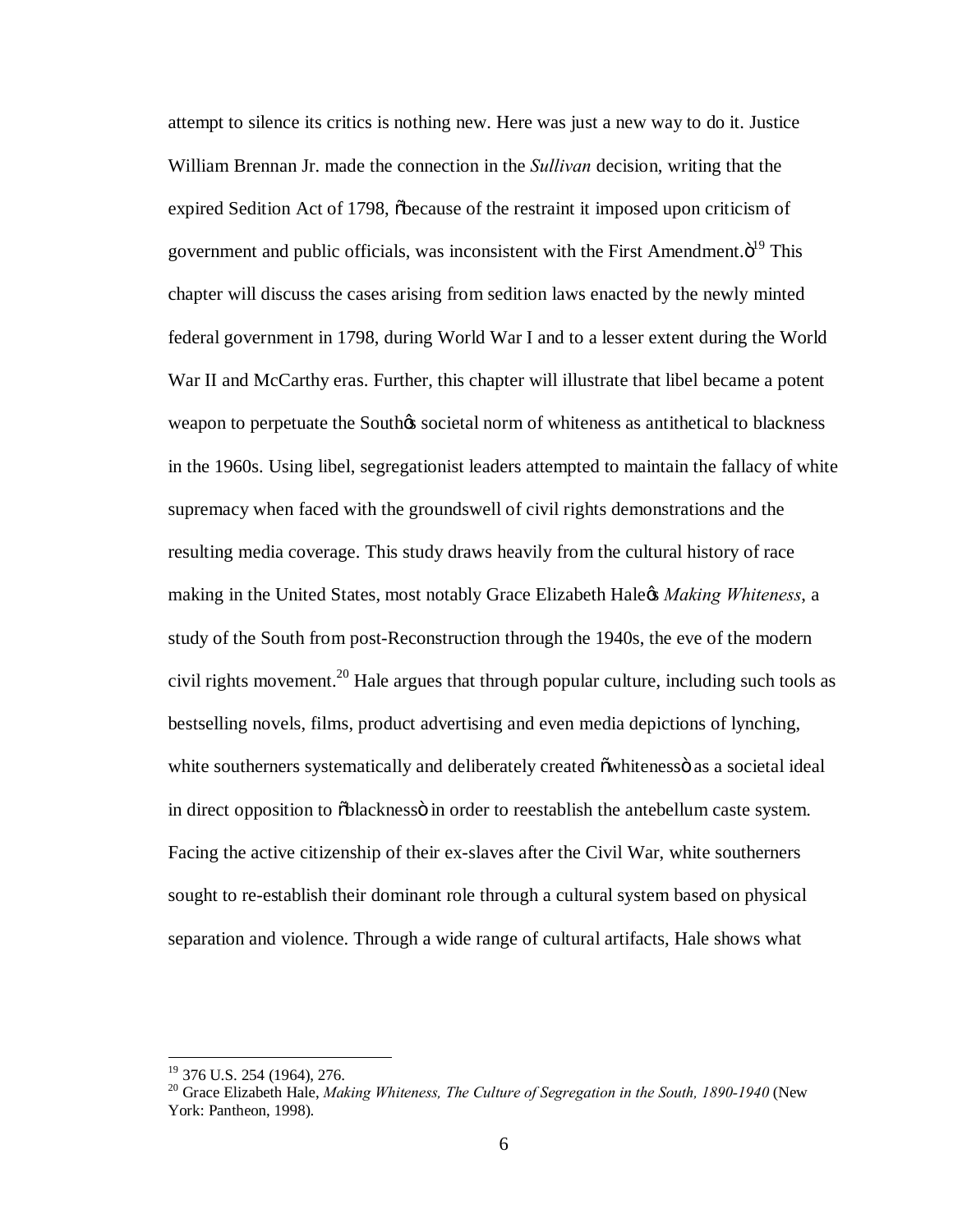attempt to silence its critics is nothing new. Here was just a new way to do it. Justice William Brennan Jr. made the connection in the *Sullivan* decision, writing that the expired Sedition Act of 1798, "because of the restraint it imposed upon criticism of government and public officials, was inconsistent with the First Amendment."[19] This chapter will discuss the cases arising from sedition laws enacted by the newly minted federal government in 1798, during World War I and to a lesser extent during the World War II and McCarthy eras. Further, this chapter will illustrate that libel became a potent weapon to perpetuate the South's societal norm of whiteness as antithetical to blackness in the 1960s. Using libel, segregationist leaders attempted to maintain the fallacy of white supremacy when faced with the groundswell of civil rights demonstrations and the resulting media coverage. This study draws heavily from the cultural history of race making in the United States, most notably Grace Elizabeth Hale's *Making Whiteness*, a study of the South from post-Reconstruction through the 1940s, the eve of the modern civil rights movement.[20] Hale argues that through popular culture, including such tools as bestselling novels, films, product advertising and even media depictions of lynching, white southerners systematically and deliberately created "whiteness" as a societal ideal in direct opposition to "blackness" in order to reestablish the antebellum caste system. Facing the active citizenship of their ex-slaves after the Civil War, white southerners sought to re-establish their dominant role through a cultural system based on physical separation and violence. Through a wide range of cultural artifacts, Hale shows what

---

[19] 376 U.S. 254 (1964), 276.

[20] Grace Elizabeth Hale, *Making Whiteness, The Culture of Segregation in the South, 1890-1940* (New York: Pantheon, 1998).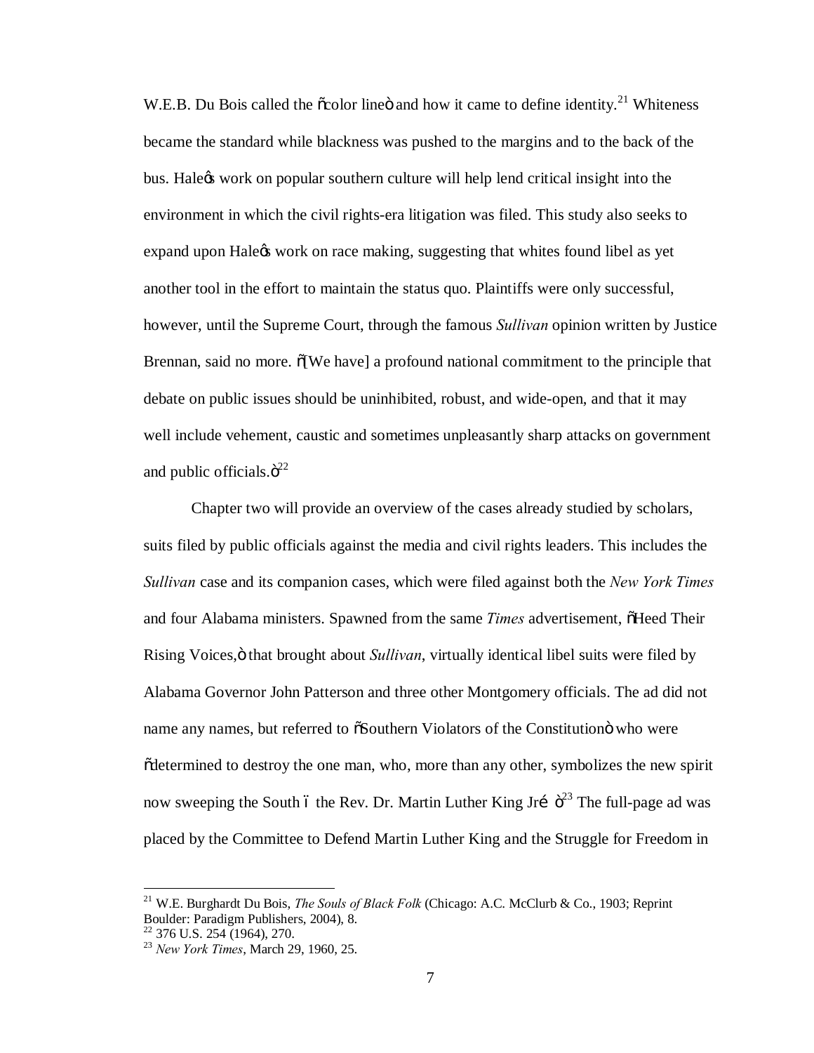W.E.B. Du Bois called the "color line" and how it came to define identity.[21] Whiteness became the standard while blackness was pushed to the margins and to the back of the bus. Hale's work on popular southern culture will help lend critical insight into the environment in which the civil rights-era litigation was filed. This study also seeks to expand upon Hale's work on race making, suggesting that whites found libel as yet another tool in the effort to maintain the status quo. Plaintiffs were only successful, however, until the Supreme Court, through the famous *Sullivan* opinion written by Justice Brennan, said no more. "[We have] a profound national commitment to the principle that debate on public issues should be uninhibited, robust, and wide-open, and that it may well include vehement, caustic and sometimes unpleasantly sharp attacks on government and public officials."[22]

Chapter two will provide an overview of the cases already studied by scholars, suits filed by public officials against the media and civil rights leaders. This includes the *Sullivan* case and its companion cases, which were filed against both the *New York Times* and four Alabama ministers. Spawned from the same *Times* advertisement, "Heed Their Rising Voices," that brought about *Sullivan*, virtually identical libel suits were filed by Alabama Governor John Patterson and three other Montgomery officials. The ad did not name any names, but referred to "Southern Violators of the Constitution" who were "determined to destroy the one man, who, more than any other, symbolizes the new spirit now sweeping the South – the Rev. Dr. Martin Luther King Jr… "[23] The full-page ad was placed by the Committee to Defend Martin Luther King and the Struggle for Freedom in

[21] W.E. Burghardt Du Bois, *The Souls of Black Folk* (Chicago: A.C. McClurb & Co., 1903; Reprint Boulder: Paradigm Publishers, 2004), 8.
[22] 376 U.S. 254 (1964), 270.
[23] *New York Times*, March 29, 1960, 25.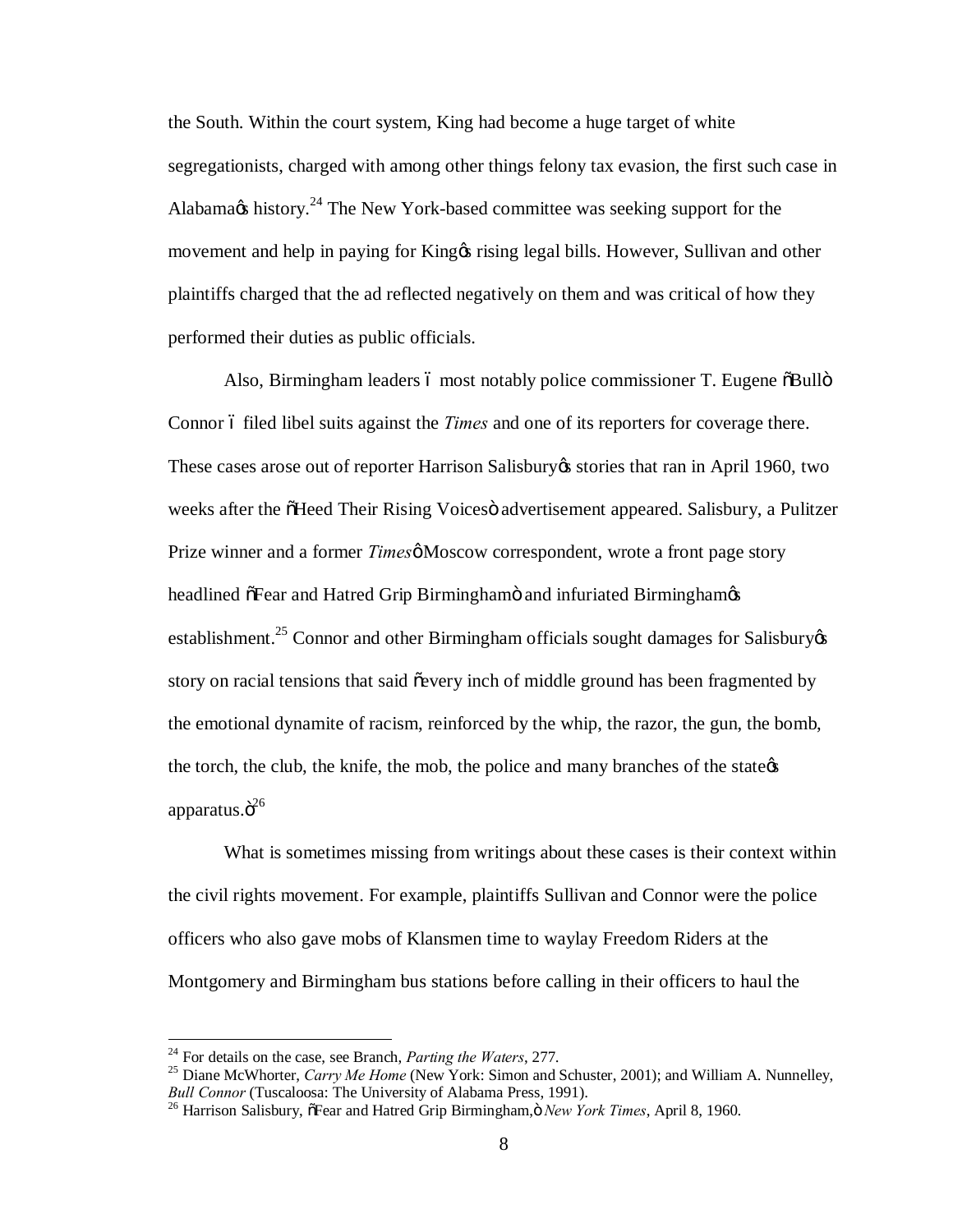the South. Within the court system, King had become a huge target of white segregationists, charged with among other things felony tax evasion, the first such case in Alabama's history.[24] The New York-based committee was seeking support for the movement and help in paying for King's rising legal bills. However, Sullivan and other plaintiffs charged that the ad reflected negatively on them and was critical of how they performed their duties as public officials.

Also, Birmingham leaders – most notably police commissioner T. Eugene "Bull" Connor – filed libel suits against the *Times* and one of its reporters for coverage there. These cases arose out of reporter Harrison Salisbury's stories that ran in April 1960, two weeks after the "Heed Their Rising Voices" advertisement appeared. Salisbury, a Pulitzer Prize winner and a former *Times*' Moscow correspondent, wrote a front page story headlined "Fear and Hatred Grip Birmingham" and infuriated Birmingham's establishment.[25] Connor and other Birmingham officials sought damages for Salisbury's story on racial tensions that said "every inch of middle ground has been fragmented by the emotional dynamite of racism, reinforced by the whip, the razor, the gun, the bomb, the torch, the club, the knife, the mob, the police and many branches of the state's apparatus."[26]

What is sometimes missing from writings about these cases is their context within the civil rights movement. For example, plaintiffs Sullivan and Connor were the police officers who also gave mobs of Klansmen time to waylay Freedom Riders at the Montgomery and Birmingham bus stations before calling in their officers to haul the

---

[24] For details on the case, see Branch, *Parting the Waters*, 277.

[25] Diane McWhorter, *Carry Me Home* (New York: Simon and Schuster, 2001); and William A. Nunnelley, *Bull Connor* (Tuscaloosa: The University of Alabama Press, 1991).

[26] Harrison Salisbury, "Fear and Hatred Grip Birmingham," *New York Times*, April 8, 1960.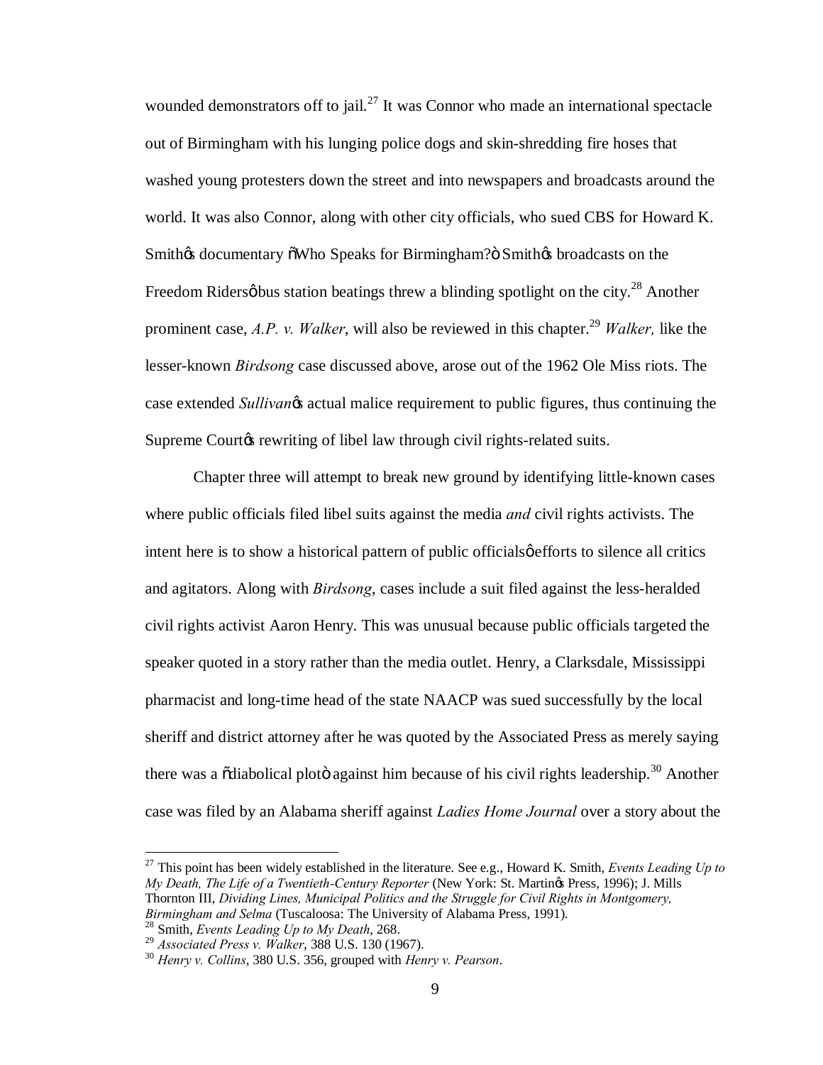wounded demonstrators off to jail.[27] It was Connor who made an international spectacle out of Birmingham with his lunging police dogs and skin-shredding fire hoses that washed young protesters down the street and into newspapers and broadcasts around the world. It was also Connor, along with other city officials, who sued CBS for Howard K. Smith's documentary "Who Speaks for Birmingham?" Smith's broadcasts on the Freedom Riders' bus station beatings threw a blinding spotlight on the city.[28] Another prominent case, *A.P. v. Walker*, will also be reviewed in this chapter.[29] *Walker,* like the lesser-known *Birdsong* case discussed above, arose out of the 1962 Ole Miss riots. The case extended *Sullivan*'s actual malice requirement to public figures, thus continuing the Supreme Court's rewriting of libel law through civil rights-related suits.

Chapter three will attempt to break new ground by identifying little-known cases where public officials filed libel suits against the media *and* civil rights activists. The intent here is to show a historical pattern of public officials' efforts to silence all critics and agitators. Along with *Birdsong*, cases include a suit filed against the less-heralded civil rights activist Aaron Henry. This was unusual because public officials targeted the speaker quoted in a story rather than the media outlet. Henry, a Clarksdale, Mississippi pharmacist and long-time head of the state NAACP was sued successfully by the local sheriff and district attorney after he was quoted by the Associated Press as merely saying there was a "diabolical plot" against him because of his civil rights leadership.[30] Another case was filed by an Alabama sheriff against *Ladies Home Journal* over a story about the

---

[27] This point has been widely established in the literature. See e.g., Howard K. Smith, *Events Leading Up to My Death, The Life of a Twentieth-Century Reporter* (New York: St. Martin's Press, 1996); J. Mills Thornton III, *Dividing Lines, Municipal Politics and the Struggle for Civil Rights in Montgomery, Birmingham and Selma* (Tuscaloosa: The University of Alabama Press, 1991).

[28] Smith, *Events Leading Up to My Death*, 268.

[29] *Associated Press v. Walker*, 388 U.S. 130 (1967).

[30] *Henry v. Collins*, 380 U.S. 356, grouped with *Henry v. Pearson*.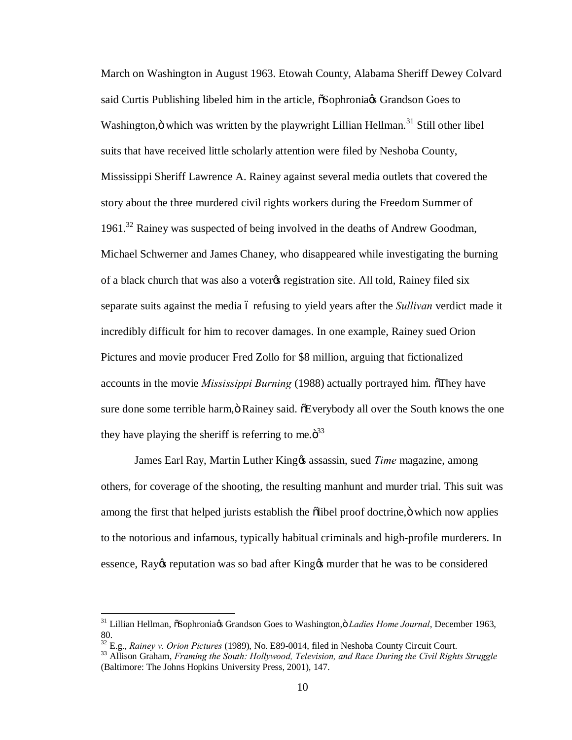March on Washington in August 1963. Etowah County, Alabama Sheriff Dewey Colvard said Curtis Publishing libeled him in the article, "Sophronia's Grandson Goes to Washington," which was written by the playwright Lillian Hellman.[31] Still other libel suits that have received little scholarly attention were filed by Neshoba County, Mississippi Sheriff Lawrence A. Rainey against several media outlets that covered the story about the three murdered civil rights workers during the Freedom Summer of 1961.[32] Rainey was suspected of being involved in the deaths of Andrew Goodman, Michael Schwerner and James Chaney, who disappeared while investigating the burning of a black church that was also a voter's registration site. All told, Rainey filed six separate suits against the media – refusing to yield years after the *Sullivan* verdict made it incredibly difficult for him to recover damages. In one example, Rainey sued Orion Pictures and movie producer Fred Zollo for $8 million, arguing that fictionalized accounts in the movie *Mississippi Burning* (1988) actually portrayed him. "They have sure done some terrible harm," Rainey said. "Everybody all over the South knows the one they have playing the sheriff is referring to me."[33]

James Earl Ray, Martin Luther King's assassin, sued *Time* magazine, among others, for coverage of the shooting, the resulting manhunt and murder trial. This suit was among the first that helped jurists establish the "libel proof doctrine," which now applies to the notorious and infamous, typically habitual criminals and high-profile murderers. In essence, Ray's reputation was so bad after King's murder that he was to be considered

---

[31] Lillian Hellman, "Sophronia's Grandson Goes to Washington," *Ladies Home Journal*, December 1963, 80.

[32] E.g., *Rainey v. Orion Pictures* (1989), No. E89-0014, filed in Neshoba County Circuit Court.

[33] Allison Graham, *Framing the South: Hollywood, Television, and Race During the Civil Rights Struggle* (Baltimore: The Johns Hopkins University Press, 2001), 147.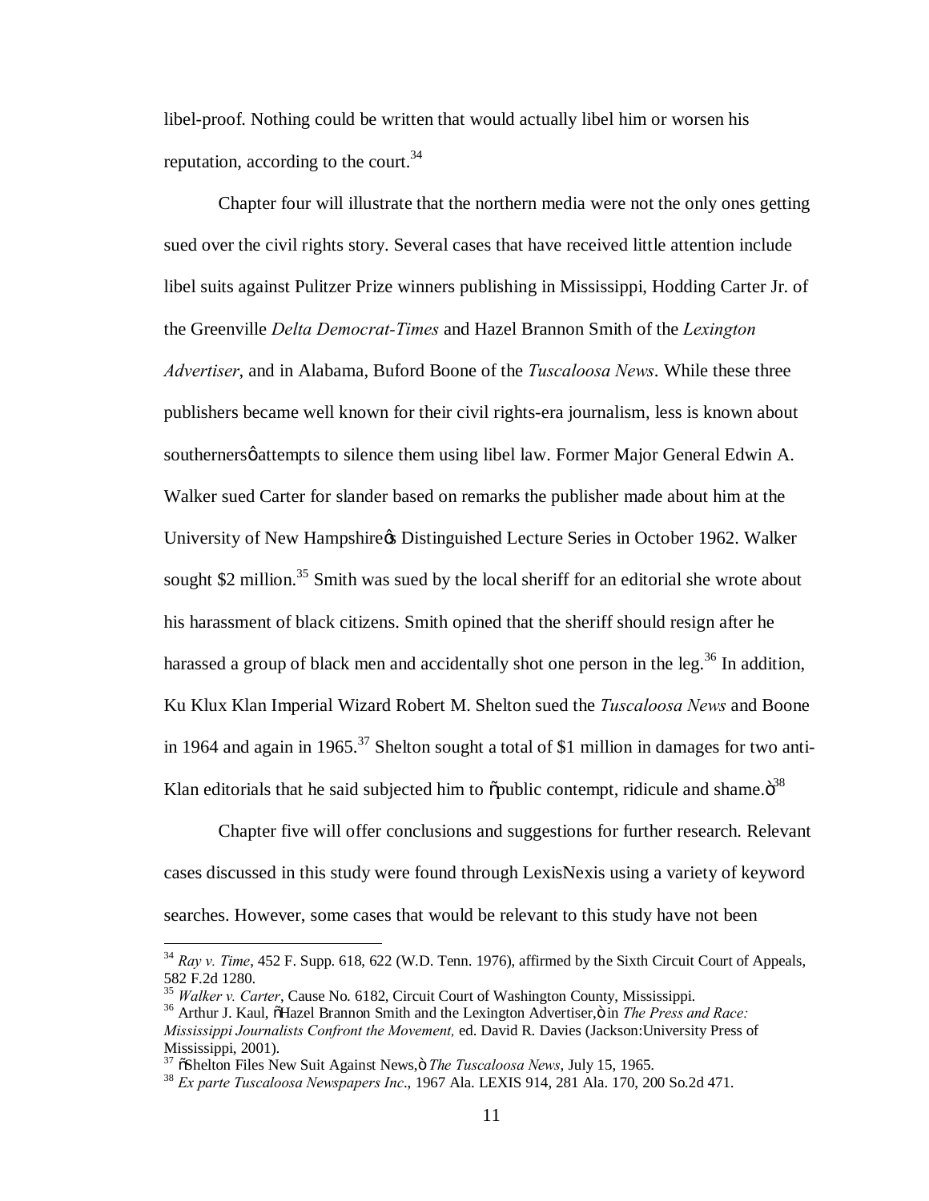libel-proof. Nothing could be written that would actually libel him or worsen his reputation, according to the court.[34]

Chapter four will illustrate that the northern media were not the only ones getting sued over the civil rights story. Several cases that have received little attention include libel suits against Pulitzer Prize winners publishing in Mississippi, Hodding Carter Jr. of the Greenville *Delta Democrat-Times* and Hazel Brannon Smith of the *Lexington Advertiser*, and in Alabama, Buford Boone of the *Tuscaloosa News*. While these three publishers became well known for their civil rights-era journalism, less is known about southerners' attempts to silence them using libel law. Former Major General Edwin A. Walker sued Carter for slander based on remarks the publisher made about him at the University of New Hampshire's Distinguished Lecture Series in October 1962. Walker sought $2 million.[35] Smith was sued by the local sheriff for an editorial she wrote about his harassment of black citizens. Smith opined that the sheriff should resign after he harassed a group of black men and accidentally shot one person in the leg.[36] In addition, Ku Klux Klan Imperial Wizard Robert M. Shelton sued the *Tuscaloosa News* and Boone in 1964 and again in 1965.[37] Shelton sought a total of $1 million in damages for two anti-Klan editorials that he said subjected him to "public contempt, ridicule and shame."[38]

Chapter five will offer conclusions and suggestions for further research. Relevant cases discussed in this study were found through LexisNexis using a variety of keyword searches. However, some cases that would be relevant to this study have not been

---

[34] *Ray v. Time*, 452 F. Supp. 618, 622 (W.D. Tenn. 1976), affirmed by the Sixth Circuit Court of Appeals, 582 F.2d 1280.

[35] *Walker v. Carter*, Cause No. 6182, Circuit Court of Washington County, Mississippi.

[36] Arthur J. Kaul, "Hazel Brannon Smith and the Lexington Advertiser," in *The Press and Race: Mississippi Journalists Confront the Movement,* ed. David R. Davies (Jackson:University Press of Mississippi, 2001).

[37] "Shelton Files New Suit Against News," *The Tuscaloosa News*, July 15, 1965.

[38] *Ex parte Tuscaloosa Newspapers Inc*., 1967 Ala. LEXIS 914, 281 Ala. 170, 200 So.2d 471.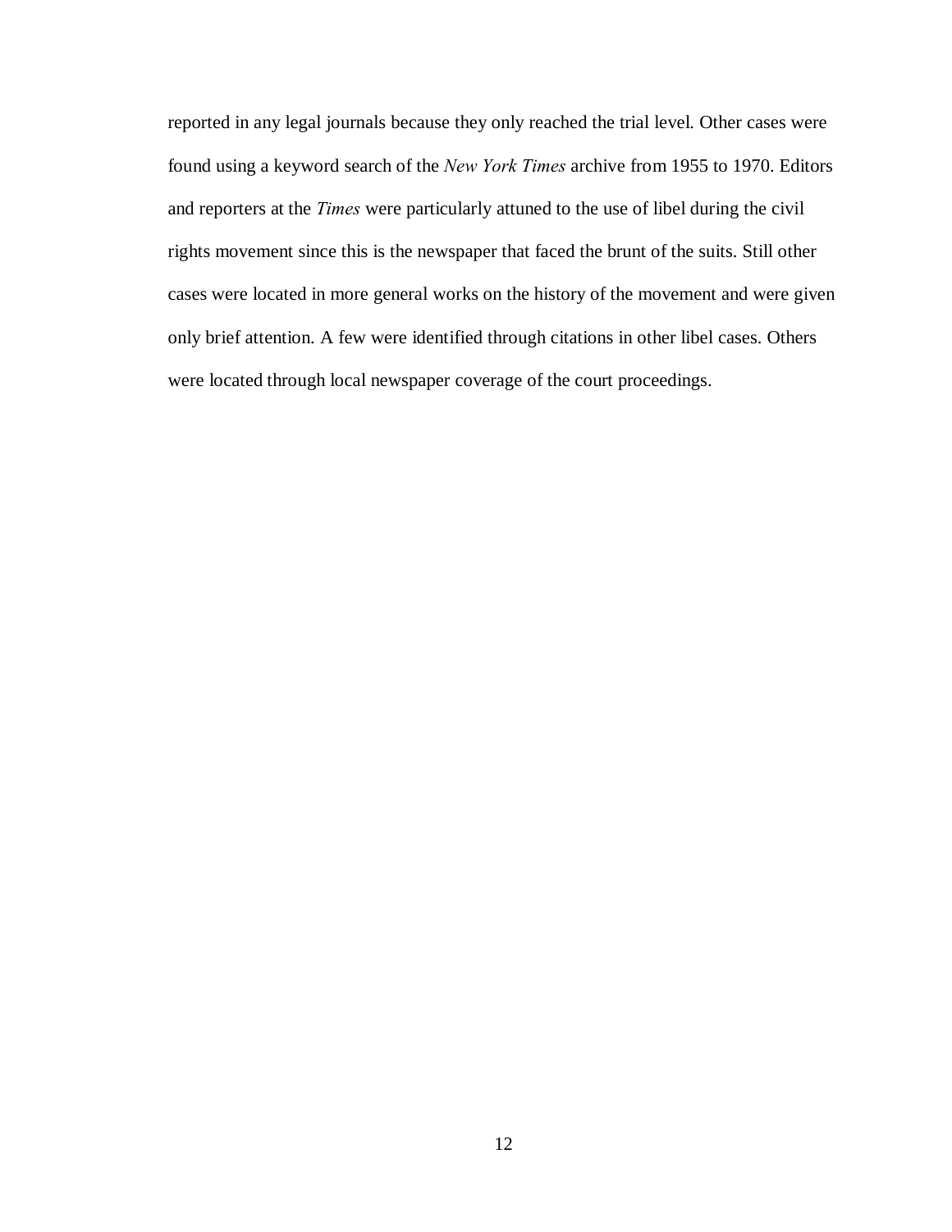reported in any legal journals because they only reached the trial level. Other cases were found using a keyword search of the *New York Times* archive from 1955 to 1970. Editors and reporters at the *Times* were particularly attuned to the use of libel during the civil rights movement since this is the newspaper that faced the brunt of the suits. Still other cases were located in more general works on the history of the movement and were given only brief attention. A few were identified through citations in other libel cases. Others were located through local newspaper coverage of the court proceedings.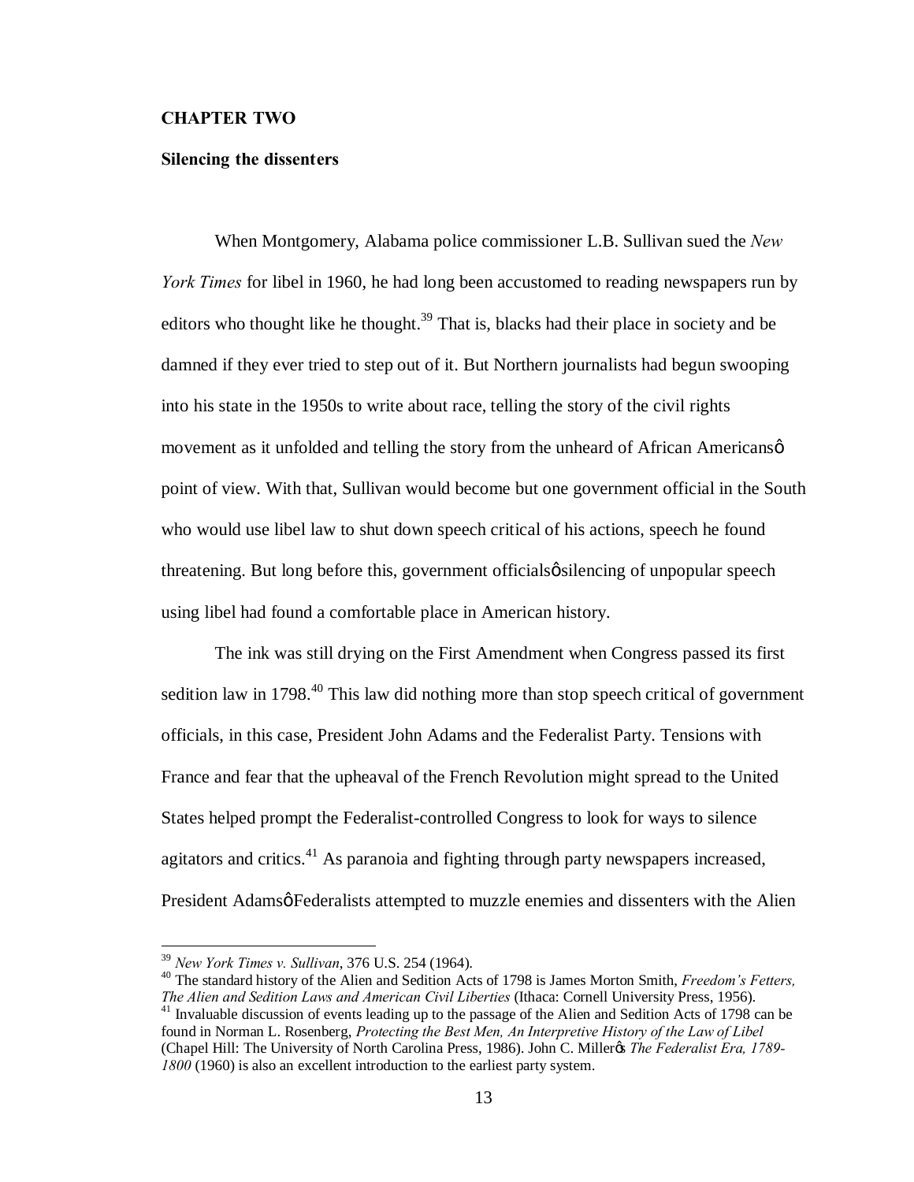# CHAPTER TWO

## Silencing the dissenters

When Montgomery, Alabama police commissioner L.B. Sullivan sued the *New York Times* for libel in 1960, he had long been accustomed to reading newspapers run by editors who thought like he thought.[39] That is, blacks had their place in society and be damned if they ever tried to step out of it. But Northern journalists had begun swooping into his state in the 1950s to write about race, telling the story of the civil rights movement as it unfolded and telling the story from the unheard of African Americansø point of view. With that, Sullivan would become but one government official in the South who would use libel law to shut down speech critical of his actions, speech he found threatening. But long before this, government officialsø silencing of unpopular speech using libel had found a comfortable place in American history.

The ink was still drying on the First Amendment when Congress passed its first sedition law in 1798.[40] This law did nothing more than stop speech critical of government officials, in this case, President John Adams and the Federalist Party. Tensions with France and fear that the upheaval of the French Revolution might spread to the United States helped prompt the Federalist-controlled Congress to look for ways to silence agitators and critics.[41] As paranoia and fighting through party newspapers increased, President Adamsø Federalists attempted to muzzle enemies and dissenters with the Alien

---

[39] *New York Times v. Sullivan*, 376 U.S. 254 (1964).

[40] The standard history of the Alien and Sedition Acts of 1798 is James Morton Smith, *Freedom's Fetters, The Alien and Sedition Laws and American Civil Liberties* (Ithaca: Cornell University Press, 1956).

[41] Invaluable discussion of events leading up to the passage of the Alien and Sedition Acts of 1798 can be found in Norman L. Rosenberg, *Protecting the Best Men, An Interpretive History of the Law of Libel* (Chapel Hill: The University of North Carolina Press, 1986). John C. Millerøs *The Federalist Era, 1789-1800* (1960) is also an excellent introduction to the earliest party system.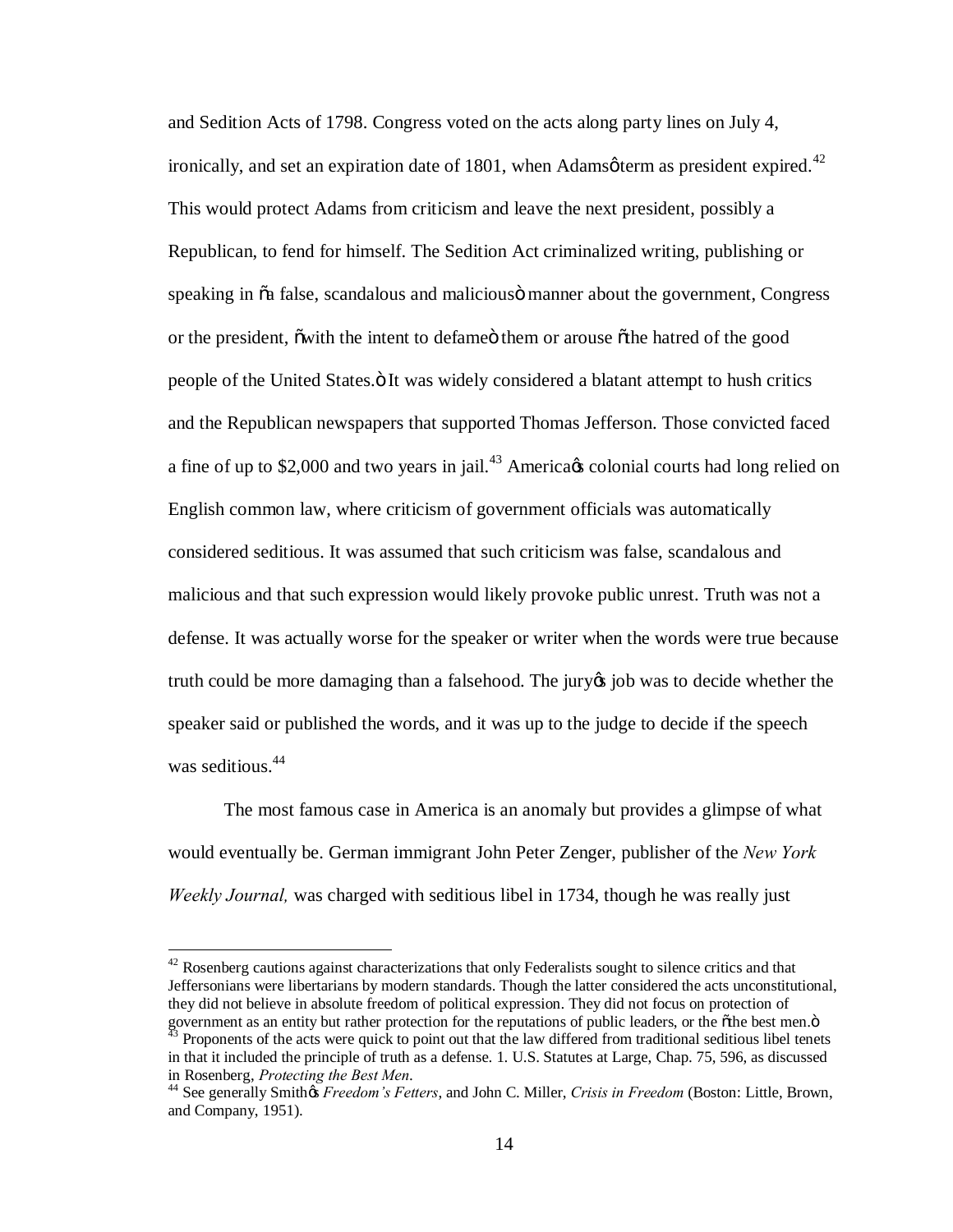and Sedition Acts of 1798. Congress voted on the acts along party lines on July 4, ironically, and set an expiration date of 1801, when Adams' term as president expired.[42] This would protect Adams from criticism and leave the next president, possibly a Republican, to fend for himself. The Sedition Act criminalized writing, publishing or speaking in "a false, scandalous and malicious" manner about the government, Congress or the president, "with the intent to defame" them or arouse "the hatred of the good people of the United States." It was widely considered a blatant attempt to hush critics and the Republican newspapers that supported Thomas Jefferson. Those convicted faced a fine of up to $2,000 and two years in jail.[43] America's colonial courts had long relied on English common law, where criticism of government officials was automatically considered seditious. It was assumed that such criticism was false, scandalous and malicious and that such expression would likely provoke public unrest. Truth was not a defense. It was actually worse for the speaker or writer when the words were true because truth could be more damaging than a falsehood. The jury's job was to decide whether the speaker said or published the words, and it was up to the judge to decide if the speech was seditious.[44]

The most famous case in America is an anomaly but provides a glimpse of what would eventually be. German immigrant John Peter Zenger, publisher of the *New York Weekly Journal,* was charged with seditious libel in 1734, though he was really just

---

[42] Rosenberg cautions against characterizations that only Federalists sought to silence critics and that Jeffersonians were libertarians by modern standards. Though the latter considered the acts unconstitutional, they did not believe in absolute freedom of political expression. They did not focus on protection of government as an entity but rather protection for the reputations of public leaders, or the "the best men."

[43] Proponents of the acts were quick to point out that the law differed from traditional seditious libel tenets in that it included the principle of truth as a defense. 1. U.S. Statutes at Large, Chap. 75, 596, as discussed in Rosenberg, *Protecting the Best Men*.

[44] See generally Smith's *Freedom's Fetters*, and John C. Miller, *Crisis in Freedom* (Boston: Little, Brown, and Company, 1951).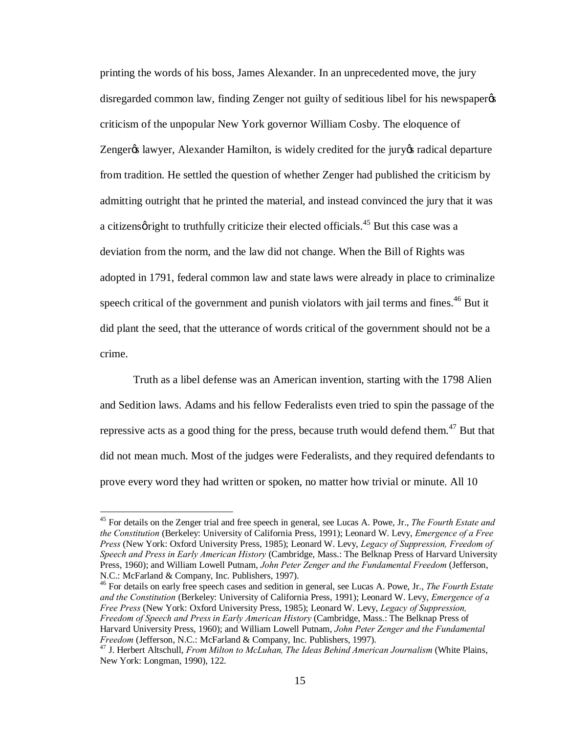printing the words of his boss, James Alexander. In an unprecedented move, the jury disregarded common law, finding Zenger not guilty of seditious libel for his newspaperφs criticism of the unpopular New York governor William Cosby. The eloquence of Zengerφs lawyer, Alexander Hamilton, is widely credited for the juryφs radical departure from tradition. He settled the question of whether Zenger had published the criticism by admitting outright that he printed the material, and instead convinced the jury that it was a citizensφ right to truthfully criticize their elected officials.[45] But this case was a deviation from the norm, and the law did not change. When the Bill of Rights was adopted in 1791, federal common law and state laws were already in place to criminalize speech critical of the government and punish violators with jail terms and fines.[46] But it did plant the seed, that the utterance of words critical of the government should not be a crime.

Truth as a libel defense was an American invention, starting with the 1798 Alien and Sedition laws. Adams and his fellow Federalists even tried to spin the passage of the repressive acts as a good thing for the press, because truth would defend them.[47] But that did not mean much. Most of the judges were Federalists, and they required defendants to prove every word they had written or spoken, no matter how trivial or minute. All 10

---

[45] For details on the Zenger trial and free speech in general, see Lucas A. Powe, Jr., *The Fourth Estate and the Constitution* (Berkeley: University of California Press, 1991); Leonard W. Levy, *Emergence of a Free Press* (New York: Oxford University Press, 1985); Leonard W. Levy, *Legacy of Suppression, Freedom of Speech and Press in Early American History* (Cambridge, Mass.: The Belknap Press of Harvard University Press, 1960); and William Lowell Putnam, *John Peter Zenger and the Fundamental Freedom* (Jefferson, N.C.: McFarland & Company, Inc. Publishers, 1997).

[46] For details on early free speech cases and sedition in general, see Lucas A. Powe, Jr., *The Fourth Estate and the Constitution* (Berkeley: University of California Press, 1991); Leonard W. Levy, *Emergence of a Free Press* (New York: Oxford University Press, 1985); Leonard W. Levy, *Legacy of Suppression, Freedom of Speech and Press in Early American History* (Cambridge, Mass.: The Belknap Press of Harvard University Press, 1960); and William Lowell Putnam, *John Peter Zenger and the Fundamental Freedom* (Jefferson, N.C.: McFarland & Company, Inc. Publishers, 1997).

[47] J. Herbert Altschull, *From Milton to McLuhan, The Ideas Behind American Journalism* (White Plains, New York: Longman, 1990), 122.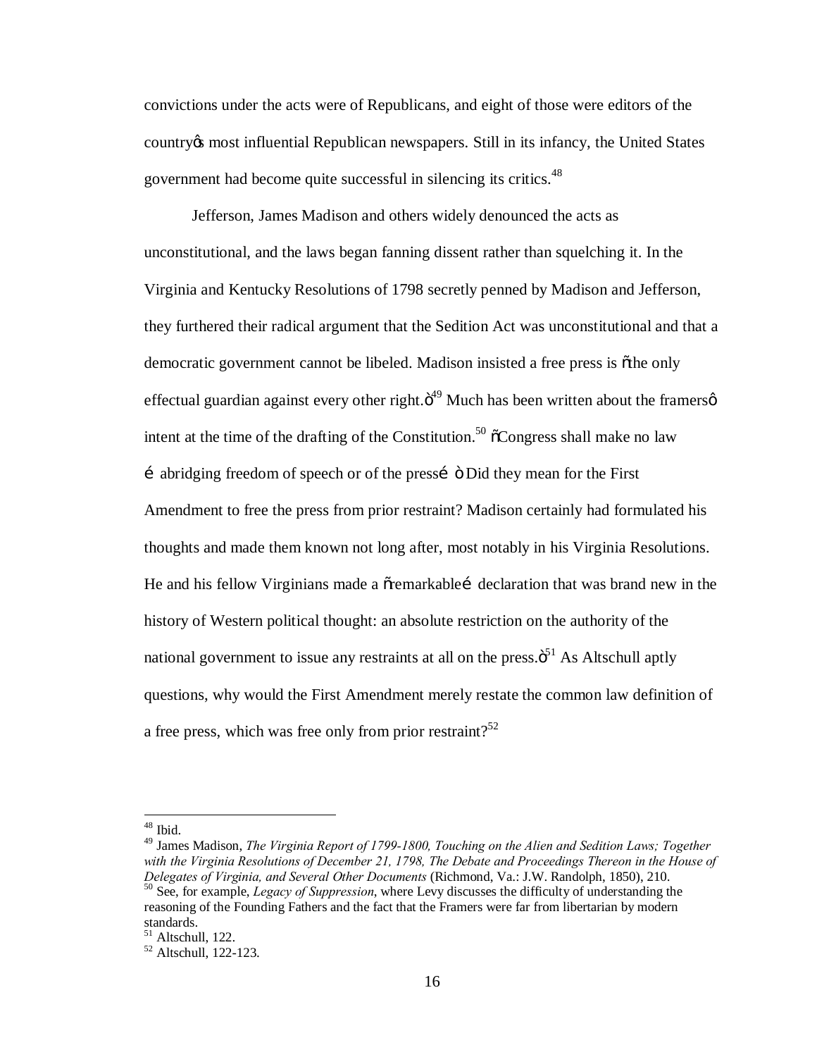convictions under the acts were of Republicans, and eight of those were editors of the country's most influential Republican newspapers. Still in its infancy, the United States government had become quite successful in silencing its critics.[48]

Jefferson, James Madison and others widely denounced the acts as unconstitutional, and the laws began fanning dissent rather than squelching it. In the Virginia and Kentucky Resolutions of 1798 secretly penned by Madison and Jefferson, they furthered their radical argument that the Sedition Act was unconstitutional and that a democratic government cannot be libeled. Madison insisted a free press is "the only effectual guardian against every other right."[49] Much has been written about the framers' intent at the time of the drafting of the Constitution.[50] "Congress shall make no law … abridging freedom of speech or of the press… " Did they mean for the First Amendment to free the press from prior restraint? Madison certainly had formulated his thoughts and made them known not long after, most notably in his Virginia Resolutions. He and his fellow Virginians made a "remarkable… declaration that was brand new in the history of Western political thought: an absolute restriction on the authority of the national government to issue any restraints at all on the press."[51] As Altschull aptly questions, why would the First Amendment merely restate the common law definition of a free press, which was free only from prior restraint?[52]

---

[48] Ibid.

[49] James Madison, *The Virginia Report of 1799-1800, Touching on the Alien and Sedition Laws; Together with the Virginia Resolutions of December 21, 1798, The Debate and Proceedings Thereon in the House of Delegates of Virginia, and Several Other Documents* (Richmond, Va.: J.W. Randolph, 1850), 210.

[50] See, for example, *Legacy of Suppression*, where Levy discusses the difficulty of understanding the reasoning of the Founding Fathers and the fact that the Framers were far from libertarian by modern standards.

[51] Altschull, 122.

[52] Altschull, 122-123.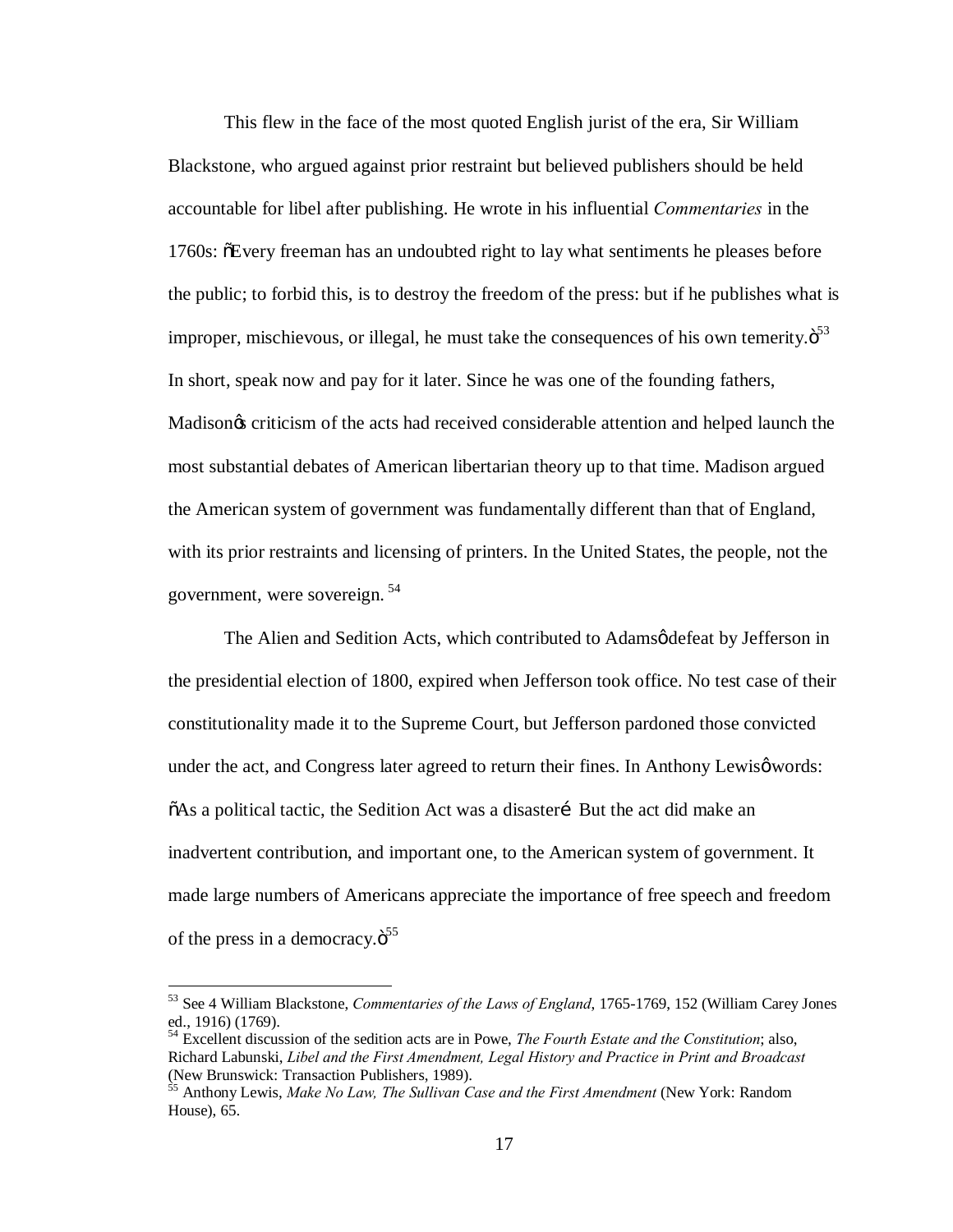This flew in the face of the most quoted English jurist of the era, Sir William Blackstone, who argued against prior restraint but believed publishers should be held accountable for libel after publishing. He wrote in his influential *Commentaries* in the 1760s: "Every freeman has an undoubted right to lay what sentiments he pleases before the public; to forbid this, is to destroy the freedom of the press: but if he publishes what is improper, mischievous, or illegal, he must take the consequences of his own temerity."[53] In short, speak now and pay for it later. Since he was one of the founding fathers, Madison's criticism of the acts had received considerable attention and helped launch the most substantial debates of American libertarian theory up to that time. Madison argued the American system of government was fundamentally different than that of England, with its prior restraints and licensing of printers. In the United States, the people, not the government, were sovereign. [54]

The Alien and Sedition Acts, which contributed to Adams' defeat by Jefferson in the presidential election of 1800, expired when Jefferson took office. No test case of their constitutionality made it to the Supreme Court, but Jefferson pardoned those convicted under the act, and Congress later agreed to return their fines. In Anthony Lewis' words: "As a political tactic, the Sedition Act was a disaster… But the act did make an inadvertent contribution, and important one, to the American system of government. It made large numbers of Americans appreciate the importance of free speech and freedom of the press in a democracy."[55]

---

[53] See 4 William Blackstone, *Commentaries of the Laws of England*, 1765-1769, 152 (William Carey Jones ed., 1916) (1769).

[54] Excellent discussion of the sedition acts are in Powe, *The Fourth Estate and the Constitution*; also, Richard Labunski, *Libel and the First Amendment, Legal History and Practice in Print and Broadcast* (New Brunswick: Transaction Publishers, 1989).

[55] Anthony Lewis, *Make No Law, The Sullivan Case and the First Amendment* (New York: Random House), 65.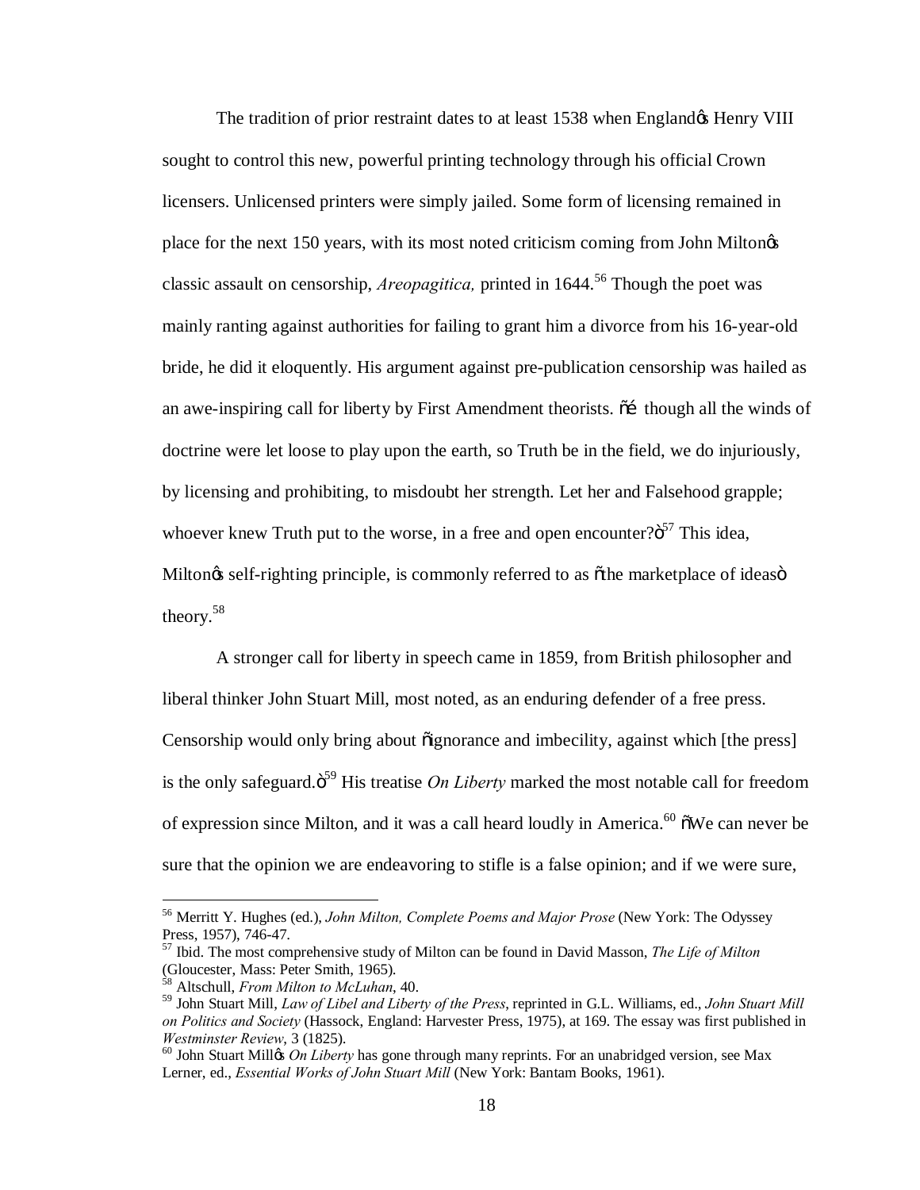The tradition of prior restraint dates to at least 1538 when England's Henry VIII sought to control this new, powerful printing technology through his official Crown licensers. Unlicensed printers were simply jailed. Some form of licensing remained in place for the next 150 years, with its most noted criticism coming from John Milton's classic assault on censorship, *Areopagitica,* printed in 1644.[56] Though the poet was mainly ranting against authorities for failing to grant him a divorce from his 16-year-old bride, he did it eloquently. His argument against pre-publication censorship was hailed as an awe-inspiring call for liberty by First Amendment theorists. "… though all the winds of doctrine were let loose to play upon the earth, so Truth be in the field, we do injuriously, by licensing and prohibiting, to misdoubt her strength. Let her and Falsehood grapple; whoever knew Truth put to the worse, in a free and open encounter?"[57] This idea, Milton's self-righting principle, is commonly referred to as "the marketplace of ideas" theory.[58]

A stronger call for liberty in speech came in 1859, from British philosopher and liberal thinker John Stuart Mill, most noted, as an enduring defender of a free press. Censorship would only bring about "ignorance and imbecility, against which [the press] is the only safeguard."[59] His treatise *On Liberty* marked the most notable call for freedom of expression since Milton, and it was a call heard loudly in America.[60] "We can never be sure that the opinion we are endeavoring to stifle is a false opinion; and if we were sure,

---

[56] Merritt Y. Hughes (ed.), *John Milton, Complete Poems and Major Prose* (New York: The Odyssey Press, 1957), 746-47.

[57] Ibid. The most comprehensive study of Milton can be found in David Masson, *The Life of Milton* (Gloucester, Mass: Peter Smith, 1965).

[58] Altschull, *From Milton to McLuhan*, 40.

[59] John Stuart Mill, *Law of Libel and Liberty of the Press*, reprinted in G.L. Williams, ed., *John Stuart Mill on Politics and Society* (Hassock, England: Harvester Press, 1975), at 169. The essay was first published in *Westminster Review*, 3 (1825).

[60] John Stuart Mill's *On Liberty* has gone through many reprints. For an unabridged version, see Max Lerner, ed., *Essential Works of John Stuart Mill* (New York: Bantam Books, 1961).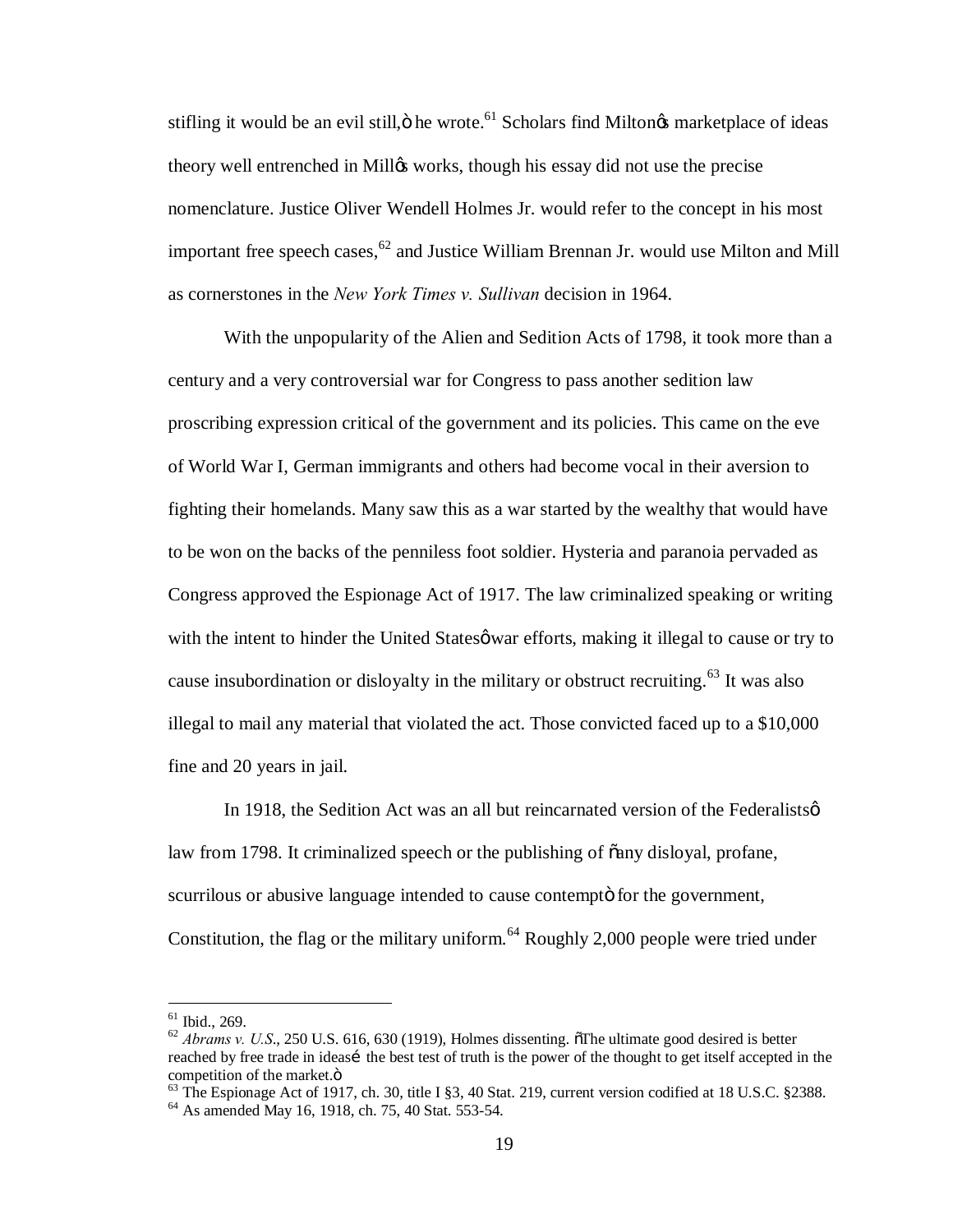stifling it would be an evil still," he wrote.[61] Scholars find Milton's marketplace of ideas theory well entrenched in Mill's works, though his essay did not use the precise nomenclature. Justice Oliver Wendell Holmes Jr. would refer to the concept in his most important free speech cases,[62] and Justice William Brennan Jr. would use Milton and Mill as cornerstones in the *New York Times v. Sullivan* decision in 1964.

With the unpopularity of the Alien and Sedition Acts of 1798, it took more than a century and a very controversial war for Congress to pass another sedition law proscribing expression critical of the government and its policies. This came on the eve of World War I, German immigrants and others had become vocal in their aversion to fighting their homelands. Many saw this as a war started by the wealthy that would have to be won on the backs of the penniless foot soldier. Hysteria and paranoia pervaded as Congress approved the Espionage Act of 1917. The law criminalized speaking or writing with the intent to hinder the United States' war efforts, making it illegal to cause or try to cause insubordination or disloyalty in the military or obstruct recruiting.[63] It was also illegal to mail any material that violated the act. Those convicted faced up to a $10,000 fine and 20 years in jail.

In 1918, the Sedition Act was an all but reincarnated version of the Federalists' law from 1798. It criminalized speech or the publishing of "any disloyal, profane, scurrilous or abusive language intended to cause contempt" for the government, Constitution, the flag or the military uniform.[64] Roughly 2,000 people were tried under

---

[61] Ibid., 269.

[62] *Abrams v. U.S.*, 250 U.S. 616, 630 (1919), Holmes dissenting. "The ultimate good desired is better reached by free trade in ideas… the best test of truth is the power of the thought to get itself accepted in the competition of the market."

[63] The Espionage Act of 1917, ch. 30, title I §3, 40 Stat. 219, current version codified at 18 U.S.C. §2388.

[64] As amended May 16, 1918, ch. 75, 40 Stat. 553-54.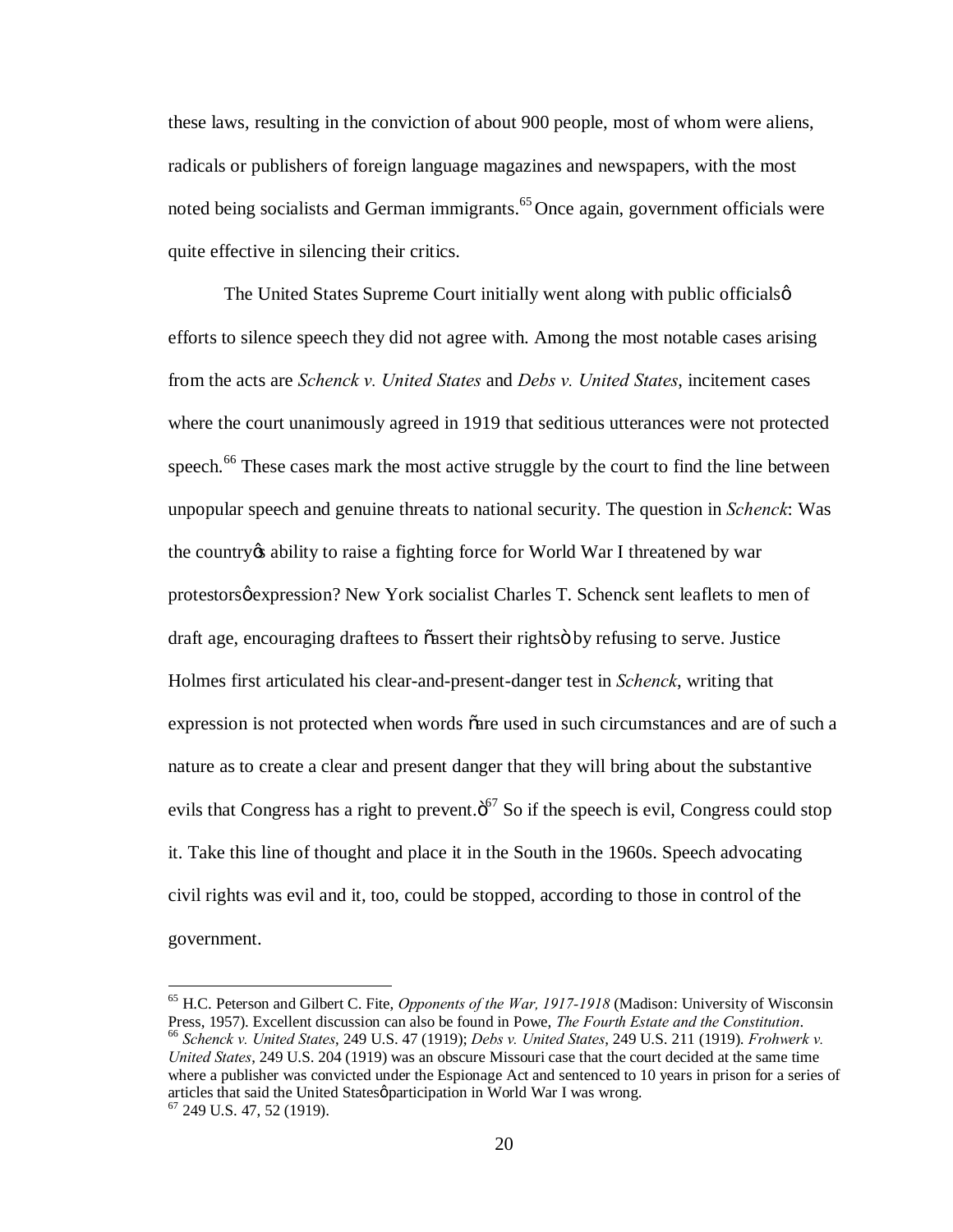these laws, resulting in the conviction of about 900 people, most of whom were aliens, radicals or publishers of foreign language magazines and newspapers, with the most noted being socialists and German immigrants.[65] Once again, government officials were quite effective in silencing their critics.

The United States Supreme Court initially went along with public officials' efforts to silence speech they did not agree with. Among the most notable cases arising from the acts are *Schenck v. United States* and *Debs v. United States*, incitement cases where the court unanimously agreed in 1919 that seditious utterances were not protected speech.[66] These cases mark the most active struggle by the court to find the line between unpopular speech and genuine threats to national security. The question in *Schenck*: Was the country's ability to raise a fighting force for World War I threatened by war protestors' expression? New York socialist Charles T. Schenck sent leaflets to men of draft age, encouraging draftees to "assert their rights" by refusing to serve. Justice Holmes first articulated his clear-and-present-danger test in *Schenck*, writing that expression is not protected when words "are used in such circumstances and are of such a nature as to create a clear and present danger that they will bring about the substantive evils that Congress has a right to prevent."[67] So if the speech is evil, Congress could stop it. Take this line of thought and place it in the South in the 1960s. Speech advocating civil rights was evil and it, too, could be stopped, according to those in control of the government.

---

[65] H.C. Peterson and Gilbert C. Fite, *Opponents of the War, 1917-1918* (Madison: University of Wisconsin Press, 1957). Excellent discussion can also be found in Powe, *The Fourth Estate and the Constitution*.

[66] *Schenck v. United States*, 249 U.S. 47 (1919); *Debs v. United States*, 249 U.S. 211 (1919). *Frohwerk v. United States*, 249 U.S. 204 (1919) was an obscure Missouri case that the court decided at the same time where a publisher was convicted under the Espionage Act and sentenced to 10 years in prison for a series of articles that said the United States' participation in World War I was wrong.

[67] 249 U.S. 47, 52 (1919).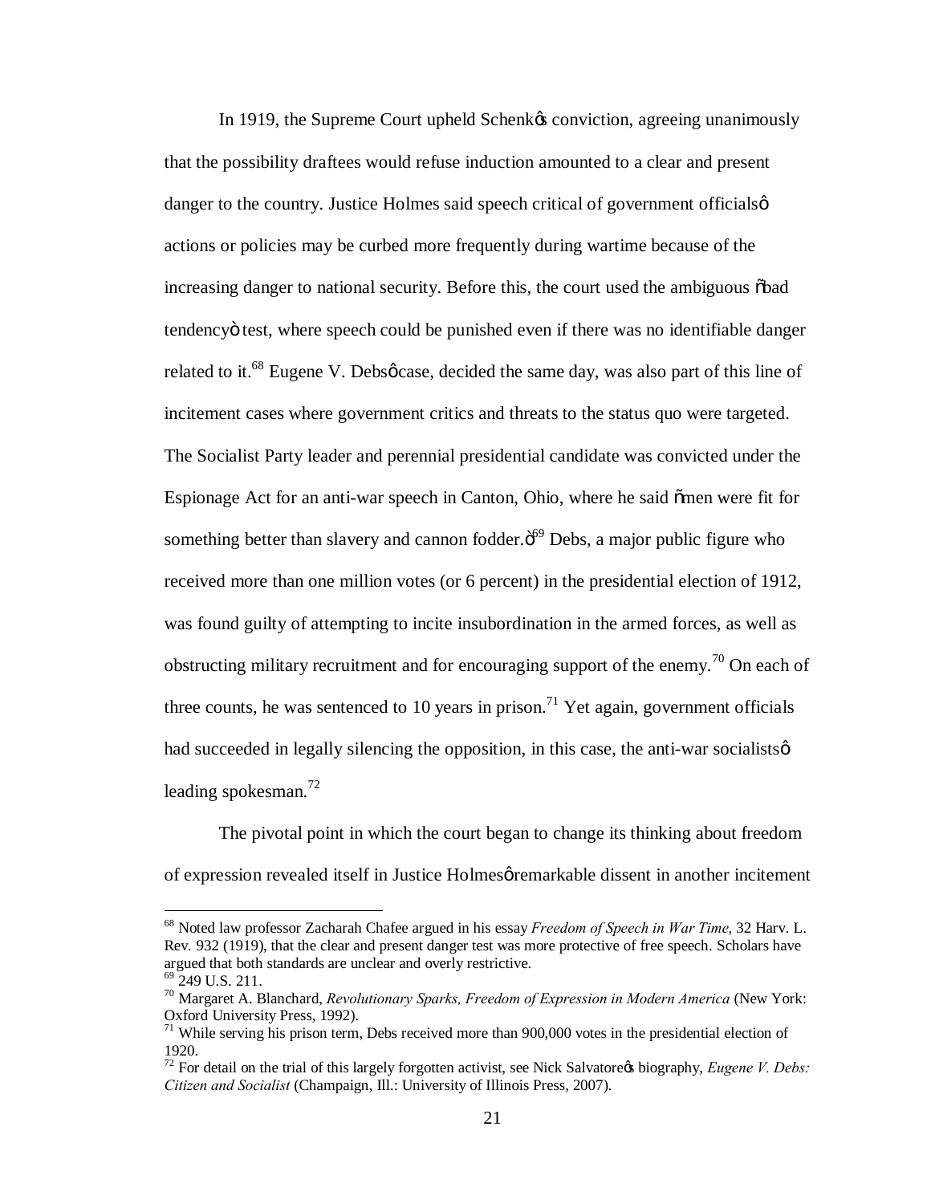In 1919, the Supreme Court upheld Schenk's conviction, agreeing unanimously that the possibility draftees would refuse induction amounted to a clear and present danger to the country. Justice Holmes said speech critical of government officials' actions or policies may be curbed more frequently during wartime because of the increasing danger to national security. Before this, the court used the ambiguous "bad tendency" test, where speech could be punished even if there was no identifiable danger related to it.[68] Eugene V. Debs' case, decided the same day, was also part of this line of incitement cases where government critics and threats to the status quo were targeted. The Socialist Party leader and perennial presidential candidate was convicted under the Espionage Act for an anti-war speech in Canton, Ohio, where he said "men were fit for something better than slavery and cannon fodder."[69] Debs, a major public figure who received more than one million votes (or 6 percent) in the presidential election of 1912, was found guilty of attempting to incite insubordination in the armed forces, as well as obstructing military recruitment and for encouraging support of the enemy.[70] On each of three counts, he was sentenced to 10 years in prison.[71] Yet again, government officials had succeeded in legally silencing the opposition, in this case, the anti-war socialists' leading spokesman.[72]

The pivotal point in which the court began to change its thinking about freedom of expression revealed itself in Justice Holmes' remarkable dissent in another incitement

---

[68] Noted law professor Zacharah Chafee argued in his essay *Freedom of Speech in War Time*, 32 Harv. L. Rev. 932 (1919), that the clear and present danger test was more protective of free speech. Scholars have argued that both standards are unclear and overly restrictive.

[69] 249 U.S. 211.

[70] Margaret A. Blanchard, *Revolutionary Sparks, Freedom of Expression in Modern America* (New York: Oxford University Press, 1992).

[71] While serving his prison term, Debs received more than 900,000 votes in the presidential election of 1920.

[72] For detail on the trial of this largely forgotten activist, see Nick Salvatore's biography, *Eugene V. Debs: Citizen and Socialist* (Champaign, Ill.: University of Illinois Press, 2007).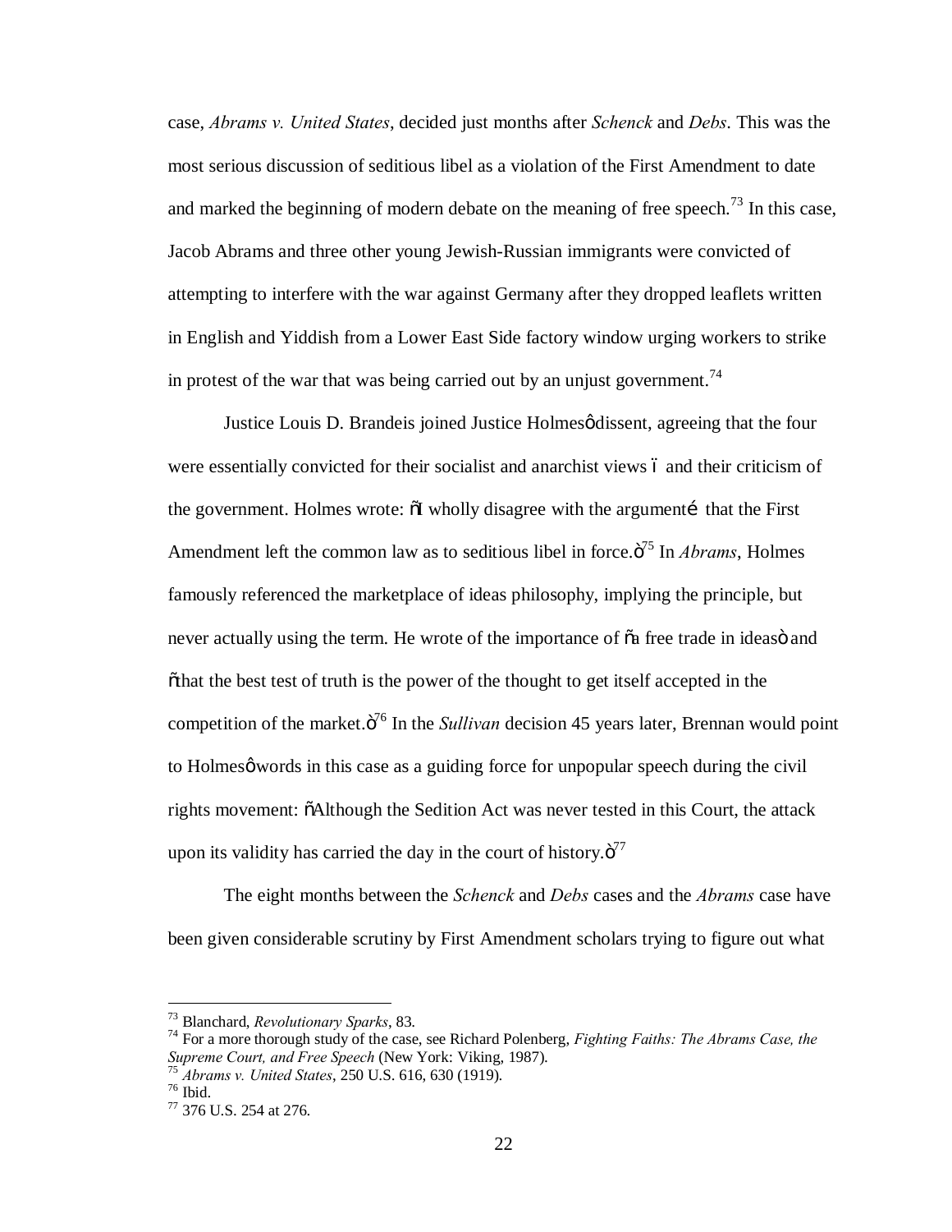case, *Abrams v. United States*, decided just months after *Schenck* and *Debs*. This was the most serious discussion of seditious libel as a violation of the First Amendment to date and marked the beginning of modern debate on the meaning of free speech.[73] In this case, Jacob Abrams and three other young Jewish-Russian immigrants were convicted of attempting to interfere with the war against Germany after they dropped leaflets written in English and Yiddish from a Lower East Side factory window urging workers to strike in protest of the war that was being carried out by an unjust government.[74]

Justice Louis D. Brandeis joined Justice Holmes' dissent, agreeing that the four were essentially convicted for their socialist and anarchist views – and their criticism of the government. Holmes wrote: "I wholly disagree with the argument… that the First Amendment left the common law as to seditious libel in force."[75] In *Abrams*, Holmes famously referenced the marketplace of ideas philosophy, implying the principle, but never actually using the term. He wrote of the importance of "a free trade in ideas" and "that the best test of truth is the power of the thought to get itself accepted in the competition of the market."[76] In the *Sullivan* decision 45 years later, Brennan would point to Holmes' words in this case as a guiding force for unpopular speech during the civil rights movement: "Although the Sedition Act was never tested in this Court, the attack upon its validity has carried the day in the court of history."[77]

The eight months between the *Schenck* and *Debs* cases and the *Abrams* case have been given considerable scrutiny by First Amendment scholars trying to figure out what

---

[73] Blanchard, *Revolutionary Sparks*, 83.

[74] For a more thorough study of the case, see Richard Polenberg, *Fighting Faiths: The Abrams Case, the Supreme Court, and Free Speech* (New York: Viking, 1987).

[75] *Abrams v. United States*, 250 U.S. 616, 630 (1919).

[76] Ibid.

[77] 376 U.S. 254 at 276.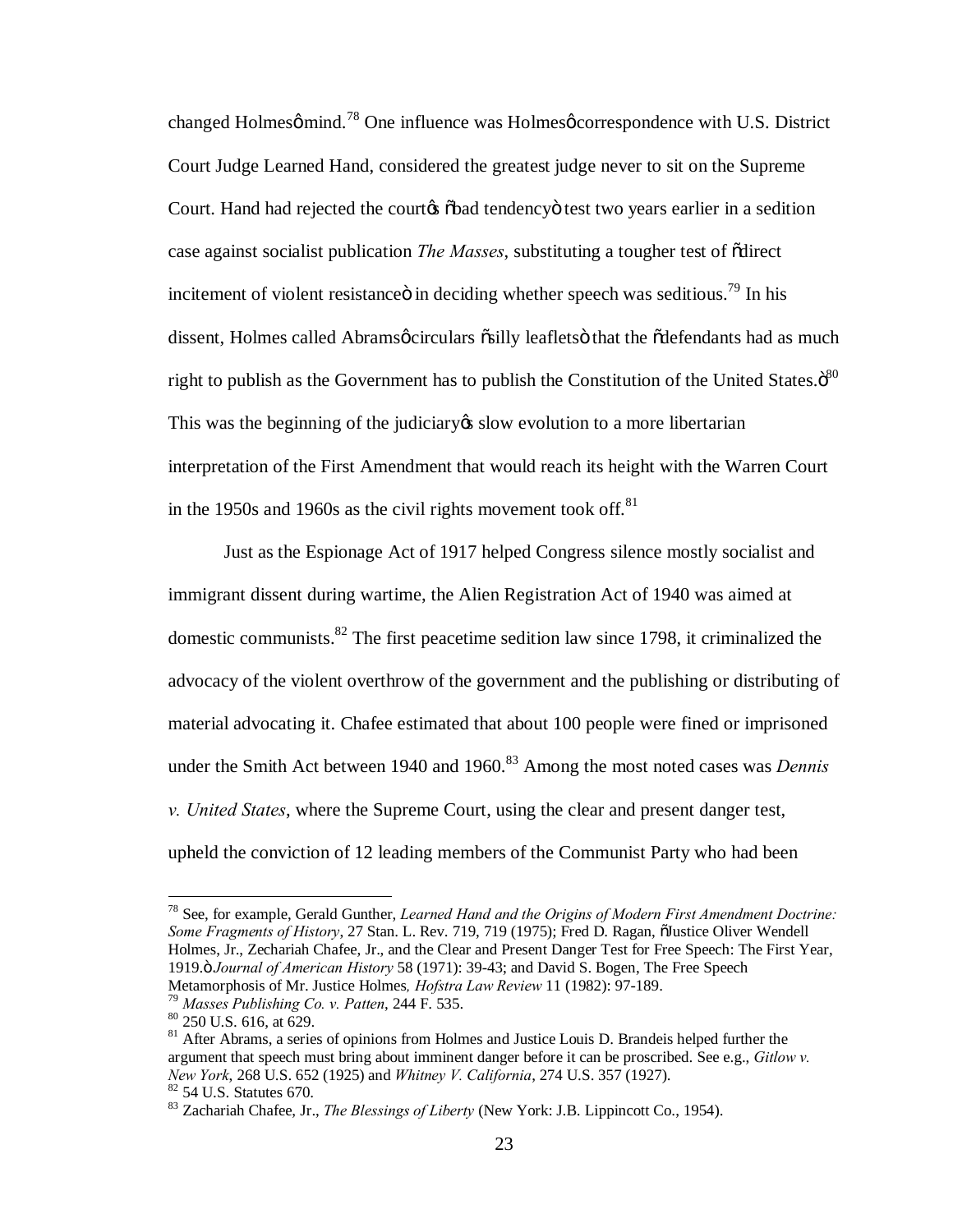changed Holmes' mind.[78] One influence was Holmes' correspondence with U.S. District Court Judge Learned Hand, considered the greatest judge never to sit on the Supreme Court. Hand had rejected the court's "bad tendency" test two years earlier in a sedition case against socialist publication *The Masses*, substituting a tougher test of "direct incitement of violent resistance" in deciding whether speech was seditious.[79] In his dissent, Holmes called Abrams' circulars "silly leaflets" that the "defendants had as much right to publish as the Government has to publish the Constitution of the United States."[80] This was the beginning of the judiciary's slow evolution to a more libertarian interpretation of the First Amendment that would reach its height with the Warren Court in the 1950s and 1960s as the civil rights movement took off.[81]

Just as the Espionage Act of 1917 helped Congress silence mostly socialist and immigrant dissent during wartime, the Alien Registration Act of 1940 was aimed at domestic communists.[82] The first peacetime sedition law since 1798, it criminalized the advocacy of the violent overthrow of the government and the publishing or distributing of material advocating it. Chafee estimated that about 100 people were fined or imprisoned under the Smith Act between 1940 and 1960.[83] Among the most noted cases was *Dennis v. United States*, where the Supreme Court, using the clear and present danger test, upheld the conviction of 12 leading members of the Communist Party who had been

---

[78] See, for example, Gerald Gunther, *Learned Hand and the Origins of Modern First Amendment Doctrine: Some Fragments of History*, 27 Stan. L. Rev. 719, 719 (1975); Fred D. Ragan, "Justice Oliver Wendell Holmes, Jr., Zechariah Chafee, Jr., and the Clear and Present Danger Test for Free Speech: The First Year, 1919." *Journal of American History* 58 (1971): 39-43; and David S. Bogen, The Free Speech Metamorphosis of Mr. Justice Holmes*, Hofstra Law Review* 11 (1982): 97-189.

[79] *Masses Publishing Co. v. Patten*, 244 F. 535.

[80] 250 U.S. 616, at 629.

[81] After Abrams, a series of opinions from Holmes and Justice Louis D. Brandeis helped further the argument that speech must bring about imminent danger before it can be proscribed. See e.g., *Gitlow v. New York*, 268 U.S. 652 (1925) and *Whitney V. California*, 274 U.S. 357 (1927).

[82] 54 U.S. Statutes 670.

[83] Zachariah Chafee, Jr., *The Blessings of Liberty* (New York: J.B. Lippincott Co., 1954).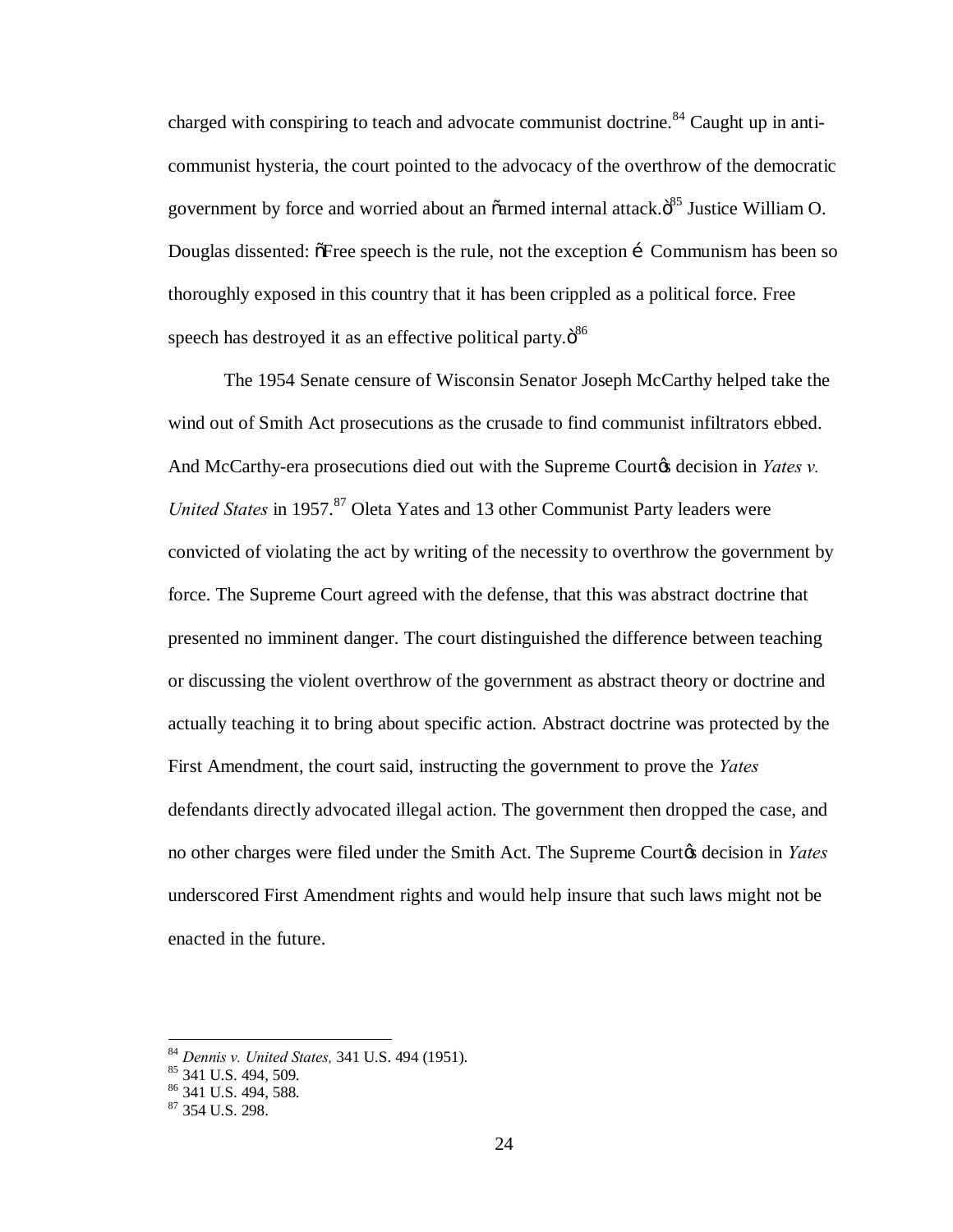charged with conspiring to teach and advocate communist doctrine.[84] Caught up in anti-communist hysteria, the court pointed to the advocacy of the overthrow of the democratic government by force and worried about an "armed internal attack."[85] Justice William O. Douglas dissented: "Free speech is the rule, not the exception … Communism has been so thoroughly exposed in this country that it has been crippled as a political force. Free speech has destroyed it as an effective political party."[86]

The 1954 Senate censure of Wisconsin Senator Joseph McCarthy helped take the wind out of Smith Act prosecutions as the crusade to find communist infiltrators ebbed. And McCarthy-era prosecutions died out with the Supreme Court's decision in *Yates v. United States* in 1957.[87] Oleta Yates and 13 other Communist Party leaders were convicted of violating the act by writing of the necessity to overthrow the government by force. The Supreme Court agreed with the defense, that this was abstract doctrine that presented no imminent danger. The court distinguished the difference between teaching or discussing the violent overthrow of the government as abstract theory or doctrine and actually teaching it to bring about specific action. Abstract doctrine was protected by the First Amendment, the court said, instructing the government to prove the *Yates* defendants directly advocated illegal action. The government then dropped the case, and no other charges were filed under the Smith Act. The Supreme Court's decision in *Yates* underscored First Amendment rights and would help insure that such laws might not be enacted in the future.

---

[84] *Dennis v. United States,* 341 U.S. 494 (1951).
[85] 341 U.S. 494, 509.
[86] 341 U.S. 494, 588.
[87] 354 U.S. 298.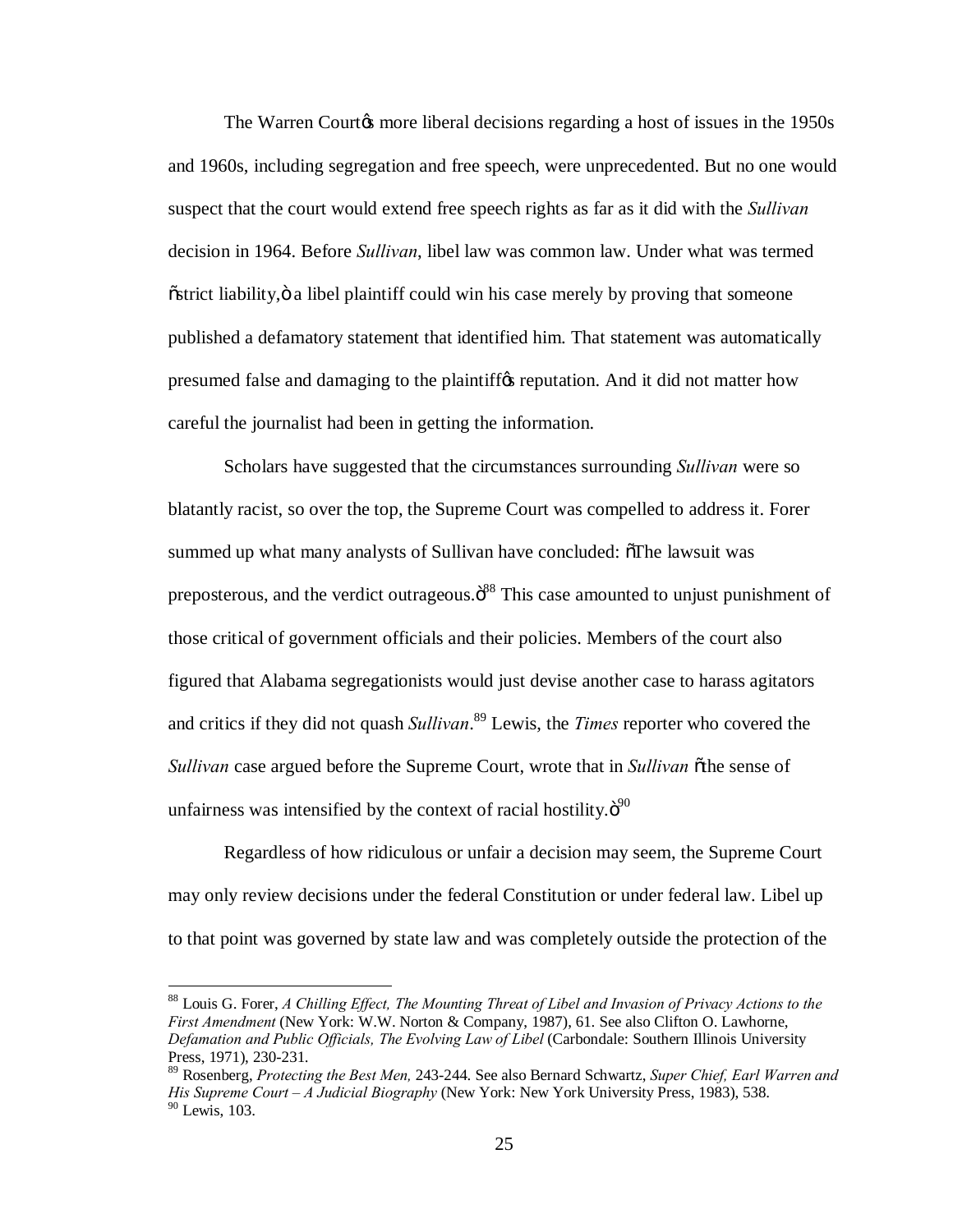The Warren Court's more liberal decisions regarding a host of issues in the 1950s and 1960s, including segregation and free speech, were unprecedented. But no one would suspect that the court would extend free speech rights as far as it did with the *Sullivan* decision in 1964. Before *Sullivan*, libel law was common law. Under what was termed "strict liability," a libel plaintiff could win his case merely by proving that someone published a defamatory statement that identified him. That statement was automatically presumed false and damaging to the plaintiff's reputation. And it did not matter how careful the journalist had been in getting the information.

Scholars have suggested that the circumstances surrounding *Sullivan* were so blatantly racist, so over the top, the Supreme Court was compelled to address it. Forer summed up what many analysts of Sullivan have concluded: "The lawsuit was preposterous, and the verdict outrageous."[88] This case amounted to unjust punishment of those critical of government officials and their policies. Members of the court also figured that Alabama segregationists would just devise another case to harass agitators and critics if they did not quash *Sullivan*.[89] Lewis, the *Times* reporter who covered the *Sullivan* case argued before the Supreme Court, wrote that in *Sullivan* "the sense of unfairness was intensified by the context of racial hostility."[90]

Regardless of how ridiculous or unfair a decision may seem, the Supreme Court may only review decisions under the federal Constitution or under federal law. Libel up to that point was governed by state law and was completely outside the protection of the

---

[88] Louis G. Forer, *A Chilling Effect, The Mounting Threat of Libel and Invasion of Privacy Actions to the First Amendment* (New York: W.W. Norton & Company, 1987), 61. See also Clifton O. Lawhorne, *Defamation and Public Officials, The Evolving Law of Libel* (Carbondale: Southern Illinois University Press, 1971), 230-231.

[89] Rosenberg, *Protecting the Best Men,* 243-244. See also Bernard Schwartz, *Super Chief, Earl Warren and His Supreme Court – A Judicial Biography* (New York: New York University Press, 1983), 538.

[90] Lewis, 103.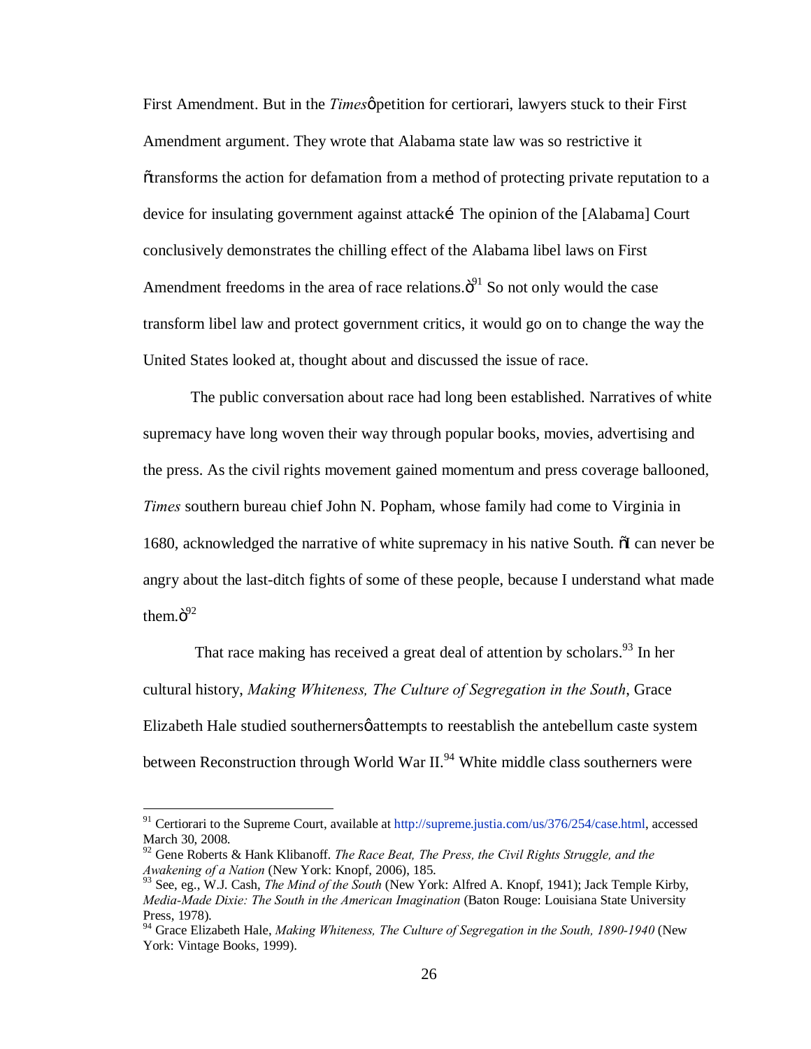First Amendment. But in the *Times*ǿ petition for certiorari, lawyers stuck to their First Amendment argument. They wrote that Alabama state law was so restrictive it õtransforms the action for defamation from a method of protecting private reputation to a device for insulating government against attacké The opinion of the [Alabama] Court conclusively demonstrates the chilling effect of the Alabama libel laws on First Amendment freedoms in the area of race relations.ö[91] So not only would the case transform libel law and protect government critics, it would go on to change the way the United States looked at, thought about and discussed the issue of race.

The public conversation about race had long been established. Narratives of white supremacy have long woven their way through popular books, movies, advertising and the press. As the civil rights movement gained momentum and press coverage ballooned, *Times* southern bureau chief John N. Popham, whose family had come to Virginia in 1680, acknowledged the narrative of white supremacy in his native South. õI can never be angry about the last-ditch fights of some of these people, because I understand what made them.ö[92]

That race making has received a great deal of attention by scholars.[93] In her cultural history, *Making Whiteness, The Culture of Segregation in the South*, Grace Elizabeth Hale studied southernersǿ attempts to reestablish the antebellum caste system between Reconstruction through World War II.[94] White middle class southerners were

---

[91] Certiorari to the Supreme Court, available at http://supreme.justia.com/us/376/254/case.html, accessed March 30, 2008.

[92] Gene Roberts & Hank Klibanoff. *The Race Beat, The Press, the Civil Rights Struggle, and the Awakening of a Nation* (New York: Knopf, 2006), 185.

[93] See, eg., W.J. Cash, *The Mind of the South* (New York: Alfred A. Knopf, 1941); Jack Temple Kirby, *Media-Made Dixie: The South in the American Imagination* (Baton Rouge: Louisiana State University Press, 1978).

[94] Grace Elizabeth Hale, *Making Whiteness, The Culture of Segregation in the South, 1890-1940* (New York: Vintage Books, 1999).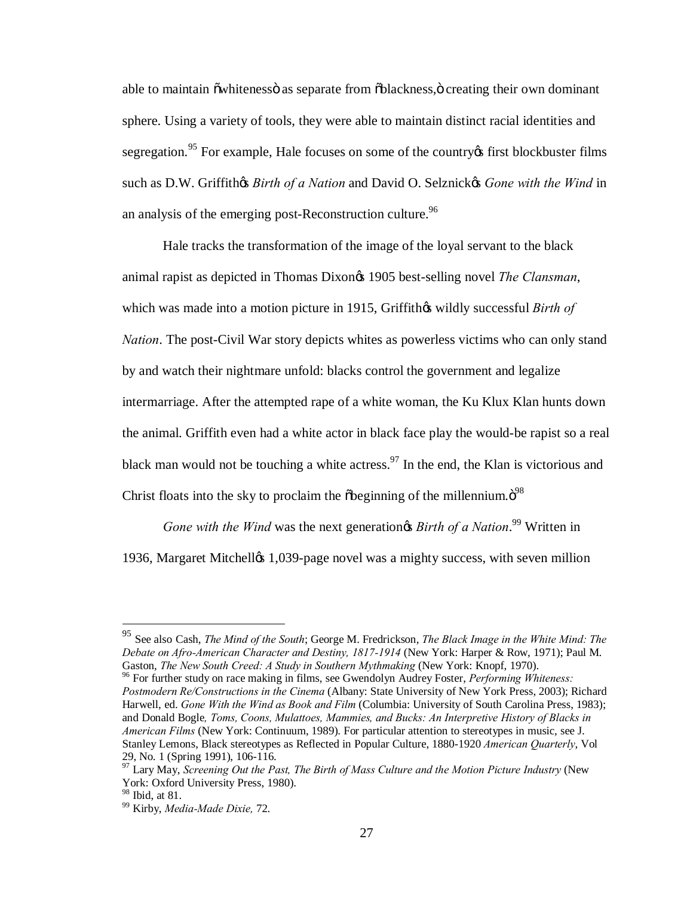able to maintain "whiteness" as separate from "blackness," creating their own dominant sphere. Using a variety of tools, they were able to maintain distinct racial identities and segregation.[95] For example, Hale focuses on some of the country's first blockbuster films such as D.W. Griffith's *Birth of a Nation* and David O. Selznick's *Gone with the Wind* in an analysis of the emerging post-Reconstruction culture.[96]

Hale tracks the transformation of the image of the loyal servant to the black animal rapist as depicted in Thomas Dixon's 1905 best-selling novel *The Clansman*, which was made into a motion picture in 1915, Griffith's wildly successful *Birth of Nation*. The post-Civil War story depicts whites as powerless victims who can only stand by and watch their nightmare unfold: blacks control the government and legalize intermarriage. After the attempted rape of a white woman, the Ku Klux Klan hunts down the animal. Griffith even had a white actor in black face play the would-be rapist so a real black man would not be touching a white actress.[97] In the end, the Klan is victorious and Christ floats into the sky to proclaim the "beginning of the millennium."[98]

*Gone with the Wind* was the next generation's *Birth of a Nation*.[99] Written in 1936, Margaret Mitchell's 1,039-page novel was a mighty success, with seven million

---

[95] See also Cash, *The Mind of the South*; George M. Fredrickson, *The Black Image in the White Mind: The Debate on Afro-American Character and Destiny, 1817-1914* (New York: Harper & Row, 1971); Paul M. Gaston, *The New South Creed: A Study in Southern Mythmaking* (New York: Knopf, 1970).

[96] For further study on race making in films, see Gwendolyn Audrey Foster, *Performing Whiteness: Postmodern Re/Constructions in the Cinema* (Albany: State University of New York Press, 2003); Richard Harwell, ed. *Gone With the Wind as Book and Film* (Columbia: University of South Carolina Press, 1983); and Donald Bogle*, Toms, Coons, Mulattoes, Mammies, and Bucks: An Interpretive History of Blacks in American Films* (New York: Continuum, 1989). For particular attention to stereotypes in music, see J. Stanley Lemons, Black stereotypes as Reflected in Popular Culture, 1880-1920 *American Quarterly*, Vol 29, No. 1 (Spring 1991), 106-116.

[97] Lary May, *Screening Out the Past, The Birth of Mass Culture and the Motion Picture Industry* (New York: Oxford University Press, 1980).

[98] Ibid, at 81.

[99] Kirby, *Media-Made Dixie,* 72.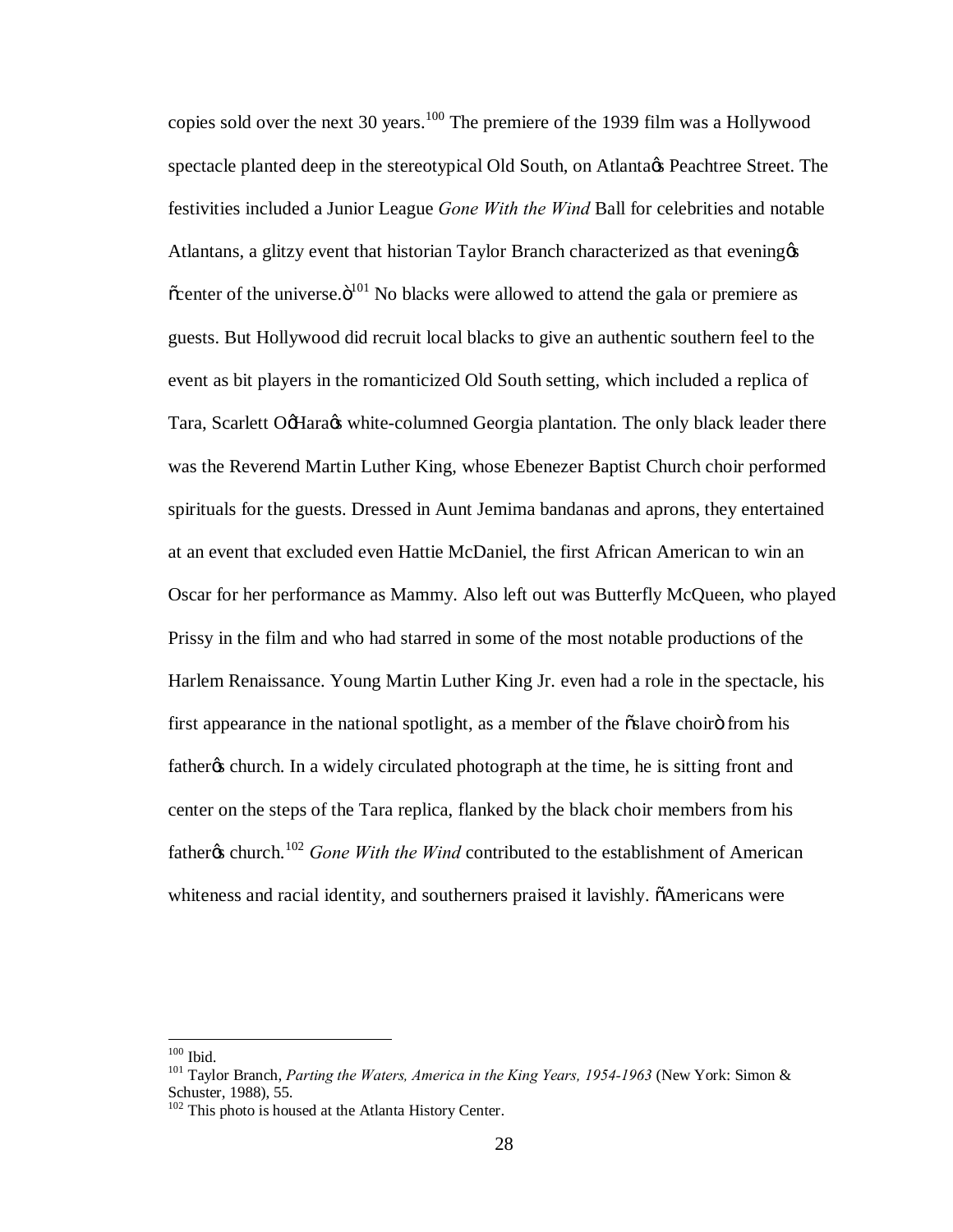copies sold over the next 30 years.[100] The premiere of the 1939 film was a Hollywood spectacle planted deep in the stereotypical Old South, on Atlanta's Peachtree Street. The festivities included a Junior League *Gone With the Wind* Ball for celebrities and notable Atlantans, a glitzy event that historian Taylor Branch characterized as that evening's "center of the universe."[101] No blacks were allowed to attend the gala or premiere as guests. But Hollywood did recruit local blacks to give an authentic southern feel to the event as bit players in the romanticized Old South setting, which included a replica of Tara, Scarlett O'Hara's white-columned Georgia plantation. The only black leader there was the Reverend Martin Luther King, whose Ebenezer Baptist Church choir performed spirituals for the guests. Dressed in Aunt Jemima bandanas and aprons, they entertained at an event that excluded even Hattie McDaniel, the first African American to win an Oscar for her performance as Mammy. Also left out was Butterfly McQueen, who played Prissy in the film and who had starred in some of the most notable productions of the Harlem Renaissance. Young Martin Luther King Jr. even had a role in the spectacle, his first appearance in the national spotlight, as a member of the "slave choir" from his father's church. In a widely circulated photograph at the time, he is sitting front and center on the steps of the Tara replica, flanked by the black choir members from his father's church.[102] *Gone With the Wind* contributed to the establishment of American whiteness and racial identity, and southerners praised it lavishly. "Americans were

---

[100] Ibid.

[101] Taylor Branch, *Parting the Waters, America in the King Years, 1954-1963* (New York: Simon & Schuster, 1988), 55.

[102] This photo is housed at the Atlanta History Center.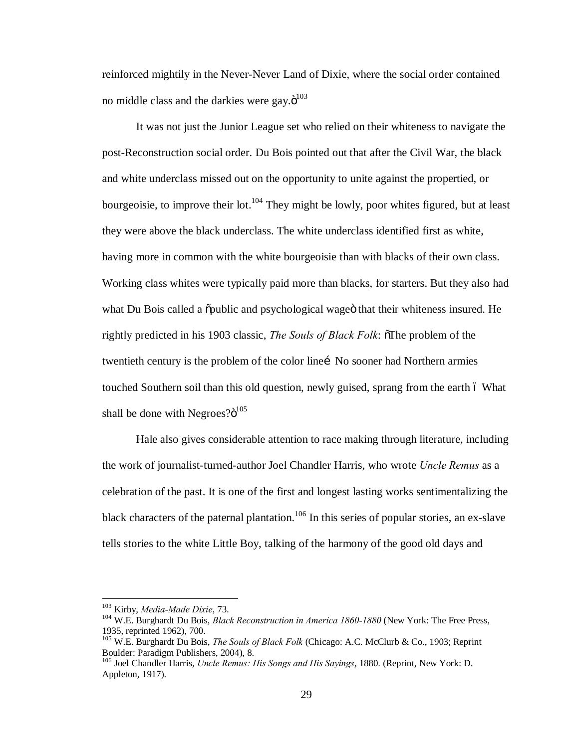reinforced mightily in the Never-Never Land of Dixie, where the social order contained no middle class and the darkies were gay."[103]

It was not just the Junior League set who relied on their whiteness to navigate the post-Reconstruction social order. Du Bois pointed out that after the Civil War, the black and white underclass missed out on the opportunity to unite against the propertied, or bourgeoisie, to improve their lot.[104] They might be lowly, poor whites figured, but at least they were above the black underclass. The white underclass identified first as white, having more in common with the white bourgeoisie than with blacks of their own class. Working class whites were typically paid more than blacks, for starters. But they also had what Du Bois called a "public and psychological wage" that their whiteness insured. He rightly predicted in his 1903 classic, *The Souls of Black Folk*: "The problem of the twentieth century is the problem of the color line… No sooner had Northern armies touched Southern soil than this old question, newly guised, sprang from the earth – What shall be done with Negroes?"[105]

Hale also gives considerable attention to race making through literature, including the work of journalist-turned-author Joel Chandler Harris, who wrote *Uncle Remus* as a celebration of the past. It is one of the first and longest lasting works sentimentalizing the black characters of the paternal plantation.[106] In this series of popular stories, an ex-slave tells stories to the white Little Boy, talking of the harmony of the good old days and

---

[103] Kirby, *Media-Made Dixie*, 73.

[104] W.E. Burghardt Du Bois, *Black Reconstruction in America 1860-1880* (New York: The Free Press, 1935, reprinted 1962), 700.

[105] W.E. Burghardt Du Bois, *The Souls of Black Folk* (Chicago: A.C. McClurb & Co., 1903; Reprint Boulder: Paradigm Publishers, 2004), 8.

[106] Joel Chandler Harris, *Uncle Remus: His Songs and His Sayings*, 1880. (Reprint, New York: D. Appleton, 1917).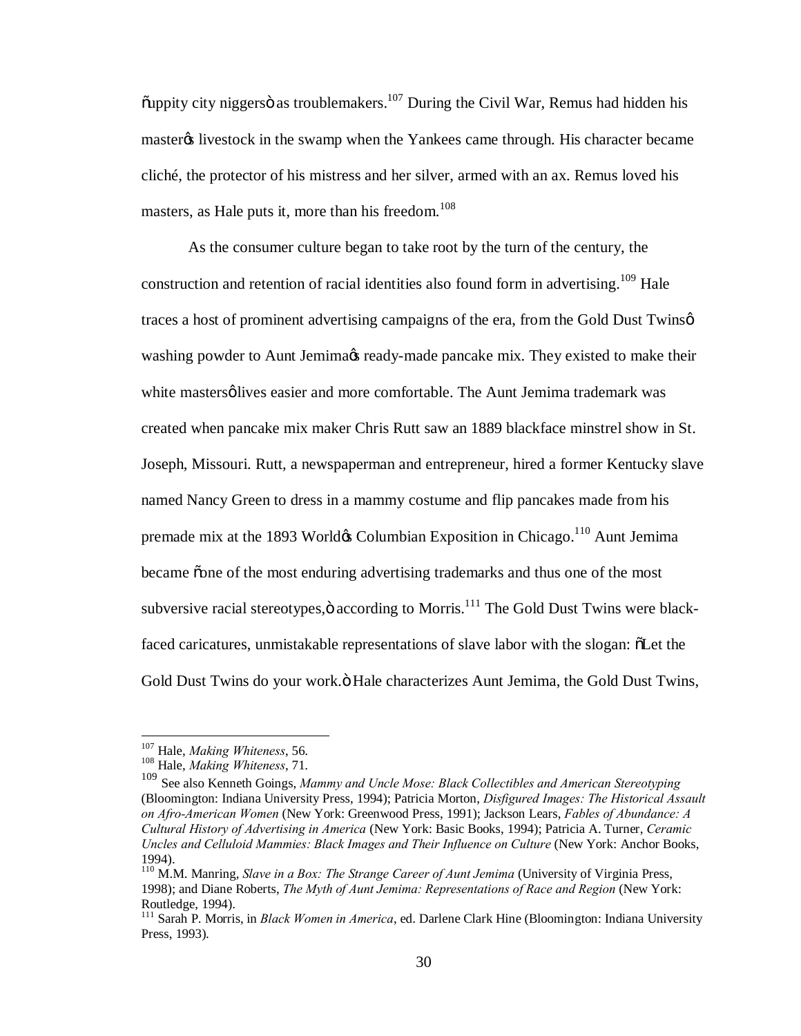"uppity city niggers" as troublemakers.[107] During the Civil War, Remus had hidden his master's livestock in the swamp when the Yankees came through. His character became cliché, the protector of his mistress and her silver, armed with an ax. Remus loved his masters, as Hale puts it, more than his freedom.[108]

As the consumer culture began to take root by the turn of the century, the construction and retention of racial identities also found form in advertising.[109] Hale traces a host of prominent advertising campaigns of the era, from the Gold Dust Twins' washing powder to Aunt Jemima's ready-made pancake mix. They existed to make their white masters' lives easier and more comfortable. The Aunt Jemima trademark was created when pancake mix maker Chris Rutt saw an 1889 blackface minstrel show in St. Joseph, Missouri. Rutt, a newspaperman and entrepreneur, hired a former Kentucky slave named Nancy Green to dress in a mammy costume and flip pancakes made from his premade mix at the 1893 World's Columbian Exposition in Chicago.[110] Aunt Jemima became "one of the most enduring advertising trademarks and thus one of the most subversive racial stereotypes," according to Morris.[111] The Gold Dust Twins were black-faced caricatures, unmistakable representations of slave labor with the slogan: "Let the Gold Dust Twins do your work." Hale characterizes Aunt Jemima, the Gold Dust Twins,

---

[107] Hale, *Making Whiteness*, 56.

[108] Hale, *Making Whiteness*, 71.

[109] See also Kenneth Goings, *Mammy and Uncle Mose: Black Collectibles and American Stereotyping* (Bloomington: Indiana University Press, 1994); Patricia Morton, *Disfigured Images: The Historical Assault on Afro-American Women* (New York: Greenwood Press, 1991); Jackson Lears, *Fables of Abundance: A Cultural History of Advertising in America* (New York: Basic Books, 1994); Patricia A. Turner, *Ceramic Uncles and Celluloid Mammies: Black Images and Their Influence on Culture* (New York: Anchor Books, 1994).

[110] M.M. Manring, *Slave in a Box: The Strange Career of Aunt Jemima* (University of Virginia Press, 1998); and Diane Roberts, *The Myth of Aunt Jemima: Representations of Race and Region* (New York: Routledge, 1994).

[111] Sarah P. Morris, in *Black Women in America*, ed. Darlene Clark Hine (Bloomington: Indiana University Press, 1993).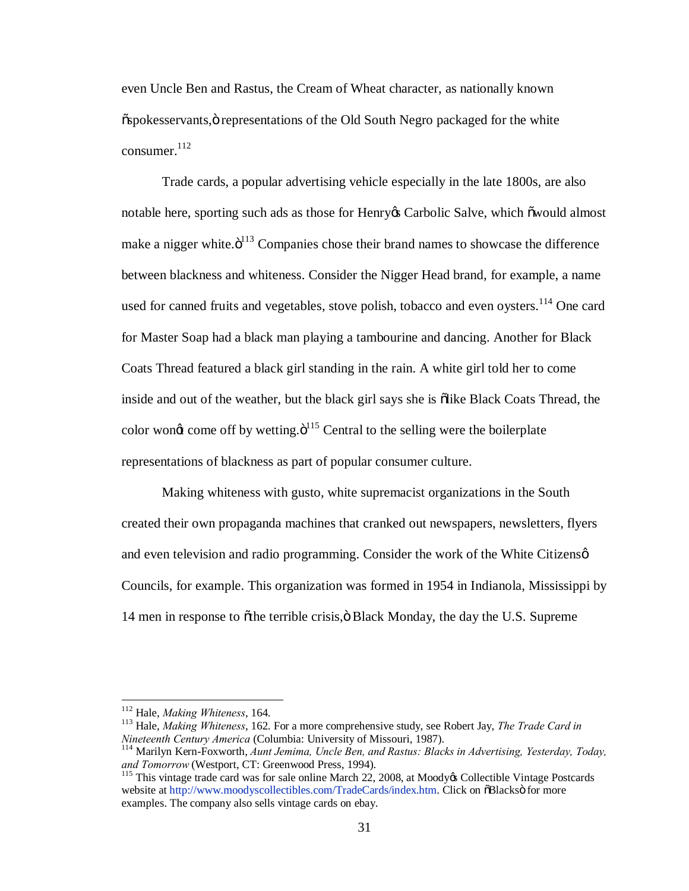even Uncle Ben and Rastus, the Cream of Wheat character, as nationally known "spokesservants," representations of the Old South Negro packaged for the white consumer.[112]

Trade cards, a popular advertising vehicle especially in the late 1800s, are also notable here, sporting such ads as those for Henry's Carbolic Salve, which "would almost make a nigger white."[113] Companies chose their brand names to showcase the difference between blackness and whiteness. Consider the Nigger Head brand, for example, a name used for canned fruits and vegetables, stove polish, tobacco and even oysters.[114] One card for Master Soap had a black man playing a tambourine and dancing. Another for Black Coats Thread featured a black girl standing in the rain. A white girl told her to come inside and out of the weather, but the black girl says she is "like Black Coats Thread, the color won't come off by wetting."[115] Central to the selling were the boilerplate representations of blackness as part of popular consumer culture.

Making whiteness with gusto, white supremacist organizations in the South created their own propaganda machines that cranked out newspapers, newsletters, flyers and even television and radio programming. Consider the work of the White Citizens' Councils, for example. This organization was formed in 1954 in Indianola, Mississippi by 14 men in response to "the terrible crisis," Black Monday, the day the U.S. Supreme

---

[112] Hale, *Making Whiteness*, 164.

[113] Hale, *Making Whiteness*, 162. For a more comprehensive study, see Robert Jay, *The Trade Card in Nineteenth Century America* (Columbia: University of Missouri, 1987).

[114] Marilyn Kern-Foxworth, *Aunt Jemima, Uncle Ben, and Rastus: Blacks in Advertising, Yesterday, Today, and Tomorrow* (Westport, CT: Greenwood Press, 1994).

[115] This vintage trade card was for sale online March 22, 2008, at Moody's Collectible Vintage Postcards website at http://www.moodyscollectibles.com/TradeCards/index.htm. Click on "Blacks" for more examples. The company also sells vintage cards on ebay.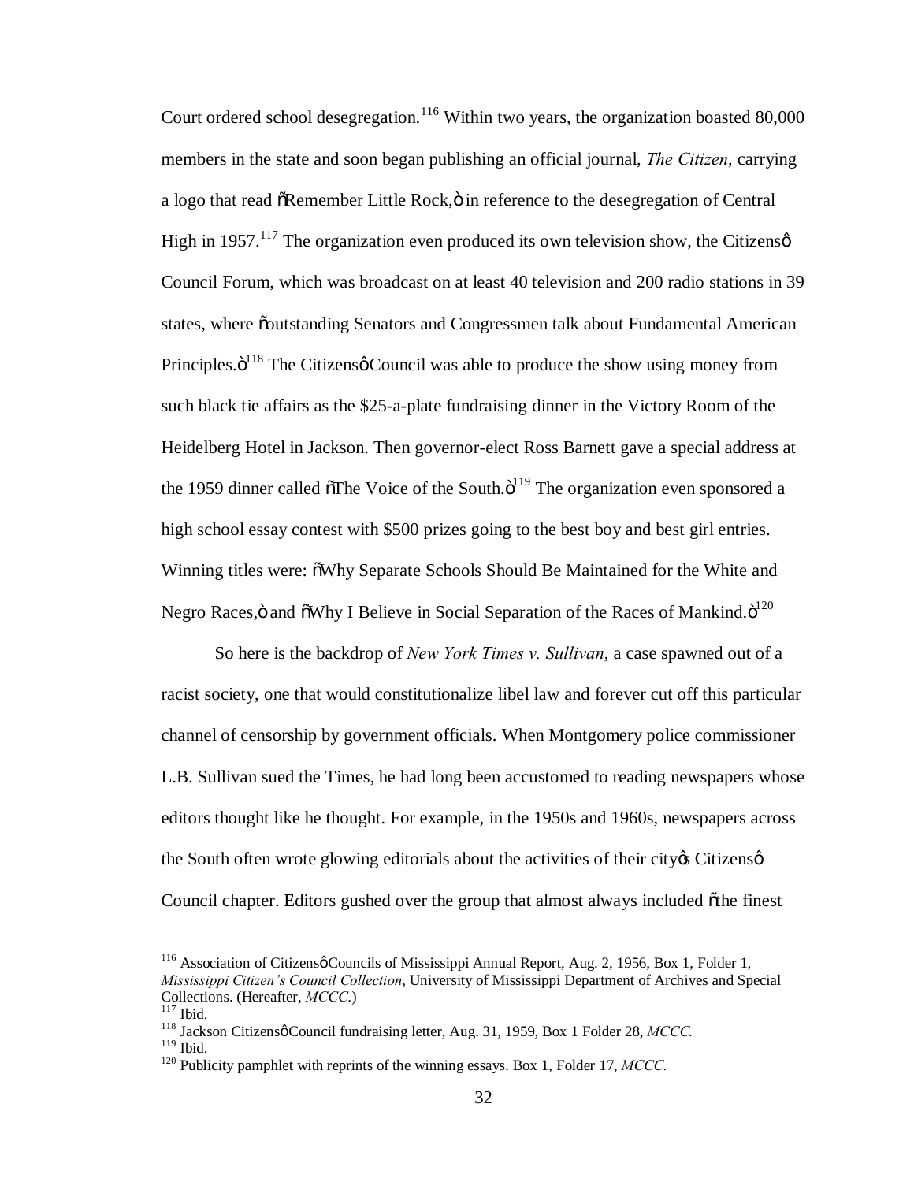Court ordered school desegregation.[116] Within two years, the organization boasted 80,000 members in the state and soon began publishing an official journal, *The Citizen*, carrying a logo that read "Remember Little Rock," in reference to the desegregation of Central High in 1957.[117] The organization even produced its own television show, the Citizens' Council Forum, which was broadcast on at least 40 television and 200 radio stations in 39 states, where "outstanding Senators and Congressmen talk about Fundamental American Principles."[118] The Citizens' Council was able to produce the show using money from such black tie affairs as the $25-a-plate fundraising dinner in the Victory Room of the Heidelberg Hotel in Jackson. Then governor-elect Ross Barnett gave a special address at the 1959 dinner called "The Voice of the South."[119] The organization even sponsored a high school essay contest with $500 prizes going to the best boy and best girl entries. Winning titles were: "Why Separate Schools Should Be Maintained for the White and Negro Races," and "Why I Believe in Social Separation of the Races of Mankind."[120]

So here is the backdrop of *New York Times v. Sullivan*, a case spawned out of a racist society, one that would constitutionalize libel law and forever cut off this particular channel of censorship by government officials. When Montgomery police commissioner L.B. Sullivan sued the Times, he had long been accustomed to reading newspapers whose editors thought like he thought. For example, in the 1950s and 1960s, newspapers across the South often wrote glowing editorials about the activities of their city's Citizens' Council chapter. Editors gushed over the group that almost always included "the finest

---

[116] Association of Citizens' Councils of Mississippi Annual Report, Aug. 2, 1956, Box 1, Folder 1, *Mississippi Citizen's Council Collection*, University of Mississippi Department of Archives and Special Collections. (Hereafter, *MCCC*.)

[117] Ibid.

[118] Jackson Citizens' Council fundraising letter, Aug. 31, 1959, Box 1 Folder 28, *MCCC.*

[119] Ibid.

[120] Publicity pamphlet with reprints of the winning essays. Box 1, Folder 17, *MCCC.*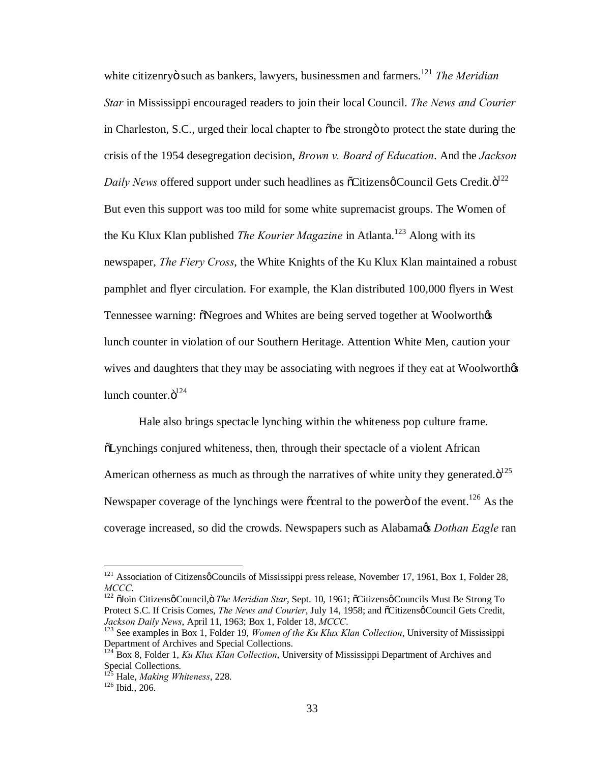white citizenry" such as bankers, lawyers, businessmen and farmers.[121] *The Meridian Star* in Mississippi encouraged readers to join their local Council. *The News and Courier* in Charleston, S.C., urged their local chapter to "be strong" to protect the state during the crisis of the 1954 desegregation decision, *Brown v. Board of Education*. And the *Jackson Daily News* offered support under such headlines as "Citizens' Council Gets Credit."[122] But even this support was too mild for some white supremacist groups. The Women of the Ku Klux Klan published *The Kourier Magazine* in Atlanta.[123] Along with its newspaper, *The Fiery Cross*, the White Knights of the Ku Klux Klan maintained a robust pamphlet and flyer circulation. For example, the Klan distributed 100,000 flyers in West Tennessee warning: "Negroes and Whites are being served together at Woolworth's lunch counter in violation of our Southern Heritage. Attention White Men, caution your wives and daughters that they may be associating with negroes if they eat at Woolworth's lunch counter."[124]

Hale also brings spectacle lynching within the whiteness pop culture frame. "Lynchings conjured whiteness, then, through their spectacle of a violent African American otherness as much as through the narratives of white unity they generated."[125] Newspaper coverage of the lynchings were "central to the power" of the event.[126] As the coverage increased, so did the crowds. Newspapers such as Alabama's *Dothan Eagle* ran

---

[121] Association of Citizens' Councils of Mississippi press release, November 17, 1961, Box 1, Folder 28, *MCCC*.

[122] "Join Citizens' Council," *The Meridian Star*, Sept. 10, 1961; "Citizens' Councils Must Be Strong To Protect S.C. If Crisis Comes, *The News and Courier*, July 14, 1958; and "Citizens' Council Gets Credit, *Jackson Daily News*, April 11, 1963; Box 1, Folder 18, *MCCC*.

[123] See examples in Box 1, Folder 19, *Women of the Ku Klux Klan Collection*, University of Mississippi Department of Archives and Special Collections.

[124] Box 8, Folder 1, *Ku Klux Klan Collection*, University of Mississippi Department of Archives and Special Collections.

[125] Hale, *Making Whiteness*, 228.

[126] Ibid., 206.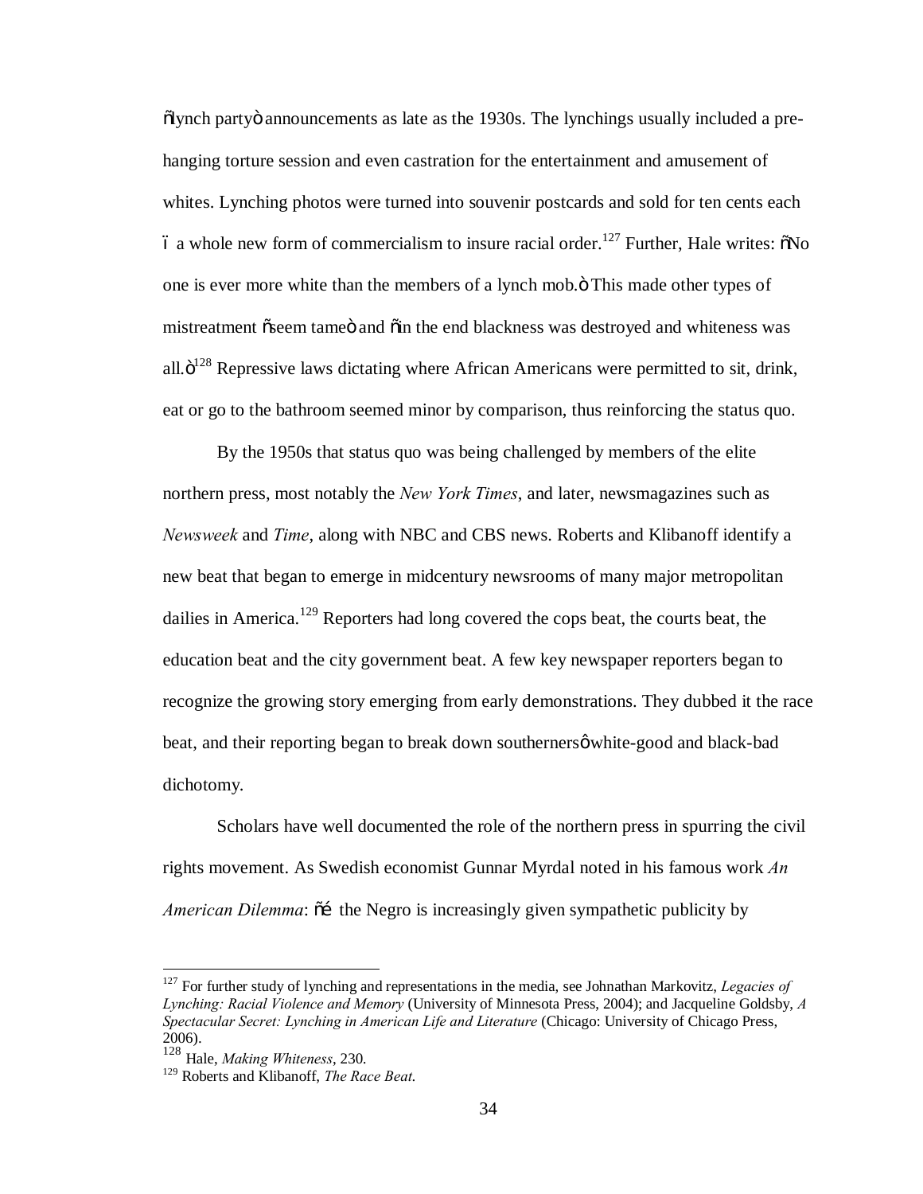"lynch party" announcements as late as the 1930s. The lynchings usually included a pre-hanging torture session and even castration for the entertainment and amusement of whites. Lynching photos were turned into souvenir postcards and sold for ten cents each – a whole new form of commercialism to insure racial order.[127] Further, Hale writes: "No one is ever more white than the members of a lynch mob." This made other types of mistreatment "seem tame" and "in the end blackness was destroyed and whiteness was all."[128] Repressive laws dictating where African Americans were permitted to sit, drink, eat or go to the bathroom seemed minor by comparison, thus reinforcing the status quo.

By the 1950s that status quo was being challenged by members of the elite northern press, most notably the *New York Times*, and later, newsmagazines such as *Newsweek* and *Time*, along with NBC and CBS news. Roberts and Klibanoff identify a new beat that began to emerge in midcentury newsrooms of many major metropolitan dailies in America.[129] Reporters had long covered the cops beat, the courts beat, the education beat and the city government beat. A few key newspaper reporters began to recognize the growing story emerging from early demonstrations. They dubbed it the race beat, and their reporting began to break down southerners' white-good and black-bad dichotomy.

Scholars have well documented the role of the northern press in spurring the civil rights movement. As Swedish economist Gunnar Myrdal noted in his famous work *An American Dilemma*: "… the Negro is increasingly given sympathetic publicity by

---

[127] For further study of lynching and representations in the media, see Johnathan Markovitz, *Legacies of Lynching: Racial Violence and Memory* (University of Minnesota Press, 2004); and Jacqueline Goldsby, *A Spectacular Secret: Lynching in American Life and Literature* (Chicago: University of Chicago Press, 2006).

[128] Hale, *Making Whiteness*, 230.

[129] Roberts and Klibanoff, *The Race Beat*.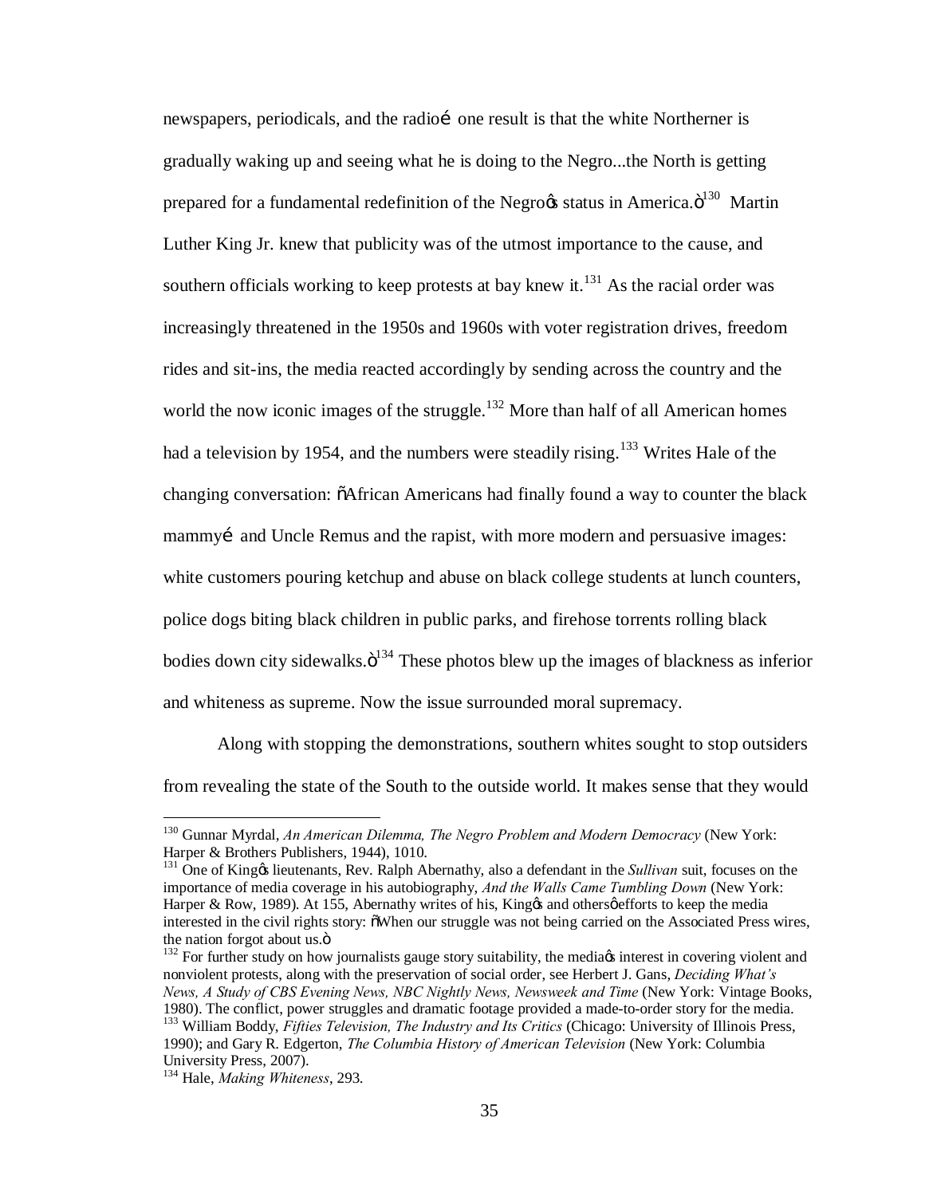newspapers, periodicals, and the radio… one result is that the white Northerner is gradually waking up and seeing what he is doing to the Negro...the North is getting prepared for a fundamental redefinition of the Negro's status in America."[130] Martin Luther King Jr. knew that publicity was of the utmost importance to the cause, and southern officials working to keep protests at bay knew it.[131] As the racial order was increasingly threatened in the 1950s and 1960s with voter registration drives, freedom rides and sit-ins, the media reacted accordingly by sending across the country and the world the now iconic images of the struggle.[132] More than half of all American homes had a television by 1954, and the numbers were steadily rising.[133] Writes Hale of the changing conversation: "African Americans had finally found a way to counter the black mammy… and Uncle Remus and the rapist, with more modern and persuasive images: white customers pouring ketchup and abuse on black college students at lunch counters, police dogs biting black children in public parks, and firehose torrents rolling black bodies down city sidewalks."[134] These photos blew up the images of blackness as inferior and whiteness as supreme. Now the issue surrounded moral supremacy.

Along with stopping the demonstrations, southern whites sought to stop outsiders from revealing the state of the South to the outside world. It makes sense that they would

---

[130] Gunnar Myrdal, *An American Dilemma, The Negro Problem and Modern Democracy* (New York: Harper & Brothers Publishers, 1944), 1010.

[131] One of King's lieutenants, Rev. Ralph Abernathy, also a defendant in the *Sullivan* suit, focuses on the importance of media coverage in his autobiography, *And the Walls Came Tumbling Down* (New York: Harper & Row, 1989). At 155, Abernathy writes of his, King's and others' efforts to keep the media interested in the civil rights story: "When our struggle was not being carried on the Associated Press wires, the nation forgot about us."

[132] For further study on how journalists gauge story suitability, the media's interest in covering violent and nonviolent protests, along with the preservation of social order, see Herbert J. Gans, *Deciding What's News, A Study of CBS Evening News, NBC Nightly News, Newsweek and Time* (New York: Vintage Books, 1980). The conflict, power struggles and dramatic footage provided a made-to-order story for the media.

[133] William Boddy, *Fifties Television, The Industry and Its Critics* (Chicago: University of Illinois Press, 1990); and Gary R. Edgerton, *The Columbia History of American Television* (New York: Columbia University Press, 2007).

[134] Hale, *Making Whiteness*, 293.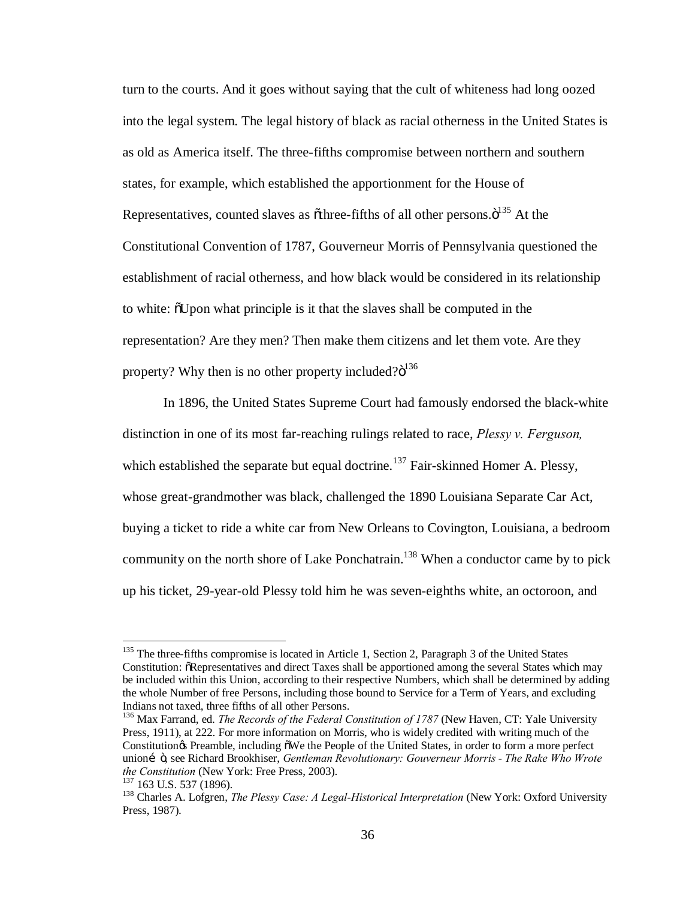turn to the courts. And it goes without saying that the cult of whiteness had long oozed into the legal system. The legal history of black as racial otherness in the United States is as old as America itself. The three-fifths compromise between northern and southern states, for example, which established the apportionment for the House of Representatives, counted slaves as "three-fifths of all other persons."[135] At the Constitutional Convention of 1787, Gouverneur Morris of Pennsylvania questioned the establishment of racial otherness, and how black would be considered in its relationship to white: "Upon what principle is it that the slaves shall be computed in the representation? Are they men? Then make them citizens and let them vote. Are they property? Why then is no other property included?"[136]

In 1896, the United States Supreme Court had famously endorsed the black-white distinction in one of its most far-reaching rulings related to race, *Plessy v. Ferguson,* which established the separate but equal doctrine.[137] Fair-skinned Homer A. Plessy, whose great-grandmother was black, challenged the 1890 Louisiana Separate Car Act, buying a ticket to ride a white car from New Orleans to Covington, Louisiana, a bedroom community on the north shore of Lake Ponchatrain.[138] When a conductor came by to pick up his ticket, 29-year-old Plessy told him he was seven-eighths white, an octoroon, and

---

[135] The three-fifths compromise is located in Article 1, Section 2, Paragraph 3 of the United States Constitution: "Representatives and direct Taxes shall be apportioned among the several States which may be included within this Union, according to their respective Numbers, which shall be determined by adding the whole Number of free Persons, including those bound to Service for a Term of Years, and excluding Indians not taxed, three fifths of all other Persons.

[136] Max Farrand, ed. *The Records of the Federal Constitution of 1787* (New Haven, CT: Yale University Press, 1911), at 222. For more information on Morris, who is widely credited with writing much of the Constitution's Preamble, including "We the People of the United States, in order to form a more perfect union…", see Richard Brookhiser, *Gentleman Revolutionary: Gouverneur Morris - The Rake Who Wrote the Constitution* (New York: Free Press, 2003).

[137] 163 U.S. 537 (1896).

[138] Charles A. Lofgren, *The Plessy Case: A Legal-Historical Interpretation* (New York: Oxford University Press, 1987).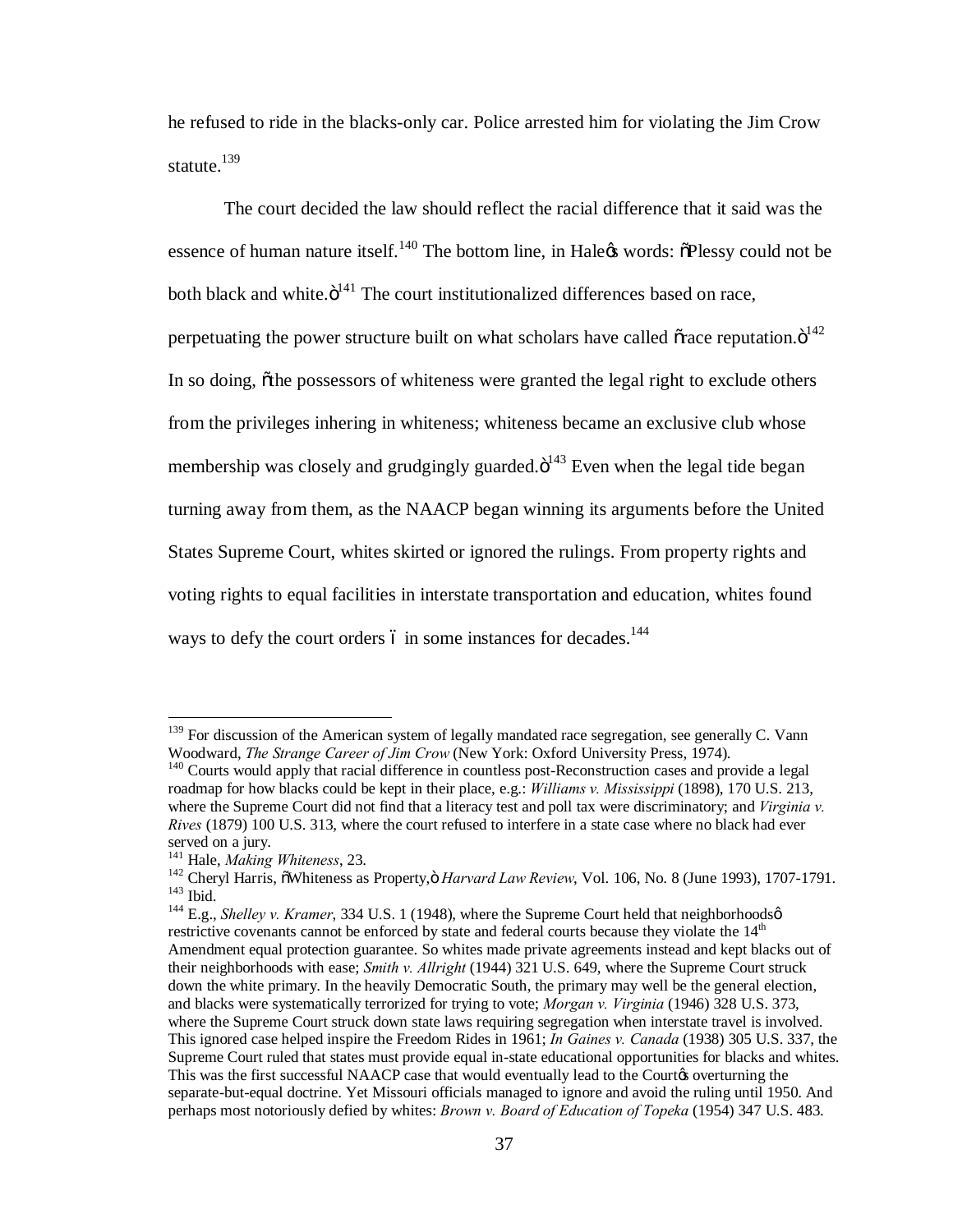he refused to ride in the blacks-only car. Police arrested him for violating the Jim Crow statute.[139]

The court decided the law should reflect the racial difference that it said was the essence of human nature itself.[140] The bottom line, in Hale's words: "Plessy could not be both black and white."[141] The court institutionalized differences based on race, perpetuating the power structure built on what scholars have called "race reputation."[142] In so doing, "the possessors of whiteness were granted the legal right to exclude others from the privileges inhering in whiteness; whiteness became an exclusive club whose membership was closely and grudgingly guarded."[143] Even when the legal tide began turning away from them, as the NAACP began winning its arguments before the United States Supreme Court, whites skirted or ignored the rulings. From property rights and voting rights to equal facilities in interstate transportation and education, whites found ways to defy the court orders – in some instances for decades.[144]

---

[139] For discussion of the American system of legally mandated race segregation, see generally C. Vann Woodward, *The Strange Career of Jim Crow* (New York: Oxford University Press, 1974).

[140] Courts would apply that racial difference in countless post-Reconstruction cases and provide a legal roadmap for how blacks could be kept in their place, e.g.: *Williams v. Mississippi* (1898), 170 U.S. 213, where the Supreme Court did not find that a literacy test and poll tax were discriminatory; and *Virginia v. Rives* (1879) 100 U.S. 313, where the court refused to interfere in a state case where no black had ever served on a jury.

[141] Hale, *Making Whiteness*, 23.

[142] Cheryl Harris, "Whiteness as Property," *Harvard Law Review*, Vol. 106, No. 8 (June 1993), 1707-1791.

[143] Ibid.

[144] E.g., *Shelley v. Kramer*, 334 U.S. 1 (1948), where the Supreme Court held that neighborhoods' restrictive covenants cannot be enforced by state and federal courts because they violate the 14th Amendment equal protection guarantee. So whites made private agreements instead and kept blacks out of their neighborhoods with ease; *Smith v. Allright* (1944) 321 U.S. 649, where the Supreme Court struck down the white primary. In the heavily Democratic South, the primary may well be the general election, and blacks were systematically terrorized for trying to vote; *Morgan v. Virginia* (1946) 328 U.S. 373, where the Supreme Court struck down state laws requiring segregation when interstate travel is involved. This ignored case helped inspire the Freedom Rides in 1961; *In Gaines v. Canada* (1938) 305 U.S. 337, the Supreme Court ruled that states must provide equal in-state educational opportunities for blacks and whites. This was the first successful NAACP case that would eventually lead to the Court's overturning the separate-but-equal doctrine. Yet Missouri officials managed to ignore and avoid the ruling until 1950. And perhaps most notoriously defied by whites: *Brown v. Board of Education of Topeka* (1954) 347 U.S. 483.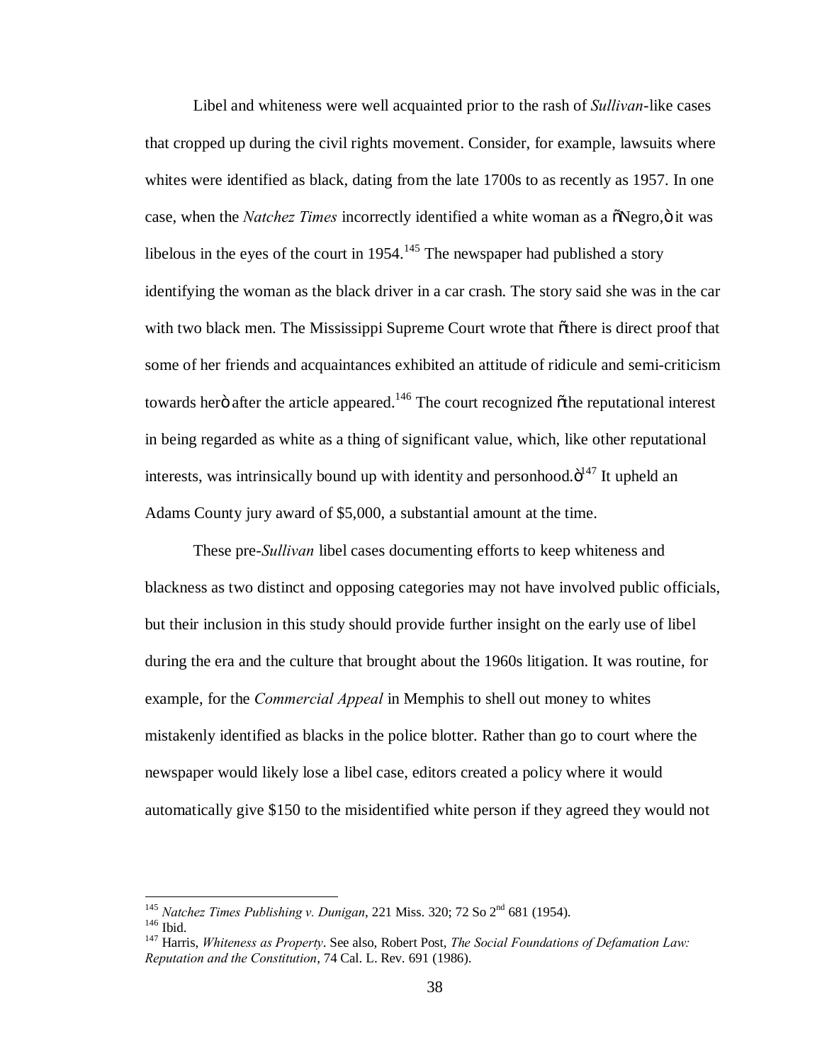Libel and whiteness were well acquainted prior to the rash of *Sullivan*-like cases that cropped up during the civil rights movement. Consider, for example, lawsuits where whites were identified as black, dating from the late 1700s to as recently as 1957. In one case, when the *Natchez Times* incorrectly identified a white woman as a "Negro," it was libelous in the eyes of the court in 1954.[145] The newspaper had published a story identifying the woman as the black driver in a car crash. The story said she was in the car with two black men. The Mississippi Supreme Court wrote that "there is direct proof that some of her friends and acquaintances exhibited an attitude of ridicule and semi-criticism towards her" after the article appeared.[146] The court recognized "the reputational interest in being regarded as white as a thing of significant value, which, like other reputational interests, was intrinsically bound up with identity and personhood."[147] It upheld an Adams County jury award of $5,000, a substantial amount at the time.

These pre-*Sullivan* libel cases documenting efforts to keep whiteness and blackness as two distinct and opposing categories may not have involved public officials, but their inclusion in this study should provide further insight on the early use of libel during the era and the culture that brought about the 1960s litigation. It was routine, for example, for the *Commercial Appeal* in Memphis to shell out money to whites mistakenly identified as blacks in the police blotter. Rather than go to court where the newspaper would likely lose a libel case, editors created a policy where it would automatically give $150 to the misidentified white person if they agreed they would not

---

[145] *Natchez Times Publishing v. Dunigan*, 221 Miss. 320; 72 So 2nd 681 (1954).

[146] Ibid.

[147] Harris, *Whiteness as Property*. See also, Robert Post, *The Social Foundations of Defamation Law: Reputation and the Constitution*, 74 Cal. L. Rev. 691 (1986).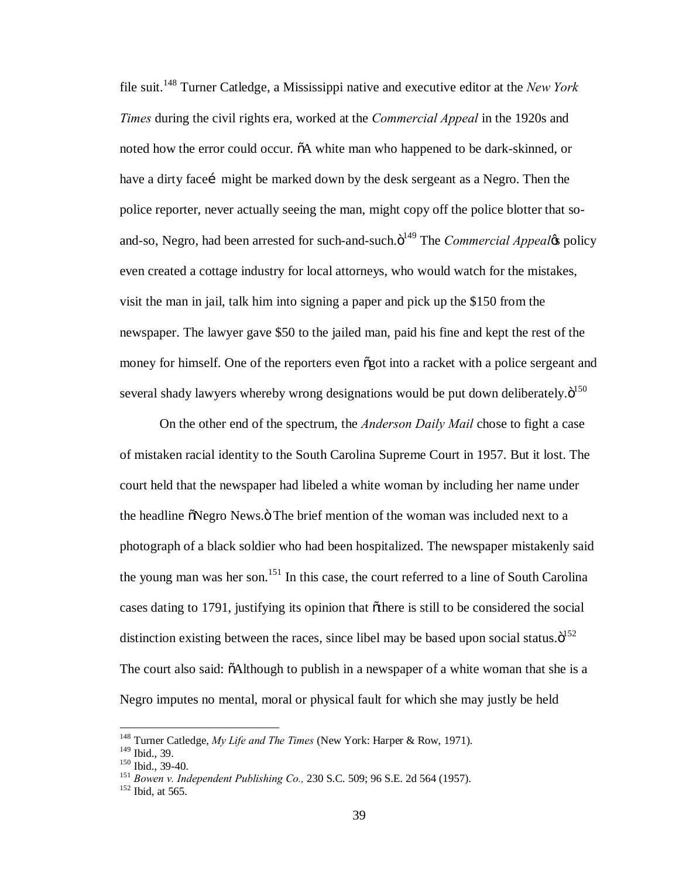file suit.[148] Turner Catledge, a Mississippi native and executive editor at the *New York Times* during the civil rights era, worked at the *Commercial Appeal* in the 1920s and noted how the error could occur. "A white man who happened to be dark-skinned, or have a dirty face… might be marked down by the desk sergeant as a Negro. Then the police reporter, never actually seeing the man, might copy off the police blotter that so-and-so, Negro, had been arrested for such-and-such."[149] The *Commercial Appeal*'s policy even created a cottage industry for local attorneys, who would watch for the mistakes, visit the man in jail, talk him into signing a paper and pick up the $150 from the newspaper. The lawyer gave $50 to the jailed man, paid his fine and kept the rest of the money for himself. One of the reporters even "got into a racket with a police sergeant and several shady lawyers whereby wrong designations would be put down deliberately."[150]

On the other end of the spectrum, the *Anderson Daily Mail* chose to fight a case of mistaken racial identity to the South Carolina Supreme Court in 1957. But it lost. The court held that the newspaper had libeled a white woman by including her name under the headline "Negro News." The brief mention of the woman was included next to a photograph of a black soldier who had been hospitalized. The newspaper mistakenly said the young man was her son.[151] In this case, the court referred to a line of South Carolina cases dating to 1791, justifying its opinion that "there is still to be considered the social distinction existing between the races, since libel may be based upon social status."[152] The court also said: "Although to publish in a newspaper of a white woman that she is a Negro imputes no mental, moral or physical fault for which she may justly be held

---

[148] Turner Catledge, *My Life and The Times* (New York: Harper & Row, 1971).

[149] Ibid., 39.

[150] Ibid., 39-40.

[151] *Bowen v. Independent Publishing Co.,* 230 S.C. 509; 96 S.E. 2d 564 (1957).

[152] Ibid, at 565.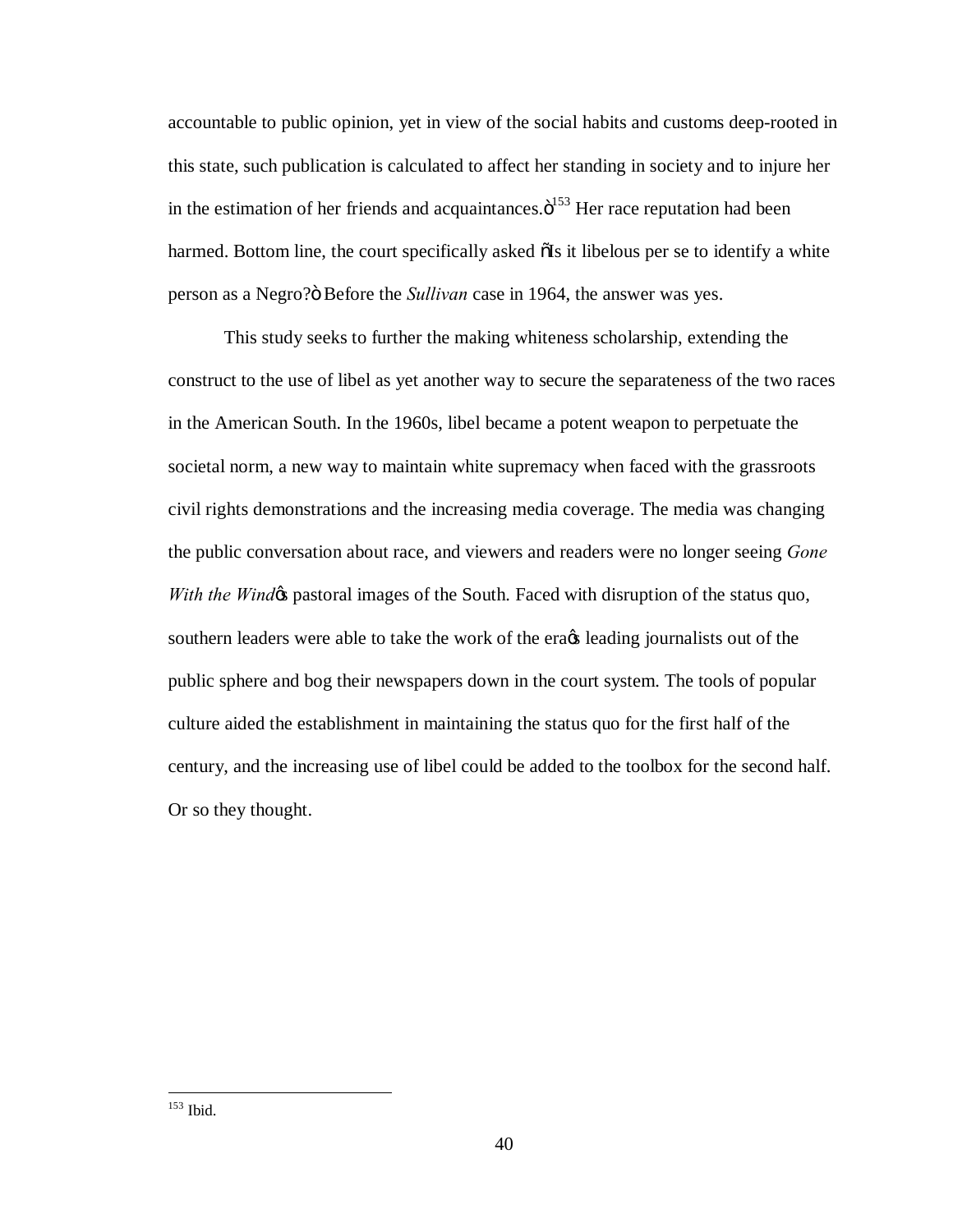accountable to public opinion, yet in view of the social habits and customs deep-rooted in this state, such publication is calculated to affect her standing in society and to injure her in the estimation of her friends and acquaintances."[153] Her race reputation had been harmed. Bottom line, the court specifically asked "Is it libelous per se to identify a white person as a Negro?" Before the *Sullivan* case in 1964, the answer was yes.

This study seeks to further the making whiteness scholarship, extending the construct to the use of libel as yet another way to secure the separateness of the two races in the American South. In the 1960s, libel became a potent weapon to perpetuate the societal norm, a new way to maintain white supremacy when faced with the grassroots civil rights demonstrations and the increasing media coverage. The media was changing the public conversation about race, and viewers and readers were no longer seeing *Gone With the Wind*'s pastoral images of the South. Faced with disruption of the status quo, southern leaders were able to take the work of the era's leading journalists out of the public sphere and bog their newspapers down in the court system. The tools of popular culture aided the establishment in maintaining the status quo for the first half of the century, and the increasing use of libel could be added to the toolbox for the second half. Or so they thought.

---

[153] Ibid.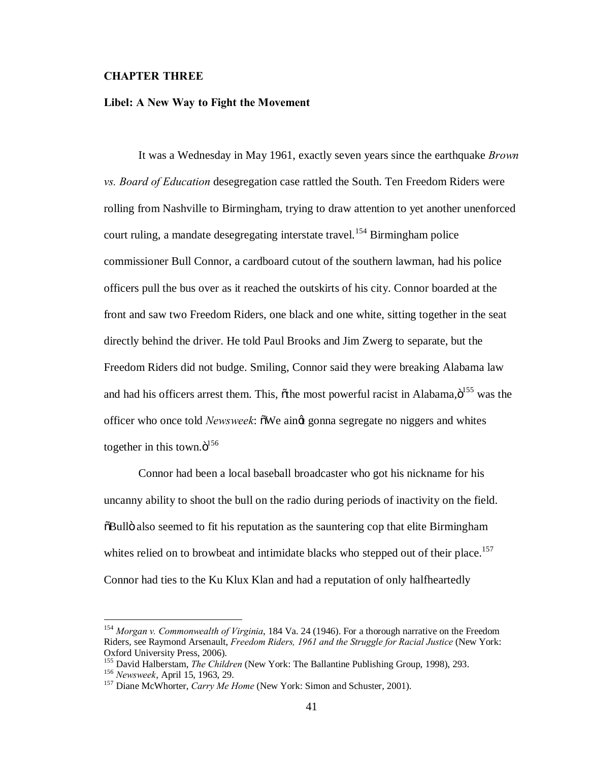**CHAPTER THREE**

**Libel: A New Way to Fight the Movement**

It was a Wednesday in May 1961, exactly seven years since the earthquake *Brown vs. Board of Education* desegregation case rattled the South. Ten Freedom Riders were rolling from Nashville to Birmingham, trying to draw attention to yet another unenforced court ruling, a mandate desegregating interstate travel.[154] Birmingham police commissioner Bull Connor, a cardboard cutout of the southern lawman, had his police officers pull the bus over as it reached the outskirts of his city. Connor boarded at the front and saw two Freedom Riders, one black and one white, sitting together in the seat directly behind the driver. He told Paul Brooks and Jim Zwerg to separate, but the Freedom Riders did not budge. Smiling, Connor said they were breaking Alabama law and had his officers arrest them. This, "the most powerful racist in Alabama,"[155] was the officer who once told *Newsweek*: "We ain't gonna segregate no niggers and whites together in this town."[156]

Connor had been a local baseball broadcaster who got his nickname for his uncanny ability to shoot the bull on the radio during periods of inactivity on the field. "Bull" also seemed to fit his reputation as the sauntering cop that elite Birmingham whites relied on to browbeat and intimidate blacks who stepped out of their place.[157] Connor had ties to the Ku Klux Klan and had a reputation of only halfheartedly

---

[154] *Morgan v. Commonwealth of Virginia*, 184 Va. 24 (1946). For a thorough narrative on the Freedom Riders, see Raymond Arsenault, *Freedom Riders, 1961 and the Struggle for Racial Justice* (New York: Oxford University Press, 2006).

[155] David Halberstam, *The Children* (New York: The Ballantine Publishing Group, 1998), 293.

[156] *Newsweek*, April 15, 1963, 29.

[157] Diane McWhorter, *Carry Me Home* (New York: Simon and Schuster, 2001).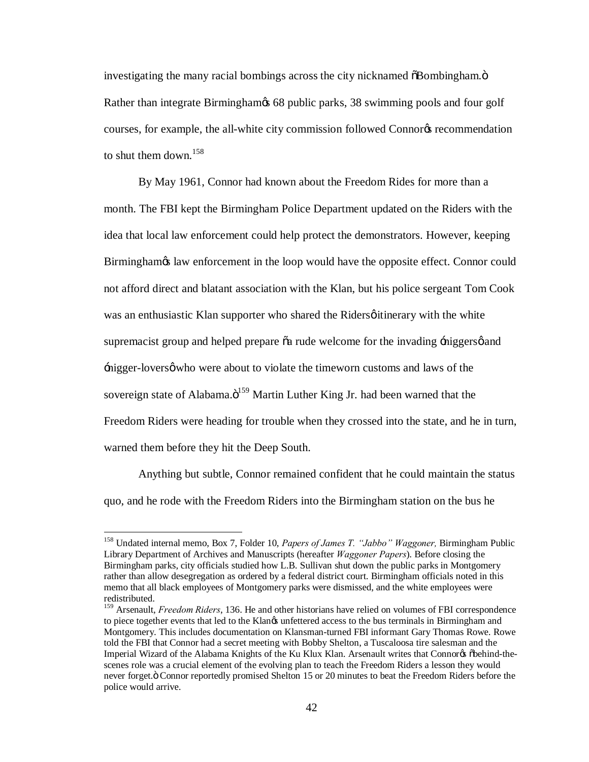investigating the many racial bombings across the city nicknamed "Bombingham." Rather than integrate Birmingham's 68 public parks, 38 swimming pools and four golf courses, for example, the all-white city commission followed Connor's recommendation to shut them down.[158]

By May 1961, Connor had known about the Freedom Rides for more than a month. The FBI kept the Birmingham Police Department updated on the Riders with the idea that local law enforcement could help protect the demonstrators. However, keeping Birmingham's law enforcement in the loop would have the opposite effect. Connor could not afford direct and blatant association with the Klan, but his police sergeant Tom Cook was an enthusiastic Klan supporter who shared the Riders' itinerary with the white supremacist group and helped prepare "a rude welcome for the invading 'niggers' and 'nigger-lovers' who were about to violate the timeworn customs and laws of the sovereign state of Alabama."[159] Martin Luther King Jr. had been warned that the Freedom Riders were heading for trouble when they crossed into the state, and he in turn, warned them before they hit the Deep South.

Anything but subtle, Connor remained confident that he could maintain the status quo, and he rode with the Freedom Riders into the Birmingham station on the bus he

---

[158] Undated internal memo, Box 7, Folder 10, *Papers of James T. "Jabbo" Waggoner,* Birmingham Public Library Department of Archives and Manuscripts (hereafter *Waggoner Papers*). Before closing the Birmingham parks, city officials studied how L.B. Sullivan shut down the public parks in Montgomery rather than allow desegregation as ordered by a federal district court. Birmingham officials noted in this memo that all black employees of Montgomery parks were dismissed, and the white employees were redistributed.

[159] Arsenault, *Freedom Riders*, 136. He and other historians have relied on volumes of FBI correspondence to piece together events that led to the Klan's unfettered access to the bus terminals in Birmingham and Montgomery. This includes documentation on Klansman-turned FBI informant Gary Thomas Rowe. Rowe told the FBI that Connor had a secret meeting with Bobby Shelton, a Tuscaloosa tire salesman and the Imperial Wizard of the Alabama Knights of the Ku Klux Klan. Arsenault writes that Connor's "behind-the-scenes role was a crucial element of the evolving plan to teach the Freedom Riders a lesson they would never forget." Connor reportedly promised Shelton 15 or 20 minutes to beat the Freedom Riders before the police would arrive.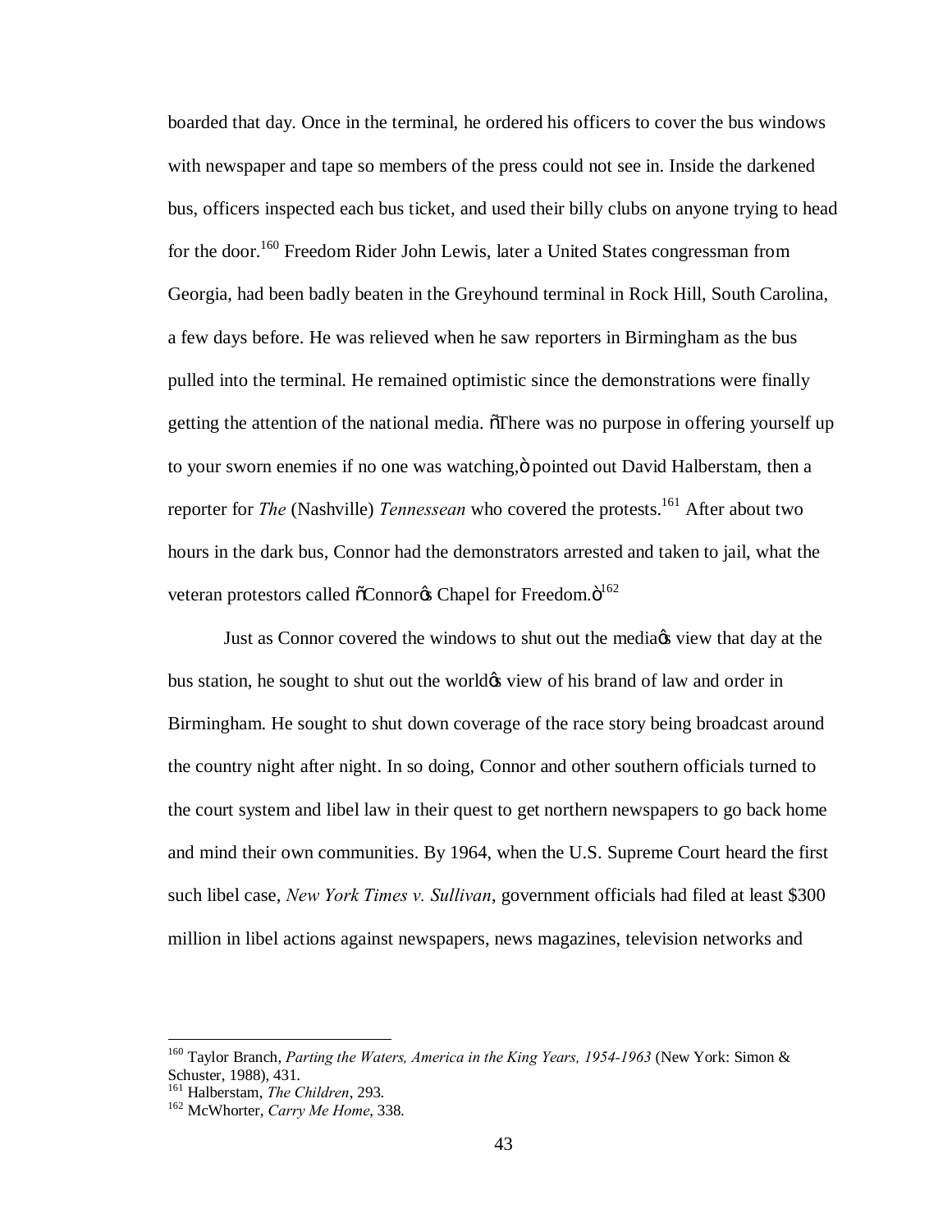boarded that day. Once in the terminal, he ordered his officers to cover the bus windows with newspaper and tape so members of the press could not see in. Inside the darkened bus, officers inspected each bus ticket, and used their billy clubs on anyone trying to head for the door.[160] Freedom Rider John Lewis, later a United States congressman from Georgia, had been badly beaten in the Greyhound terminal in Rock Hill, South Carolina, a few days before. He was relieved when he saw reporters in Birmingham as the bus pulled into the terminal. He remained optimistic since the demonstrations were finally getting the attention of the national media. "There was no purpose in offering yourself up to your sworn enemies if no one was watching," pointed out David Halberstam, then a reporter for *The* (Nashville) *Tennessean* who covered the protests.[161] After about two hours in the dark bus, Connor had the demonstrators arrested and taken to jail, what the veteran protestors called "Connor's Chapel for Freedom."[162]

Just as Connor covered the windows to shut out the media's view that day at the bus station, he sought to shut out the world's view of his brand of law and order in Birmingham. He sought to shut down coverage of the race story being broadcast around the country night after night. In so doing, Connor and other southern officials turned to the court system and libel law in their quest to get northern newspapers to go back home and mind their own communities. By 1964, when the U.S. Supreme Court heard the first such libel case, *New York Times v. Sullivan*, government officials had filed at least $300 million in libel actions against newspapers, news magazines, television networks and

---

[160] Taylor Branch, *Parting the Waters, America in the King Years, 1954-1963* (New York: Simon & Schuster, 1988), 431.

[161] Halberstam, *The Children*, 293.

[162] McWhorter, *Carry Me Home*, 338.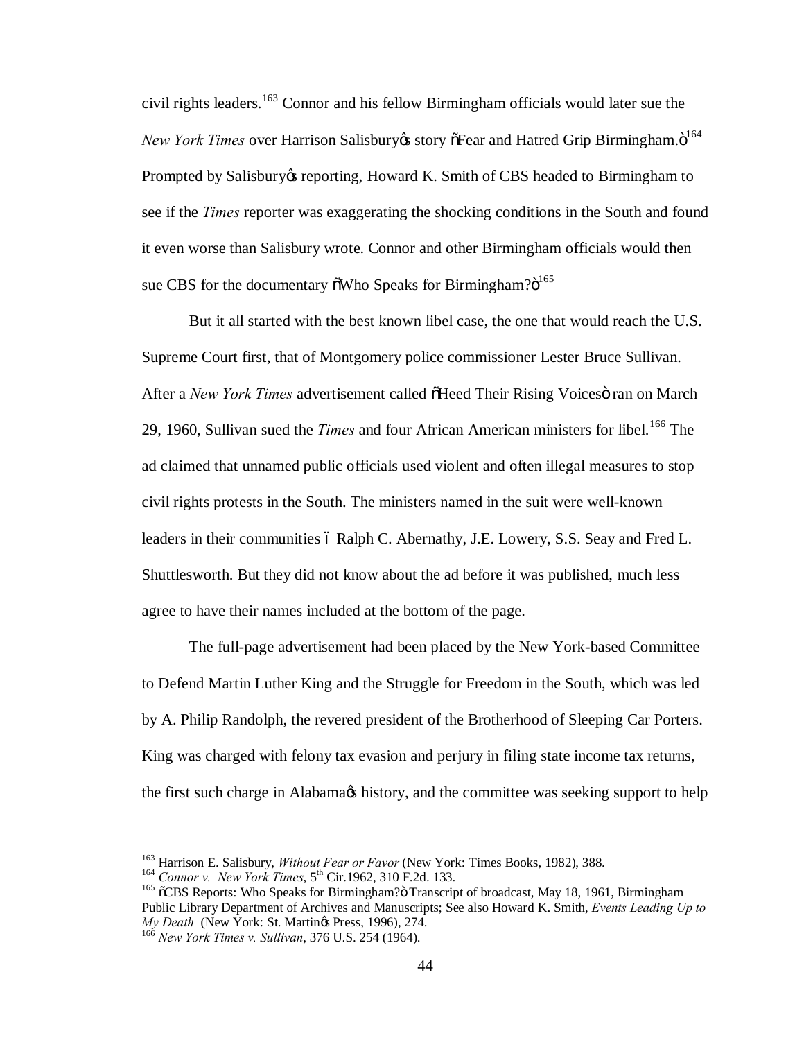civil rights leaders.[163] Connor and his fellow Birmingham officials would later sue the *New York Times* over Harrison Salisbury's story "Fear and Hatred Grip Birmingham."[164] Prompted by Salisbury's reporting, Howard K. Smith of CBS headed to Birmingham to see if the *Times* reporter was exaggerating the shocking conditions in the South and found it even worse than Salisbury wrote. Connor and other Birmingham officials would then sue CBS for the documentary "Who Speaks for Birmingham?"[165]

But it all started with the best known libel case, the one that would reach the U.S. Supreme Court first, that of Montgomery police commissioner Lester Bruce Sullivan. After a *New York Times* advertisement called "Heed Their Rising Voices" ran on March 29, 1960, Sullivan sued the *Times* and four African American ministers for libel.[166] The ad claimed that unnamed public officials used violent and often illegal measures to stop civil rights protests in the South. The ministers named in the suit were well-known leaders in their communities – Ralph C. Abernathy, J.E. Lowery, S.S. Seay and Fred L. Shuttlesworth. But they did not know about the ad before it was published, much less agree to have their names included at the bottom of the page.

The full-page advertisement had been placed by the New York-based Committee to Defend Martin Luther King and the Struggle for Freedom in the South, which was led by A. Philip Randolph, the revered president of the Brotherhood of Sleeping Car Porters. King was charged with felony tax evasion and perjury in filing state income tax returns, the first such charge in Alabama's history, and the committee was seeking support to help

---

[163] Harrison E. Salisbury, *Without Fear or Favor* (New York: Times Books, 1982), 388.
[164] *Connor v. New York Times*, 5th Cir.1962, 310 F.2d. 133.
[165] "CBS Reports: Who Speaks for Birmingham?" Transcript of broadcast, May 18, 1961, Birmingham Public Library Department of Archives and Manuscripts; See also Howard K. Smith, *Events Leading Up to My Death* (New York: St. Martin's Press, 1996), 274.
[166] *New York Times v. Sullivan*, 376 U.S. 254 (1964).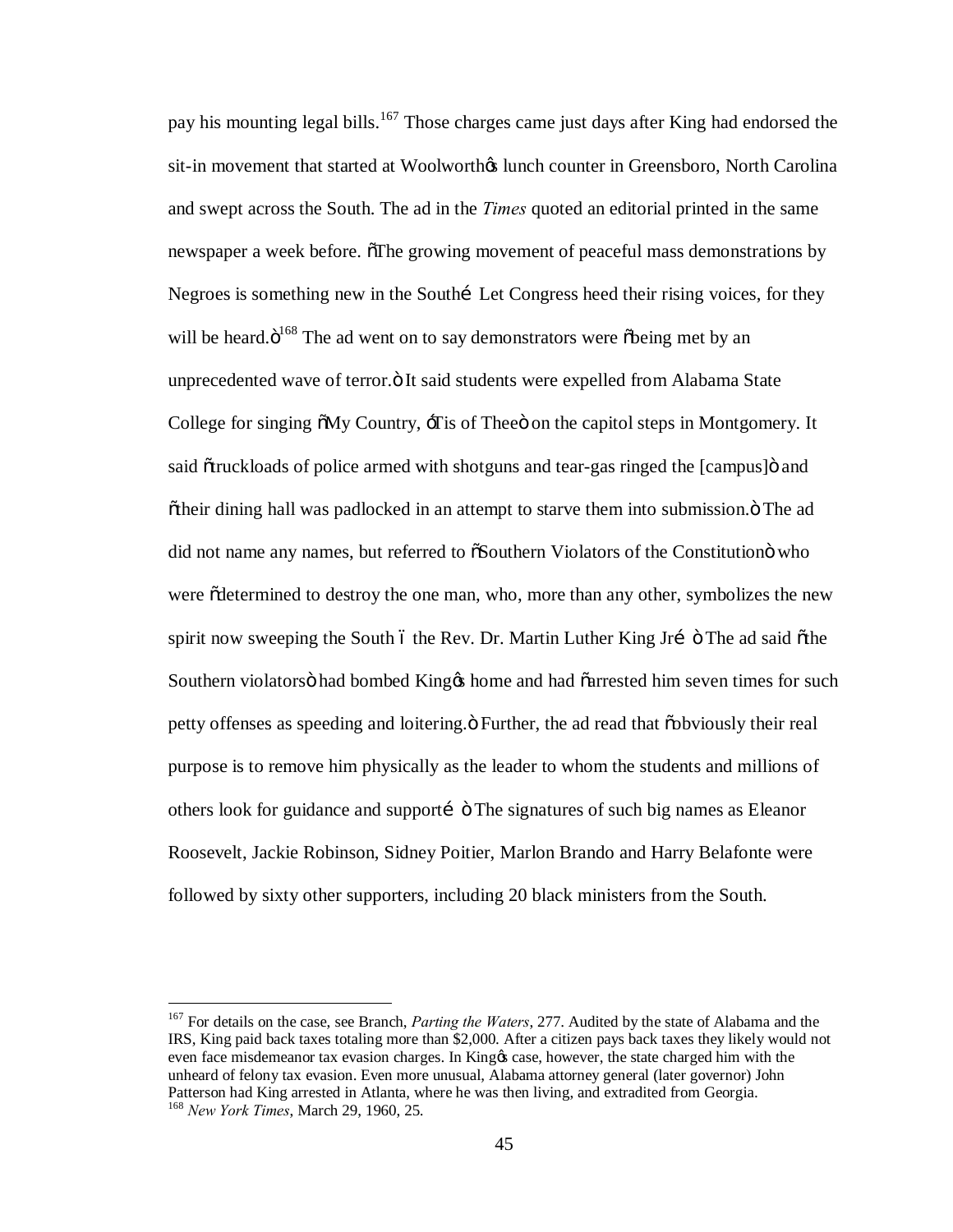pay his mounting legal bills.[167] Those charges came just days after King had endorsed the sit-in movement that started at Woolworth's lunch counter in Greensboro, North Carolina and swept across the South. The ad in the *Times* quoted an editorial printed in the same newspaper a week before. "The growing movement of peaceful mass demonstrations by Negroes is something new in the South… Let Congress heed their rising voices, for they will be heard."[168] The ad went on to say demonstrators were "being met by an unprecedented wave of terror." It said students were expelled from Alabama State College for singing "My Country, 'Tis of Thee" on the capitol steps in Montgomery. It said "truckloads of police armed with shotguns and tear-gas ringed the [campus]" and "their dining hall was padlocked in an attempt to starve them into submission." The ad did not name any names, but referred to "Southern Violators of the Constitution" who were "determined to destroy the one man, who, more than any other, symbolizes the new spirit now sweeping the South – the Rev. Dr. Martin Luther King Jr… " The ad said "the Southern violators" had bombed King's home and had "arrested him seven times for such petty offenses as speeding and loitering." Further, the ad read that "obviously their real purpose is to remove him physically as the leader to whom the students and millions of others look for guidance and support… " The signatures of such big names as Eleanor Roosevelt, Jackie Robinson, Sidney Poitier, Marlon Brando and Harry Belafonte were followed by sixty other supporters, including 20 black ministers from the South.

---

[167] For details on the case, see Branch, *Parting the Waters*, 277. Audited by the state of Alabama and the IRS, King paid back taxes totaling more than $2,000. After a citizen pays back taxes they likely would not even face misdemeanor tax evasion charges. In King's case, however, the state charged him with the unheard of felony tax evasion. Even more unusual, Alabama attorney general (later governor) John Patterson had King arrested in Atlanta, where he was then living, and extradited from Georgia.

[168] *New York Times*, March 29, 1960, 25.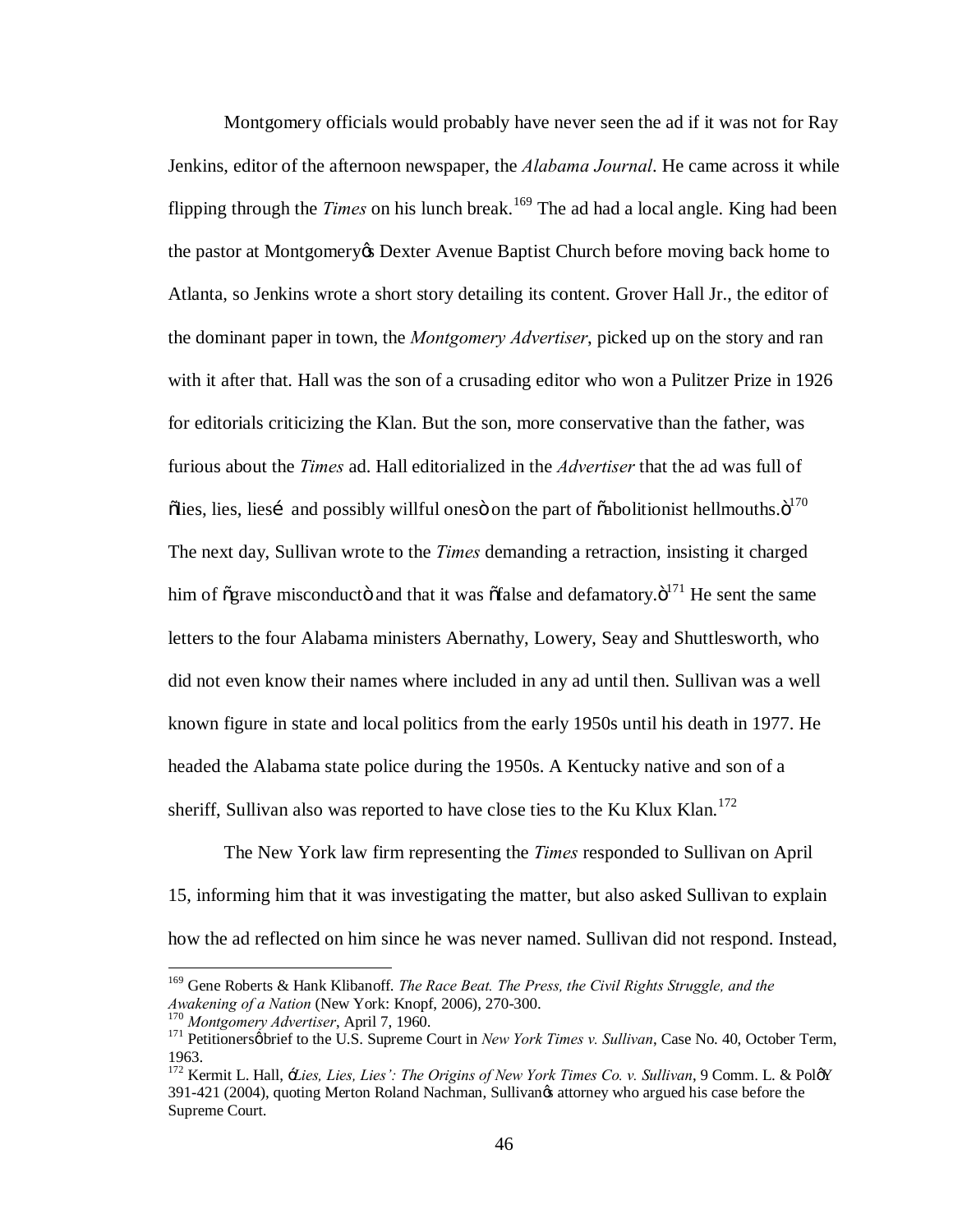Montgomery officials would probably have never seen the ad if it was not for Ray Jenkins, editor of the afternoon newspaper, the *Alabama Journal*. He came across it while flipping through the *Times* on his lunch break.[169] The ad had a local angle. King had been the pastor at Montgomery's Dexter Avenue Baptist Church before moving back home to Atlanta, so Jenkins wrote a short story detailing its content. Grover Hall Jr., the editor of the dominant paper in town, the *Montgomery Advertiser*, picked up on the story and ran with it after that. Hall was the son of a crusading editor who won a Pulitzer Prize in 1926 for editorials criticizing the Klan. But the son, more conservative than the father, was furious about the *Times* ad. Hall editorialized in the *Advertiser* that the ad was full of "lies, lies, lies… and possibly willful ones" on the part of "abolitionist hellmouths."[170] The next day, Sullivan wrote to the *Times* demanding a retraction, insisting it charged him of "grave misconduct" and that it was "false and defamatory."[171] He sent the same letters to the four Alabama ministers Abernathy, Lowery, Seay and Shuttlesworth, who did not even know their names where included in any ad until then. Sullivan was a well known figure in state and local politics from the early 1950s until his death in 1977. He headed the Alabama state police during the 1950s. A Kentucky native and son of a sheriff, Sullivan also was reported to have close ties to the Ku Klux Klan.[172]

The New York law firm representing the *Times* responded to Sullivan on April 15, informing him that it was investigating the matter, but also asked Sullivan to explain how the ad reflected on him since he was never named. Sullivan did not respond. Instead,

---

[169] Gene Roberts & Hank Klibanoff. *The Race Beat. The Press, the Civil Rights Struggle, and the Awakening of a Nation* (New York: Knopf, 2006), 270-300.

[170] *Montgomery Advertiser*, April 7, 1960.

[171] Petitioners' brief to the U.S. Supreme Court in *New York Times v. Sullivan*, Case No. 40, October Term, 1963.

[172] Kermit L. Hall, *'Lies, Lies, Lies': The Origins of New York Times Co. v. Sullivan*, 9 Comm. L. & Pol'y 391-421 (2004), quoting Merton Roland Nachman, Sullivan's attorney who argued his case before the Supreme Court.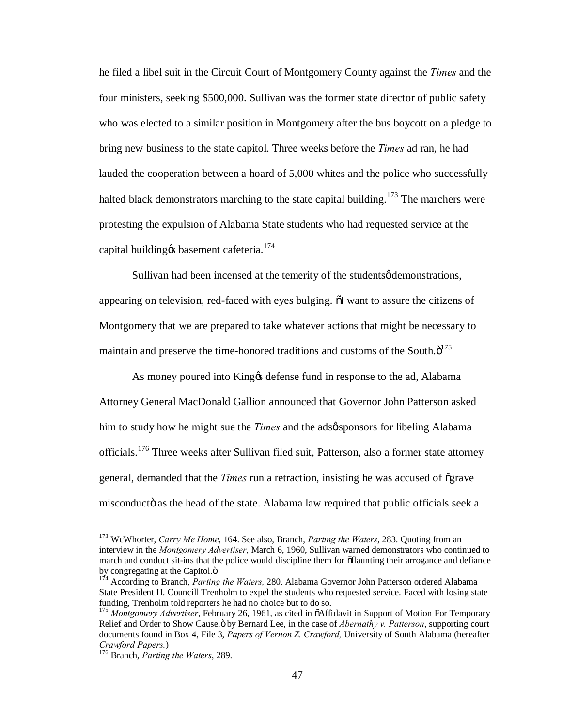he filed a libel suit in the Circuit Court of Montgomery County against the *Times* and the four ministers, seeking $500,000. Sullivan was the former state director of public safety who was elected to a similar position in Montgomery after the bus boycott on a pledge to bring new business to the state capitol. Three weeks before the *Times* ad ran, he had lauded the cooperation between a hoard of 5,000 whites and the police who successfully halted black demonstrators marching to the state capital building.[173] The marchers were protesting the expulsion of Alabama State students who had requested service at the capital building's basement cafeteria.[174]

Sullivan had been incensed at the temerity of the students' demonstrations, appearing on television, red-faced with eyes bulging. "I want to assure the citizens of Montgomery that we are prepared to take whatever actions that might be necessary to maintain and preserve the time-honored traditions and customs of the South."[175]

As money poured into King's defense fund in response to the ad, Alabama Attorney General MacDonald Gallion announced that Governor John Patterson asked him to study how he might sue the *Times* and the ads' sponsors for libeling Alabama officials.[176] Three weeks after Sullivan filed suit, Patterson, also a former state attorney general, demanded that the *Times* run a retraction, insisting he was accused of "grave misconduct" as the head of the state. Alabama law required that public officials seek a

---

[173] WcWhorter, *Carry Me Home*, 164. See also, Branch, *Parting the Waters*, 283. Quoting from an interview in the *Montgomery Advertiser*, March 6, 1960, Sullivan warned demonstrators who continued to march and conduct sit-ins that the police would discipline them for "flaunting their arrogance and defiance by congregating at the Capitol."

[174] According to Branch, *Parting the Waters,* 280, Alabama Governor John Patterson ordered Alabama State President H. Councill Trenholm to expel the students who requested service. Faced with losing state funding, Trenholm told reporters he had no choice but to do so.

[175] *Montgomery Advertiser*, February 26, 1961, as cited in "Affidavit in Support of Motion For Temporary Relief and Order to Show Cause," by Bernard Lee, in the case of *Abernathy v. Patterson*, supporting court documents found in Box 4, File 3, *Papers of Vernon Z. Crawford,* University of South Alabama (hereafter *Crawford Papers.*)

[176] Branch, *Parting the Waters*, 289.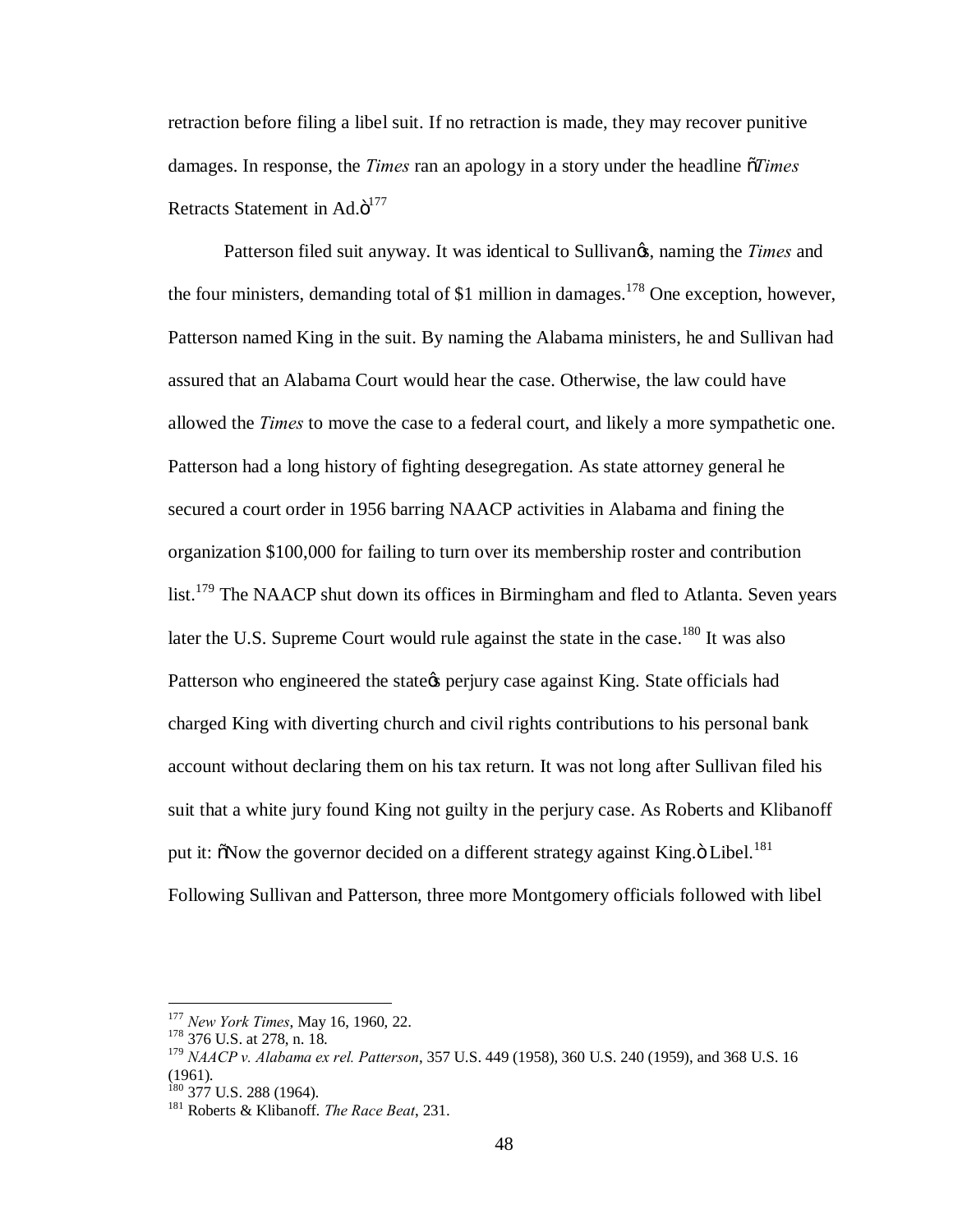retraction before filing a libel suit. If no retraction is made, they may recover punitive damages. In response, the *Times* ran an apology in a story under the headline "*Times* Retracts Statement in Ad."[177]

Patterson filed suit anyway. It was identical to Sullivan's, naming the *Times* and the four ministers, demanding total of $1 million in damages.[178] One exception, however, Patterson named King in the suit. By naming the Alabama ministers, he and Sullivan had assured that an Alabama Court would hear the case. Otherwise, the law could have allowed the *Times* to move the case to a federal court, and likely a more sympathetic one. Patterson had a long history of fighting desegregation. As state attorney general he secured a court order in 1956 barring NAACP activities in Alabama and fining the organization $100,000 for failing to turn over its membership roster and contribution list.[179] The NAACP shut down its offices in Birmingham and fled to Atlanta. Seven years later the U.S. Supreme Court would rule against the state in the case.[180] It was also Patterson who engineered the state's perjury case against King. State officials had charged King with diverting church and civil rights contributions to his personal bank account without declaring them on his tax return. It was not long after Sullivan filed his suit that a white jury found King not guilty in the perjury case. As Roberts and Klibanoff put it: "Now the governor decided on a different strategy against King." Libel.[181] Following Sullivan and Patterson, three more Montgomery officials followed with libel

---

[177] *New York Times*, May 16, 1960, 22.

[178] 376 U.S. at 278, n. 18.

[179] *NAACP v. Alabama ex rel. Patterson*, 357 U.S. 449 (1958), 360 U.S. 240 (1959), and 368 U.S. 16 (1961).

[180] 377 U.S. 288 (1964).

[181] Roberts & Klibanoff. *The Race Beat*, 231.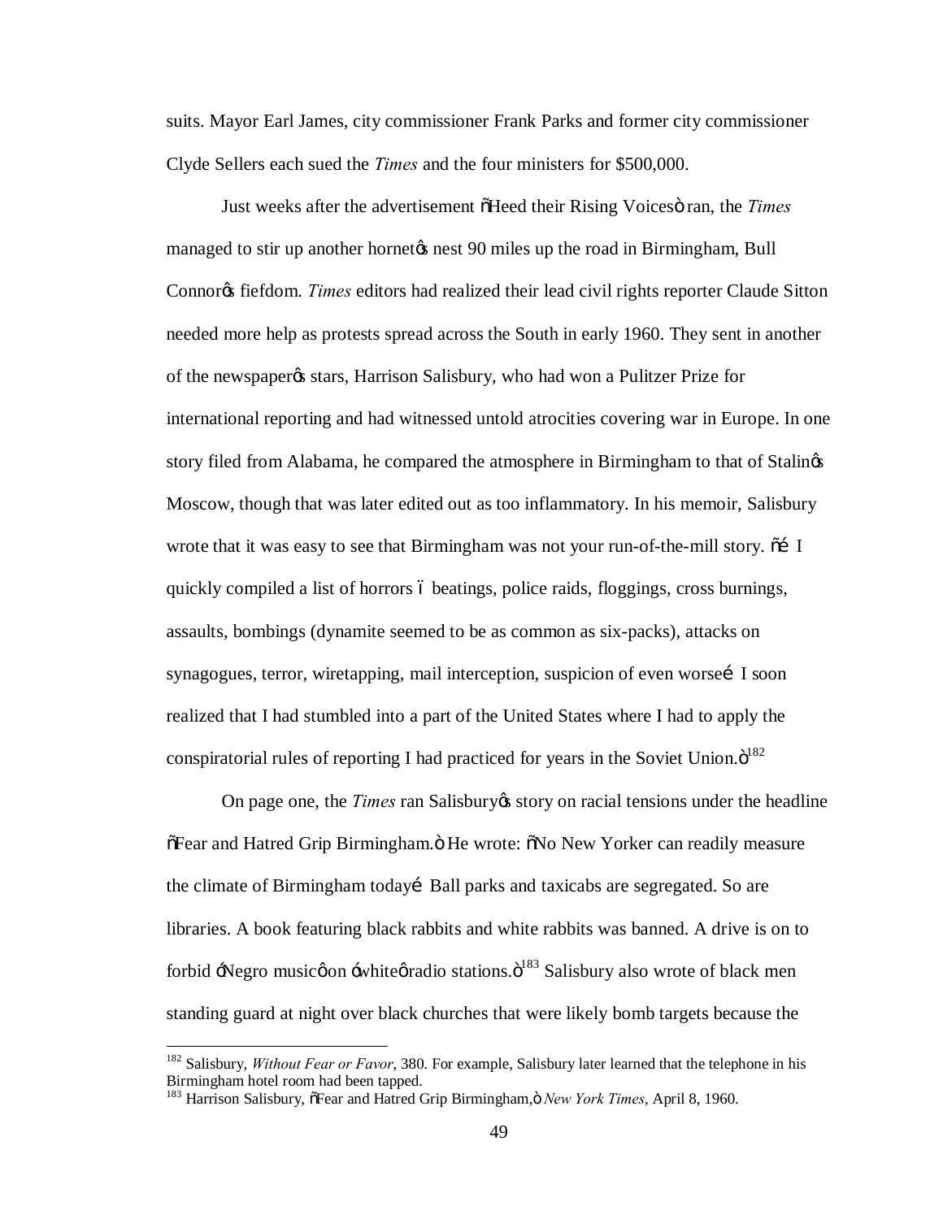suits. Mayor Earl James, city commissioner Frank Parks and former city commissioner Clyde Sellers each sued the *Times* and the four ministers for $500,000.

Just weeks after the advertisement "Heed their Rising Voices" ran, the *Times* managed to stir up another hornet's nest 90 miles up the road in Birmingham, Bull Connor's fiefdom. *Times* editors had realized their lead civil rights reporter Claude Sitton needed more help as protests spread across the South in early 1960. They sent in another of the newspaper's stars, Harrison Salisbury, who had won a Pulitzer Prize for international reporting and had witnessed untold atrocities covering war in Europe. In one story filed from Alabama, he compared the atmosphere in Birmingham to that of Stalin's Moscow, though that was later edited out as too inflammatory. In his memoir, Salisbury wrote that it was easy to see that Birmingham was not your run-of-the-mill story. "… I quickly compiled a list of horrors – beatings, police raids, floggings, cross burnings, assaults, bombings (dynamite seemed to be as common as six-packs), attacks on synagogues, terror, wiretapping, mail interception, suspicion of even worse… I soon realized that I had stumbled into a part of the United States where I had to apply the conspiratorial rules of reporting I had practiced for years in the Soviet Union."[182]

On page one, the *Times* ran Salisbury's story on racial tensions under the headline "Fear and Hatred Grip Birmingham." He wrote: "No New Yorker can readily measure the climate of Birmingham today… Ball parks and taxicabs are segregated. So are libraries. A book featuring black rabbits and white rabbits was banned. A drive is on to forbid 'Negro music' on 'white' radio stations."[183] Salisbury also wrote of black men standing guard at night over black churches that were likely bomb targets because the

---

[182] Salisbury, *Without Fear or Favor*, 380. For example, Salisbury later learned that the telephone in his Birmingham hotel room had been tapped.

[183] Harrison Salisbury, "Fear and Hatred Grip Birmingham," *New York Times*, April 8, 1960.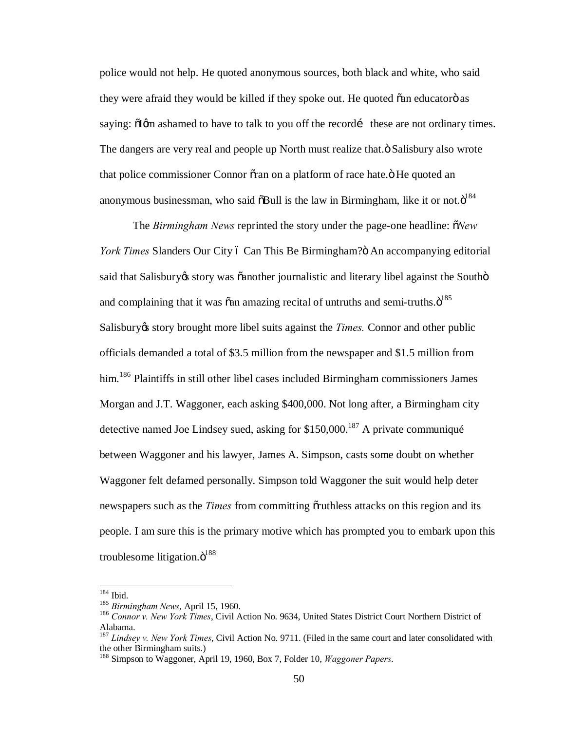police would not help. He quoted anonymous sources, both black and white, who said they were afraid they would be killed if they spoke out. He quoted "an educator" as saying: "I'm ashamed to have to talk to you off the record… these are not ordinary times. The dangers are very real and people up North must realize that." Salisbury also wrote that police commissioner Connor "ran on a platform of race hate." He quoted an anonymous businessman, who said "Bull is the law in Birmingham, like it or not."[184]

The *Birmingham News* reprinted the story under the page-one headline: "*New York Times* Slanders Our City – Can This Be Birmingham?" An accompanying editorial said that Salisbury's story was "another journalistic and literary libel against the South" and complaining that it was "an amazing recital of untruths and semi-truths."[185] Salisbury's story brought more libel suits against the *Times.* Connor and other public officials demanded a total of $3.5 million from the newspaper and $1.5 million from him.[186] Plaintiffs in still other libel cases included Birmingham commissioners James Morgan and J.T. Waggoner, each asking $400,000. Not long after, a Birmingham city detective named Joe Lindsey sued, asking for $150,000.[187] A private communiqué between Waggoner and his lawyer, James A. Simpson, casts some doubt on whether Waggoner felt defamed personally. Simpson told Waggoner the suit would help deter newspapers such as the *Times* from committing "ruthless attacks on this region and its people. I am sure this is the primary motive which has prompted you to embark upon this troublesome litigation."[188]

---

[184] Ibid.

[185] *Birmingham News*, April 15, 1960.

[186] *Connor v. New York Times*, Civil Action No. 9634, United States District Court Northern District of Alabama.

[187] *Lindsey v. New York Times*, Civil Action No. 9711. (Filed in the same court and later consolidated with the other Birmingham suits.)

[188] Simpson to Waggoner, April 19, 1960, Box 7, Folder 10, *Waggoner Papers*.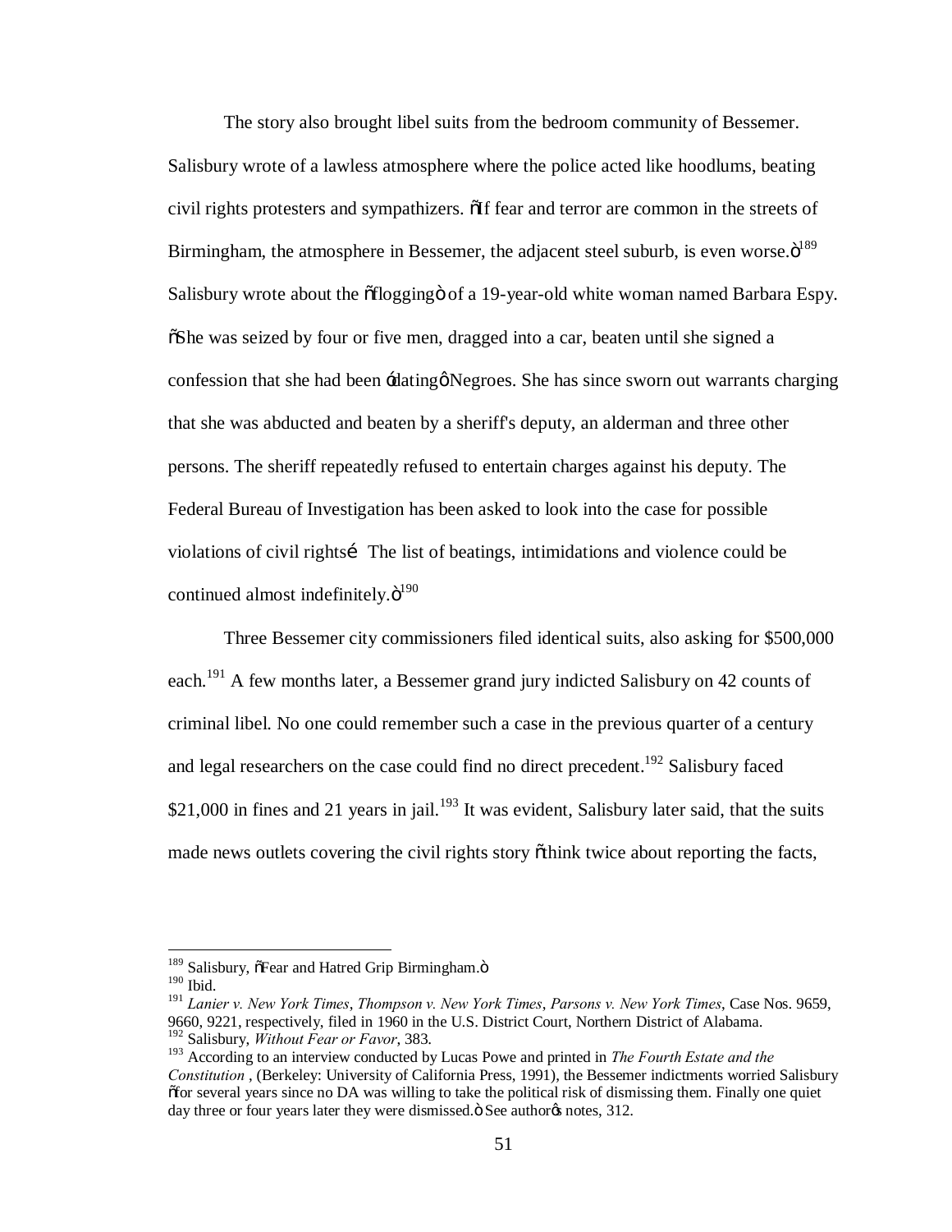The story also brought libel suits from the bedroom community of Bessemer. Salisbury wrote of a lawless atmosphere where the police acted like hoodlums, beating civil rights protesters and sympathizers. "If fear and terror are common in the streets of Birmingham, the atmosphere in Bessemer, the adjacent steel suburb, is even worse."[189] Salisbury wrote about the "flogging" of a 19-year-old white woman named Barbara Espy. "She was seized by four or five men, dragged into a car, beaten until she signed a confession that she had been 'dating' Negroes. She has since sworn out warrants charging that she was abducted and beaten by a sheriff's deputy, an alderman and three other persons. The sheriff repeatedly refused to entertain charges against his deputy. The Federal Bureau of Investigation has been asked to look into the case for possible violations of civil rights… The list of beatings, intimidations and violence could be continued almost indefinitely."[190]

Three Bessemer city commissioners filed identical suits, also asking for $500,000 each.[191] A few months later, a Bessemer grand jury indicted Salisbury on 42 counts of criminal libel. No one could remember such a case in the previous quarter of a century and legal researchers on the case could find no direct precedent.[192] Salisbury faced $21,000 in fines and 21 years in jail.[193] It was evident, Salisbury later said, that the suits made news outlets covering the civil rights story "think twice about reporting the facts,

---

[189] Salisbury, "Fear and Hatred Grip Birmingham."

[190] Ibid.

[191] *Lanier v. New York Times*, *Thompson v. New York Times*, *Parsons v. New York Times*, Case Nos. 9659, 9660, 9221, respectively, filed in 1960 in the U.S. District Court, Northern District of Alabama.

[192] Salisbury, *Without Fear or Favor*, 383.

[193] According to an interview conducted by Lucas Powe and printed in *The Fourth Estate and the Constitution* , (Berkeley: University of California Press, 1991), the Bessemer indictments worried Salisbury "for several years since no DA was willing to take the political risk of dismissing them. Finally one quiet day three or four years later they were dismissed." See author's notes, 312.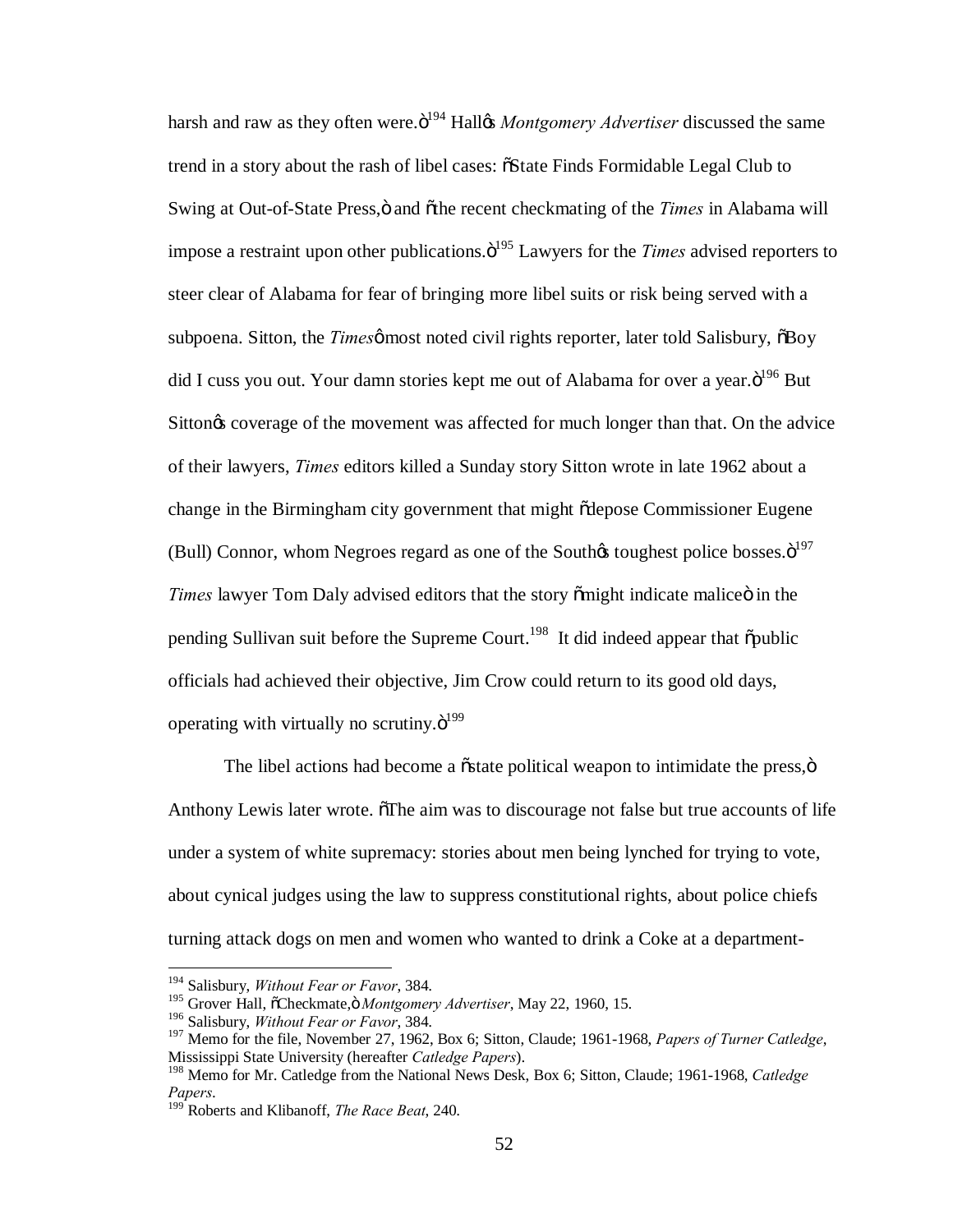harsh and raw as they often were."[194] Hall's *Montgomery Advertiser* discussed the same trend in a story about the rash of libel cases: "State Finds Formidable Legal Club to Swing at Out-of-State Press," and "the recent checkmating of the *Times* in Alabama will impose a restraint upon other publications."[195] Lawyers for the *Times* advised reporters to steer clear of Alabama for fear of bringing more libel suits or risk being served with a subpoena. Sitton, the *Times*' most noted civil rights reporter, later told Salisbury, "Boy did I cuss you out. Your damn stories kept me out of Alabama for over a year."[196] But Sitton's coverage of the movement was affected for much longer than that. On the advice of their lawyers, *Times* editors killed a Sunday story Sitton wrote in late 1962 about a change in the Birmingham city government that might "depose Commissioner Eugene (Bull) Connor, whom Negroes regard as one of the South's toughest police bosses."[197] *Times* lawyer Tom Daly advised editors that the story "might indicate malice" in the pending Sullivan suit before the Supreme Court.[198] It did indeed appear that "public officials had achieved their objective, Jim Crow could return to its good old days, operating with virtually no scrutiny."[199]

The libel actions had become a "state political weapon to intimidate the press," Anthony Lewis later wrote. "The aim was to discourage not false but true accounts of life under a system of white supremacy: stories about men being lynched for trying to vote, about cynical judges using the law to suppress constitutional rights, about police chiefs turning attack dogs on men and women who wanted to drink a Coke at a department-

---

[194] Salisbury, *Without Fear or Favor*, 384.

[195] Grover Hall, "Checkmate," *Montgomery Advertiser*, May 22, 1960, 15.

[196] Salisbury, *Without Fear or Favor*, 384.

[197] Memo for the file, November 27, 1962, Box 6; Sitton, Claude; 1961-1968, *Papers of Turner Catledge*, Mississippi State University (hereafter *Catledge Papers*).

[198] Memo for Mr. Catledge from the National News Desk, Box 6; Sitton, Claude; 1961-1968, *Catledge Papers*.

[199] Roberts and Klibanoff, *The Race Beat*, 240.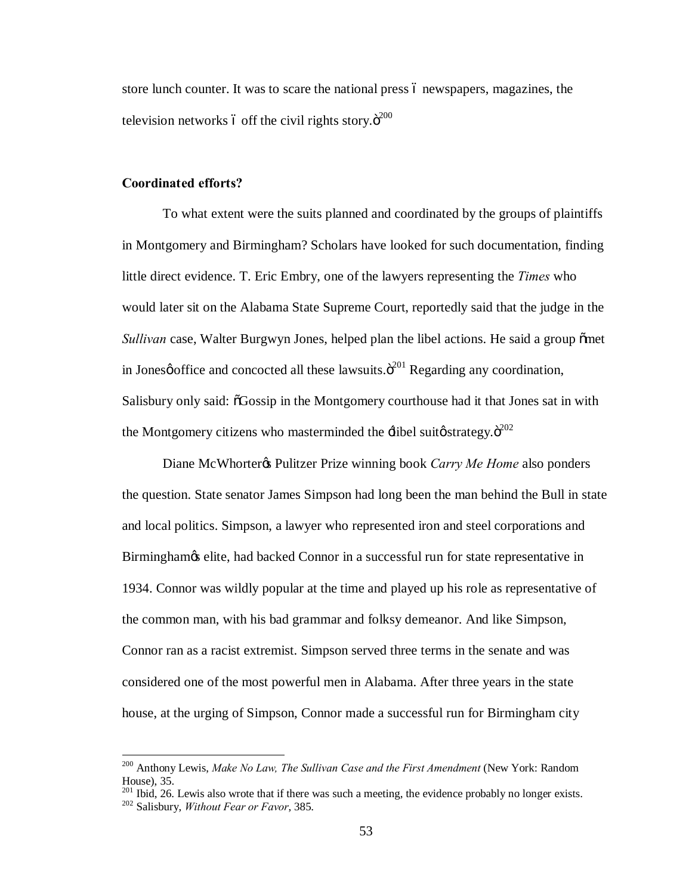store lunch counter. It was to scare the national press – newspapers, magazines, the television networks – off the civil rights story."[200]

**Coordinated efforts?**

To what extent were the suits planned and coordinated by the groups of plaintiffs in Montgomery and Birmingham? Scholars have looked for such documentation, finding little direct evidence. T. Eric Embry, one of the lawyers representing the *Times* who would later sit on the Alabama State Supreme Court, reportedly said that the judge in the *Sullivan* case, Walter Burgwyn Jones, helped plan the libel actions. He said a group "met in Jones' office and concocted all these lawsuits."[201] Regarding any coordination, Salisbury only said: "Gossip in the Montgomery courthouse had it that Jones sat in with the Montgomery citizens who masterminded the 'libel suit' strategy."[202]

Diane McWhorter's Pulitzer Prize winning book *Carry Me Home* also ponders the question. State senator James Simpson had long been the man behind the Bull in state and local politics. Simpson, a lawyer who represented iron and steel corporations and Birmingham's elite, had backed Connor in a successful run for state representative in 1934. Connor was wildly popular at the time and played up his role as representative of the common man, with his bad grammar and folksy demeanor. And like Simpson, Connor ran as a racist extremist. Simpson served three terms in the senate and was considered one of the most powerful men in Alabama. After three years in the state house, at the urging of Simpson, Connor made a successful run for Birmingham city

---

[200] Anthony Lewis, *Make No Law, The Sullivan Case and the First Amendment* (New York: Random House), 35.

[201] Ibid, 26. Lewis also wrote that if there was such a meeting, the evidence probably no longer exists.

[202] Salisbury, *Without Fear or Favor*, 385.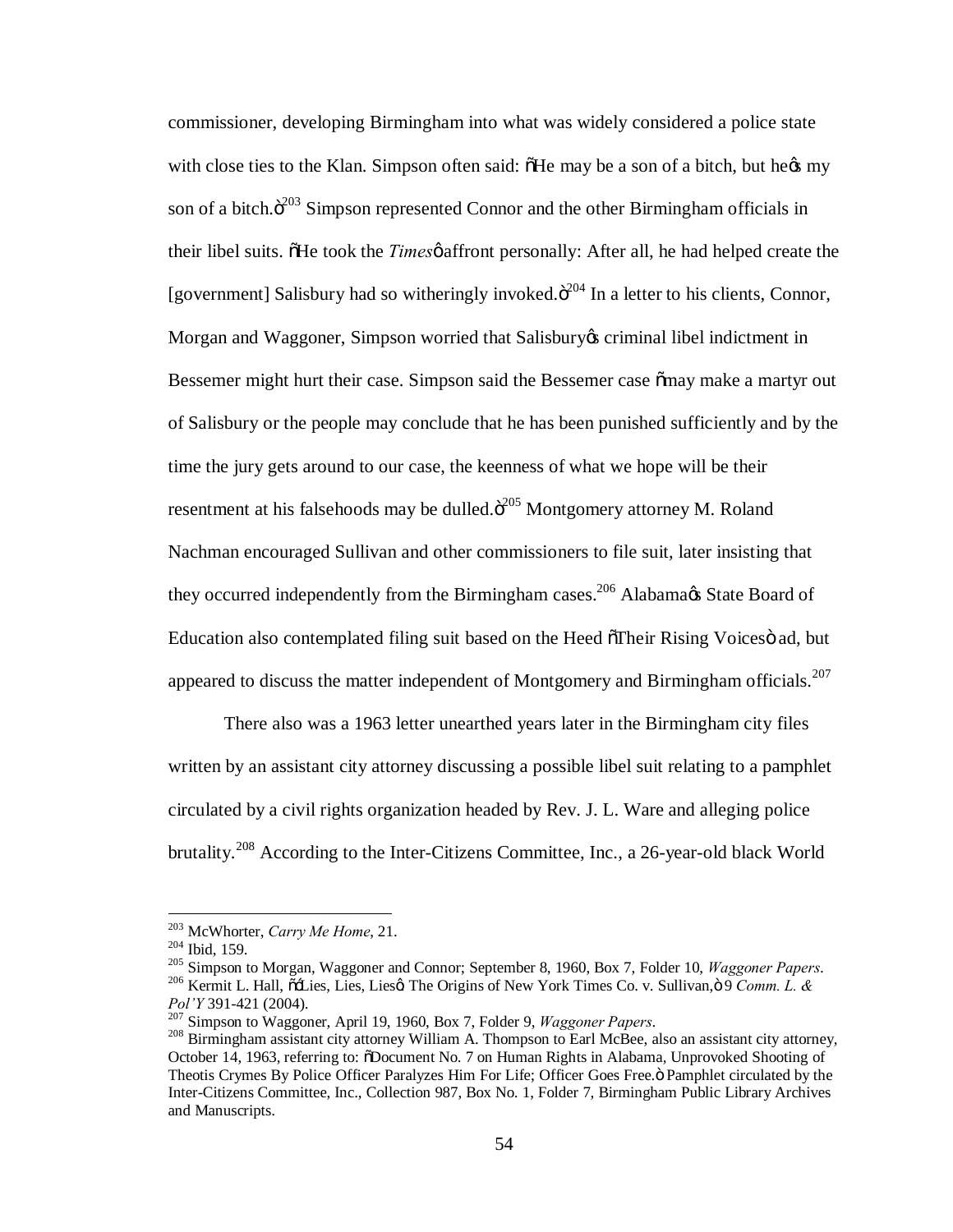commissioner, developing Birmingham into what was widely considered a police state with close ties to the Klan. Simpson often said: "He may be a son of a bitch, but he's my son of a bitch."[203] Simpson represented Connor and the other Birmingham officials in their libel suits. "He took the *Times*' affront personally: After all, he had helped create the [government] Salisbury had so witheringly invoked."[204] In a letter to his clients, Connor, Morgan and Waggoner, Simpson worried that Salisbury's criminal libel indictment in Bessemer might hurt their case. Simpson said the Bessemer case "may make a martyr out of Salisbury or the people may conclude that he has been punished sufficiently and by the time the jury gets around to our case, the keenness of what we hope will be their resentment at his falsehoods may be dulled."[205] Montgomery attorney M. Roland Nachman encouraged Sullivan and other commissioners to file suit, later insisting that they occurred independently from the Birmingham cases.[206] Alabama's State Board of Education also contemplated filing suit based on the Heed "Their Rising Voices" ad, but appeared to discuss the matter independent of Montgomery and Birmingham officials.[207]

There also was a 1963 letter unearthed years later in the Birmingham city files written by an assistant city attorney discussing a possible libel suit relating to a pamphlet circulated by a civil rights organization headed by Rev. J. L. Ware and alleging police brutality.[208] According to the Inter-Citizens Committee, Inc., a 26-year-old black World

---

[203] McWhorter, *Carry Me Home*, 21.

[204] Ibid, 159.

[205] Simpson to Morgan, Waggoner and Connor; September 8, 1960, Box 7, Folder 10, *Waggoner Papers*.

[206] Kermit L. Hall, "'Lies, Lies, Lies': The Origins of New York Times Co. v. Sullivan," 9 *Comm. L. & Pol'Y* 391-421 (2004).

[207] Simpson to Waggoner, April 19, 1960, Box 7, Folder 9, *Waggoner Papers*.

[208] Birmingham assistant city attorney William A. Thompson to Earl McBee, also an assistant city attorney, October 14, 1963, referring to: "Document No. 7 on Human Rights in Alabama, Unprovoked Shooting of Theotis Crymes By Police Officer Paralyzes Him For Life; Officer Goes Free." Pamphlet circulated by the Inter-Citizens Committee, Inc., Collection 987, Box No. 1, Folder 7, Birmingham Public Library Archives and Manuscripts.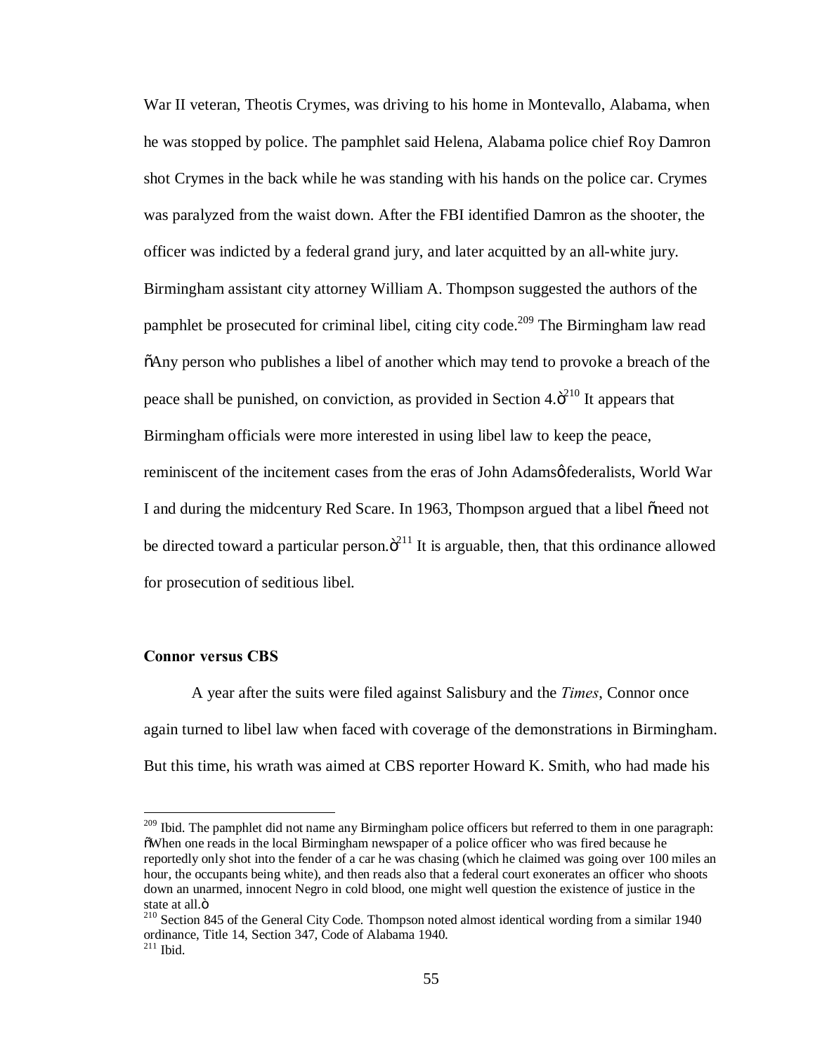War II veteran, Theotis Crymes, was driving to his home in Montevallo, Alabama, when he was stopped by police. The pamphlet said Helena, Alabama police chief Roy Damron shot Crymes in the back while he was standing with his hands on the police car. Crymes was paralyzed from the waist down. After the FBI identified Damron as the shooter, the officer was indicted by a federal grand jury, and later acquitted by an all-white jury. Birmingham assistant city attorney William A. Thompson suggested the authors of the pamphlet be prosecuted for criminal libel, citing city code.[209] The Birmingham law read "Any person who publishes a libel of another which may tend to provoke a breach of the peace shall be punished, on conviction, as provided in Section 4."[210] It appears that Birmingham officials were more interested in using libel law to keep the peace, reminiscent of the incitement cases from the eras of John Adams' federalists, World War I and during the midcentury Red Scare. In 1963, Thompson argued that a libel "need not be directed toward a particular person."[211] It is arguable, then, that this ordinance allowed for prosecution of seditious libel.

### Connor versus CBS

A year after the suits were filed against Salisbury and the *Times*, Connor once again turned to libel law when faced with coverage of the demonstrations in Birmingham. But this time, his wrath was aimed at CBS reporter Howard K. Smith, who had made his

---

[209] Ibid. The pamphlet did not name any Birmingham police officers but referred to them in one paragraph: "When one reads in the local Birmingham newspaper of a police officer who was fired because he reportedly only shot into the fender of a car he was chasing (which he claimed was going over 100 miles an hour, the occupants being white), and then reads also that a federal court exonerates an officer who shoots down an unarmed, innocent Negro in cold blood, one might well question the existence of justice in the state at all."

[210] Section 845 of the General City Code. Thompson noted almost identical wording from a similar 1940 ordinance, Title 14, Section 347, Code of Alabama 1940.

[211] Ibid.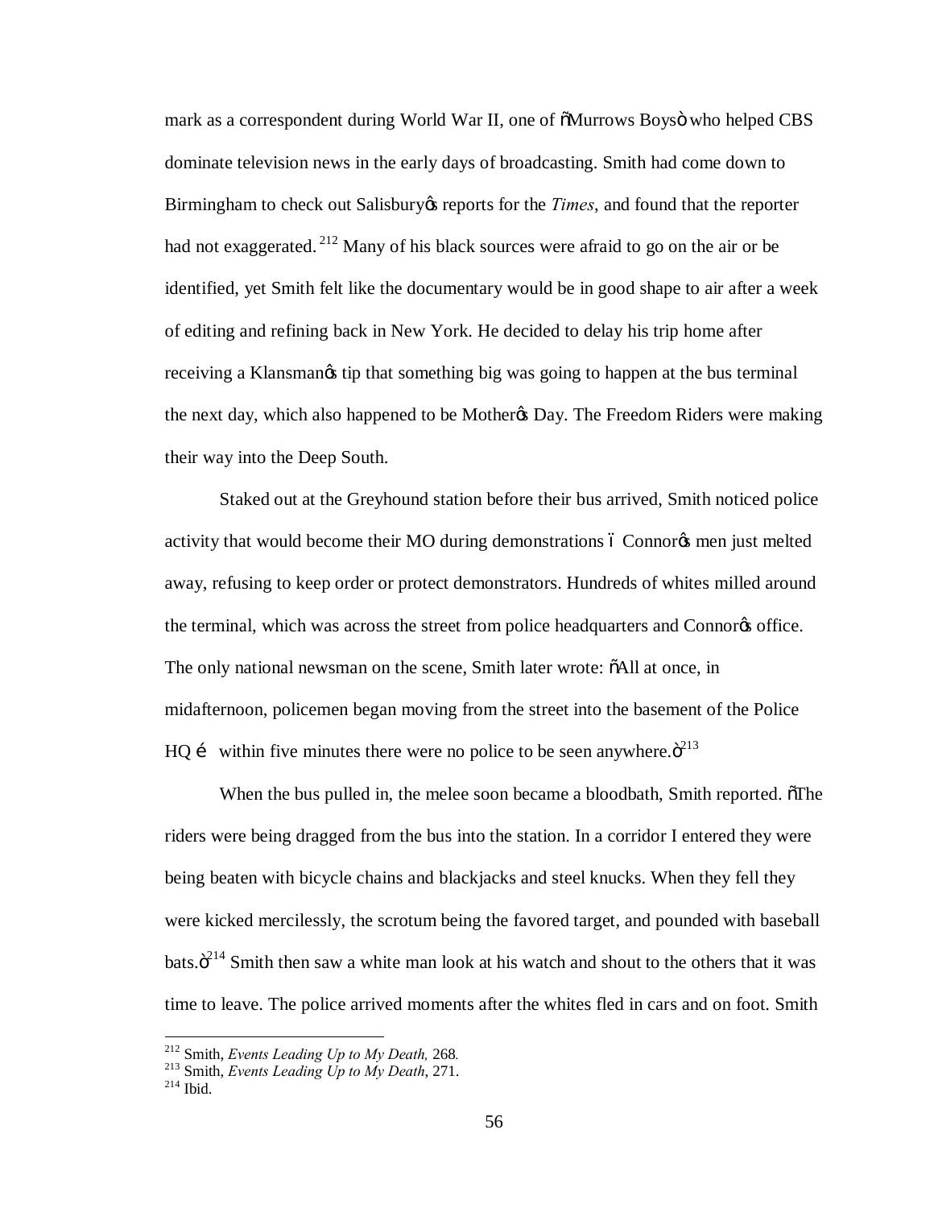mark as a correspondent during World War II, one of "Murrows Boys" who helped CBS dominate television news in the early days of broadcasting. Smith had come down to Birmingham to check out Salisbury's reports for the *Times*, and found that the reporter had not exaggerated.[212] Many of his black sources were afraid to go on the air or be identified, yet Smith felt like the documentary would be in good shape to air after a week of editing and refining back in New York. He decided to delay his trip home after receiving a Klansman's tip that something big was going to happen at the bus terminal the next day, which also happened to be Mother's Day. The Freedom Riders were making their way into the Deep South.

Staked out at the Greyhound station before their bus arrived, Smith noticed police activity that would become their MO during demonstrations – Connor's men just melted away, refusing to keep order or protect demonstrators. Hundreds of whites milled around the terminal, which was across the street from police headquarters and Connor's office. The only national newsman on the scene, Smith later wrote: "All at once, in midafternoon, policemen began moving from the street into the basement of the Police HQ … within five minutes there were no police to be seen anywhere."[213]

When the bus pulled in, the melee soon became a bloodbath, Smith reported. "The riders were being dragged from the bus into the station. In a corridor I entered they were being beaten with bicycle chains and blackjacks and steel knucks. When they fell they were kicked mercilessly, the scrotum being the favored target, and pounded with baseball bats."[214] Smith then saw a white man look at his watch and shout to the others that it was time to leave. The police arrived moments after the whites fled in cars and on foot. Smith

---

[212] Smith, *Events Leading Up to My Death,* 268.

[213] Smith, *Events Leading Up to My Death*, 271.

[214] Ibid.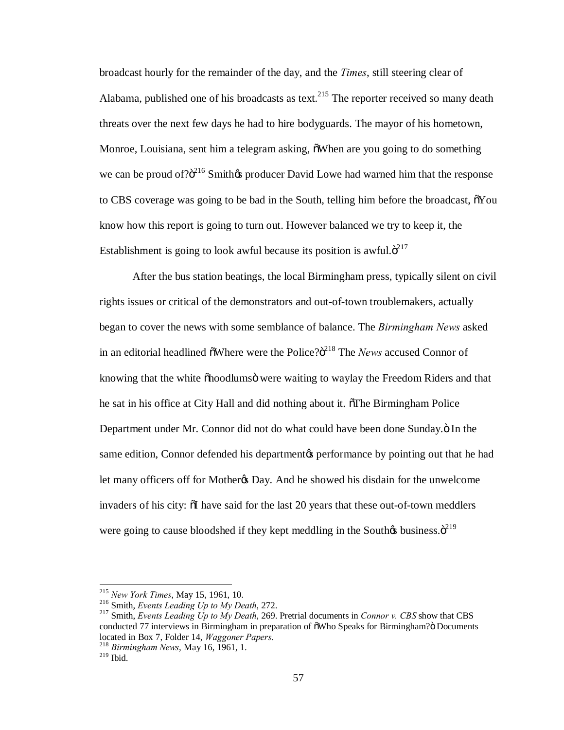broadcast hourly for the remainder of the day, and the *Times*, still steering clear of Alabama, published one of his broadcasts as text.[215] The reporter received so many death threats over the next few days he had to hire bodyguards. The mayor of his hometown, Monroe, Louisiana, sent him a telegram asking, "When are you going to do something we can be proud of?"[216] Smith's producer David Lowe had warned him that the response to CBS coverage was going to be bad in the South, telling him before the broadcast, "You know how this report is going to turn out. However balanced we try to keep it, the Establishment is going to look awful because its position is awful."[217]

After the bus station beatings, the local Birmingham press, typically silent on civil rights issues or critical of the demonstrators and out-of-town troublemakers, actually began to cover the news with some semblance of balance. The *Birmingham News* asked in an editorial headlined "Where were the Police?"[218] The *News* accused Connor of knowing that the white "hoodlums" were waiting to waylay the Freedom Riders and that he sat in his office at City Hall and did nothing about it. "The Birmingham Police Department under Mr. Connor did not do what could have been done Sunday." In the same edition, Connor defended his department's performance by pointing out that he had let many officers off for Mother's Day. And he showed his disdain for the unwelcome invaders of his city: "I have said for the last 20 years that these out-of-town meddlers were going to cause bloodshed if they kept meddling in the South's business."[219]

---

[215] *New York Times*, May 15, 1961, 10.

[216] Smith, *Events Leading Up to My Death*, 272.

[217] Smith, *Events Leading Up to My Death*, 269. Pretrial documents in *Connor v. CBS* show that CBS conducted 77 interviews in Birmingham in preparation of "Who Speaks for Birmingham?" Documents located in Box 7, Folder 14, *Waggoner Papers*.

[218] *Birmingham News*, May 16, 1961, 1.

[219] Ibid.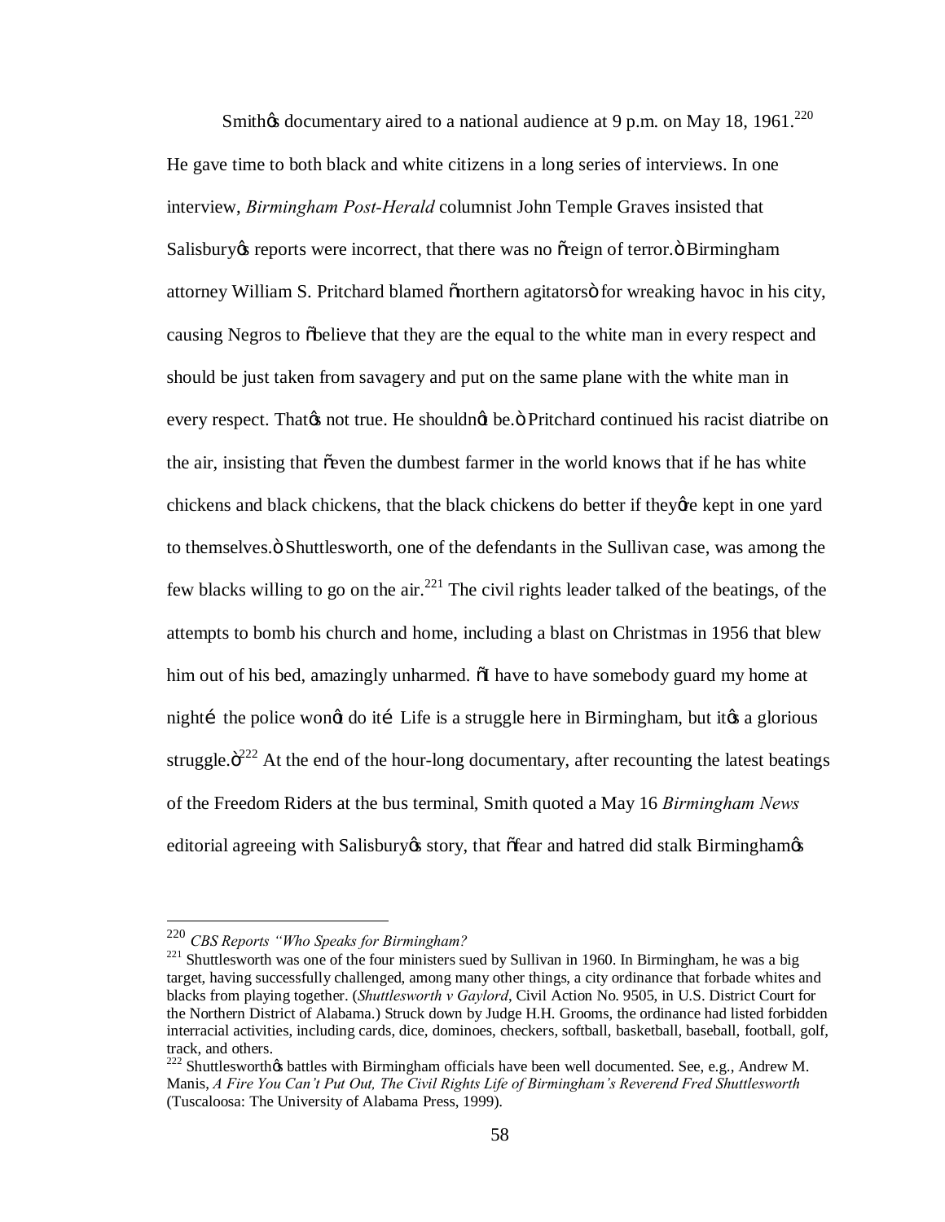Smith's documentary aired to a national audience at 9 p.m. on May 18, 1961.[220] He gave time to both black and white citizens in a long series of interviews. In one interview, *Birmingham Post-Herald* columnist John Temple Graves insisted that Salisbury's reports were incorrect, that there was no "reign of terror." Birmingham attorney William S. Pritchard blamed "northern agitators" for wreaking havoc in his city, causing Negros to "believe that they are the equal to the white man in every respect and should be just taken from savagery and put on the same plane with the white man in every respect. That's not true. He shouldn't be." Pritchard continued his racist diatribe on the air, insisting that "even the dumbest farmer in the world knows that if he has white chickens and black chickens, that the black chickens do better if they're kept in one yard to themselves." Shuttlesworth, one of the defendants in the Sullivan case, was among the few blacks willing to go on the air.[221] The civil rights leader talked of the beatings, of the attempts to bomb his church and home, including a blast on Christmas in 1956 that blew him out of his bed, amazingly unharmed. "I have to have somebody guard my home at night… the police won't do it… Life is a struggle here in Birmingham, but it's a glorious struggle."[222] At the end of the hour-long documentary, after recounting the latest beatings of the Freedom Riders at the bus terminal, Smith quoted a May 16 *Birmingham News* editorial agreeing with Salisbury's story, that "fear and hatred did stalk Birmingham's

---

[220] *CBS Reports "Who Speaks for Birmingham?*

[221] Shuttlesworth was one of the four ministers sued by Sullivan in 1960. In Birmingham, he was a big target, having successfully challenged, among many other things, a city ordinance that forbade whites and blacks from playing together. (*Shuttlesworth v Gaylord*, Civil Action No. 9505, in U.S. District Court for the Northern District of Alabama.) Struck down by Judge H.H. Grooms, the ordinance had listed forbidden interracial activities, including cards, dice, dominoes, checkers, softball, basketball, baseball, football, golf, track, and others.

[222] Shuttlesworth's battles with Birmingham officials have been well documented. See, e.g., Andrew M. Manis, *A Fire You Can't Put Out, The Civil Rights Life of Birmingham's Reverend Fred Shuttlesworth* (Tuscaloosa: The University of Alabama Press, 1999).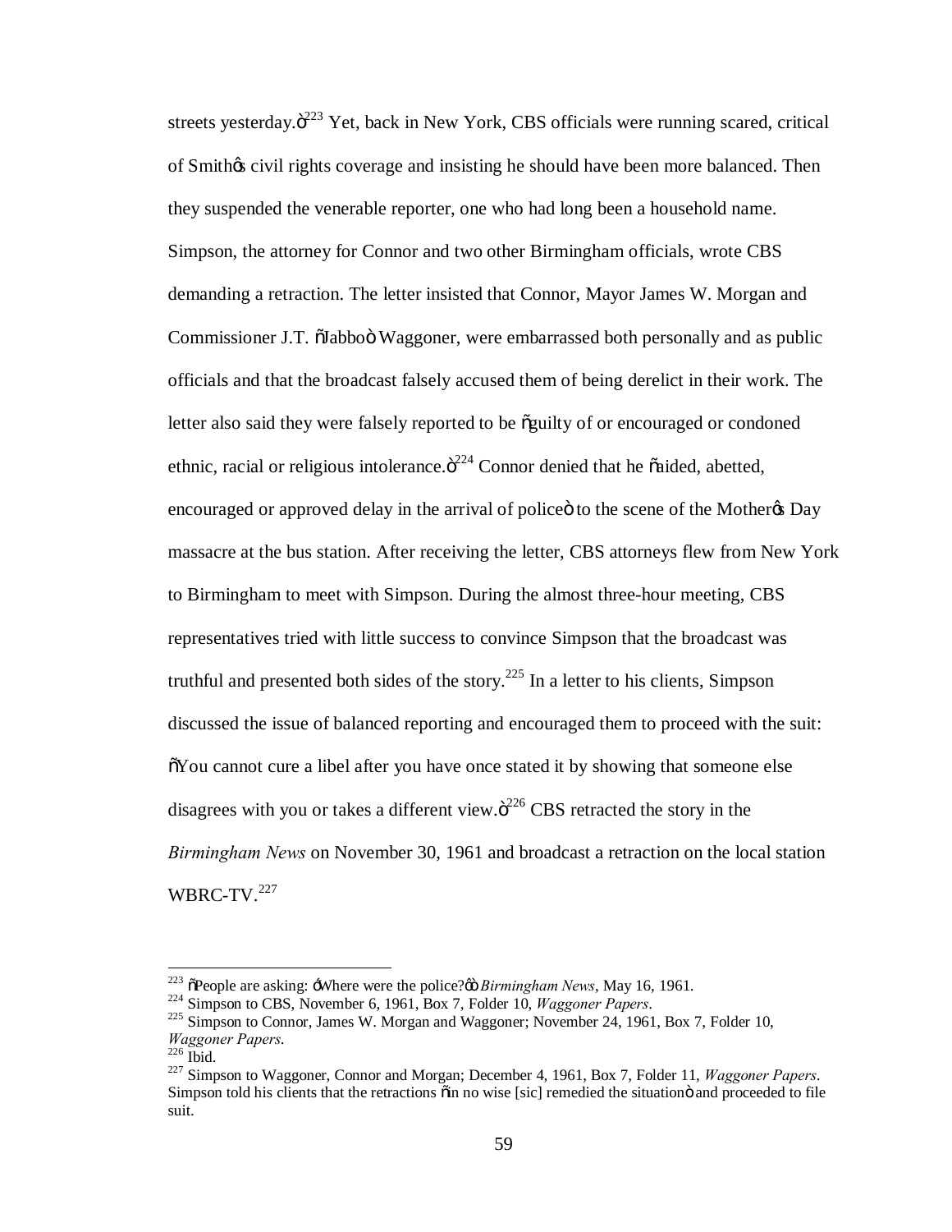streets yesterday."[223] Yet, back in New York, CBS officials were running scared, critical of Smith's civil rights coverage and insisting he should have been more balanced. Then they suspended the venerable reporter, one who had long been a household name. Simpson, the attorney for Connor and two other Birmingham officials, wrote CBS demanding a retraction. The letter insisted that Connor, Mayor James W. Morgan and Commissioner J.T. "Jabbo" Waggoner, were embarrassed both personally and as public officials and that the broadcast falsely accused them of being derelict in their work. The letter also said they were falsely reported to be "guilty of or encouraged or condoned ethnic, racial or religious intolerance."[224] Connor denied that he "aided, abetted, encouraged or approved delay in the arrival of police" to the scene of the Mother's Day massacre at the bus station. After receiving the letter, CBS attorneys flew from New York to Birmingham to meet with Simpson. During the almost three-hour meeting, CBS representatives tried with little success to convince Simpson that the broadcast was truthful and presented both sides of the story.[225] In a letter to his clients, Simpson discussed the issue of balanced reporting and encouraged them to proceed with the suit: "You cannot cure a libel after you have once stated it by showing that someone else disagrees with you or takes a different view."[226] CBS retracted the story in the *Birmingham News* on November 30, 1961 and broadcast a retraction on the local station WBRC-TV.[227]

---

[223] "People are asking: 'Where were the police?'" *Birmingham News*, May 16, 1961.

[224] Simpson to CBS, November 6, 1961, Box 7, Folder 10, *Waggoner Papers*.

[225] Simpson to Connor, James W. Morgan and Waggoner; November 24, 1961, Box 7, Folder 10, *Waggoner Papers*.

[226] Ibid.

[227] Simpson to Waggoner, Connor and Morgan; December 4, 1961, Box 7, Folder 11, *Waggoner Papers*. Simpson told his clients that the retractions "in no wise [sic] remedied the situation" and proceeded to file suit.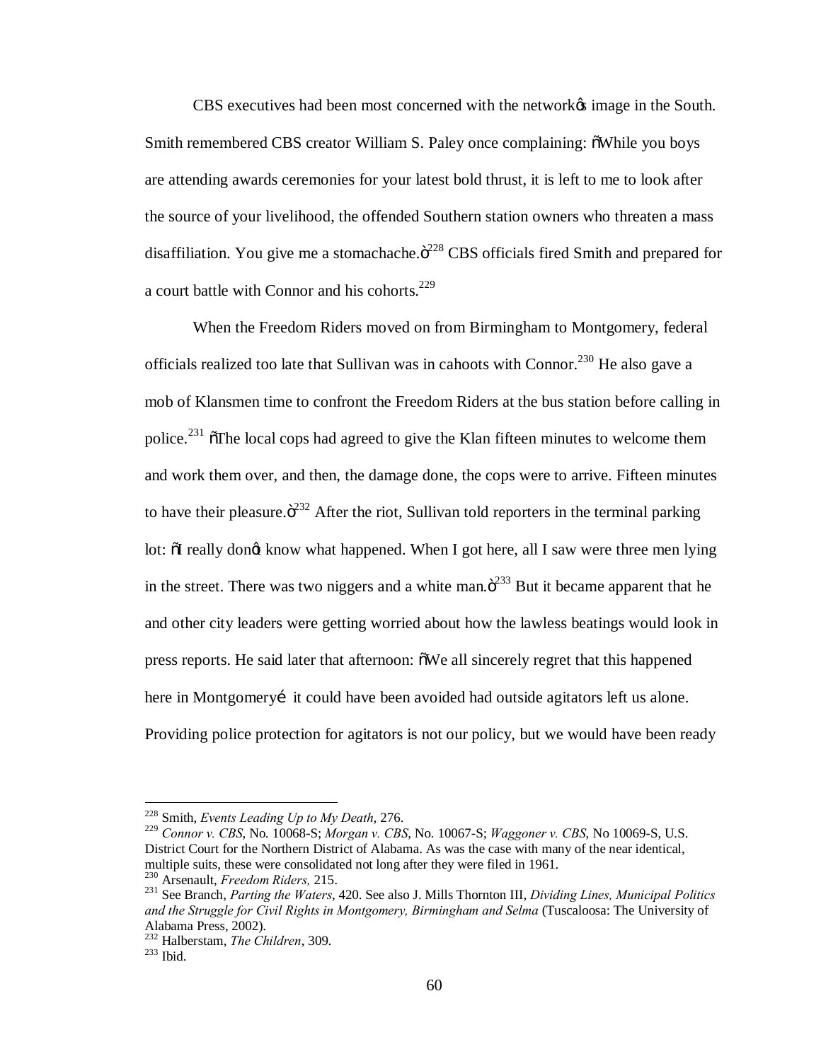CBS executives had been most concerned with the network's image in the South. Smith remembered CBS creator William S. Paley once complaining: "While you boys are attending awards ceremonies for your latest bold thrust, it is left to me to look after the source of your livelihood, the offended Southern station owners who threaten a mass disaffiliation. You give me a stomachache."[228] CBS officials fired Smith and prepared for a court battle with Connor and his cohorts.[229]

When the Freedom Riders moved on from Birmingham to Montgomery, federal officials realized too late that Sullivan was in cahoots with Connor.[230] He also gave a mob of Klansmen time to confront the Freedom Riders at the bus station before calling in police.[231] "The local cops had agreed to give the Klan fifteen minutes to welcome them and work them over, and then, the damage done, the cops were to arrive. Fifteen minutes to have their pleasure."[232] After the riot, Sullivan told reporters in the terminal parking lot: "I really don't know what happened. When I got here, all I saw were three men lying in the street. There was two niggers and a white man."[233] But it became apparent that he and other city leaders were getting worried about how the lawless beatings would look in press reports. He said later that afternoon: "We all sincerely regret that this happened here in Montgomery… it could have been avoided had outside agitators left us alone. Providing police protection for agitators is not our policy, but we would have been ready

---

[228] Smith, *Events Leading Up to My Death*, 276.

[229] *Connor v. CBS*, No. 10068-S; *Morgan v. CBS*, No. 10067-S; *Waggoner v. CBS*, No 10069-S, U.S. District Court for the Northern District of Alabama. As was the case with many of the near identical, multiple suits, these were consolidated not long after they were filed in 1961.

[230] Arsenault, *Freedom Riders,* 215.

[231] See Branch, *Parting the Waters*, 420. See also J. Mills Thornton III, *Dividing Lines, Municipal Politics and the Struggle for Civil Rights in Montgomery, Birmingham and Selma* (Tuscaloosa: The University of Alabama Press, 2002).

[232] Halberstam, *The Children*, 309.

[233] Ibid.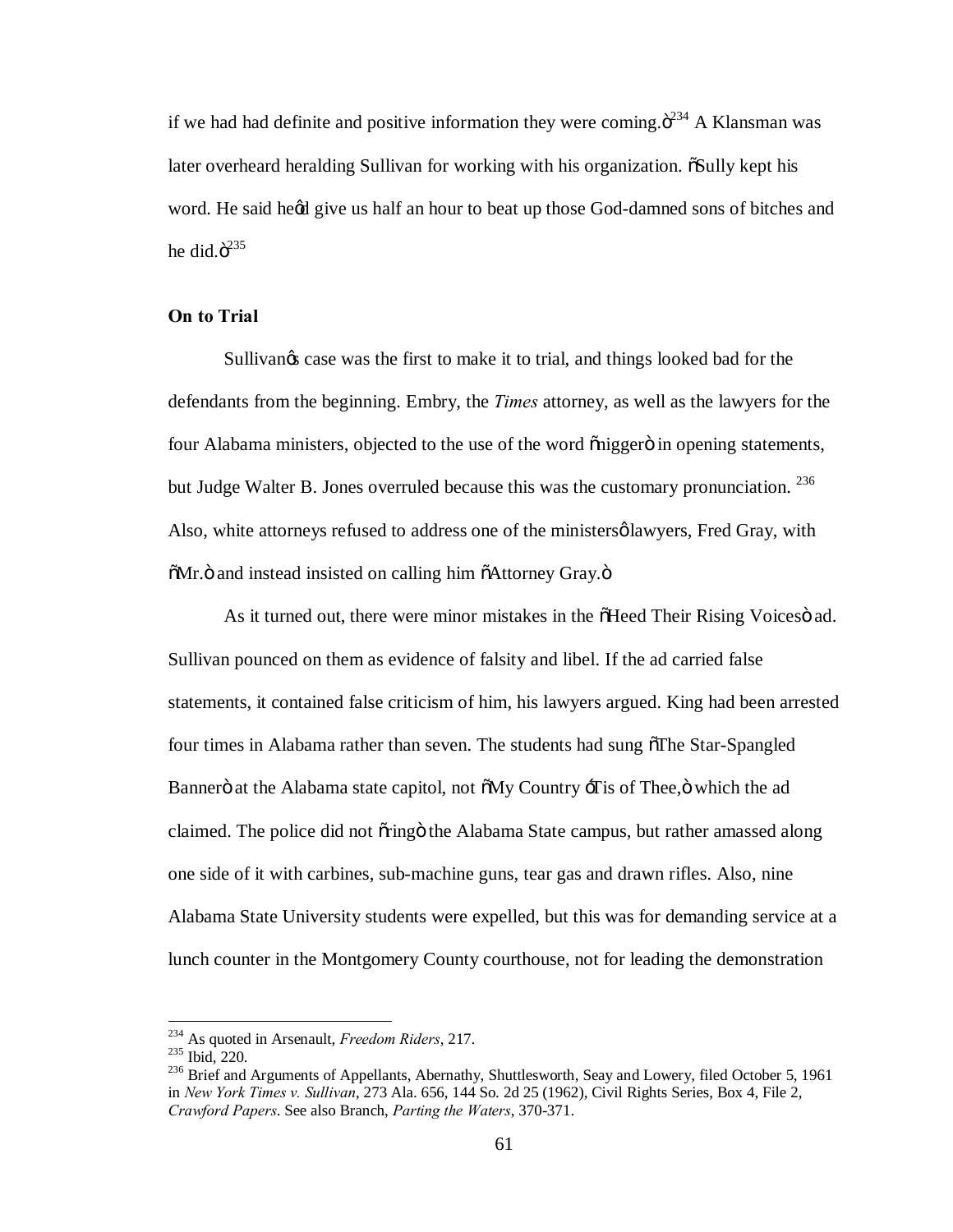if we had had definite and positive information they were coming."[234] A Klansman was later overheard heralding Sullivan for working with his organization. "Sully kept his word. He said he'd give us half an hour to beat up those God-damned sons of bitches and he did."[235]

### On to Trial

Sullivan's case was the first to make it to trial, and things looked bad for the defendants from the beginning. Embry, the *Times* attorney, as well as the lawyers for the four Alabama ministers, objected to the use of the word "nigger" in opening statements, but Judge Walter B. Jones overruled because this was the customary pronunciation. [236] Also, white attorneys refused to address one of the ministers' lawyers, Fred Gray, with "Mr." and instead insisted on calling him "Attorney Gray."

As it turned out, there were minor mistakes in the "Heed Their Rising Voices" ad. Sullivan pounced on them as evidence of falsity and libel. If the ad carried false statements, it contained false criticism of him, his lawyers argued. King had been arrested four times in Alabama rather than seven. The students had sung "The Star-Spangled Banner" at the Alabama state capitol, not "My Country 'Tis of Thee," which the ad claimed. The police did not "ring" the Alabama State campus, but rather amassed along one side of it with carbines, sub-machine guns, tear gas and drawn rifles. Also, nine Alabama State University students were expelled, but this was for demanding service at a lunch counter in the Montgomery County courthouse, not for leading the demonstration

---

[234] As quoted in Arsenault, *Freedom Riders*, 217.

[235] Ibid, 220.

[236] Brief and Arguments of Appellants, Abernathy, Shuttlesworth, Seay and Lowery, filed October 5, 1961 in *New York Times v. Sullivan*, 273 Ala. 656, 144 So. 2d 25 (1962), Civil Rights Series, Box 4, File 2, *Crawford Papers*. See also Branch, *Parting the Waters*, 370-371.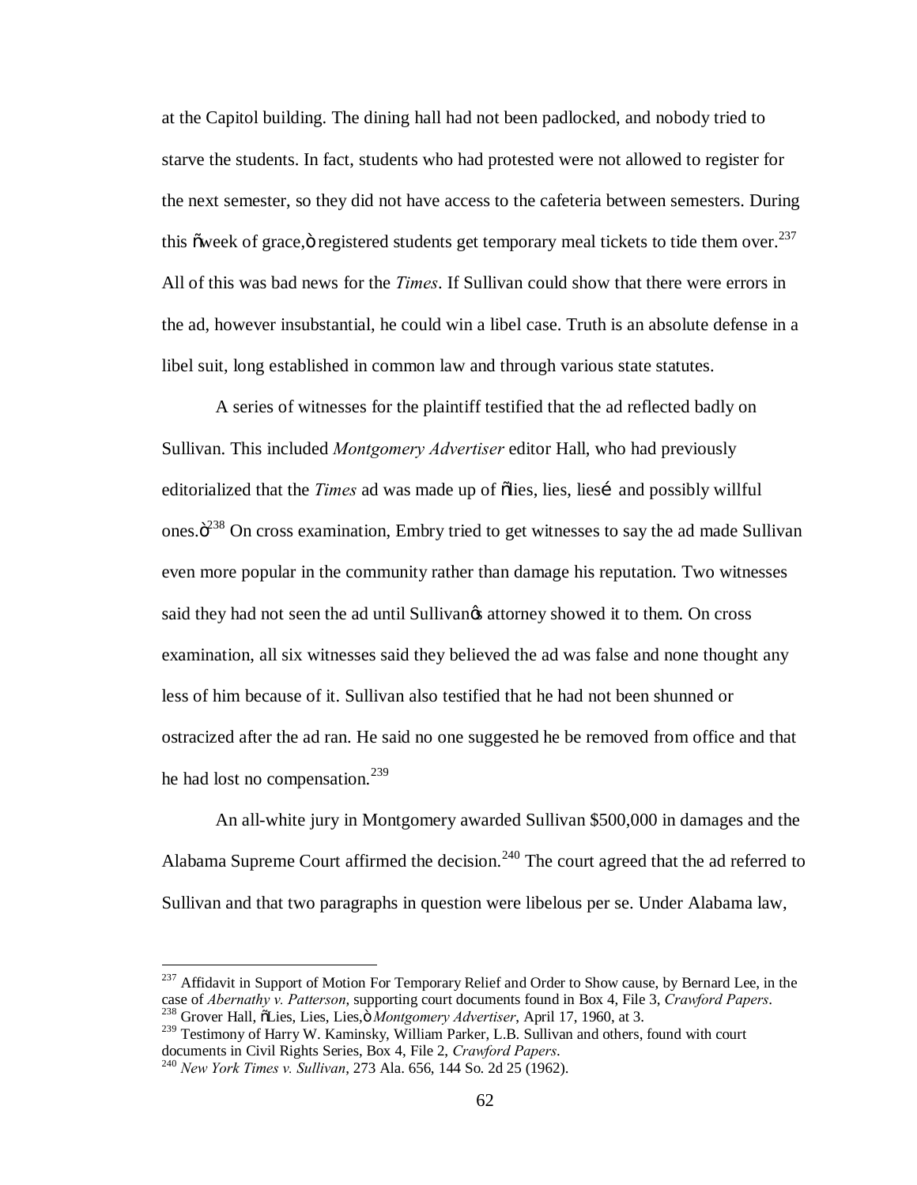at the Capitol building. The dining hall had not been padlocked, and nobody tried to starve the students. In fact, students who had protested were not allowed to register for the next semester, so they did not have access to the cafeteria between semesters. During this "week of grace," registered students get temporary meal tickets to tide them over.[237] All of this was bad news for the *Times*. If Sullivan could show that there were errors in the ad, however insubstantial, he could win a libel case. Truth is an absolute defense in a libel suit, long established in common law and through various state statutes.

A series of witnesses for the plaintiff testified that the ad reflected badly on Sullivan. This included *Montgomery Advertiser* editor Hall, who had previously editorialized that the *Times* ad was made up of "lies, lies, lies… and possibly willful ones."[238] On cross examination, Embry tried to get witnesses to say the ad made Sullivan even more popular in the community rather than damage his reputation. Two witnesses said they had not seen the ad until Sullivan's attorney showed it to them. On cross examination, all six witnesses said they believed the ad was false and none thought any less of him because of it. Sullivan also testified that he had not been shunned or ostracized after the ad ran. He said no one suggested he be removed from office and that he had lost no compensation.[239]

An all-white jury in Montgomery awarded Sullivan $500,000 in damages and the Alabama Supreme Court affirmed the decision.[240] The court agreed that the ad referred to Sullivan and that two paragraphs in question were libelous per se. Under Alabama law,

---

[237] Affidavit in Support of Motion For Temporary Relief and Order to Show cause, by Bernard Lee, in the case of *Abernathy v. Patterson*, supporting court documents found in Box 4, File 3, *Crawford Papers*.

[238] Grover Hall, "Lies, Lies, Lies," *Montgomery Advertiser*, April 17, 1960, at 3.

[239] Testimony of Harry W. Kaminsky, William Parker, L.B. Sullivan and others, found with court documents in Civil Rights Series, Box 4, File 2, *Crawford Papers*.

[240] *New York Times v. Sullivan*, 273 Ala. 656, 144 So. 2d 25 (1962).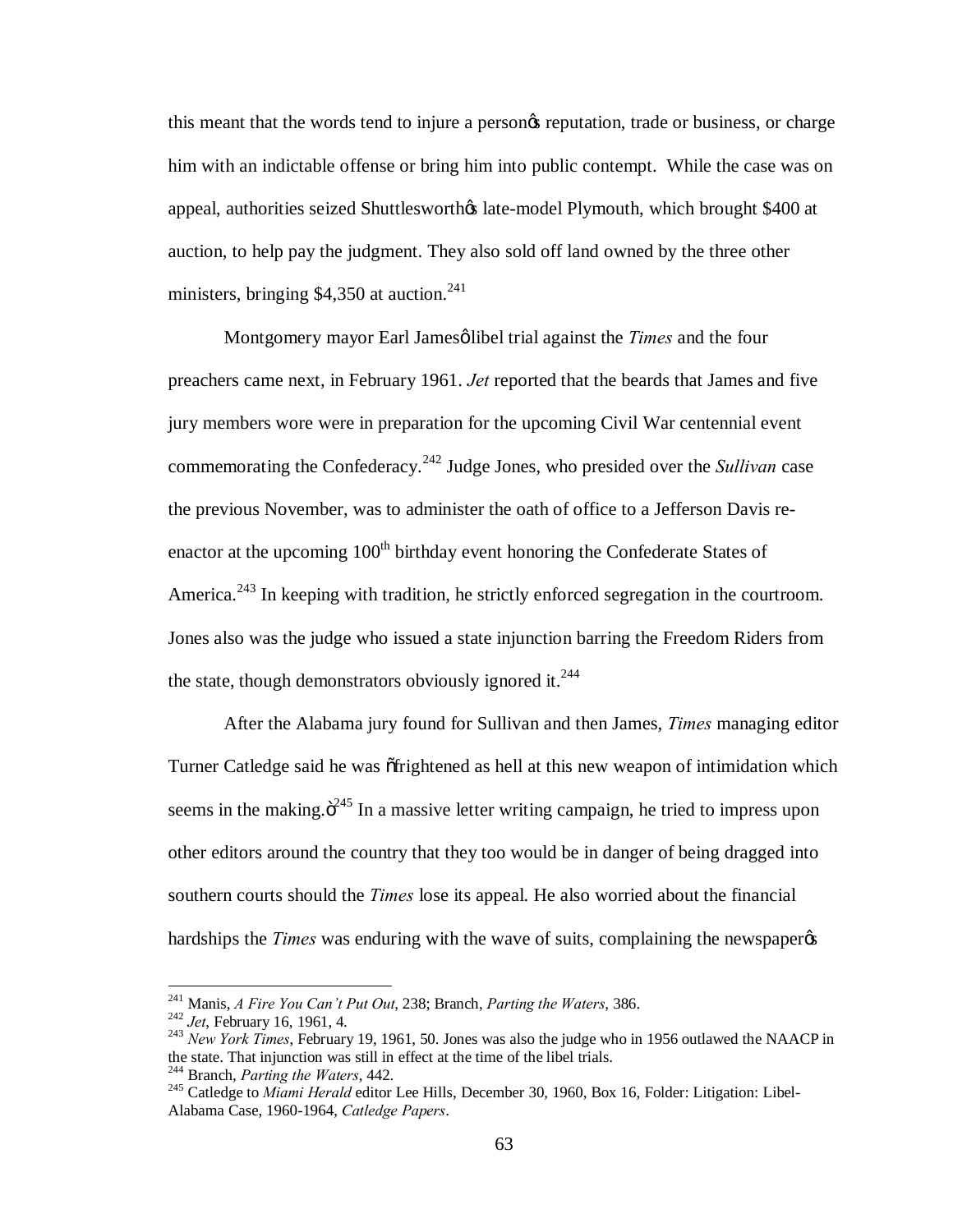this meant that the words tend to injure a person's reputation, trade or business, or charge him with an indictable offense or bring him into public contempt. While the case was on appeal, authorities seized Shuttlesworth's late-model Plymouth, which brought $400 at auction, to help pay the judgment. They also sold off land owned by the three other ministers, bringing $4,350 at auction.[241]

Montgomery mayor Earl James' libel trial against the *Times* and the four preachers came next, in February 1961. *Jet* reported that the beards that James and five jury members wore were in preparation for the upcoming Civil War centennial event commemorating the Confederacy.[242] Judge Jones, who presided over the *Sullivan* case the previous November, was to administer the oath of office to a Jefferson Davis re-enactor at the upcoming 100th birthday event honoring the Confederate States of America.[243] In keeping with tradition, he strictly enforced segregation in the courtroom. Jones also was the judge who issued a state injunction barring the Freedom Riders from the state, though demonstrators obviously ignored it.[244]

After the Alabama jury found for Sullivan and then James, *Times* managing editor Turner Catledge said he was "frightened as hell at this new weapon of intimidation which seems in the making."[245] In a massive letter writing campaign, he tried to impress upon other editors around the country that they too would be in danger of being dragged into southern courts should the *Times* lose its appeal. He also worried about the financial hardships the *Times* was enduring with the wave of suits, complaining the newspaper's

---

[241] Manis, *A Fire You Can't Put Out*, 238; Branch, *Parting the Waters*, 386.

[242] *Jet*, February 16, 1961, 4.

[243] *New York Times*, February 19, 1961, 50. Jones was also the judge who in 1956 outlawed the NAACP in the state. That injunction was still in effect at the time of the libel trials.

[244] Branch, *Parting the Waters*, 442.

[245] Catledge to *Miami Herald* editor Lee Hills, December 30, 1960, Box 16, Folder: Litigation: Libel-Alabama Case, 1960-1964, *Catledge Papers*.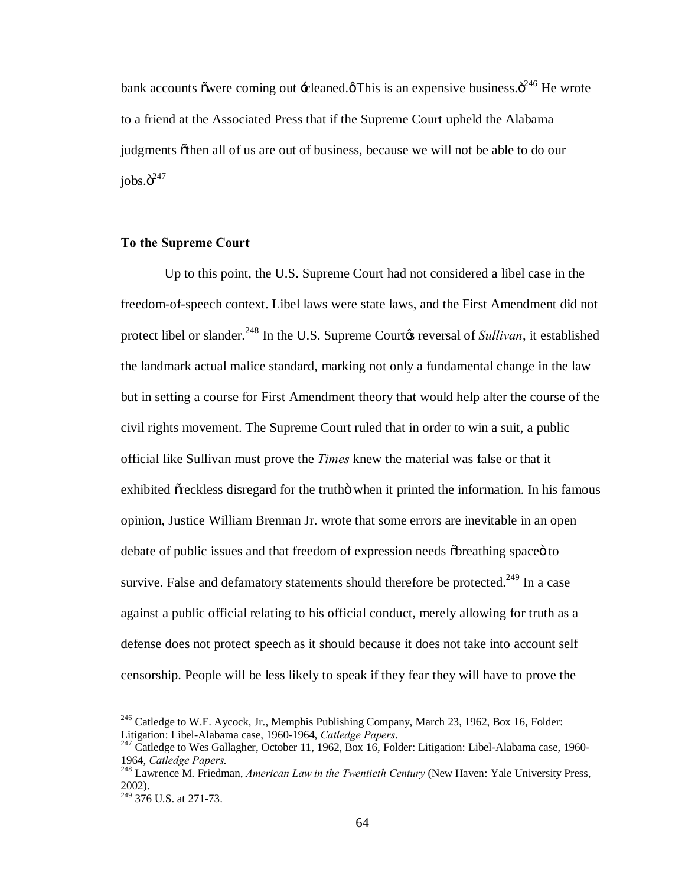bank accounts "were coming out 'cleaned.' This is an expensive business."[246] He wrote to a friend at the Associated Press that if the Supreme Court upheld the Alabama judgments "then all of us are out of business, because we will not be able to do our jobs."[247]

### To the Supreme Court

Up to this point, the U.S. Supreme Court had not considered a libel case in the freedom-of-speech context. Libel laws were state laws, and the First Amendment did not protect libel or slander.[248] In the U.S. Supreme Court's reversal of *Sullivan*, it established the landmark actual malice standard, marking not only a fundamental change in the law but in setting a course for First Amendment theory that would help alter the course of the civil rights movement. The Supreme Court ruled that in order to win a suit, a public official like Sullivan must prove the *Times* knew the material was false or that it exhibited "reckless disregard for the truth" when it printed the information. In his famous opinion, Justice William Brennan Jr. wrote that some errors are inevitable in an open debate of public issues and that freedom of expression needs "breathing space" to survive. False and defamatory statements should therefore be protected.[249] In a case against a public official relating to his official conduct, merely allowing for truth as a defense does not protect speech as it should because it does not take into account self censorship. People will be less likely to speak if they fear they will have to prove the

---

[246] Catledge to W.F. Aycock, Jr., Memphis Publishing Company, March 23, 1962, Box 16, Folder: Litigation: Libel-Alabama case, 1960-1964, *Catledge Papers*.

[247] Catledge to Wes Gallagher, October 11, 1962, Box 16, Folder: Litigation: Libel-Alabama case, 1960-1964, *Catledge Papers*.

[248] Lawrence M. Friedman, *American Law in the Twentieth Century* (New Haven: Yale University Press, 2002).

[249] 376 U.S. at 271-73.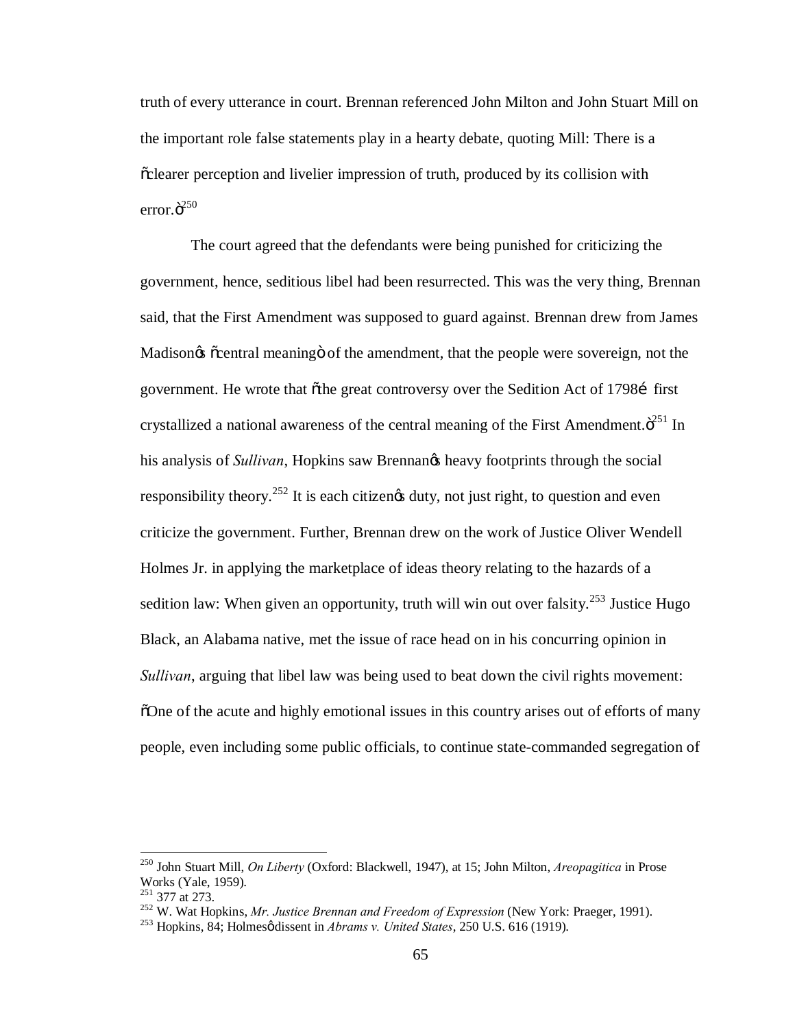truth of every utterance in court. Brennan referenced John Milton and John Stuart Mill on the important role false statements play in a hearty debate, quoting Mill: There is a "clearer perception and livelier impression of truth, produced by its collision with error."[250]

The court agreed that the defendants were being punished for criticizing the government, hence, seditious libel had been resurrected. This was the very thing, Brennan said, that the First Amendment was supposed to guard against. Brennan drew from James Madison's "central meaning" of the amendment, that the people were sovereign, not the government. He wrote that "the great controversy over the Sedition Act of 1798… first crystallized a national awareness of the central meaning of the First Amendment."[251] In his analysis of *Sullivan*, Hopkins saw Brennan's heavy footprints through the social responsibility theory.[252] It is each citizen's duty, not just right, to question and even criticize the government. Further, Brennan drew on the work of Justice Oliver Wendell Holmes Jr. in applying the marketplace of ideas theory relating to the hazards of a sedition law: When given an opportunity, truth will win out over falsity.[253] Justice Hugo Black, an Alabama native, met the issue of race head on in his concurring opinion in *Sullivan*, arguing that libel law was being used to beat down the civil rights movement: "One of the acute and highly emotional issues in this country arises out of efforts of many people, even including some public officials, to continue state-commanded segregation of

---

[250] John Stuart Mill, *On Liberty* (Oxford: Blackwell, 1947), at 15; John Milton, *Areopagitica* in Prose Works (Yale, 1959).

[251] 377 at 273.

[252] W. Wat Hopkins, *Mr. Justice Brennan and Freedom of Expression* (New York: Praeger, 1991).

[253] Hopkins, 84; Holmes' dissent in *Abrams v. United States*, 250 U.S. 616 (1919).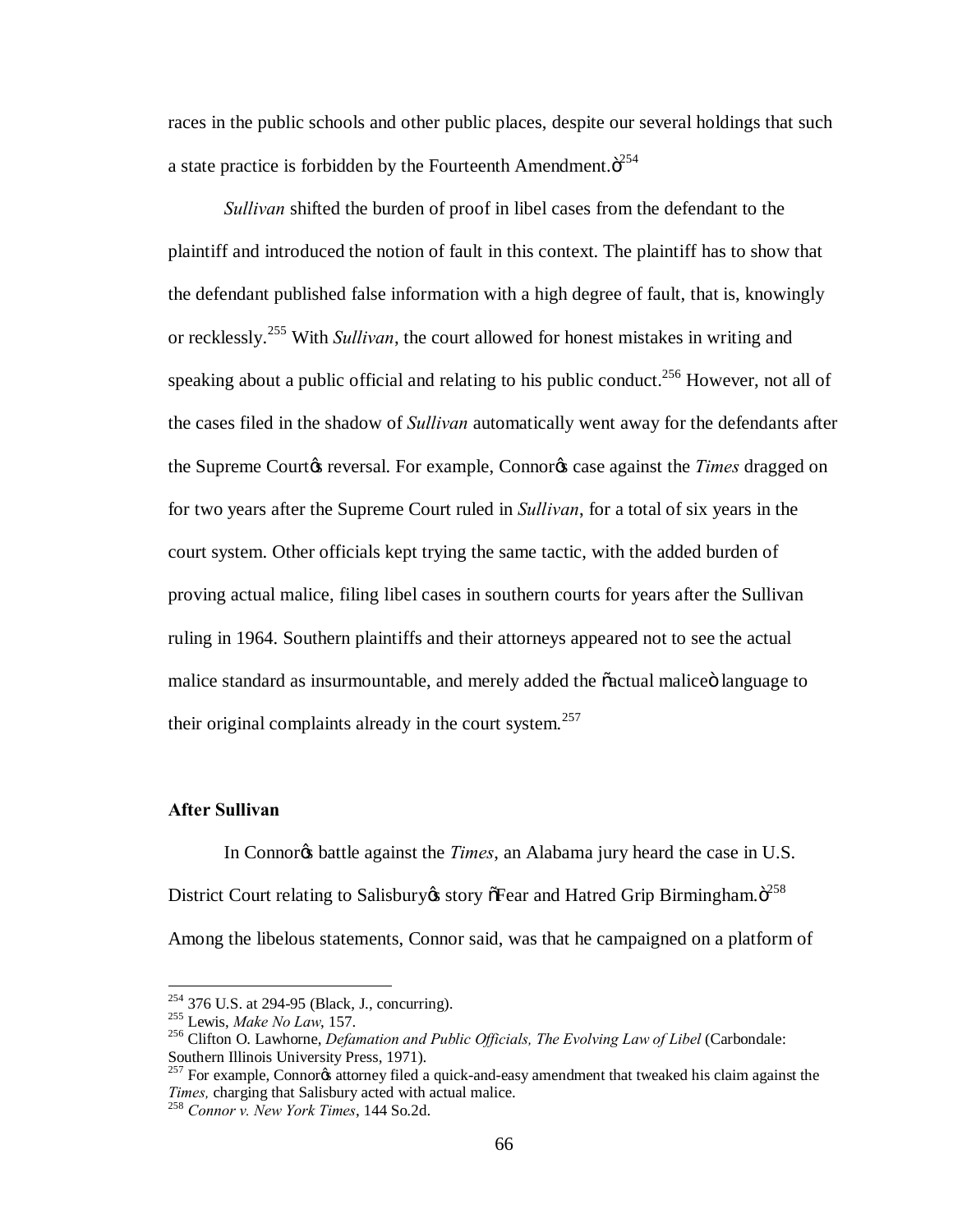races in the public schools and other public places, despite our several holdings that such a state practice is forbidden by the Fourteenth Amendment."[254]

*Sullivan* shifted the burden of proof in libel cases from the defendant to the plaintiff and introduced the notion of fault in this context. The plaintiff has to show that the defendant published false information with a high degree of fault, that is, knowingly or recklessly.[255] With *Sullivan*, the court allowed for honest mistakes in writing and speaking about a public official and relating to his public conduct.[256] However, not all of the cases filed in the shadow of *Sullivan* automatically went away for the defendants after the Supreme Court's reversal. For example, Connor's case against the *Times* dragged on for two years after the Supreme Court ruled in *Sullivan*, for a total of six years in the court system. Other officials kept trying the same tactic, with the added burden of proving actual malice, filing libel cases in southern courts for years after the Sullivan ruling in 1964. Southern plaintiffs and their attorneys appeared not to see the actual malice standard as insurmountable, and merely added the "actual malice" language to their original complaints already in the court system.[257]

**After Sullivan**

In Connor's battle against the *Times*, an Alabama jury heard the case in U.S. District Court relating to Salisbury's story "Fear and Hatred Grip Birmingham."[258] Among the libelous statements, Connor said, was that he campaigned on a platform of

---

[254] 376 U.S. at 294-95 (Black, J., concurring).

[255] Lewis, *Make No Law*, 157.

[256] Clifton O. Lawhorne, *Defamation and Public Officials, The Evolving Law of Libel* (Carbondale: Southern Illinois University Press, 1971).

[257] For example, Connor's attorney filed a quick-and-easy amendment that tweaked his claim against the *Times,* charging that Salisbury acted with actual malice.

[258] *Connor v. New York Times*, 144 So.2d.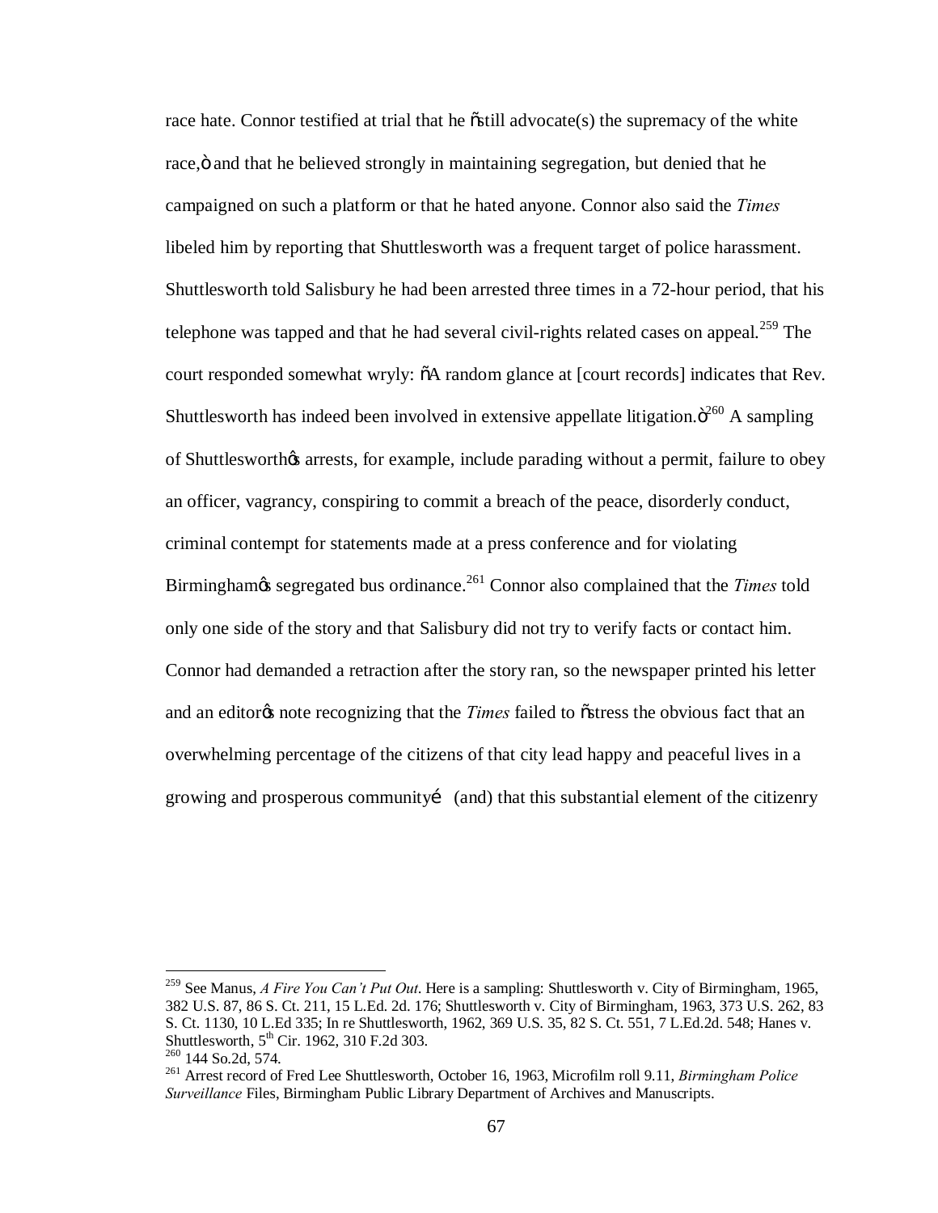race hate. Connor testified at trial that he "still advocate(s) the supremacy of the white race," and that he believed strongly in maintaining segregation, but denied that he campaigned on such a platform or that he hated anyone. Connor also said the *Times* libeled him by reporting that Shuttlesworth was a frequent target of police harassment. Shuttlesworth told Salisbury he had been arrested three times in a 72-hour period, that his telephone was tapped and that he had several civil-rights related cases on appeal.[259] The court responded somewhat wryly: "A random glance at [court records] indicates that Rev. Shuttlesworth has indeed been involved in extensive appellate litigation."[260] A sampling of Shuttlesworth's arrests, for example, include parading without a permit, failure to obey an officer, vagrancy, conspiring to commit a breach of the peace, disorderly conduct, criminal contempt for statements made at a press conference and for violating Birmingham's segregated bus ordinance.[261] Connor also complained that the *Times* told only one side of the story and that Salisbury did not try to verify facts or contact him. Connor had demanded a retraction after the story ran, so the newspaper printed his letter and an editor's note recognizing that the *Times* failed to "stress the obvious fact that an overwhelming percentage of the citizens of that city lead happy and peaceful lives in a growing and prosperous community… (and) that this substantial element of the citizenry

---

[259] See Manus, *A Fire You Can't Put Out*. Here is a sampling: Shuttlesworth v. City of Birmingham, 1965, 382 U.S. 87, 86 S. Ct. 211, 15 L.Ed. 2d. 176; Shuttlesworth v. City of Birmingham, 1963, 373 U.S. 262, 83 S. Ct. 1130, 10 L.Ed 335; In re Shuttlesworth, 1962, 369 U.S. 35, 82 S. Ct. 551, 7 L.Ed.2d. 548; Hanes v. Shuttlesworth, 5th Cir. 1962, 310 F.2d 303.

[260] 144 So.2d, 574.

[261] Arrest record of Fred Lee Shuttlesworth, October 16, 1963, Microfilm roll 9.11, *Birmingham Police Surveillance* Files, Birmingham Public Library Department of Archives and Manuscripts.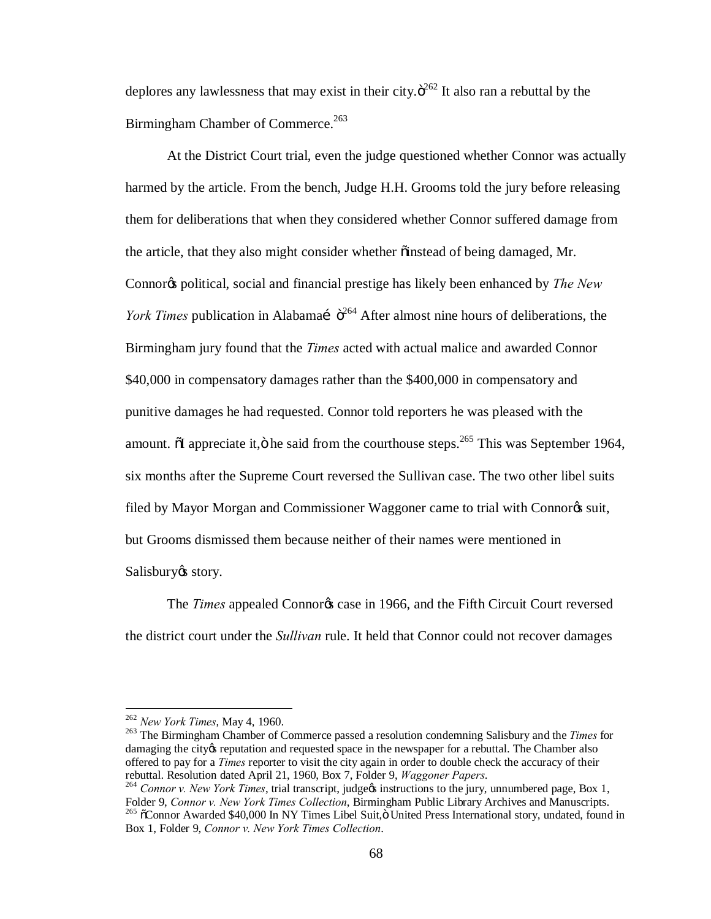deplores any lawlessness that may exist in their city."[262] It also ran a rebuttal by the Birmingham Chamber of Commerce.[263]

At the District Court trial, even the judge questioned whether Connor was actually harmed by the article. From the bench, Judge H.H. Grooms told the jury before releasing them for deliberations that when they considered whether Connor suffered damage from the article, that they also might consider whether "instead of being damaged, Mr. Connor's political, social and financial prestige has likely been enhanced by *The New York Times* publication in Alabama…"[264] After almost nine hours of deliberations, the Birmingham jury found that the *Times* acted with actual malice and awarded Connor $40,000 in compensatory damages rather than the $400,000 in compensatory and punitive damages he had requested. Connor told reporters he was pleased with the amount. "I appreciate it," he said from the courthouse steps.[265] This was September 1964, six months after the Supreme Court reversed the Sullivan case. The two other libel suits filed by Mayor Morgan and Commissioner Waggoner came to trial with Connor's suit, but Grooms dismissed them because neither of their names were mentioned in Salisbury's story.

The *Times* appealed Connor's case in 1966, and the Fifth Circuit Court reversed the district court under the *Sullivan* rule. It held that Connor could not recover damages

---

[262] *New York Times*, May 4, 1960.

[263] The Birmingham Chamber of Commerce passed a resolution condemning Salisbury and the *Times* for damaging the city's reputation and requested space in the newspaper for a rebuttal. The Chamber also offered to pay for a *Times* reporter to visit the city again in order to double check the accuracy of their rebuttal. Resolution dated April 21, 1960, Box 7, Folder 9, *Waggoner Papers*.

[264] *Connor v. New York Times*, trial transcript, judge's instructions to the jury, unnumbered page, Box 1, Folder 9, *Connor v. New York Times Collection*, Birmingham Public Library Archives and Manuscripts.

[265] "Connor Awarded $40,000 In NY Times Libel Suit," United Press International story, undated, found in Box 1, Folder 9, *Connor v. New York Times Collection*.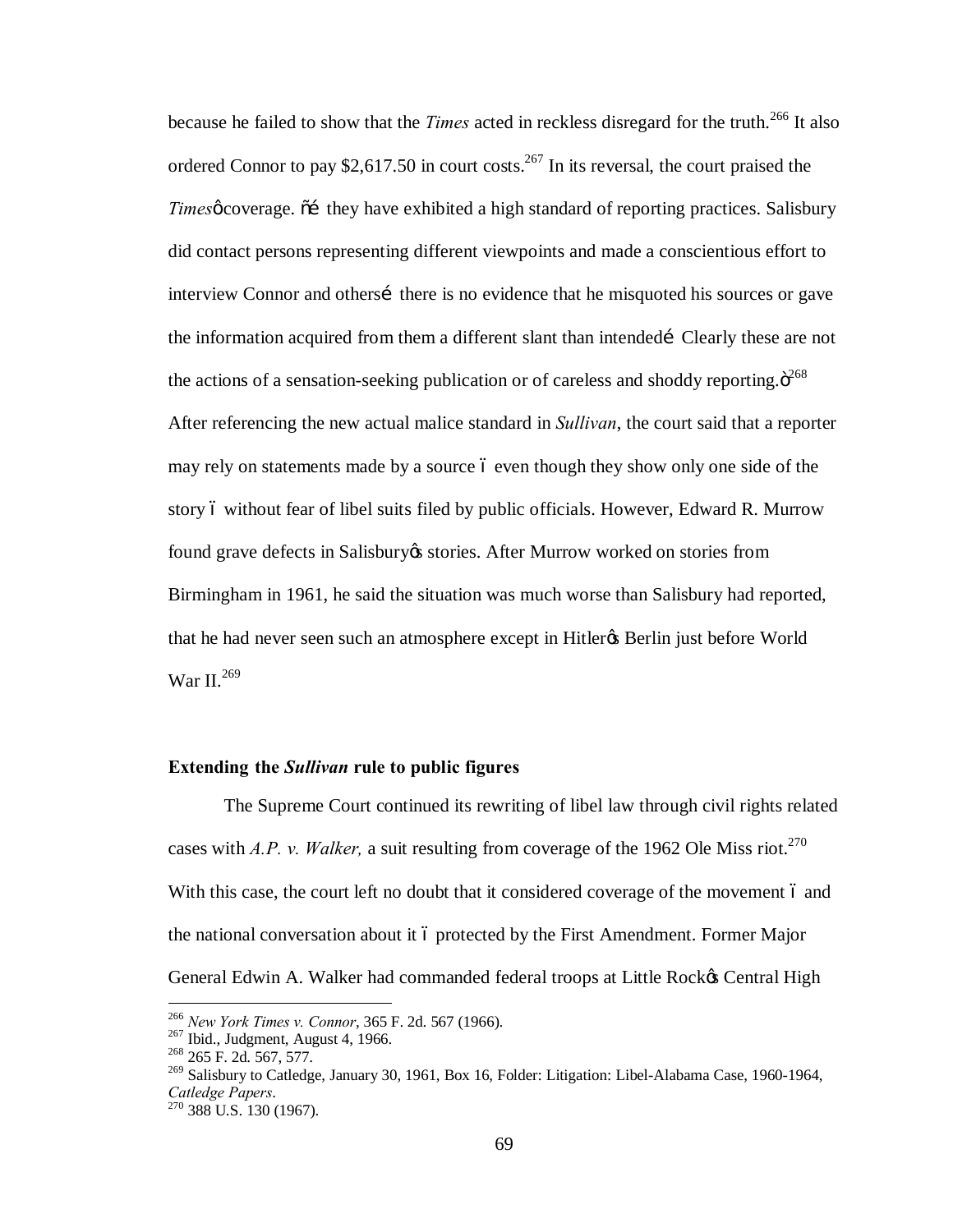because he failed to show that the *Times* acted in reckless disregard for the truth.[266] It also ordered Connor to pay $2,617.50 in court costs.[267] In its reversal, the court praised the *Times*' coverage. "… they have exhibited a high standard of reporting practices. Salisbury did contact persons representing different viewpoints and made a conscientious effort to interview Connor and others… there is no evidence that he misquoted his sources or gave the information acquired from them a different slant than intended… Clearly these are not the actions of a sensation-seeking publication or of careless and shoddy reporting."[268] After referencing the new actual malice standard in *Sullivan*, the court said that a reporter may rely on statements made by a source – even though they show only one side of the story – without fear of libel suits filed by public officials. However, Edward R. Murrow found grave defects in Salisbury's stories. After Murrow worked on stories from Birmingham in 1961, he said the situation was much worse than Salisbury had reported, that he had never seen such an atmosphere except in Hitler's Berlin just before World War II.[269]

### Extending the *Sullivan* rule to public figures

The Supreme Court continued its rewriting of libel law through civil rights related cases with *A.P. v. Walker,* a suit resulting from coverage of the 1962 Ole Miss riot.[270] With this case, the court left no doubt that it considered coverage of the movement – and the national conversation about it – protected by the First Amendment. Former Major General Edwin A. Walker had commanded federal troops at Little Rock's Central High

---

[266] *New York Times v. Connor*, 365 F. 2d. 567 (1966).
[267] Ibid., Judgment, August 4, 1966.
[268] 265 F. 2d. 567, 577.
[269] Salisbury to Catledge, January 30, 1961, Box 16, Folder: Litigation: Libel-Alabama Case, 1960-1964, *Catledge Papers*.
[270] 388 U.S. 130 (1967).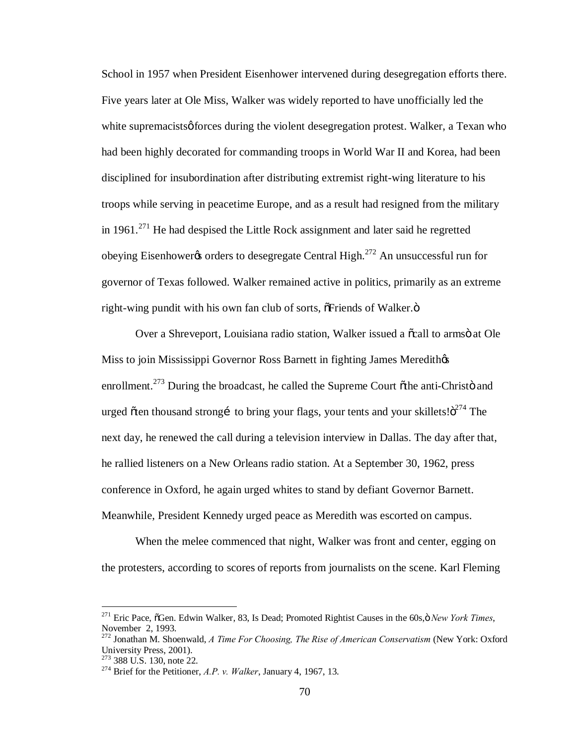School in 1957 when President Eisenhower intervened during desegregation efforts there. Five years later at Ole Miss, Walker was widely reported to have unofficially led the white supremacists' forces during the violent desegregation protest. Walker, a Texan who had been highly decorated for commanding troops in World War II and Korea, had been disciplined for insubordination after distributing extremist right-wing literature to his troops while serving in peacetime Europe, and as a result had resigned from the military in 1961.[271] He had despised the Little Rock assignment and later said he regretted obeying Eisenhower's orders to desegregate Central High.[272] An unsuccessful run for governor of Texas followed. Walker remained active in politics, primarily as an extreme right-wing pundit with his own fan club of sorts, "Friends of Walker."

Over a Shreveport, Louisiana radio station, Walker issued a "call to arms" at Ole Miss to join Mississippi Governor Ross Barnett in fighting James Meredith's enrollment.[273] During the broadcast, he called the Supreme Court "the anti-Christ" and urged "ten thousand strong… to bring your flags, your tents and your skillets!"[274] The next day, he renewed the call during a television interview in Dallas. The day after that, he rallied listeners on a New Orleans radio station. At a September 30, 1962, press conference in Oxford, he again urged whites to stand by defiant Governor Barnett. Meanwhile, President Kennedy urged peace as Meredith was escorted on campus.

When the melee commenced that night, Walker was front and center, egging on the protesters, according to scores of reports from journalists on the scene. Karl Fleming

---

[271] Eric Pace, "Gen. Edwin Walker, 83, Is Dead; Promoted Rightist Causes in the 60s," *New York Times*, November 2, 1993.

[272] Jonathan M. Shoenwald, *A Time For Choosing, The Rise of American Conservatism* (New York: Oxford University Press, 2001).

[273] 388 U.S. 130, note 22.

[274] Brief for the Petitioner, *A.P. v. Walker*, January 4, 1967, 13.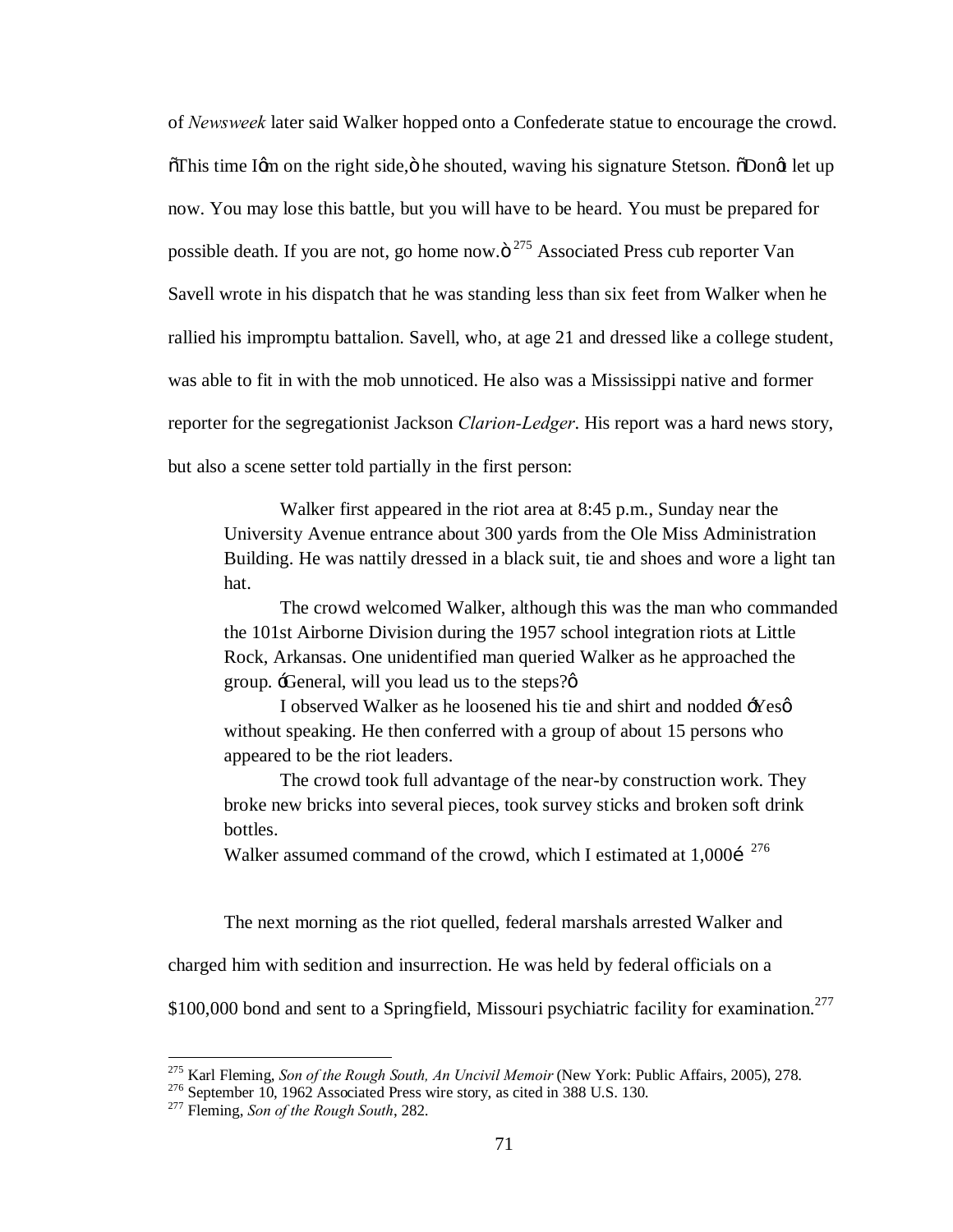of *Newsweek* later said Walker hopped onto a Confederate statue to encourage the crowd. "This time I'm on the right side," he shouted, waving his signature Stetson. "Don't let up now. You may lose this battle, but you will have to be heard. You must be prepared for possible death. If you are not, go home now."[275] Associated Press cub reporter Van Savell wrote in his dispatch that he was standing less than six feet from Walker when he rallied his impromptu battalion. Savell, who, at age 21 and dressed like a college student, was able to fit in with the mob unnoticed. He also was a Mississippi native and former reporter for the segregationist Jackson *Clarion-Ledger*. His report was a hard news story, but also a scene setter told partially in the first person:

> Walker first appeared in the riot area at 8:45 p.m., Sunday near the University Avenue entrance about 300 yards from the Ole Miss Administration Building. He was nattily dressed in a black suit, tie and shoes and wore a light tan hat.
>
> The crowd welcomed Walker, although this was the man who commanded the 101st Airborne Division during the 1957 school integration riots at Little Rock, Arkansas. One unidentified man queried Walker as he approached the group. 'General, will you lead us to the steps?'
>
> I observed Walker as he loosened his tie and shirt and nodded 'Yes' without speaking. He then conferred with a group of about 15 persons who appeared to be the riot leaders.
>
> The crowd took full advantage of the near-by construction work. They broke new bricks into several pieces, took survey sticks and broken soft drink bottles.
>
> Walker assumed command of the crowd, which I estimated at 1,000… [276]

The next morning as the riot quelled, federal marshals arrested Walker and charged him with sedition and insurrection. He was held by federal officials on a $100,000 bond and sent to a Springfield, Missouri psychiatric facility for examination.[277]

---

[275] Karl Fleming, *Son of the Rough South, An Uncivil Memoir* (New York: Public Affairs, 2005), 278.

[276] September 10, 1962 Associated Press wire story, as cited in 388 U.S. 130.

[277] Fleming, *Son of the Rough South*, 282.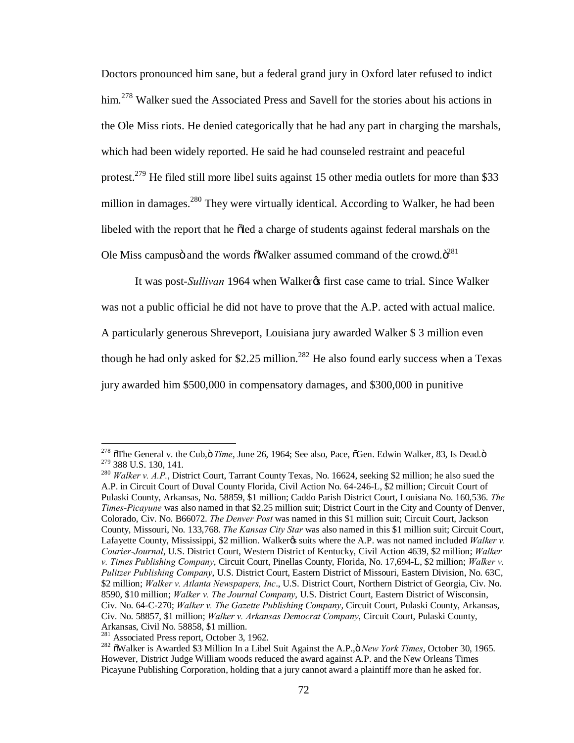Doctors pronounced him sane, but a federal grand jury in Oxford later refused to indict him.[278] Walker sued the Associated Press and Savell for the stories about his actions in the Ole Miss riots. He denied categorically that he had any part in charging the marshals, which had been widely reported. He said he had counseled restraint and peaceful protest.[279] He filed still more libel suits against 15 other media outlets for more than $33 million in damages.[280] They were virtually identical. According to Walker, he had been libeled with the report that he "led a charge of students against federal marshals on the Ole Miss campus" and the words "Walker assumed command of the crowd."[281]

It was post-*Sullivan* 1964 when Walker's first case came to trial. Since Walker was not a public official he did not have to prove that the A.P. acted with actual malice. A particularly generous Shreveport, Louisiana jury awarded Walker $ 3 million even though he had only asked for $2.25 million.[282] He also found early success when a Texas jury awarded him $500,000 in compensatory damages, and $300,000 in punitive

---

[278] "The General v. the Cub," *Time*, June 26, 1964; See also, Pace, "Gen. Edwin Walker, 83, Is Dead."

[279] 388 U.S. 130, 141.

[280] *Walker v. A.P.*, District Court, Tarrant County Texas, No. 16624, seeking $2 million; he also sued the A.P. in Circuit Court of Duval County Florida, Civil Action No. 64-246-L, $2 million; Circuit Court of Pulaski County, Arkansas, No. 58859, $1 million; Caddo Parish District Court, Louisiana No. 160,536. *The Times-Picayune* was also named in that $2.25 million suit; District Court in the City and County of Denver, Colorado, Civ. No. B66072. *The Denver Post* was named in this $1 million suit; Circuit Court, Jackson County, Missouri, No. 133,768. *The Kansas City Star* was also named in this $1 million suit; Circuit Court, Lafayette County, Mississippi, $2 million. Walker's suits where the A.P. was not named included *Walker v. Courier-Journal*, U.S. District Court, Western District of Kentucky, Civil Action 4639, $2 million; *Walker v. Times Publishing Company*, Circuit Court, Pinellas County, Florida, No. 17,694-L, $2 million; *Walker v. Pulitzer Publishing Company*, U.S. District Court, Eastern District of Missouri, Eastern Division, No. 63C, $2 million; *Walker v. Atlanta Newspapers, Inc*., U.S. District Court, Northern District of Georgia, Civ. No. 8590, $10 million; *Walker v. The Journal Company*, U.S. District Court, Eastern District of Wisconsin, Civ. No. 64-C-270; *Walker v. The Gazette Publishing Company*, Circuit Court, Pulaski County, Arkansas, Civ. No. 58857, $1 million; *Walker v. Arkansas Democrat Company*, Circuit Court, Pulaski County, Arkansas, Civil No. 58858, $1 million.

[281] Associated Press report, October 3, 1962.

[282] "Walker is Awarded $3 Million In a Libel Suit Against the A.P.," *New York Times*, October 30, 1965. However, District Judge William woods reduced the award against A.P. and the New Orleans Times Picayune Publishing Corporation, holding that a jury cannot award a plaintiff more than he asked for.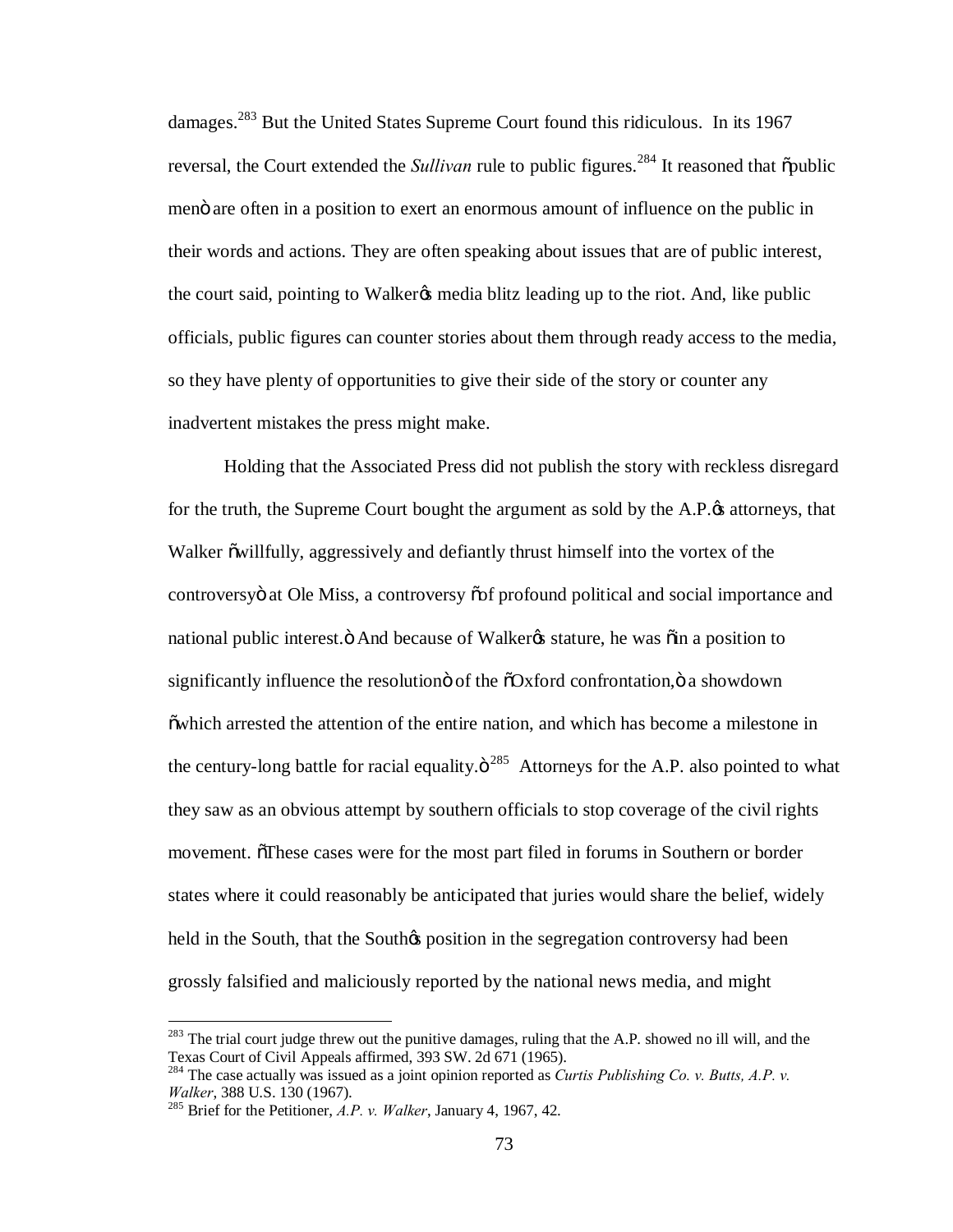damages.[283] But the United States Supreme Court found this ridiculous. In its 1967 reversal, the Court extended the *Sullivan* rule to public figures.[284] It reasoned that "public men" are often in a position to exert an enormous amount of influence on the public in their words and actions. They are often speaking about issues that are of public interest, the court said, pointing to Walker's media blitz leading up to the riot. And, like public officials, public figures can counter stories about them through ready access to the media, so they have plenty of opportunities to give their side of the story or counter any inadvertent mistakes the press might make.

Holding that the Associated Press did not publish the story with reckless disregard for the truth, the Supreme Court bought the argument as sold by the A.P.'s attorneys, that Walker "willfully, aggressively and defiantly thrust himself into the vortex of the controversy" at Ole Miss, a controversy "of profound political and social importance and national public interest." And because of Walker's stature, he was "in a position to significantly influence the resolution" of the "Oxford confrontation," a showdown "which arrested the attention of the entire nation, and which has become a milestone in the century-long battle for racial equality."[285] Attorneys for the A.P. also pointed to what they saw as an obvious attempt by southern officials to stop coverage of the civil rights movement. "These cases were for the most part filed in forums in Southern or border states where it could reasonably be anticipated that juries would share the belief, widely held in the South, that the South's position in the segregation controversy had been grossly falsified and maliciously reported by the national news media, and might

---

[283] The trial court judge threw out the punitive damages, ruling that the A.P. showed no ill will, and the Texas Court of Civil Appeals affirmed, 393 SW. 2d 671 (1965).

[284] The case actually was issued as a joint opinion reported as *Curtis Publishing Co. v. Butts, A.P. v. Walker*, 388 U.S. 130 (1967).

[285] Brief for the Petitioner, *A.P. v. Walker*, January 4, 1967, 42.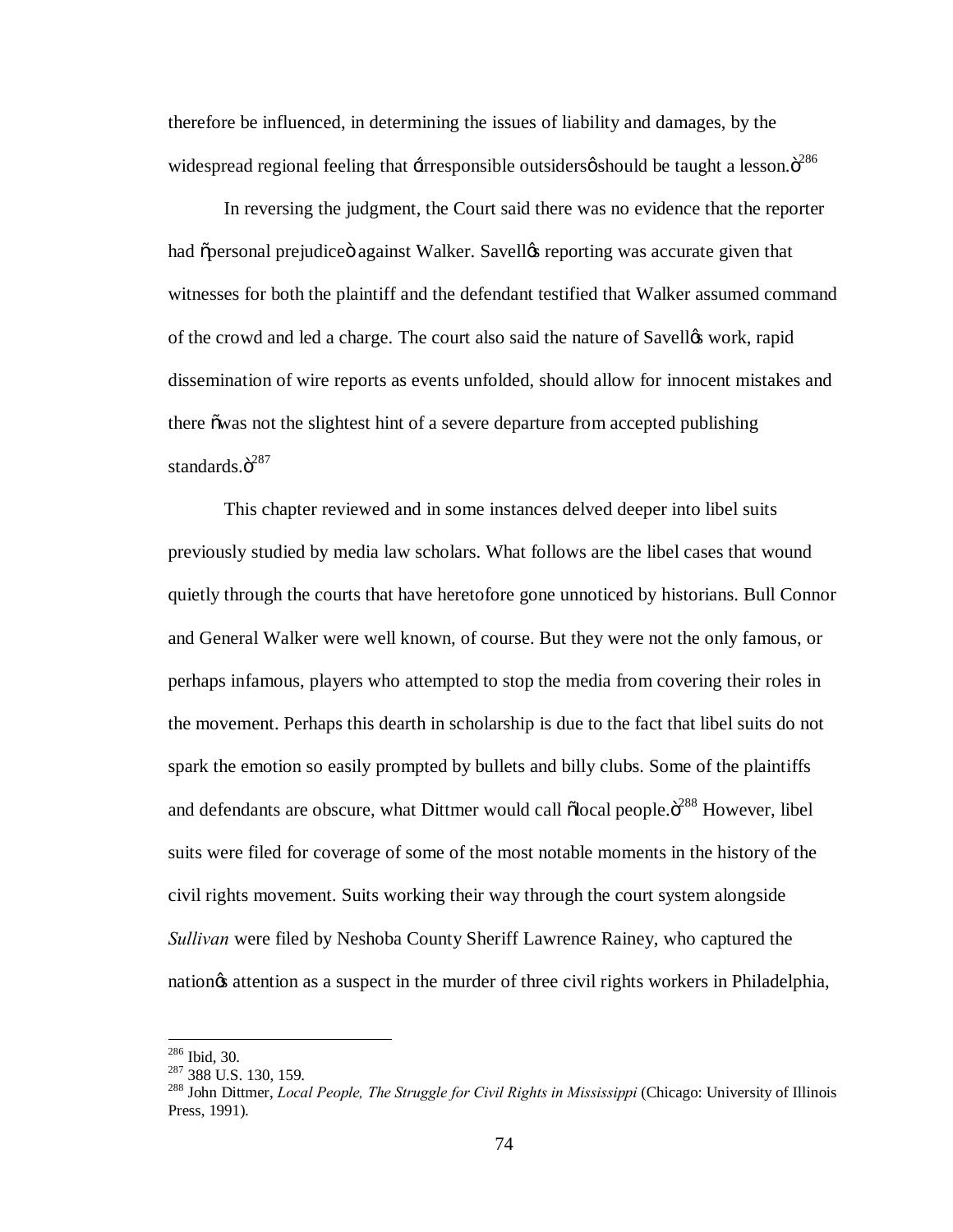therefore be influenced, in determining the issues of liability and damages, by the widespread regional feeling that 'irresponsible outsiders' should be taught a lesson."[286]

In reversing the judgment, the Court said there was no evidence that the reporter had "personal prejudice" against Walker. Savell's reporting was accurate given that witnesses for both the plaintiff and the defendant testified that Walker assumed command of the crowd and led a charge. The court also said the nature of Savell's work, rapid dissemination of wire reports as events unfolded, should allow for innocent mistakes and there "was not the slightest hint of a severe departure from accepted publishing standards."[287]

This chapter reviewed and in some instances delved deeper into libel suits previously studied by media law scholars. What follows are the libel cases that wound quietly through the courts that have heretofore gone unnoticed by historians. Bull Connor and General Walker were well known, of course. But they were not the only famous, or perhaps infamous, players who attempted to stop the media from covering their roles in the movement. Perhaps this dearth in scholarship is due to the fact that libel suits do not spark the emotion so easily prompted by bullets and billy clubs. Some of the plaintiffs and defendants are obscure, what Dittmer would call "local people."[288] However, libel suits were filed for coverage of some of the most notable moments in the history of the civil rights movement. Suits working their way through the court system alongside *Sullivan* were filed by Neshoba County Sheriff Lawrence Rainey, who captured the nation's attention as a suspect in the murder of three civil rights workers in Philadelphia,

---

[286] Ibid, 30.
[287] 388 U.S. 130, 159.
[288] John Dittmer, *Local People, The Struggle for Civil Rights in Mississippi* (Chicago: University of Illinois Press, 1991).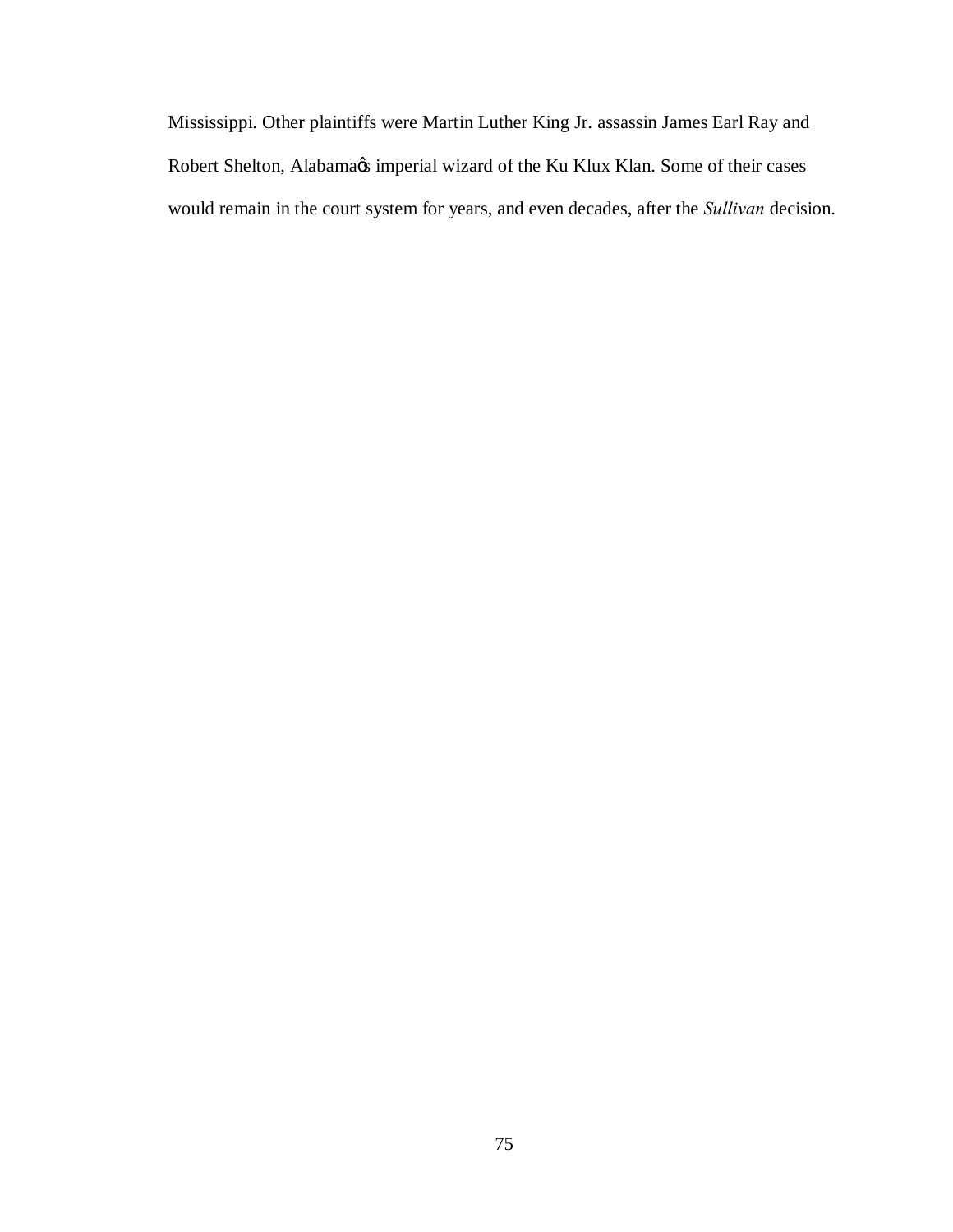Mississippi. Other plaintiffs were Martin Luther King Jr. assassin James Earl Ray and Robert Shelton, Alabama's imperial wizard of the Ku Klux Klan. Some of their cases would remain in the court system for years, and even decades, after the *Sullivan* decision.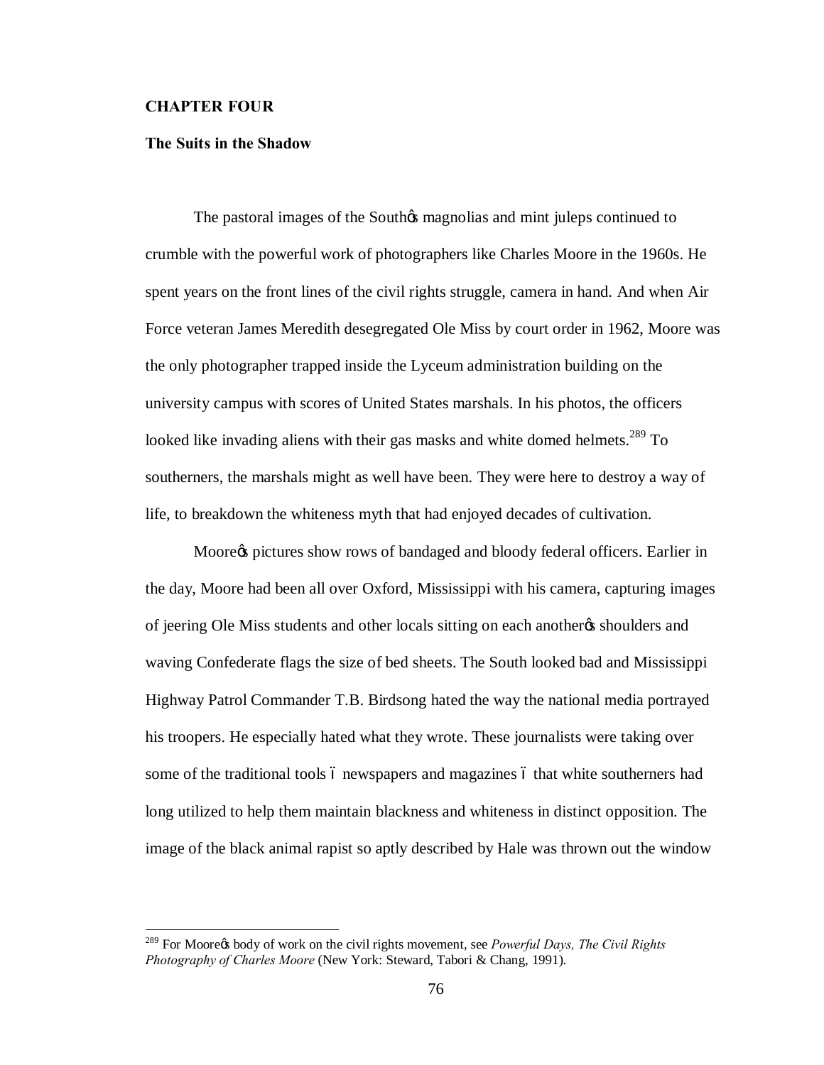# CHAPTER FOUR

## The Suits in the Shadow

The pastoral images of the South's magnolias and mint juleps continued to crumble with the powerful work of photographers like Charles Moore in the 1960s. He spent years on the front lines of the civil rights struggle, camera in hand. And when Air Force veteran James Meredith desegregated Ole Miss by court order in 1962, Moore was the only photographer trapped inside the Lyceum administration building on the university campus with scores of United States marshals. In his photos, the officers looked like invading aliens with their gas masks and white domed helmets.[289] To southerners, the marshals might as well have been. They were here to destroy a way of life, to breakdown the whiteness myth that had enjoyed decades of cultivation.

Moore's pictures show rows of bandaged and bloody federal officers. Earlier in the day, Moore had been all over Oxford, Mississippi with his camera, capturing images of jeering Ole Miss students and other locals sitting on each another's shoulders and waving Confederate flags the size of bed sheets. The South looked bad and Mississippi Highway Patrol Commander T.B. Birdsong hated the way the national media portrayed his troopers. He especially hated what they wrote. These journalists were taking over some of the traditional tools – newspapers and magazines – that white southerners had long utilized to help them maintain blackness and whiteness in distinct opposition. The image of the black animal rapist so aptly described by Hale was thrown out the window

[289] For Moore's body of work on the civil rights movement, see *Powerful Days, The Civil Rights Photography of Charles Moore* (New York: Steward, Tabori & Chang, 1991).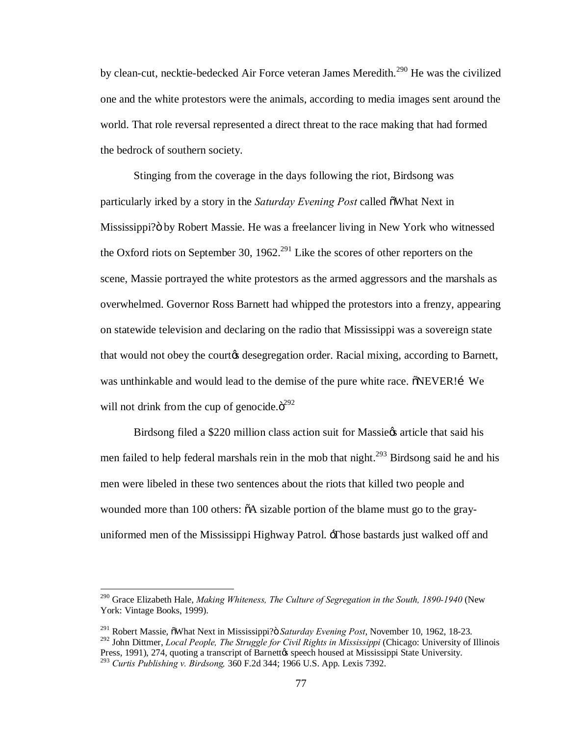by clean-cut, necktie-bedecked Air Force veteran James Meredith.[290] He was the civilized one and the white protestors were the animals, according to media images sent around the world. That role reversal represented a direct threat to the race making that had formed the bedrock of southern society.

Stinging from the coverage in the days following the riot, Birdsong was particularly irked by a story in the *Saturday Evening Post* called "What Next in Mississippi?" by Robert Massie. He was a freelancer living in New York who witnessed the Oxford riots on September 30, 1962.[291] Like the scores of other reporters on the scene, Massie portrayed the white protestors as the armed aggressors and the marshals as overwhelmed. Governor Ross Barnett had whipped the protestors into a frenzy, appearing on statewide television and declaring on the radio that Mississippi was a sovereign state that would not obey the court's desegregation order. Racial mixing, according to Barnett, was unthinkable and would lead to the demise of the pure white race. "NEVER!… We will not drink from the cup of genocide."[292]

Birdsong filed a $220 million class action suit for Massie's article that said his men failed to help federal marshals rein in the mob that night.[293] Birdsong said he and his men were libeled in these two sentences about the riots that killed two people and wounded more than 100 others: "A sizable portion of the blame must go to the gray-uniformed men of the Mississippi Highway Patrol. 'Those bastards just walked off and

---

[290] Grace Elizabeth Hale, *Making Whiteness, The Culture of Segregation in the South, 1890-1940* (New York: Vintage Books, 1999).

[291] Robert Massie, "What Next in Mississippi?" *Saturday Evening Post*, November 10, 1962, 18-23.

[292] John Dittmer, *Local People, The Struggle for Civil Rights in Mississippi* (Chicago: University of Illinois Press, 1991), 274, quoting a transcript of Barnett's speech housed at Mississippi State University.

[293] *Curtis Publishing v. Birdsong,* 360 F.2d 344; 1966 U.S. App. Lexis 7392.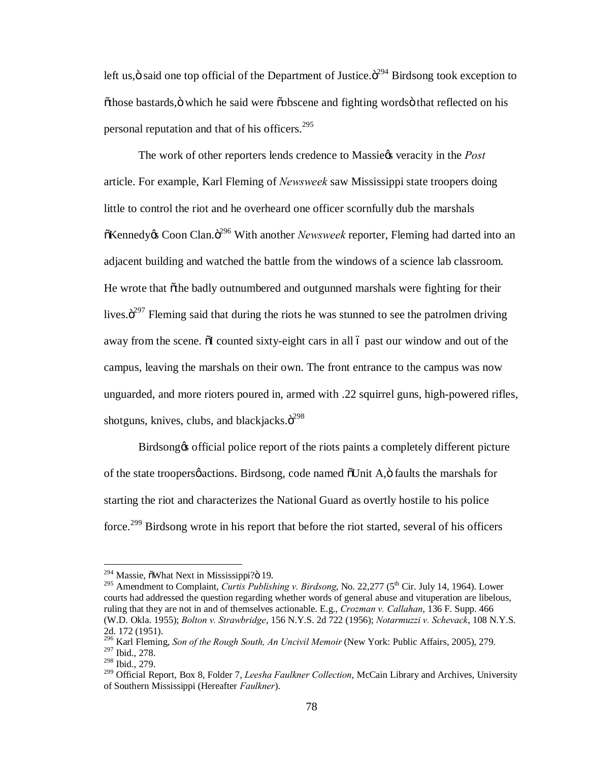left us," said one top official of the Department of Justice."[294] Birdsong took exception to "those bastards," which he said were "obscene and fighting words" that reflected on his personal reputation and that of his officers.[295]

The work of other reporters lends credence to Massie's veracity in the *Post* article. For example, Karl Fleming of *Newsweek* saw Mississippi state troopers doing little to control the riot and he overheard one officer scornfully dub the marshals "Kennedy's Coon Clan."[296] With another *Newsweek* reporter, Fleming had darted into an adjacent building and watched the battle from the windows of a science lab classroom. He wrote that "the badly outnumbered and outgunned marshals were fighting for their lives."[297] Fleming said that during the riots he was stunned to see the patrolmen driving away from the scene. "I counted sixty-eight cars in all – past our window and out of the campus, leaving the marshals on their own. The front entrance to the campus was now unguarded, and more rioters poured in, armed with .22 squirrel guns, high-powered rifles, shotguns, knives, clubs, and blackjacks."[298]

Birdsong's official police report of the riots paints a completely different picture of the state troopers' actions. Birdsong, code named "Unit A," faults the marshals for starting the riot and characterizes the National Guard as overtly hostile to his police force.[299] Birdsong wrote in his report that before the riot started, several of his officers

---

[294] Massie, "What Next in Mississippi?" 19.

[295] Amendment to Complaint, *Curtis Publishing v. Birdsong*, No. 22,277 (5th Cir. July 14, 1964). Lower courts had addressed the question regarding whether words of general abuse and vituperation are libelous, ruling that they are not in and of themselves actionable. E.g., *Crozman v. Callahan*, 136 F. Supp. 466 (W.D. Okla. 1955); *Bolton v. Strawbridge*, 156 N.Y.S. 2d 722 (1956); *Notarmuzzi v. Schevack*, 108 N.Y.S. 2d. 172 (1951).

[296] Karl Fleming, *Son of the Rough South, An Uncivil Memoir* (New York: Public Affairs, 2005), 279.

[297] Ibid., 278.

[298] Ibid., 279.

[299] Official Report, Box 8, Folder 7, *Leesha Faulkner Collection*, McCain Library and Archives, University of Southern Mississippi (Hereafter *Faulkner*).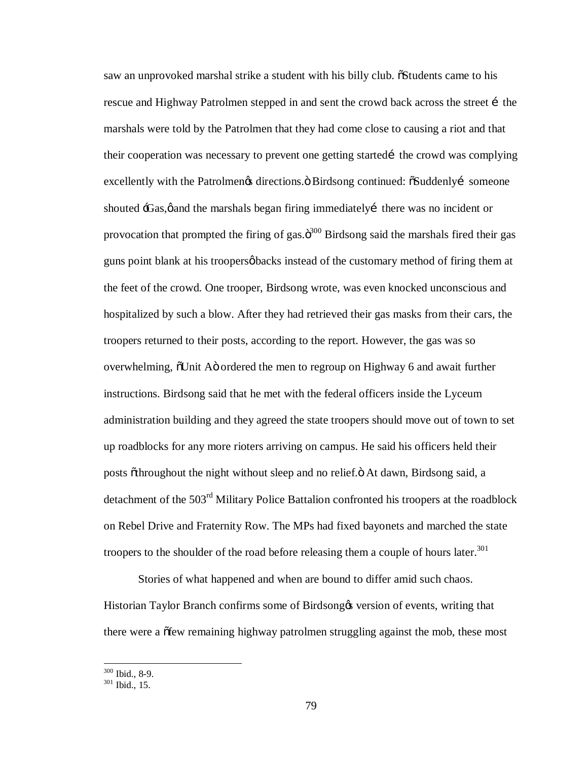saw an unprovoked marshal strike a student with his billy club. "Students came to his rescue and Highway Patrolmen stepped in and sent the crowd back across the street … the marshals were told by the Patrolmen that they had come close to causing a riot and that their cooperation was necessary to prevent one getting started… the crowd was complying excellently with the Patrolmen's directions." Birdsong continued: "Suddenly… someone shouted 'Gas,' and the marshals began firing immediately… there was no incident or provocation that prompted the firing of gas."[300] Birdsong said the marshals fired their gas guns point blank at his troopers' backs instead of the customary method of firing them at the feet of the crowd. One trooper, Birdsong wrote, was even knocked unconscious and hospitalized by such a blow. After they had retrieved their gas masks from their cars, the troopers returned to their posts, according to the report. However, the gas was so overwhelming, "Unit A" ordered the men to regroup on Highway 6 and await further instructions. Birdsong said that he met with the federal officers inside the Lyceum administration building and they agreed the state troopers should move out of town to set up roadblocks for any more rioters arriving on campus. He said his officers held their posts "throughout the night without sleep and no relief." At dawn, Birdsong said, a detachment of the 503rd Military Police Battalion confronted his troopers at the roadblock on Rebel Drive and Fraternity Row. The MPs had fixed bayonets and marched the state troopers to the shoulder of the road before releasing them a couple of hours later.[301]

Stories of what happened and when are bound to differ amid such chaos. Historian Taylor Branch confirms some of Birdsong's version of events, writing that there were a "few remaining highway patrolmen struggling against the mob, these most

---

[300] Ibid., 8-9.

[301] Ibid., 15.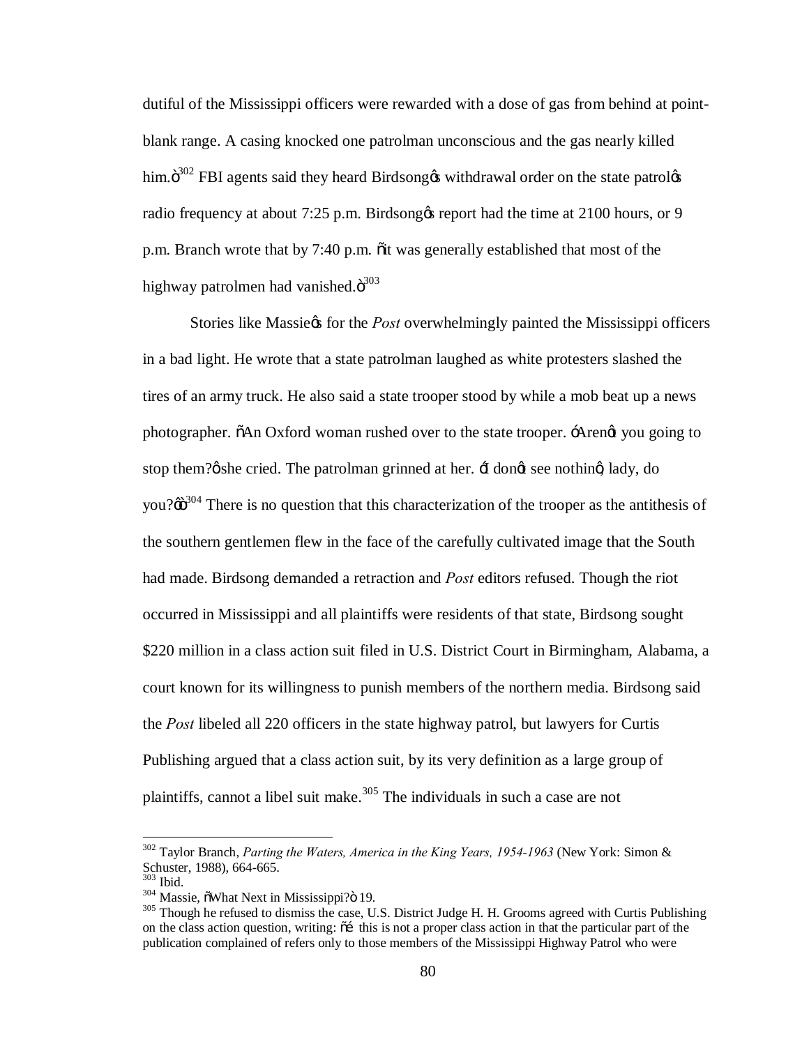dutiful of the Mississippi officers were rewarded with a dose of gas from behind at point-blank range. A casing knocked one patrolman unconscious and the gas nearly killed him."[302] FBI agents said they heard Birdsong's withdrawal order on the state patrol's radio frequency at about 7:25 p.m. Birdsong's report had the time at 2100 hours, or 9 p.m. Branch wrote that by 7:40 p.m. "it was generally established that most of the highway patrolmen had vanished."[303]

Stories like Massie's for the *Post* overwhelmingly painted the Mississippi officers in a bad light. He wrote that a state patrolman laughed as white protesters slashed the tires of an army truck. He also said a state trooper stood by while a mob beat up a news photographer. "An Oxford woman rushed over to the state trooper. 'Aren't you going to stop them?' she cried. The patrolman grinned at her. 'I don't see nothin', lady, do you?'"[304] There is no question that this characterization of the trooper as the antithesis of the southern gentlemen flew in the face of the carefully cultivated image that the South had made. Birdsong demanded a retraction and *Post* editors refused. Though the riot occurred in Mississippi and all plaintiffs were residents of that state, Birdsong sought $220 million in a class action suit filed in U.S. District Court in Birmingham, Alabama, a court known for its willingness to punish members of the northern media. Birdsong said the *Post* libeled all 220 officers in the state highway patrol, but lawyers for Curtis Publishing argued that a class action suit, by its very definition as a large group of plaintiffs, cannot a libel suit make.[305] The individuals in such a case are not

---

[302] Taylor Branch, *Parting the Waters, America in the King Years, 1954-1963* (New York: Simon & Schuster, 1988), 664-665.

[303] Ibid.

[304] Massie, "What Next in Mississippi?" 19.

[305] Though he refused to dismiss the case, U.S. District Judge H. H. Grooms agreed with Curtis Publishing on the class action question, writing: "… this is not a proper class action in that the particular part of the publication complained of refers only to those members of the Mississippi Highway Patrol who were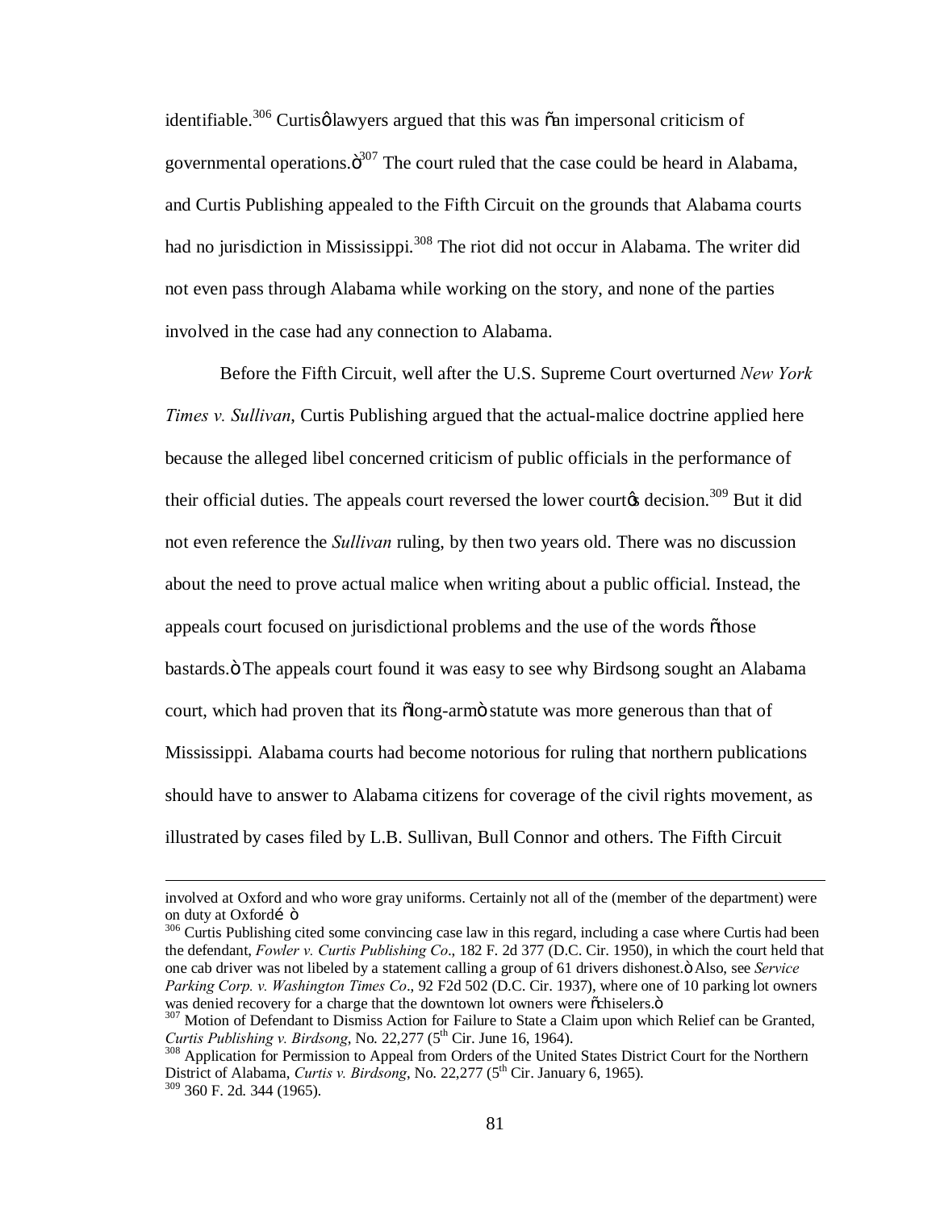identifiable.[306] Curtis' lawyers argued that this was "an impersonal criticism of governmental operations."[307] The court ruled that the case could be heard in Alabama, and Curtis Publishing appealed to the Fifth Circuit on the grounds that Alabama courts had no jurisdiction in Mississippi.[308] The riot did not occur in Alabama. The writer did not even pass through Alabama while working on the story, and none of the parties involved in the case had any connection to Alabama.

Before the Fifth Circuit, well after the U.S. Supreme Court overturned *New York Times v. Sullivan*, Curtis Publishing argued that the actual-malice doctrine applied here because the alleged libel concerned criticism of public officials in the performance of their official duties. The appeals court reversed the lower court's decision.[309] But it did not even reference the *Sullivan* ruling, by then two years old. There was no discussion about the need to prove actual malice when writing about a public official. Instead, the appeals court focused on jurisdictional problems and the use of the words "those bastards." The appeals court found it was easy to see why Birdsong sought an Alabama court, which had proven that its "long-arm" statute was more generous than that of Mississippi. Alabama courts had become notorious for ruling that northern publications should have to answer to Alabama citizens for coverage of the civil rights movement, as illustrated by cases filed by L.B. Sullivan, Bull Connor and others. The Fifth Circuit

---

involved at Oxford and who wore gray uniforms. Certainly not all of the (member of the department) were on duty at Oxford… "

[306] Curtis Publishing cited some convincing case law in this regard, including a case where Curtis had been the defendant, *Fowler v. Curtis Publishing Co*., 182 F. 2d 377 (D.C. Cir. 1950), in which the court held that one cab driver was not libeled by a statement calling a group of 61 drivers dishonest." Also, see *Service Parking Corp. v. Washington Times Co*., 92 F2d 502 (D.C. Cir. 1937), where one of 10 parking lot owners was denied recovery for a charge that the downtown lot owners were "chiselers."

[307] Motion of Defendant to Dismiss Action for Failure to State a Claim upon which Relief can be Granted, *Curtis Publishing v. Birdsong*, No. 22,277 (5th Cir. June 16, 1964).

[308] Application for Permission to Appeal from Orders of the United States District Court for the Northern District of Alabama, *Curtis v. Birdsong*, No. 22,277 (5th Cir. January 6, 1965).

[309] 360 F. 2d. 344 (1965).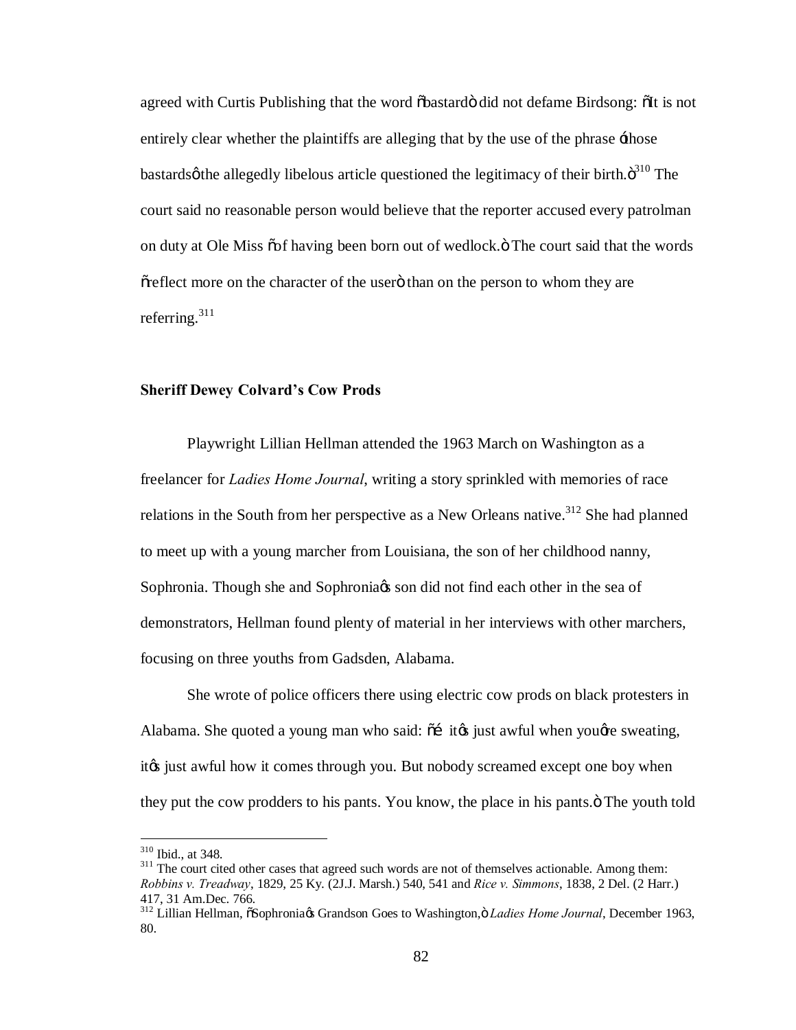agreed with Curtis Publishing that the word "bastard" did not defame Birdsong: "It is not entirely clear whether the plaintiffs are alleging that by the use of the phrase 'those bastards' the allegedly libelous article questioned the legitimacy of their birth."[310] The court said no reasonable person would believe that the reporter accused every patrolman on duty at Ole Miss "of having been born out of wedlock." The court said that the words "reflect more on the character of the user" than on the person to whom they are referring.[311]

### Sheriff Dewey Colvard's Cow Prods

Playwright Lillian Hellman attended the 1963 March on Washington as a freelancer for *Ladies Home Journal*, writing a story sprinkled with memories of race relations in the South from her perspective as a New Orleans native.[312] She had planned to meet up with a young marcher from Louisiana, the son of her childhood nanny, Sophronia. Though she and Sophronia's son did not find each other in the sea of demonstrators, Hellman found plenty of material in her interviews with other marchers, focusing on three youths from Gadsden, Alabama.

She wrote of police officers there using electric cow prods on black protesters in Alabama. She quoted a young man who said: "… it's just awful when you're sweating, it's just awful how it comes through you. But nobody screamed except one boy when they put the cow prodders to his pants. You know, the place in his pants." The youth told

---

[310] Ibid., at 348.

[311] The court cited other cases that agreed such words are not of themselves actionable. Among them: *Robbins v. Treadway*, 1829, 25 Ky. (2J.J. Marsh.) 540, 541 and *Rice v. Simmons*, 1838, 2 Del. (2 Harr.) 417, 31 Am.Dec. 766.

[312] Lillian Hellman, "Sophronia's Grandson Goes to Washington," *Ladies Home Journal*, December 1963, 80.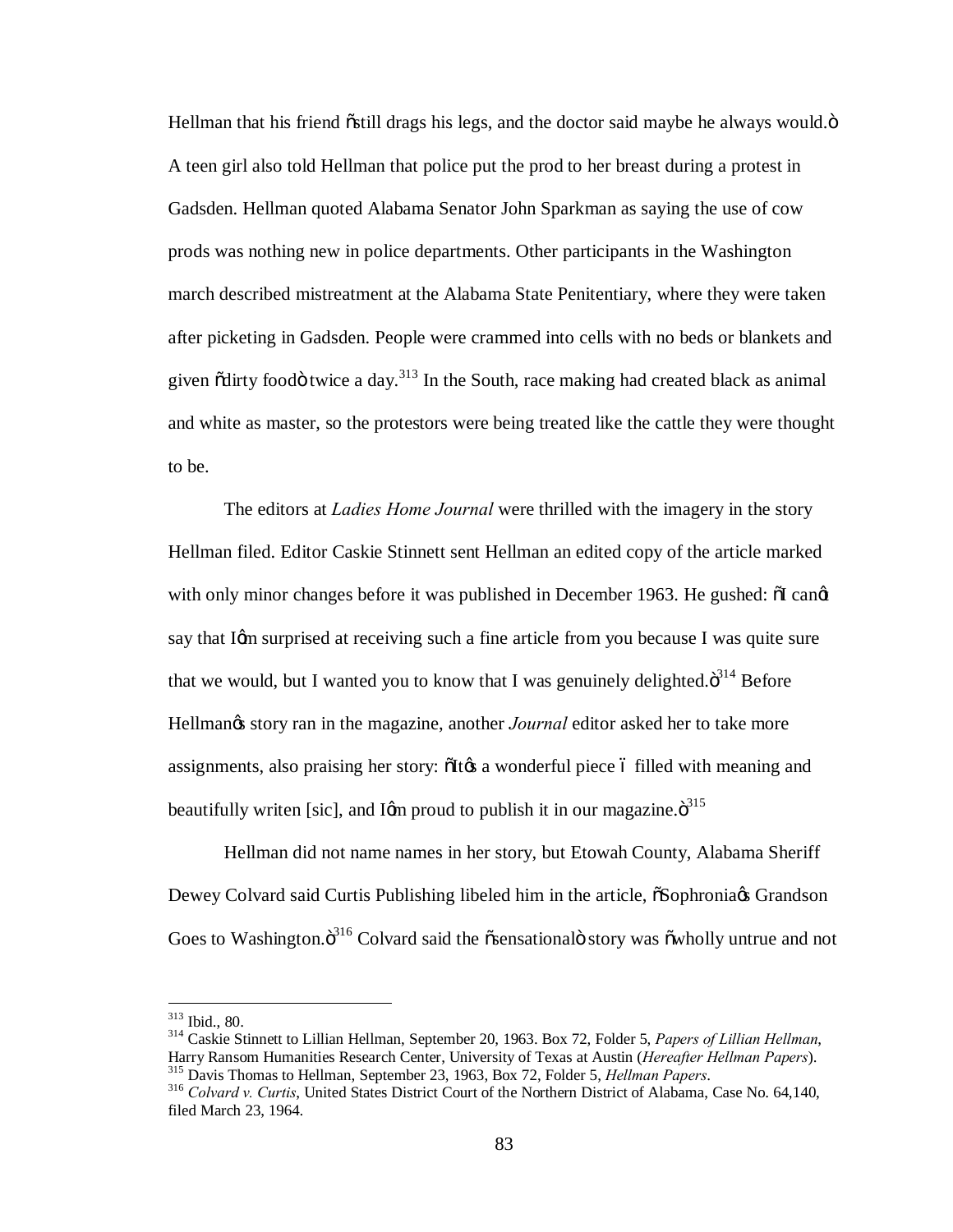Hellman that his friend "still drags his legs, and the doctor said maybe he always would." A teen girl also told Hellman that police put the prod to her breast during a protest in Gadsden. Hellman quoted Alabama Senator John Sparkman as saying the use of cow prods was nothing new in police departments. Other participants in the Washington march described mistreatment at the Alabama State Penitentiary, where they were taken after picketing in Gadsden. People were crammed into cells with no beds or blankets and given "dirty food" twice a day.[313] In the South, race making had created black as animal and white as master, so the protestors were being treated like the cattle they were thought to be.

The editors at *Ladies Home Journal* were thrilled with the imagery in the story Hellman filed. Editor Caskie Stinnett sent Hellman an edited copy of the article marked with only minor changes before it was published in December 1963. He gushed: "I can't say that I'm surprised at receiving such a fine article from you because I was quite sure that we would, but I wanted you to know that I was genuinely delighted."[314] Before Hellman's story ran in the magazine, another *Journal* editor asked her to take more assignments, also praising her story: "It's a wonderful piece – filled with meaning and beautifully writen [sic], and I'm proud to publish it in our magazine."[315]

Hellman did not name names in her story, but Etowah County, Alabama Sheriff Dewey Colvard said Curtis Publishing libeled him in the article, "Sophronia's Grandson Goes to Washington."[316] Colvard said the "sensational" story was "wholly untrue and not

---

[313] Ibid., 80.

[314] Caskie Stinnett to Lillian Hellman, September 20, 1963. Box 72, Folder 5, *Papers of Lillian Hellman*, Harry Ransom Humanities Research Center, University of Texas at Austin (*Hereafter Hellman Papers*).

[315] Davis Thomas to Hellman, September 23, 1963, Box 72, Folder 5, *Hellman Papers*.

[316] *Colvard v. Curtis*, United States District Court of the Northern District of Alabama, Case No. 64,140, filed March 23, 1964.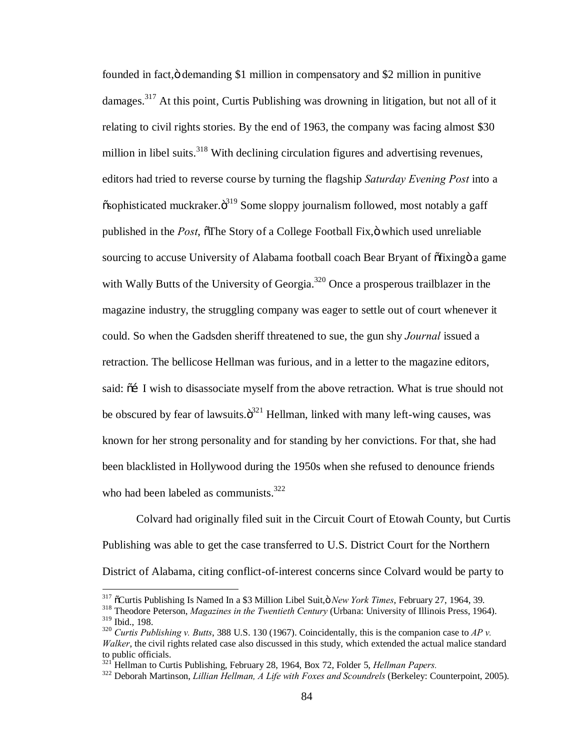founded in fact," demanding $1 million in compensatory and $2 million in punitive damages.[317] At this point, Curtis Publishing was drowning in litigation, but not all of it relating to civil rights stories. By the end of 1963, the company was facing almost $30 million in libel suits.[318] With declining circulation figures and advertising revenues, editors had tried to reverse course by turning the flagship *Saturday Evening Post* into a "sophisticated muckraker."[319] Some sloppy journalism followed, most notably a gaff published in the *Post*, "The Story of a College Football Fix," which used unreliable sourcing to accuse University of Alabama football coach Bear Bryant of "fixing" a game with Wally Butts of the University of Georgia.[320] Once a prosperous trailblazer in the magazine industry, the struggling company was eager to settle out of court whenever it could. So when the Gadsden sheriff threatened to sue, the gun shy *Journal* issued a retraction. The bellicose Hellman was furious, and in a letter to the magazine editors, said: "… I wish to disassociate myself from the above retraction. What is true should not be obscured by fear of lawsuits."[321] Hellman, linked with many left-wing causes, was known for her strong personality and for standing by her convictions. For that, she had been blacklisted in Hollywood during the 1950s when she refused to denounce friends who had been labeled as communists.[322]

Colvard had originally filed suit in the Circuit Court of Etowah County, but Curtis Publishing was able to get the case transferred to U.S. District Court for the Northern District of Alabama, citing conflict-of-interest concerns since Colvard would be party to

---

[317] "Curtis Publishing Is Named In a $3 Million Libel Suit," *New York Times*, February 27, 1964, 39.

[318] Theodore Peterson, *Magazines in the Twentieth Century* (Urbana: University of Illinois Press, 1964).

[319] Ibid., 198.

[320] *Curtis Publishing v. Butts*, 388 U.S. 130 (1967). Coincidentally, this is the companion case to *AP v. Walker*, the civil rights related case also discussed in this study, which extended the actual malice standard to public officials.

[321] Hellman to Curtis Publishing, February 28, 1964, Box 72, Folder 5, *Hellman Papers.*

[322] Deborah Martinson, *Lillian Hellman, A Life with Foxes and Scoundrels* (Berkeley: Counterpoint, 2005).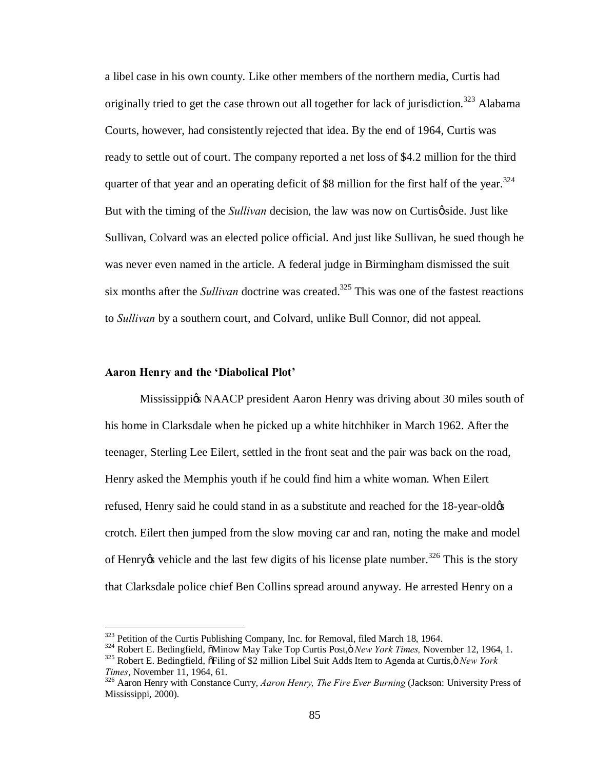a libel case in his own county. Like other members of the northern media, Curtis had originally tried to get the case thrown out all together for lack of jurisdiction.[323] Alabama Courts, however, had consistently rejected that idea. By the end of 1964, Curtis was ready to settle out of court. The company reported a net loss of $4.2 million for the third quarter of that year and an operating deficit of $8 million for the first half of the year.[324] But with the timing of the *Sullivan* decision, the law was now on Curtis' side. Just like Sullivan, Colvard was an elected police official. And just like Sullivan, he sued though he was never even named in the article. A federal judge in Birmingham dismissed the suit six months after the *Sullivan* doctrine was created.[325] This was one of the fastest reactions to *Sullivan* by a southern court, and Colvard, unlike Bull Connor, did not appeal.

### Aaron Henry and the 'Diabolical Plot'

Mississippi's NAACP president Aaron Henry was driving about 30 miles south of his home in Clarksdale when he picked up a white hitchhiker in March 1962. After the teenager, Sterling Lee Eilert, settled in the front seat and the pair was back on the road, Henry asked the Memphis youth if he could find him a white woman. When Eilert refused, Henry said he could stand in as a substitute and reached for the 18-year-old's crotch. Eilert then jumped from the slow moving car and ran, noting the make and model of Henry's vehicle and the last few digits of his license plate number.[326] This is the story that Clarksdale police chief Ben Collins spread around anyway. He arrested Henry on a

---

[323] Petition of the Curtis Publishing Company, Inc. for Removal, filed March 18, 1964.

[324] Robert E. Bedingfield, "Minow May Take Top Curtis Post," *New York Times,* November 12, 1964, 1.

[325] Robert E. Bedingfield, "Filing of $2 million Libel Suit Adds Item to Agenda at Curtis," *New York Times*, November 11, 1964, 61.

[326] Aaron Henry with Constance Curry, *Aaron Henry, The Fire Ever Burning* (Jackson: University Press of Mississippi, 2000).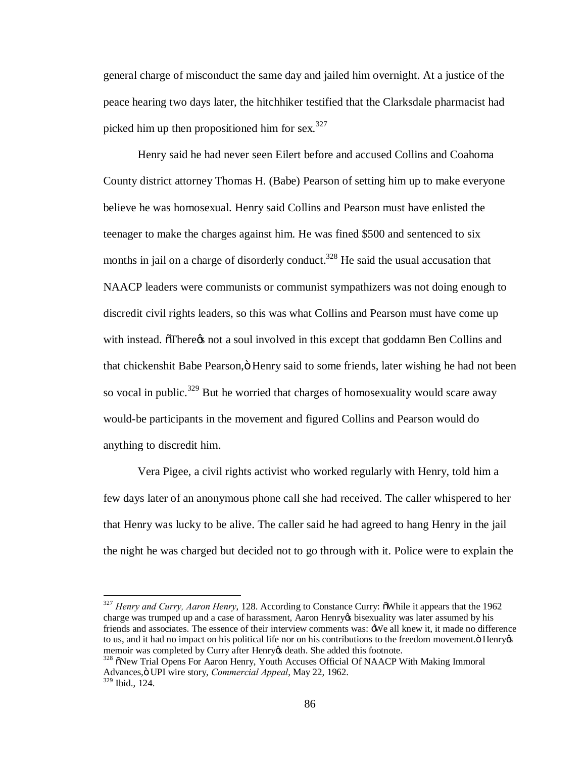general charge of misconduct the same day and jailed him overnight. At a justice of the peace hearing two days later, the hitchhiker testified that the Clarksdale pharmacist had picked him up then propositioned him for sex.[327]

Henry said he had never seen Eilert before and accused Collins and Coahoma County district attorney Thomas H. (Babe) Pearson of setting him up to make everyone believe he was homosexual. Henry said Collins and Pearson must have enlisted the teenager to make the charges against him. He was fined $500 and sentenced to six months in jail on a charge of disorderly conduct.[328] He said the usual accusation that NAACP leaders were communists or communist sympathizers was not doing enough to discredit civil rights leaders, so this was what Collins and Pearson must have come up with instead. "There's not a soul involved in this except that goddamn Ben Collins and that chickenshit Babe Pearson," Henry said to some friends, later wishing he had not been so vocal in public.[329] But he worried that charges of homosexuality would scare away would-be participants in the movement and figured Collins and Pearson would do anything to discredit him.

Vera Pigee, a civil rights activist who worked regularly with Henry, told him a few days later of an anonymous phone call she had received. The caller whispered to her that Henry was lucky to be alive. The caller said he had agreed to hang Henry in the jail the night he was charged but decided not to go through with it. Police were to explain the

---

[327] *Henry and Curry, Aaron Henry*, 128. According to Constance Curry: "While it appears that the 1962 charge was trumped up and a case of harassment, Aaron Henry's bisexuality was later assumed by his friends and associates. The essence of their interview comments was: 'We all knew it, it made no difference to us, and it had no impact on his political life nor on his contributions to the freedom movement." Henry's memoir was completed by Curry after Henry's death. She added this footnote.

[328] "New Trial Opens For Aaron Henry, Youth Accuses Official Of NAACP With Making Immoral Advances," UPI wire story, *Commercial Appeal*, May 22, 1962.

[329] Ibid., 124.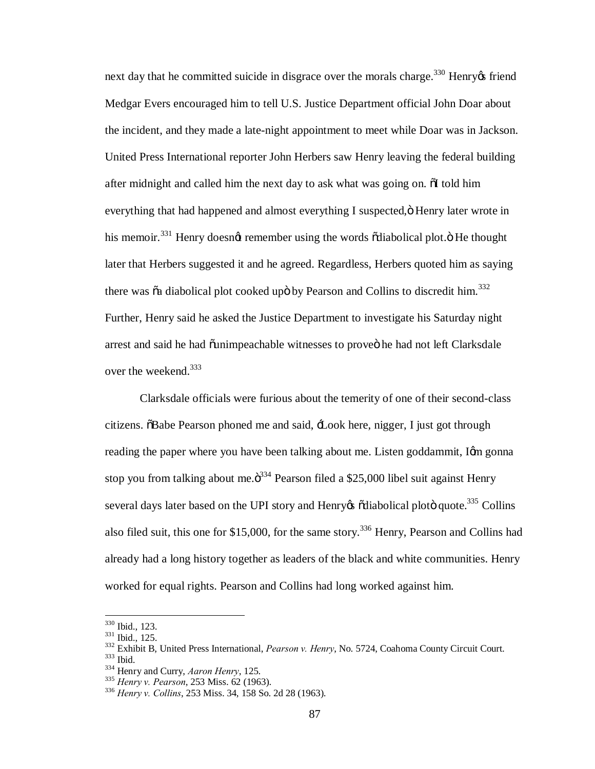next day that he committed suicide in disgrace over the morals charge.[330] Henry's friend Medgar Evers encouraged him to tell U.S. Justice Department official John Doar about the incident, and they made a late-night appointment to meet while Doar was in Jackson. United Press International reporter John Herbers saw Henry leaving the federal building after midnight and called him the next day to ask what was going on. "I told him everything that had happened and almost everything I suspected," Henry later wrote in his memoir.[331] Henry doesn't remember using the words "diabolical plot." He thought later that Herbers suggested it and he agreed. Regardless, Herbers quoted him as saying there was "a diabolical plot cooked up" by Pearson and Collins to discredit him.[332] Further, Henry said he asked the Justice Department to investigate his Saturday night arrest and said he had "unimpeachable witnesses to prove" he had not left Clarksdale over the weekend.[333]

Clarksdale officials were furious about the temerity of one of their second-class citizens. "Babe Pearson phoned me and said, 'Look here, nigger, I just got through reading the paper where you have been talking about me. Listen goddammit, I'm gonna stop you from talking about me."[334] Pearson filed a $25,000 libel suit against Henry several days later based on the UPI story and Henry's "diabolical plot" quote.[335] Collins also filed suit, this one for $15,000, for the same story.[336] Henry, Pearson and Collins had already had a long history together as leaders of the black and white communities. Henry worked for equal rights. Pearson and Collins had long worked against him.

---

[330] Ibid., 123.
[331] Ibid., 125.
[332] Exhibit B, United Press International, *Pearson v. Henry*, No. 5724, Coahoma County Circuit Court.
[333] Ibid.
[334] Henry and Curry, *Aaron Henry*, 125.
[335] *Henry v. Pearson*, 253 Miss. 62 (1963).
[336] *Henry v. Collins*, 253 Miss. 34, 158 So. 2d 28 (1963).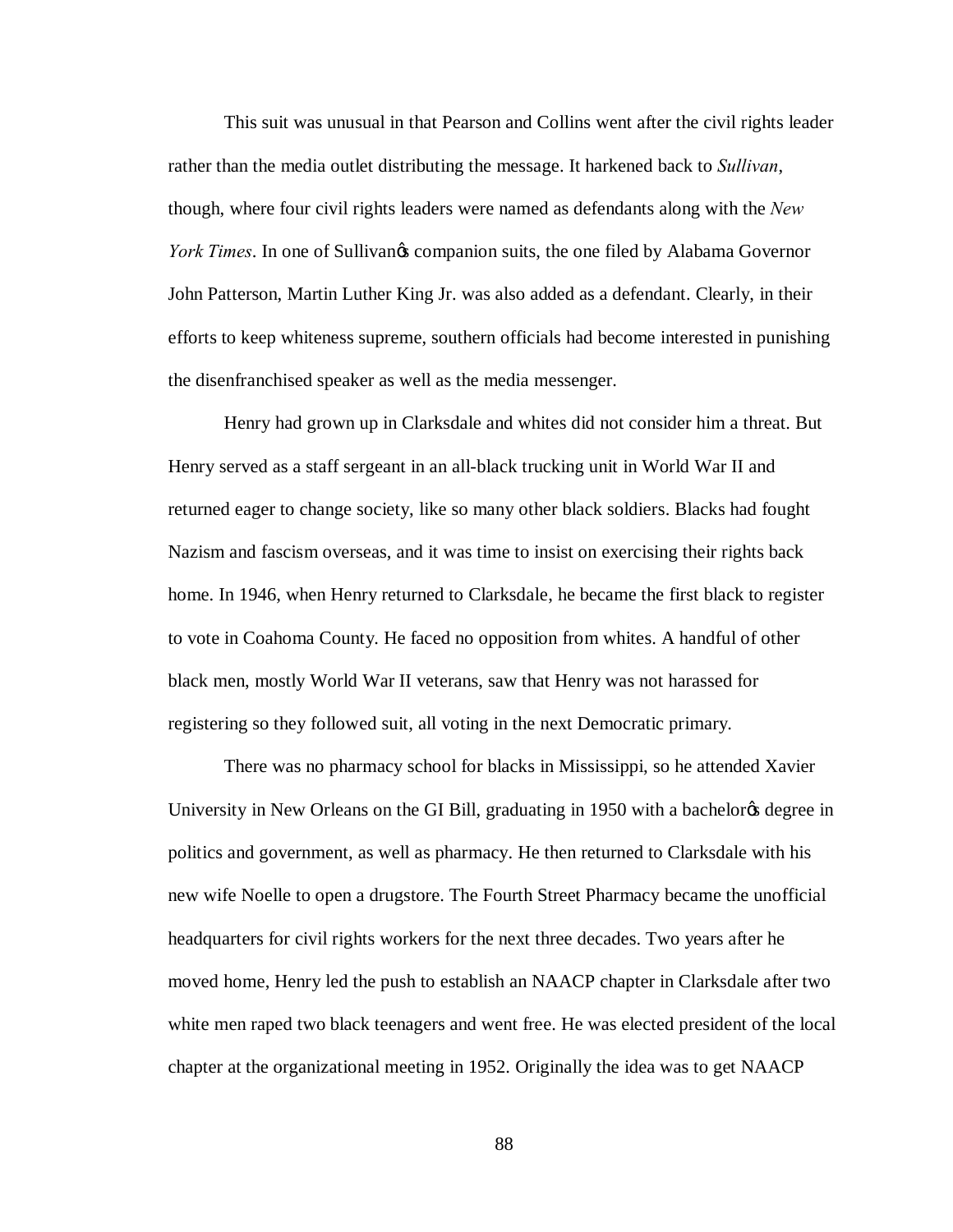This suit was unusual in that Pearson and Collins went after the civil rights leader rather than the media outlet distributing the message. It harkened back to *Sullivan*, though, where four civil rights leaders were named as defendants along with the *New York Times*. In one of Sullivan's companion suits, the one filed by Alabama Governor John Patterson, Martin Luther King Jr. was also added as a defendant. Clearly, in their efforts to keep whiteness supreme, southern officials had become interested in punishing the disenfranchised speaker as well as the media messenger.

Henry had grown up in Clarksdale and whites did not consider him a threat. But Henry served as a staff sergeant in an all-black trucking unit in World War II and returned eager to change society, like so many other black soldiers. Blacks had fought Nazism and fascism overseas, and it was time to insist on exercising their rights back home. In 1946, when Henry returned to Clarksdale, he became the first black to register to vote in Coahoma County. He faced no opposition from whites. A handful of other black men, mostly World War II veterans, saw that Henry was not harassed for registering so they followed suit, all voting in the next Democratic primary.

There was no pharmacy school for blacks in Mississippi, so he attended Xavier University in New Orleans on the GI Bill, graduating in 1950 with a bachelor's degree in politics and government, as well as pharmacy. He then returned to Clarksdale with his new wife Noelle to open a drugstore. The Fourth Street Pharmacy became the unofficial headquarters for civil rights workers for the next three decades. Two years after he moved home, Henry led the push to establish an NAACP chapter in Clarksdale after two white men raped two black teenagers and went free. He was elected president of the local chapter at the organizational meeting in 1952. Originally the idea was to get NAACP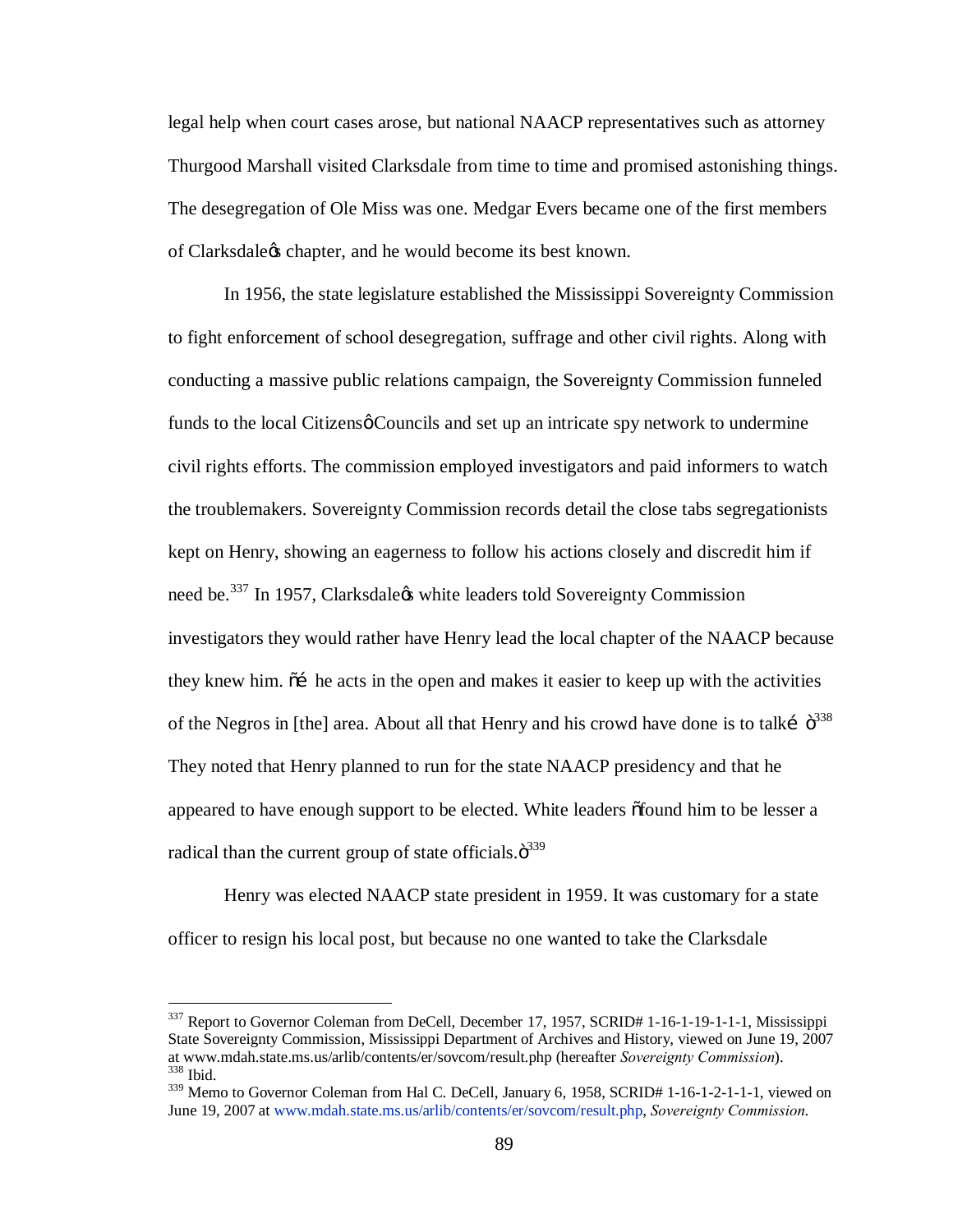legal help when court cases arose, but national NAACP representatives such as attorney Thurgood Marshall visited Clarksdale from time to time and promised astonishing things. The desegregation of Ole Miss was one. Medgar Evers became one of the first members of Clarksdale's chapter, and he would become its best known.

In 1956, the state legislature established the Mississippi Sovereignty Commission to fight enforcement of school desegregation, suffrage and other civil rights. Along with conducting a massive public relations campaign, the Sovereignty Commission funneled funds to the local Citizens' Councils and set up an intricate spy network to undermine civil rights efforts. The commission employed investigators and paid informers to watch the troublemakers. Sovereignty Commission records detail the close tabs segregationists kept on Henry, showing an eagerness to follow his actions closely and discredit him if need be.[337] In 1957, Clarksdale's white leaders told Sovereignty Commission investigators they would rather have Henry lead the local chapter of the NAACP because they knew him. "… he acts in the open and makes it easier to keep up with the activities of the Negros in [the] area. About all that Henry and his crowd have done is to talk… "[338] They noted that Henry planned to run for the state NAACP presidency and that he appeared to have enough support to be elected. White leaders "found him to be lesser a radical than the current group of state officials."[339]

Henry was elected NAACP state president in 1959. It was customary for a state officer to resign his local post, but because no one wanted to take the Clarksdale

---

[337] Report to Governor Coleman from DeCell, December 17, 1957, SCRID# 1-16-1-19-1-1-1, Mississippi State Sovereignty Commission, Mississippi Department of Archives and History, viewed on June 19, 2007 at www.mdah.state.ms.us/arlib/contents/er/sovcom/result.php (hereafter *Sovereignty Commission*).

[338] Ibid.

[339] Memo to Governor Coleman from Hal C. DeCell, January 6, 1958, SCRID# 1-16-1-2-1-1-1, viewed on June 19, 2007 at www.mdah.state.ms.us/arlib/contents/er/sovcom/result.php, *Sovereignty Commission.*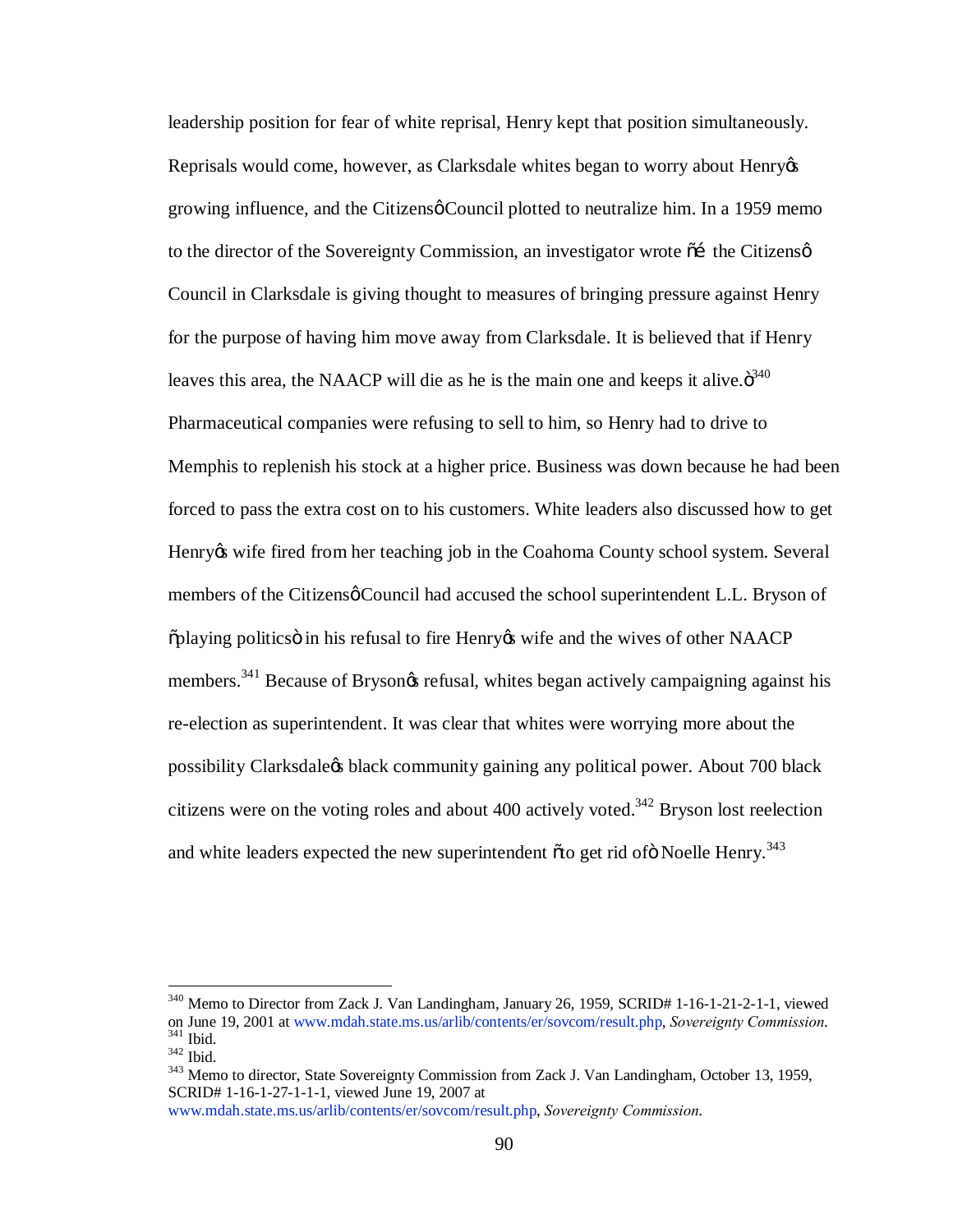leadership position for fear of white reprisal, Henry kept that position simultaneously. Reprisals would come, however, as Clarksdale whites began to worry about Henry's growing influence, and the Citizens' Council plotted to neutralize him. In a 1959 memo to the director of the Sovereignty Commission, an investigator wrote "… the Citizens' Council in Clarksdale is giving thought to measures of bringing pressure against Henry for the purpose of having him move away from Clarksdale. It is believed that if Henry leaves this area, the NAACP will die as he is the main one and keeps it alive."[340] Pharmaceutical companies were refusing to sell to him, so Henry had to drive to Memphis to replenish his stock at a higher price. Business was down because he had been forced to pass the extra cost on to his customers. White leaders also discussed how to get Henry's wife fired from her teaching job in the Coahoma County school system. Several members of the Citizens' Council had accused the school superintendent L.L. Bryson of "playing politics" in his refusal to fire Henry's wife and the wives of other NAACP members.[341] Because of Bryson's refusal, whites began actively campaigning against his re-election as superintendent. It was clear that whites were worrying more about the possibility Clarksdale's black community gaining any political power. About 700 black citizens were on the voting roles and about 400 actively voted.[342] Bryson lost reelection and white leaders expected the new superintendent "to get rid of" Noelle Henry.[343]

---

[340] Memo to Director from Zack J. Van Landingham, January 26, 1959, SCRID# 1-16-1-21-2-1-1, viewed on June 19, 2001 at www.mdah.state.ms.us/arlib/contents/er/sovcom/result.php, *Sovereignty Commission.*
[341] Ibid.
[342] Ibid.
[343] Memo to director, State Sovereignty Commission from Zack J. Van Landingham, October 13, 1959, SCRID# 1-16-1-27-1-1-1, viewed June 19, 2007 at www.mdah.state.ms.us/arlib/contents/er/sovcom/result.php, *Sovereignty Commission.*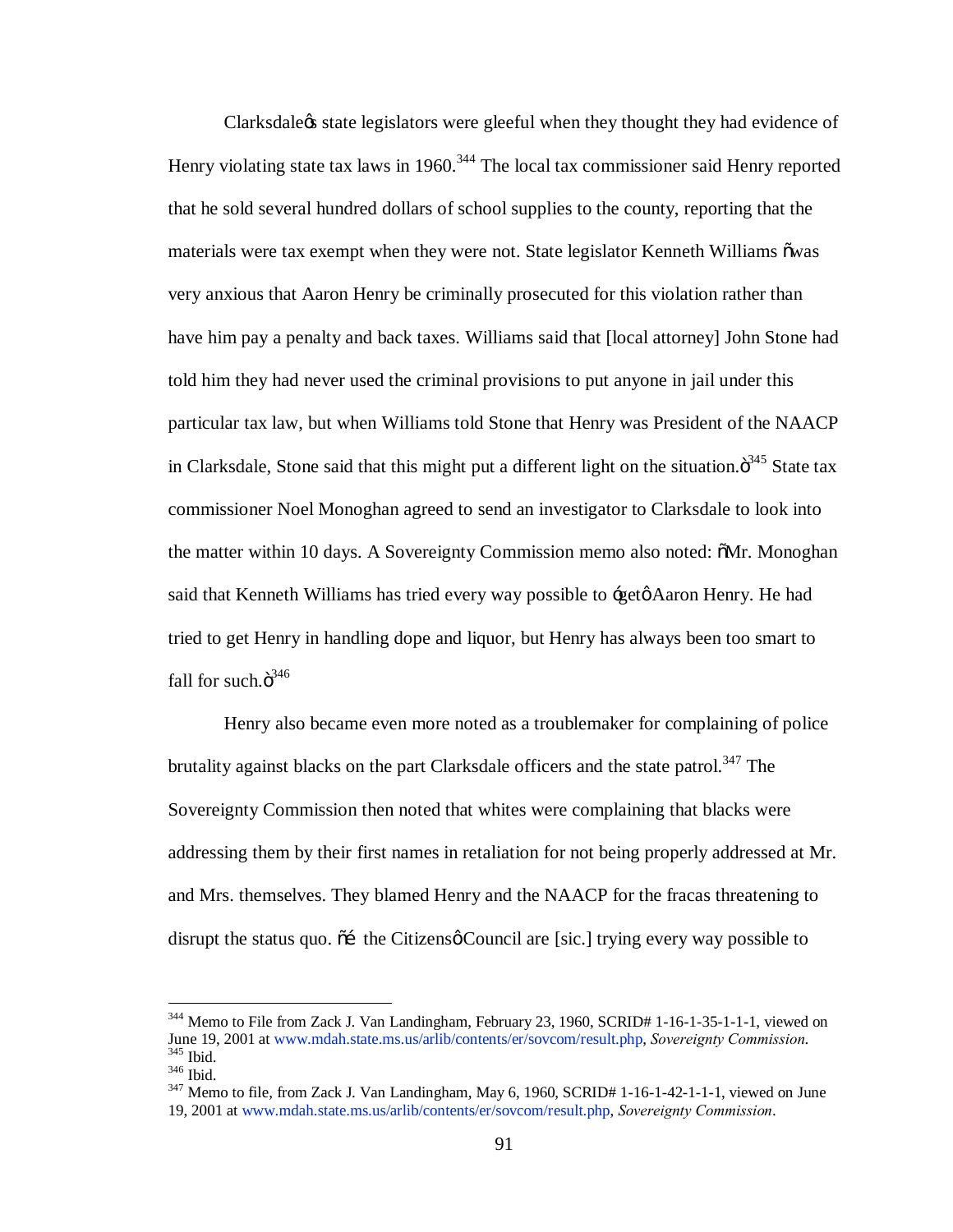Clarksdale's state legislators were gleeful when they thought they had evidence of Henry violating state tax laws in 1960.[344] The local tax commissioner said Henry reported that he sold several hundred dollars of school supplies to the county, reporting that the materials were tax exempt when they were not. State legislator Kenneth Williams "was very anxious that Aaron Henry be criminally prosecuted for this violation rather than have him pay a penalty and back taxes. Williams said that [local attorney] John Stone had told him they had never used the criminal provisions to put anyone in jail under this particular tax law, but when Williams told Stone that Henry was President of the NAACP in Clarksdale, Stone said that this might put a different light on the situation."[345] State tax commissioner Noel Monoghan agreed to send an investigator to Clarksdale to look into the matter within 10 days. A Sovereignty Commission memo also noted: "Mr. Monoghan said that Kenneth Williams has tried every way possible to 'get' Aaron Henry. He had tried to get Henry in handling dope and liquor, but Henry has always been too smart to fall for such."[346]

Henry also became even more noted as a troublemaker for complaining of police brutality against blacks on the part Clarksdale officers and the state patrol.[347] The Sovereignty Commission then noted that whites were complaining that blacks were addressing them by their first names in retaliation for not being properly addressed at Mr. and Mrs. themselves. They blamed Henry and the NAACP for the fracas threatening to disrupt the status quo. "… the Citizens' Council are [sic.] trying every way possible to

---

[344] Memo to File from Zack J. Van Landingham, February 23, 1960, SCRID# 1-16-1-35-1-1-1, viewed on June 19, 2001 at www.mdah.state.ms.us/arlib/contents/er/sovcom/result.php, *Sovereignty Commission.*

[345] Ibid.

[346] Ibid.

[347] Memo to file, from Zack J. Van Landingham, May 6, 1960, SCRID# 1-16-1-42-1-1-1, viewed on June 19, 2001 at www.mdah.state.ms.us/arlib/contents/er/sovcom/result.php, *Sovereignty Commission*.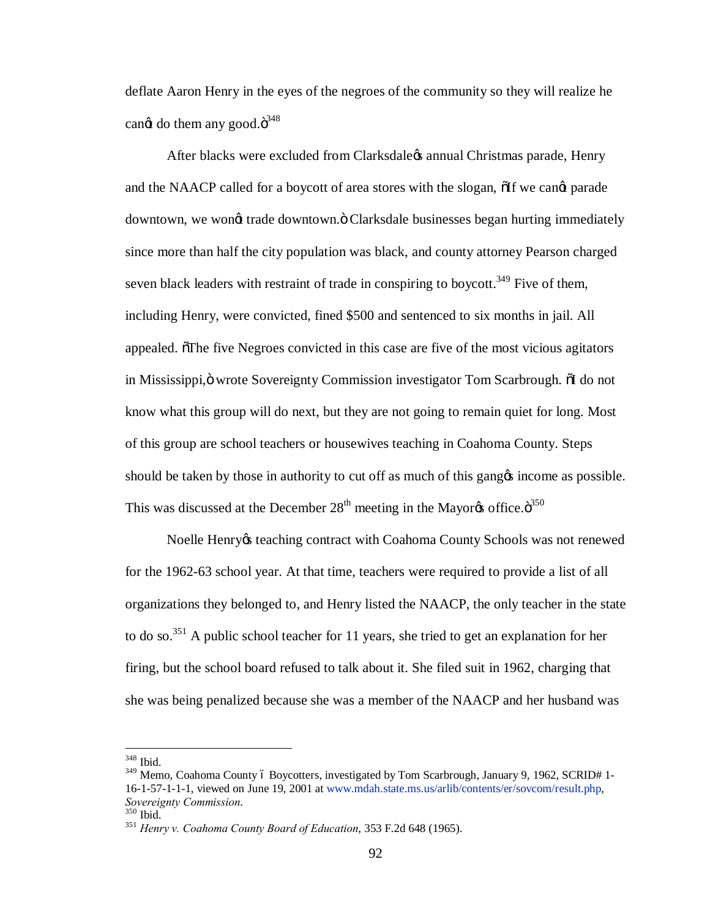deflate Aaron Henry in the eyes of the negroes of the community so they will realize he can't do them any good."[348]

After blacks were excluded from Clarksdale's annual Christmas parade, Henry and the NAACP called for a boycott of area stores with the slogan, "If we can't parade downtown, we won't trade downtown." Clarksdale businesses began hurting immediately since more than half the city population was black, and county attorney Pearson charged seven black leaders with restraint of trade in conspiring to boycott.[349] Five of them, including Henry, were convicted, fined $500 and sentenced to six months in jail. All appealed. "The five Negroes convicted in this case are five of the most vicious agitators in Mississippi," wrote Sovereignty Commission investigator Tom Scarbrough. "I do not know what this group will do next, but they are not going to remain quiet for long. Most of this group are school teachers or housewives teaching in Coahoma County. Steps should be taken by those in authority to cut off as much of this gang's income as possible. This was discussed at the December 28th meeting in the Mayor's office."[350]

Noelle Henry's teaching contract with Coahoma County Schools was not renewed for the 1962-63 school year. At that time, teachers were required to provide a list of all organizations they belonged to, and Henry listed the NAACP, the only teacher in the state to do so.[351] A public school teacher for 11 years, she tried to get an explanation for her firing, but the school board refused to talk about it. She filed suit in 1962, charging that she was being penalized because she was a member of the NAACP and her husband was

---

[348] Ibid.

[349] Memo, Coahoma County – Boycotters, investigated by Tom Scarbrough, January 9, 1962, SCRID# 1-16-1-57-1-1-1, viewed on June 19, 2001 at www.mdah.state.ms.us/arlib/contents/er/sovcom/result.php, *Sovereignty Commission*.

[350] Ibid.

[351] *Henry v. Coahoma County Board of Education*, 353 F.2d 648 (1965).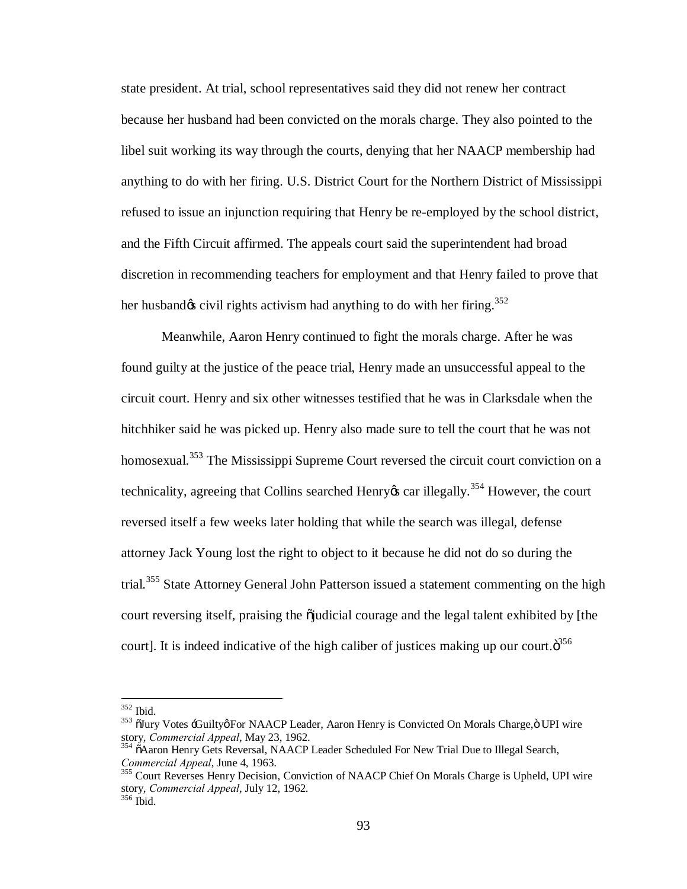state president. At trial, school representatives said they did not renew her contract because her husband had been convicted on the morals charge. They also pointed to the libel suit working its way through the courts, denying that her NAACP membership had anything to do with her firing. U.S. District Court for the Northern District of Mississippi refused to issue an injunction requiring that Henry be re-employed by the school district, and the Fifth Circuit affirmed. The appeals court said the superintendent had broad discretion in recommending teachers for employment and that Henry failed to prove that her husband's civil rights activism had anything to do with her firing.[352]

Meanwhile, Aaron Henry continued to fight the morals charge. After he was found guilty at the justice of the peace trial, Henry made an unsuccessful appeal to the circuit court. Henry and six other witnesses testified that he was in Clarksdale when the hitchhiker said he was picked up. Henry also made sure to tell the court that he was not homosexual.[353] The Mississippi Supreme Court reversed the circuit court conviction on a technicality, agreeing that Collins searched Henry's car illegally.[354] However, the court reversed itself a few weeks later holding that while the search was illegal, defense attorney Jack Young lost the right to object to it because he did not do so during the trial.[355] State Attorney General John Patterson issued a statement commenting on the high court reversing itself, praising the "judicial courage and the legal talent exhibited by [the court]. It is indeed indicative of the high caliber of justices making up our court."[356]

---

[352] Ibid.

[353] "Jury Votes 'Guilty' For NAACP Leader, Aaron Henry is Convicted On Morals Charge," UPI wire story, *Commercial Appeal*, May 23, 1962.

[354] "Aaron Henry Gets Reversal, NAACP Leader Scheduled For New Trial Due to Illegal Search, *Commercial Appeal*, June 4, 1963.

[355] Court Reverses Henry Decision, Conviction of NAACP Chief On Morals Charge is Upheld, UPI wire story, *Commercial Appeal*, July 12, 1962.

[356] Ibid.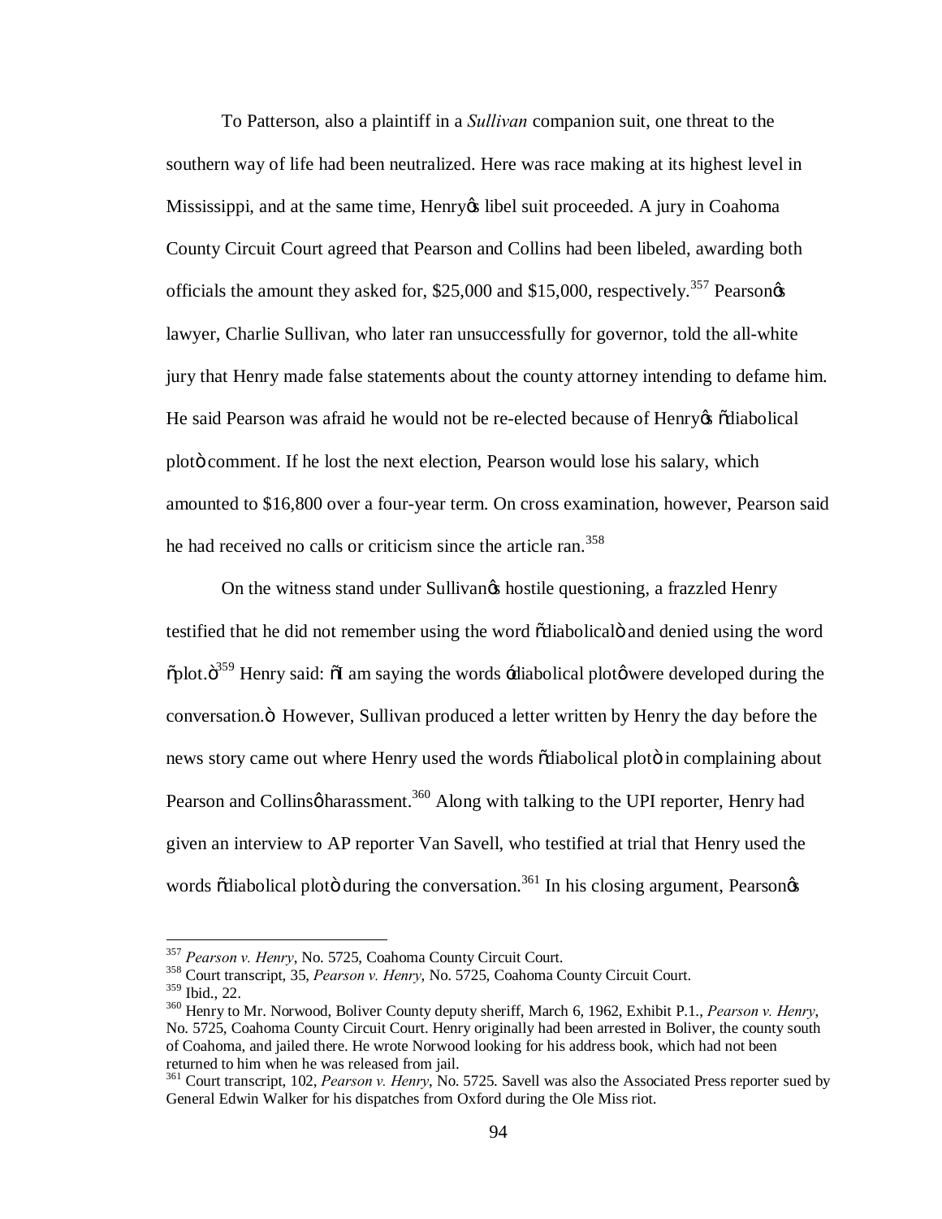To Patterson, also a plaintiff in a *Sullivan* companion suit, one threat to the southern way of life had been neutralized. Here was race making at its highest level in Mississippi, and at the same time, Henry's libel suit proceeded. A jury in Coahoma County Circuit Court agreed that Pearson and Collins had been libeled, awarding both officials the amount they asked for, \$25,000 and \$15,000, respectively.[357] Pearson's lawyer, Charlie Sullivan, who later ran unsuccessfully for governor, told the all-white jury that Henry made false statements about the county attorney intending to defame him. He said Pearson was afraid he would not be re-elected because of Henry's "diabolical plot" comment. If he lost the next election, Pearson would lose his salary, which amounted to \$16,800 over a four-year term. On cross examination, however, Pearson said he had received no calls or criticism since the article ran.[358]

On the witness stand under Sullivan's hostile questioning, a frazzled Henry testified that he did not remember using the word "diabolical" and denied using the word "plot."[359] Henry said: "I am saying the words 'diabolical plot' were developed during the conversation." However, Sullivan produced a letter written by Henry the day before the news story came out where Henry used the words "diabolical plot" in complaining about Pearson and Collins' harassment.[360] Along with talking to the UPI reporter, Henry had given an interview to AP reporter Van Savell, who testified at trial that Henry used the words "diabolical plot" during the conversation.[361] In his closing argument, Pearson's

---

[357] *Pearson v. Henry*, No. 5725, Coahoma County Circuit Court.

[358] Court transcript, 35, *Pearson v. Henry*, No. 5725, Coahoma County Circuit Court.

[359] Ibid., 22.

[360] Henry to Mr. Norwood, Boliver County deputy sheriff, March 6, 1962, Exhibit P.1., *Pearson v. Henry*, No. 5725, Coahoma County Circuit Court. Henry originally had been arrested in Boliver, the county south of Coahoma, and jailed there. He wrote Norwood looking for his address book, which had not been returned to him when he was released from jail.

[361] Court transcript, 102, *Pearson v. Henry*, No. 5725. Savell was also the Associated Press reporter sued by General Edwin Walker for his dispatches from Oxford during the Ole Miss riot.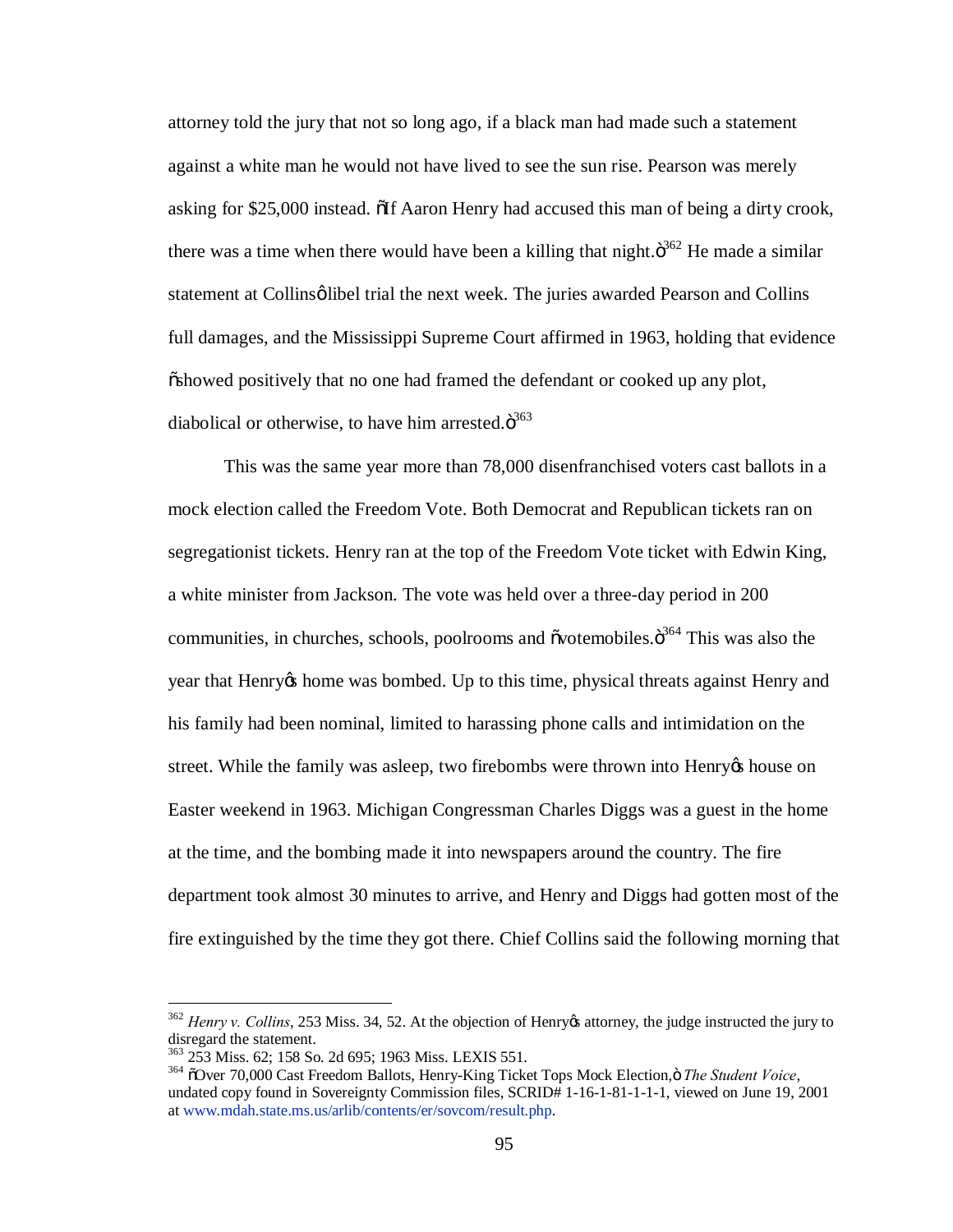attorney told the jury that not so long ago, if a black man had made such a statement against a white man he would not have lived to see the sun rise. Pearson was merely asking for $25,000 instead. "If Aaron Henry had accused this man of being a dirty crook, there was a time when there would have been a killing that night."[362] He made a similar statement at Collins' libel trial the next week. The juries awarded Pearson and Collins full damages, and the Mississippi Supreme Court affirmed in 1963, holding that evidence "showed positively that no one had framed the defendant or cooked up any plot, diabolical or otherwise, to have him arrested."[363]

This was the same year more than 78,000 disenfranchised voters cast ballots in a mock election called the Freedom Vote. Both Democrat and Republican tickets ran on segregationist tickets. Henry ran at the top of the Freedom Vote ticket with Edwin King, a white minister from Jackson. The vote was held over a three-day period in 200 communities, in churches, schools, poolrooms and "votemobiles."[364] This was also the year that Henry's home was bombed. Up to this time, physical threats against Henry and his family had been nominal, limited to harassing phone calls and intimidation on the street. While the family was asleep, two firebombs were thrown into Henry's house on Easter weekend in 1963. Michigan Congressman Charles Diggs was a guest in the home at the time, and the bombing made it into newspapers around the country. The fire department took almost 30 minutes to arrive, and Henry and Diggs had gotten most of the fire extinguished by the time they got there. Chief Collins said the following morning that

---

[362] *Henry v. Collins*, 253 Miss. 34, 52. At the objection of Henry's attorney, the judge instructed the jury to disregard the statement.

[363] 253 Miss. 62; 158 So. 2d 695; 1963 Miss. LEXIS 551.

[364] "Over 70,000 Cast Freedom Ballots, Henry-King Ticket Tops Mock Election," *The Student Voice*, undated copy found in Sovereignty Commission files, SCRID# 1-16-1-81-1-1-1, viewed on June 19, 2001 at www.mdah.state.ms.us/arlib/contents/er/sovcom/result.php.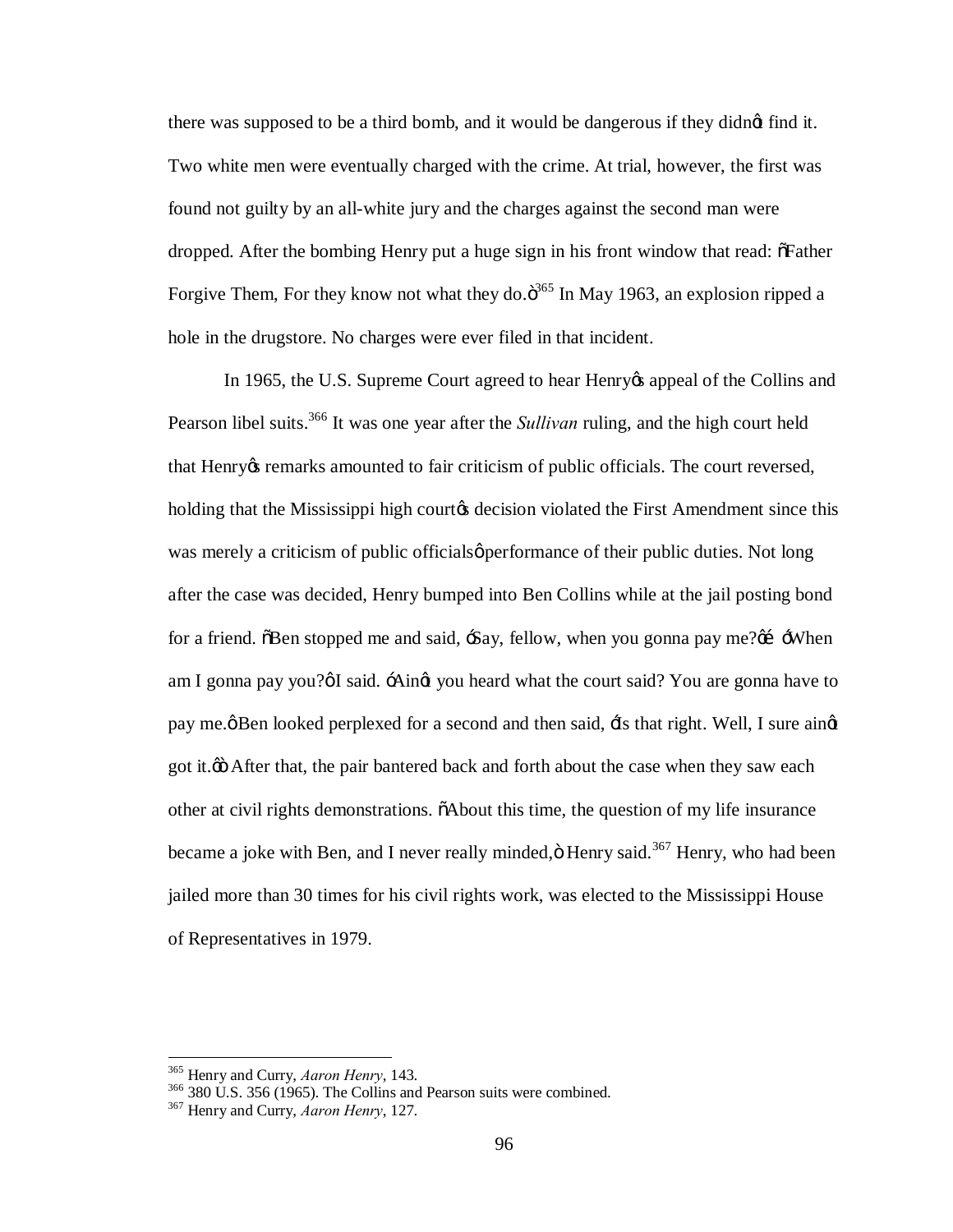there was supposed to be a third bomb, and it would be dangerous if they didn't find it. Two white men were eventually charged with the crime. At trial, however, the first was found not guilty by an all-white jury and the charges against the second man were dropped. After the bombing Henry put a huge sign in his front window that read: "Father Forgive Them, For they know not what they do."[365] In May 1963, an explosion ripped a hole in the drugstore. No charges were ever filed in that incident.

In 1965, the U.S. Supreme Court agreed to hear Henry's appeal of the Collins and Pearson libel suits.[366] It was one year after the *Sullivan* ruling, and the high court held that Henry's remarks amounted to fair criticism of public officials. The court reversed, holding that the Mississippi high court's decision violated the First Amendment since this was merely a criticism of public officials' performance of their public duties. Not long after the case was decided, Henry bumped into Ben Collins while at the jail posting bond for a friend. "Ben stopped me and said, 'Say, fellow, when you gonna pay me?'… 'When am I gonna pay you?' I said. 'Ain't you heard what the court said? You are gonna have to pay me.' Ben looked perplexed for a second and then said, 'Is that right. Well, I sure ain't got it.'" After that, the pair bantered back and forth about the case when they saw each other at civil rights demonstrations. "About this time, the question of my life insurance became a joke with Ben, and I never really minded," Henry said.[367] Henry, who had been jailed more than 30 times for his civil rights work, was elected to the Mississippi House of Representatives in 1979.

---

[365] Henry and Curry, *Aaron Henry*, 143.

[366] 380 U.S. 356 (1965). The Collins and Pearson suits were combined.

[367] Henry and Curry, *Aaron Henry*, 127.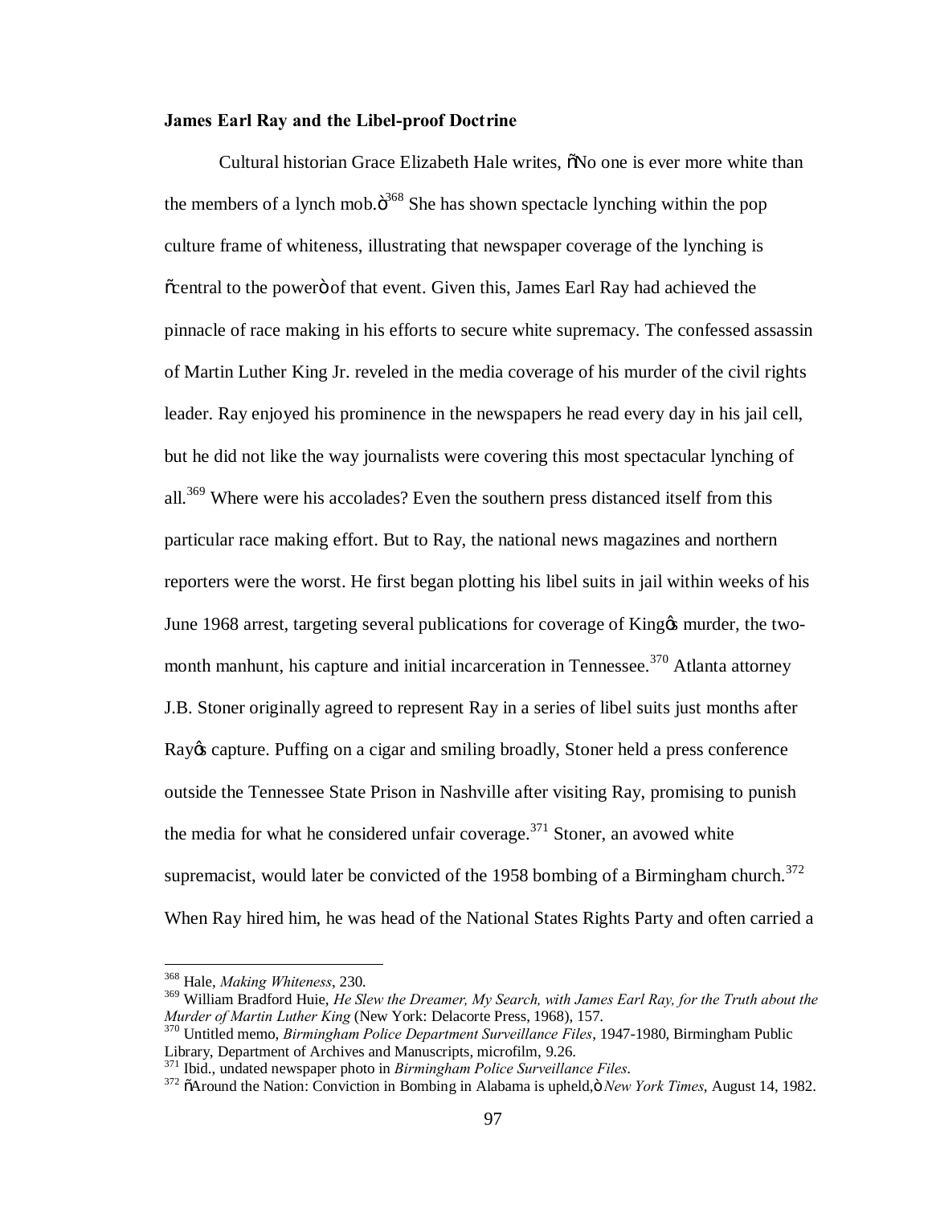**James Earl Ray and the Libel-proof Doctrine**

Cultural historian Grace Elizabeth Hale writes, "No one is ever more white than the members of a lynch mob."[368] She has shown spectacle lynching within the pop culture frame of whiteness, illustrating that newspaper coverage of the lynching is "central to the power" of that event. Given this, James Earl Ray had achieved the pinnacle of race making in his efforts to secure white supremacy. The confessed assassin of Martin Luther King Jr. reveled in the media coverage of his murder of the civil rights leader. Ray enjoyed his prominence in the newspapers he read every day in his jail cell, but he did not like the way journalists were covering this most spectacular lynching of all.[369] Where were his accolades? Even the southern press distanced itself from this particular race making effort. But to Ray, the national news magazines and northern reporters were the worst. He first began plotting his libel suits in jail within weeks of his June 1968 arrest, targeting several publications for coverage of King's murder, the two-month manhunt, his capture and initial incarceration in Tennessee.[370] Atlanta attorney J.B. Stoner originally agreed to represent Ray in a series of libel suits just months after Ray's capture. Puffing on a cigar and smiling broadly, Stoner held a press conference outside the Tennessee State Prison in Nashville after visiting Ray, promising to punish the media for what he considered unfair coverage.[371] Stoner, an avowed white supremacist, would later be convicted of the 1958 bombing of a Birmingham church.[372] When Ray hired him, he was head of the National States Rights Party and often carried a

---

[368] Hale, *Making Whiteness*, 230.

[369] William Bradford Huie, *He Slew the Dreamer, My Search, with James Earl Ray, for the Truth about the Murder of Martin Luther King* (New York: Delacorte Press, 1968), 157.

[370] Untitled memo, *Birmingham Police Department Surveillance Files*, 1947-1980, Birmingham Public Library, Department of Archives and Manuscripts, microfilm, 9.26.

[371] Ibid., undated newspaper photo in *Birmingham Police Surveillance Files*.

[372] "Around the Nation: Conviction in Bombing in Alabama is upheld," *New York Times*, August 14, 1982.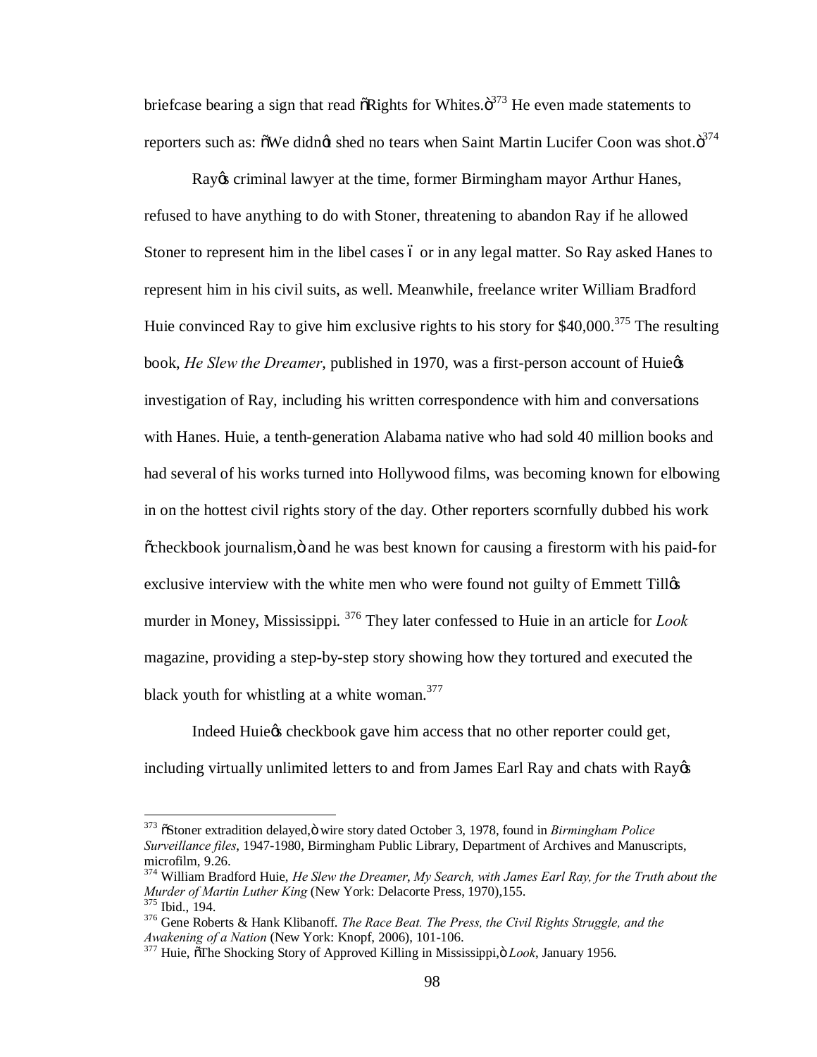briefcase bearing a sign that read "Rights for Whites."[373] He even made statements to reporters such as: "We didn't shed no tears when Saint Martin Lucifer Coon was shot."[374]

Ray's criminal lawyer at the time, former Birmingham mayor Arthur Hanes, refused to have anything to do with Stoner, threatening to abandon Ray if he allowed Stoner to represent him in the libel cases – or in any legal matter. So Ray asked Hanes to represent him in his civil suits, as well. Meanwhile, freelance writer William Bradford Huie convinced Ray to give him exclusive rights to his story for $40,000.[375] The resulting book, *He Slew the Dreamer*, published in 1970, was a first-person account of Huie's investigation of Ray, including his written correspondence with him and conversations with Hanes. Huie, a tenth-generation Alabama native who had sold 40 million books and had several of his works turned into Hollywood films, was becoming known for elbowing in on the hottest civil rights story of the day. Other reporters scornfully dubbed his work "checkbook journalism," and he was best known for causing a firestorm with his paid-for exclusive interview with the white men who were found not guilty of Emmett Till's murder in Money, Mississippi. [376] They later confessed to Huie in an article for *Look* magazine, providing a step-by-step story showing how they tortured and executed the black youth for whistling at a white woman.[377]

Indeed Huie's checkbook gave him access that no other reporter could get, including virtually unlimited letters to and from James Earl Ray and chats with Ray's

---

[373] "Stoner extradition delayed," wire story dated October 3, 1978, found in *Birmingham Police Surveillance files*, 1947-1980, Birmingham Public Library, Department of Archives and Manuscripts, microfilm, 9.26.

[374] William Bradford Huie, *He Slew the Dreamer*, *My Search, with James Earl Ray, for the Truth about the Murder of Martin Luther King* (New York: Delacorte Press, 1970),155.

[375] Ibid., 194.

[376] Gene Roberts & Hank Klibanoff. *The Race Beat. The Press, the Civil Rights Struggle, and the Awakening of a Nation* (New York: Knopf, 2006), 101-106.

[377] Huie, "The Shocking Story of Approved Killing in Mississippi," *Look*, January 1956.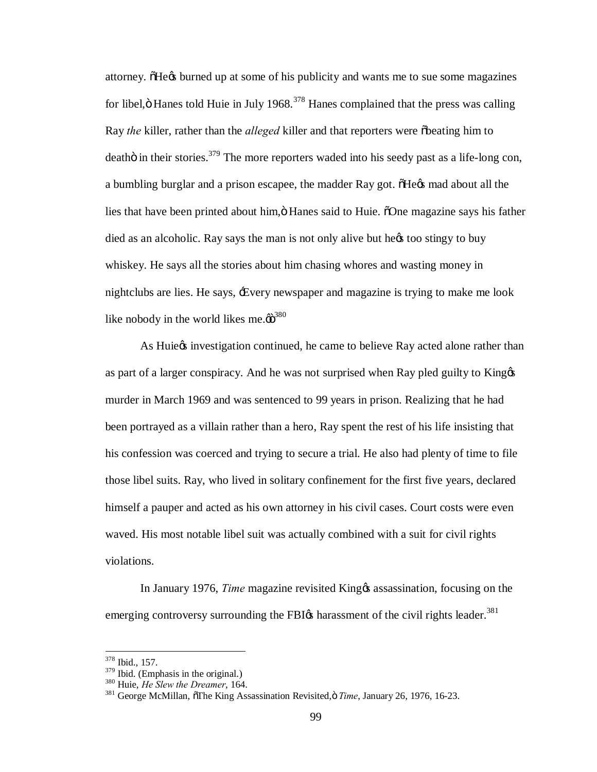attorney. "He's burned up at some of his publicity and wants me to sue some magazines for libel," Hanes told Huie in July 1968.[378] Hanes complained that the press was calling Ray *the* killer, rather than the *alleged* killer and that reporters were "beating him to death" in their stories.[379] The more reporters waded into his seedy past as a life-long con, a bumbling burglar and a prison escapee, the madder Ray got. "He's mad about all the lies that have been printed about him," Hanes said to Huie. "One magazine says his father died as an alcoholic. Ray says the man is not only alive but he's too stingy to buy whiskey. He says all the stories about him chasing whores and wasting money in nightclubs are lies. He says, 'Every newspaper and magazine is trying to make me look like nobody in the world likes me.'"[380]

As Huie's investigation continued, he came to believe Ray acted alone rather than as part of a larger conspiracy. And he was not surprised when Ray pled guilty to King's murder in March 1969 and was sentenced to 99 years in prison. Realizing that he had been portrayed as a villain rather than a hero, Ray spent the rest of his life insisting that his confession was coerced and trying to secure a trial. He also had plenty of time to file those libel suits. Ray, who lived in solitary confinement for the first five years, declared himself a pauper and acted as his own attorney in his civil cases. Court costs were even waved. His most notable libel suit was actually combined with a suit for civil rights violations.

In January 1976, *Time* magazine revisited King's assassination, focusing on the emerging controversy surrounding the FBI's harassment of the civil rights leader.[381]

---

[378] Ibid., 157.

[379] Ibid. (Emphasis in the original.)

[380] Huie, *He Slew the Dreamer*, 164.

[381] George McMillan, "The King Assassination Revisited," *Time*, January 26, 1976, 16-23.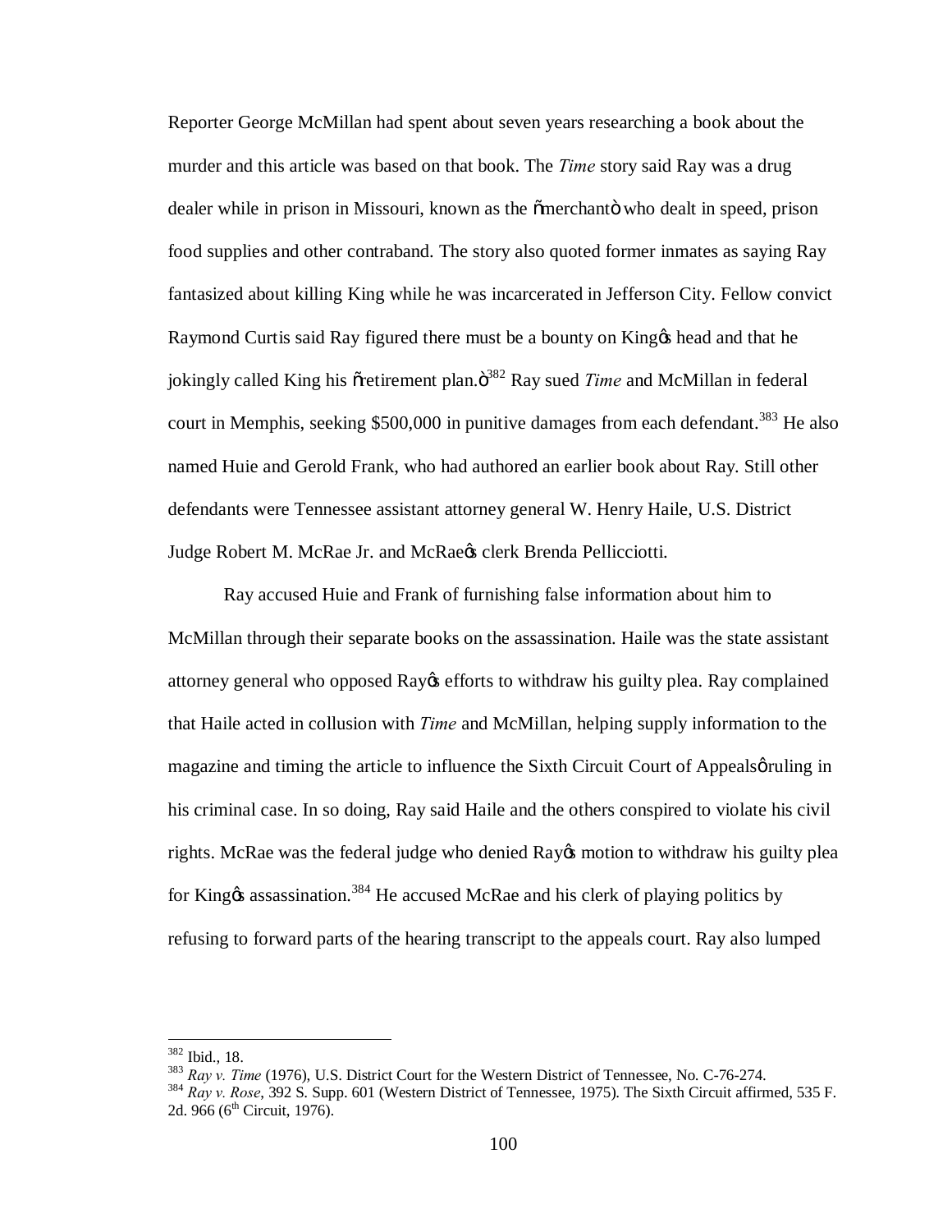Reporter George McMillan had spent about seven years researching a book about the murder and this article was based on that book. The *Time* story said Ray was a drug dealer while in prison in Missouri, known as the "merchant" who dealt in speed, prison food supplies and other contraband. The story also quoted former inmates as saying Ray fantasized about killing King while he was incarcerated in Jefferson City. Fellow convict Raymond Curtis said Ray figured there must be a bounty on King's head and that he jokingly called King his "retirement plan."[382] Ray sued *Time* and McMillan in federal court in Memphis, seeking $500,000 in punitive damages from each defendant.[383] He also named Huie and Gerold Frank, who had authored an earlier book about Ray. Still other defendants were Tennessee assistant attorney general W. Henry Haile, U.S. District Judge Robert M. McRae Jr. and McRae's clerk Brenda Pellicciotti.

Ray accused Huie and Frank of furnishing false information about him to McMillan through their separate books on the assassination. Haile was the state assistant attorney general who opposed Ray's efforts to withdraw his guilty plea. Ray complained that Haile acted in collusion with *Time* and McMillan, helping supply information to the magazine and timing the article to influence the Sixth Circuit Court of Appeals' ruling in his criminal case. In so doing, Ray said Haile and the others conspired to violate his civil rights. McRae was the federal judge who denied Ray's motion to withdraw his guilty plea for King's assassination.[384] He accused McRae and his clerk of playing politics by refusing to forward parts of the hearing transcript to the appeals court. Ray also lumped

---

[382] Ibid., 18.

[383] *Ray v. Time* (1976), U.S. District Court for the Western District of Tennessee, No. C-76-274.

[384] *Ray v. Rose*, 392 S. Supp. 601 (Western District of Tennessee, 1975). The Sixth Circuit affirmed, 535 F. 2d. 966 (6th Circuit, 1976).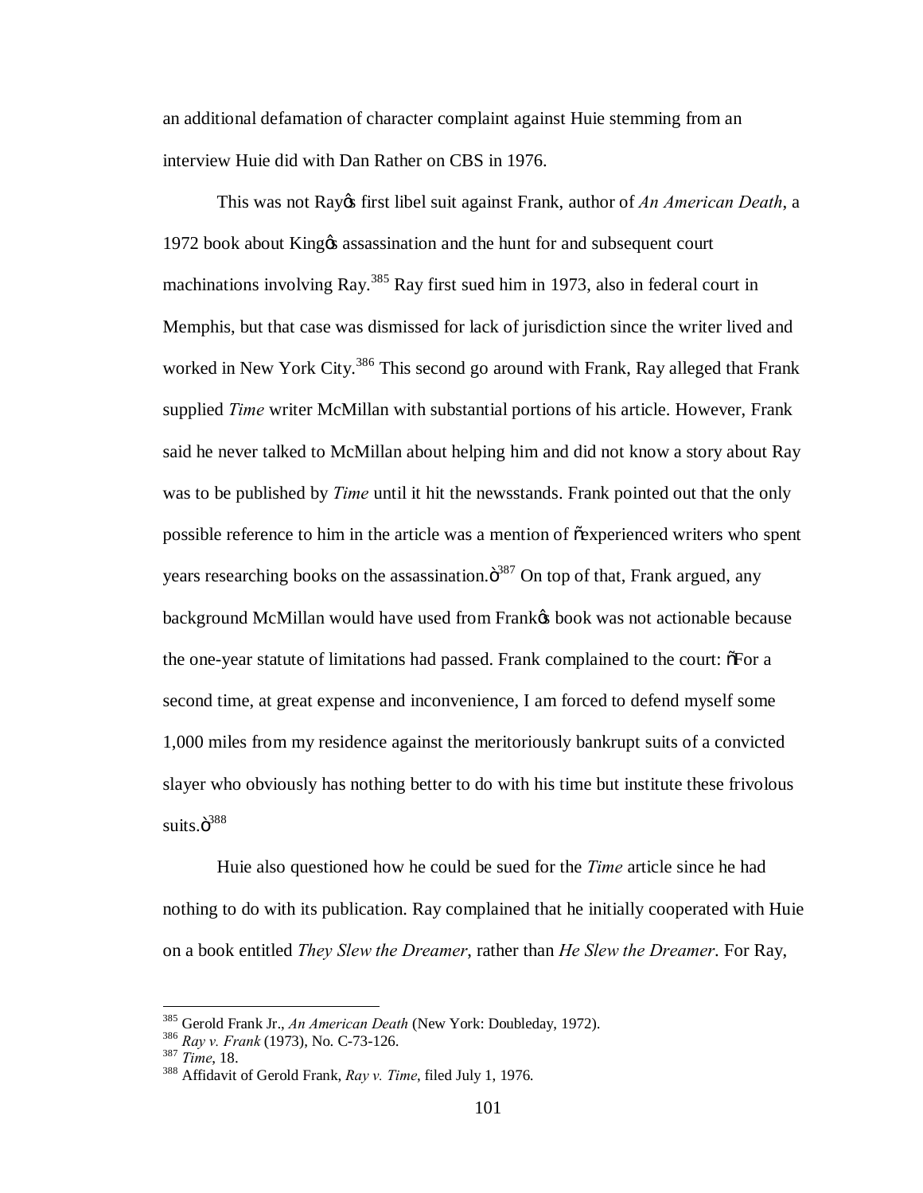an additional defamation of character complaint against Huie stemming from an interview Huie did with Dan Rather on CBS in 1976.

This was not Ray's first libel suit against Frank, author of *An American Death*, a 1972 book about King's assassination and the hunt for and subsequent court machinations involving Ray.[385] Ray first sued him in 1973, also in federal court in Memphis, but that case was dismissed for lack of jurisdiction since the writer lived and worked in New York City.[386] This second go around with Frank, Ray alleged that Frank supplied *Time* writer McMillan with substantial portions of his article. However, Frank said he never talked to McMillan about helping him and did not know a story about Ray was to be published by *Time* until it hit the newsstands. Frank pointed out that the only possible reference to him in the article was a mention of "experienced writers who spent years researching books on the assassination."[387] On top of that, Frank argued, any background McMillan would have used from Frank's book was not actionable because the one-year statute of limitations had passed. Frank complained to the court: "For a second time, at great expense and inconvenience, I am forced to defend myself some 1,000 miles from my residence against the meritoriously bankrupt suits of a convicted slayer who obviously has nothing better to do with his time but institute these frivolous suits."[388]

Huie also questioned how he could be sued for the *Time* article since he had nothing to do with its publication. Ray complained that he initially cooperated with Huie on a book entitled *They Slew the Dreamer*, rather than *He Slew the Dreamer*. For Ray,

---

[385] Gerold Frank Jr., *An American Death* (New York: Doubleday, 1972).
[386] *Ray v. Frank* (1973), No. C-73-126.
[387] *Time*, 18.
[388] Affidavit of Gerold Frank, *Ray v. Time*, filed July 1, 1976.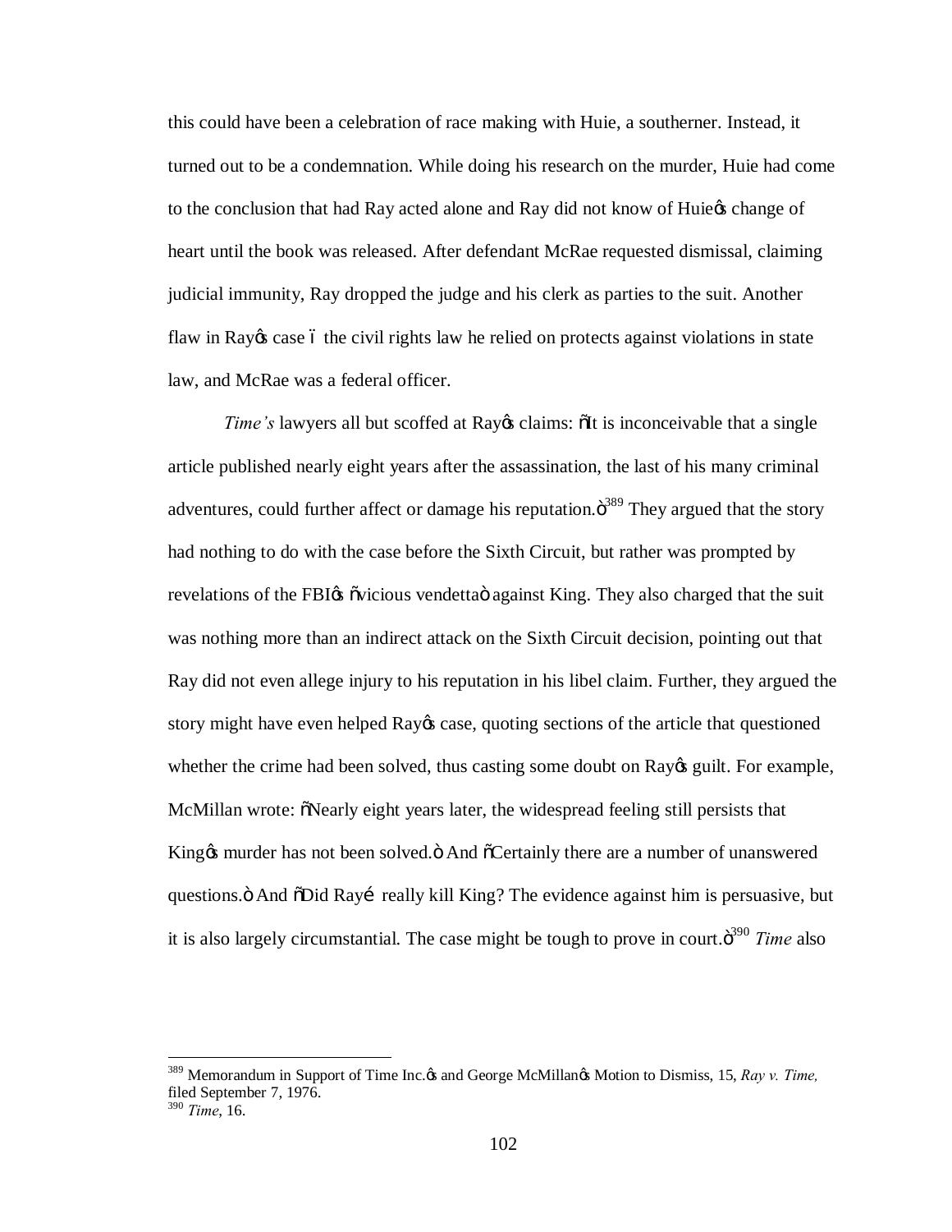this could have been a celebration of race making with Huie, a southerner. Instead, it turned out to be a condemnation. While doing his research on the murder, Huie had come to the conclusion that had Ray acted alone and Ray did not know of Huie's change of heart until the book was released. After defendant McRae requested dismissal, claiming judicial immunity, Ray dropped the judge and his clerk as parties to the suit. Another flaw in Ray's case – the civil rights law he relied on protects against violations in state law, and McRae was a federal officer.

*Time's* lawyers all but scoffed at Ray's claims: "It is inconceivable that a single article published nearly eight years after the assassination, the last of his many criminal adventures, could further affect or damage his reputation."[389] They argued that the story had nothing to do with the case before the Sixth Circuit, but rather was prompted by revelations of the FBI's "vicious vendetta" against King. They also charged that the suit was nothing more than an indirect attack on the Sixth Circuit decision, pointing out that Ray did not even allege injury to his reputation in his libel claim. Further, they argued the story might have even helped Ray's case, quoting sections of the article that questioned whether the crime had been solved, thus casting some doubt on Ray's guilt. For example, McMillan wrote: "Nearly eight years later, the widespread feeling still persists that King's murder has not been solved." And "Certainly there are a number of unanswered questions." And "Did Ray… really kill King? The evidence against him is persuasive, but it is also largely circumstantial. The case might be tough to prove in court."[390] *Time* also

---

[389] Memorandum in Support of Time Inc.'s and George McMillan's Motion to Dismiss, 15, *Ray v. Time,* filed September 7, 1976.

[390] *Time*, 16.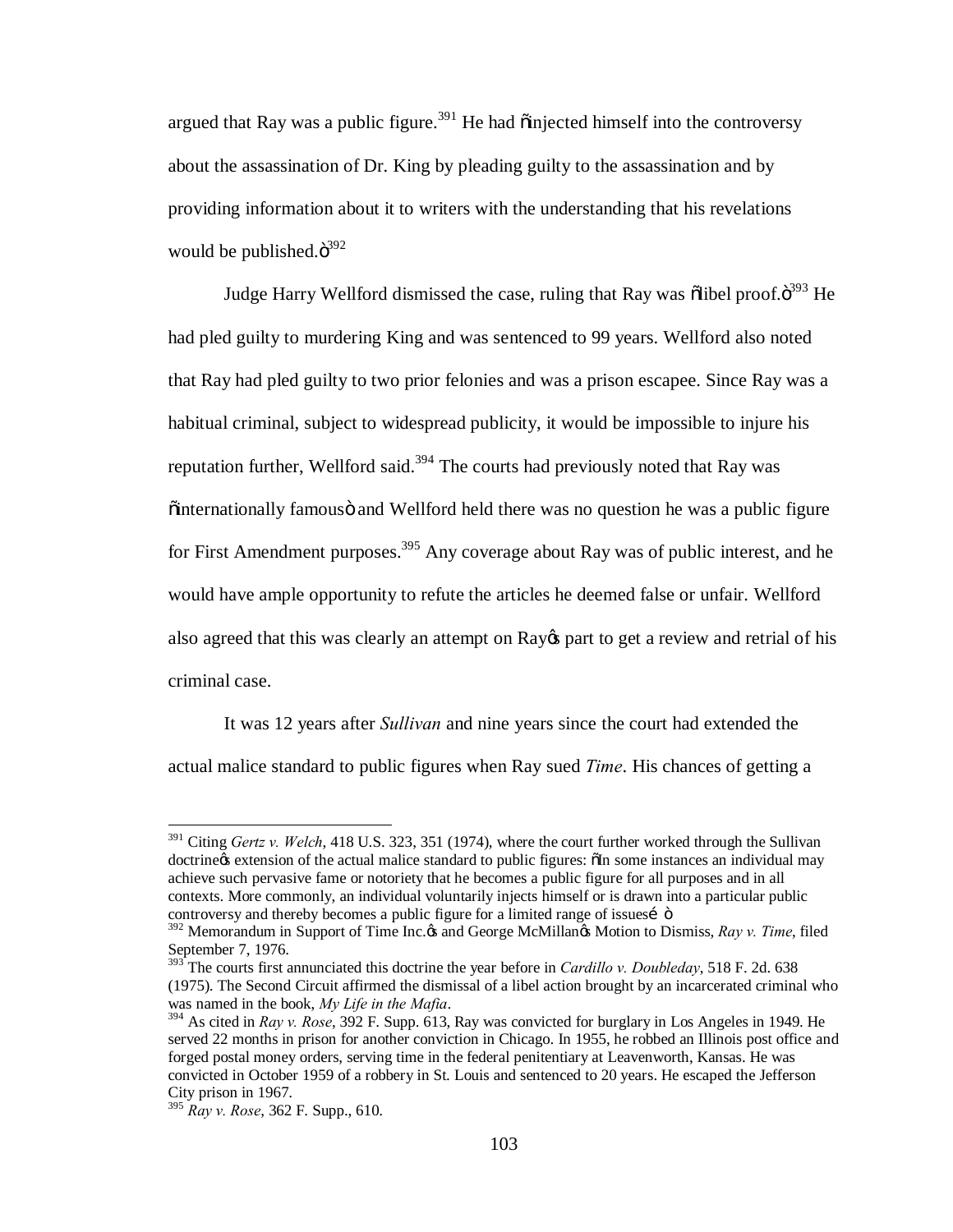argued that Ray was a public figure.[391] He had "injected himself into the controversy about the assassination of Dr. King by pleading guilty to the assassination and by providing information about it to writers with the understanding that his revelations would be published."[392]

Judge Harry Wellford dismissed the case, ruling that Ray was "libel proof."[393] He had pled guilty to murdering King and was sentenced to 99 years. Wellford also noted that Ray had pled guilty to two prior felonies and was a prison escapee. Since Ray was a habitual criminal, subject to widespread publicity, it would be impossible to injure his reputation further, Wellford said.[394] The courts had previously noted that Ray was "internationally famous" and Wellford held there was no question he was a public figure for First Amendment purposes.[395] Any coverage about Ray was of public interest, and he would have ample opportunity to refute the articles he deemed false or unfair. Wellford also agreed that this was clearly an attempt on Ray's part to get a review and retrial of his criminal case.

It was 12 years after *Sullivan* and nine years since the court had extended the actual malice standard to public figures when Ray sued *Time*. His chances of getting a

---

[391] Citing *Gertz v. Welch*, 418 U.S. 323, 351 (1974), where the court further worked through the Sullivan doctrine's extension of the actual malice standard to public figures: "In some instances an individual may achieve such pervasive fame or notoriety that he becomes a public figure for all purposes and in all contexts. More commonly, an individual voluntarily injects himself or is drawn into a particular public controversy and thereby becomes a public figure for a limited range of issues… "

[392] Memorandum in Support of Time Inc.'s and George McMillan's Motion to Dismiss, *Ray v. Time*, filed September 7, 1976.

[393] The courts first annunciated this doctrine the year before in *Cardillo v. Doubleday*, 518 F. 2d. 638 (1975). The Second Circuit affirmed the dismissal of a libel action brought by an incarcerated criminal who was named in the book, *My Life in the Mafia*.

[394] As cited in *Ray v. Rose*, 392 F. Supp. 613, Ray was convicted for burglary in Los Angeles in 1949. He served 22 months in prison for another conviction in Chicago. In 1955, he robbed an Illinois post office and forged postal money orders, serving time in the federal penitentiary at Leavenworth, Kansas. He was convicted in October 1959 of a robbery in St. Louis and sentenced to 20 years. He escaped the Jefferson City prison in 1967.

[395] *Ray v. Rose*, 362 F. Supp., 610.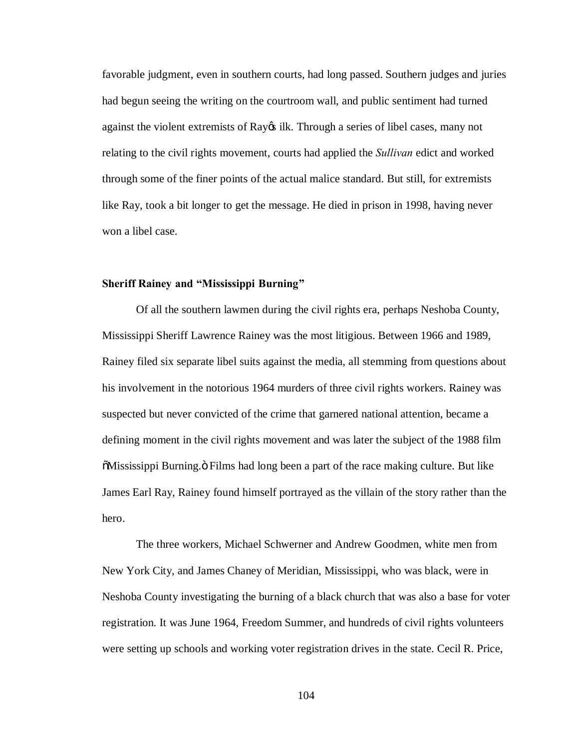favorable judgment, even in southern courts, had long passed. Southern judges and juries had begun seeing the writing on the courtroom wall, and public sentiment had turned against the violent extremists of Ray's ilk. Through a series of libel cases, many not relating to the civil rights movement, courts had applied the *Sullivan* edict and worked through some of the finer points of the actual malice standard. But still, for extremists like Ray, took a bit longer to get the message. He died in prison in 1998, having never won a libel case.

**Sheriff Rainey and "Mississippi Burning"**

Of all the southern lawmen during the civil rights era, perhaps Neshoba County, Mississippi Sheriff Lawrence Rainey was the most litigious. Between 1966 and 1989, Rainey filed six separate libel suits against the media, all stemming from questions about his involvement in the notorious 1964 murders of three civil rights workers. Rainey was suspected but never convicted of the crime that garnered national attention, became a defining moment in the civil rights movement and was later the subject of the 1988 film "Mississippi Burning." Films had long been a part of the race making culture. But like James Earl Ray, Rainey found himself portrayed as the villain of the story rather than the hero.

The three workers, Michael Schwerner and Andrew Goodmen, white men from New York City, and James Chaney of Meridian, Mississippi, who was black, were in Neshoba County investigating the burning of a black church that was also a base for voter registration. It was June 1964, Freedom Summer, and hundreds of civil rights volunteers were setting up schools and working voter registration drives in the state. Cecil R. Price,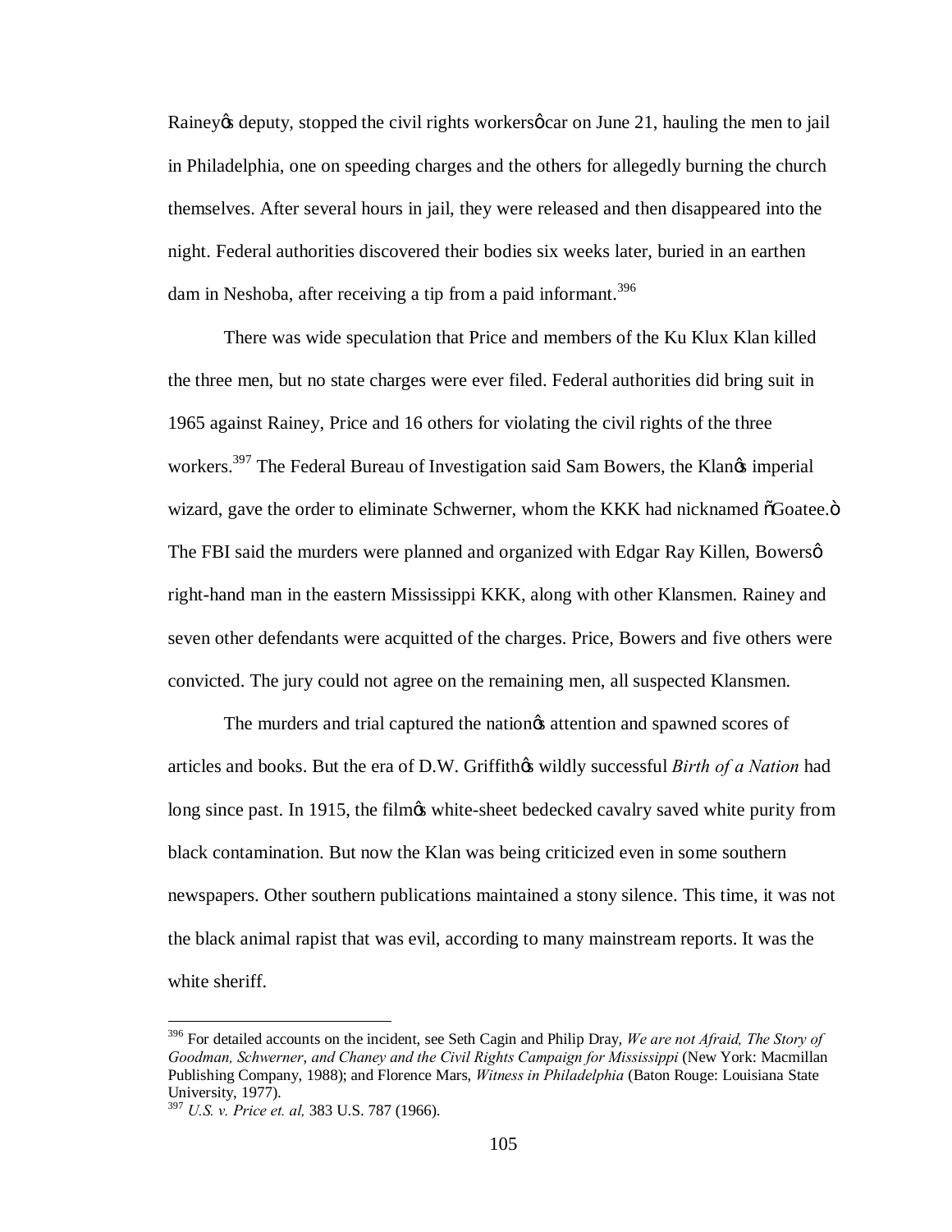Rainey's deputy, stopped the civil rights workers' car on June 21, hauling the men to jail in Philadelphia, one on speeding charges and the others for allegedly burning the church themselves. After several hours in jail, they were released and then disappeared into the night. Federal authorities discovered their bodies six weeks later, buried in an earthen dam in Neshoba, after receiving a tip from a paid informant.[396]

There was wide speculation that Price and members of the Ku Klux Klan killed the three men, but no state charges were ever filed. Federal authorities did bring suit in 1965 against Rainey, Price and 16 others for violating the civil rights of the three workers.[397] The Federal Bureau of Investigation said Sam Bowers, the Klan's imperial wizard, gave the order to eliminate Schwerner, whom the KKK had nicknamed "Goatee." The FBI said the murders were planned and organized with Edgar Ray Killen, Bowers' right-hand man in the eastern Mississippi KKK, along with other Klansmen. Rainey and seven other defendants were acquitted of the charges. Price, Bowers and five others were convicted. The jury could not agree on the remaining men, all suspected Klansmen.

The murders and trial captured the nation's attention and spawned scores of articles and books. But the era of D.W. Griffith's wildly successful *Birth of a Nation* had long since past. In 1915, the film's white-sheet bedecked cavalry saved white purity from black contamination. But now the Klan was being criticized even in some southern newspapers. Other southern publications maintained a stony silence. This time, it was not the black animal rapist that was evil, according to many mainstream reports. It was the white sheriff.

---

[396] For detailed accounts on the incident, see Seth Cagin and Philip Dray, *We are not Afraid, The Story of Goodman, Schwerner, and Chaney and the Civil Rights Campaign for Mississippi* (New York: Macmillan Publishing Company, 1988); and Florence Mars, *Witness in Philadelphia* (Baton Rouge: Louisiana State University, 1977).

[397] *U.S. v. Price et. al,* 383 U.S. 787 (1966).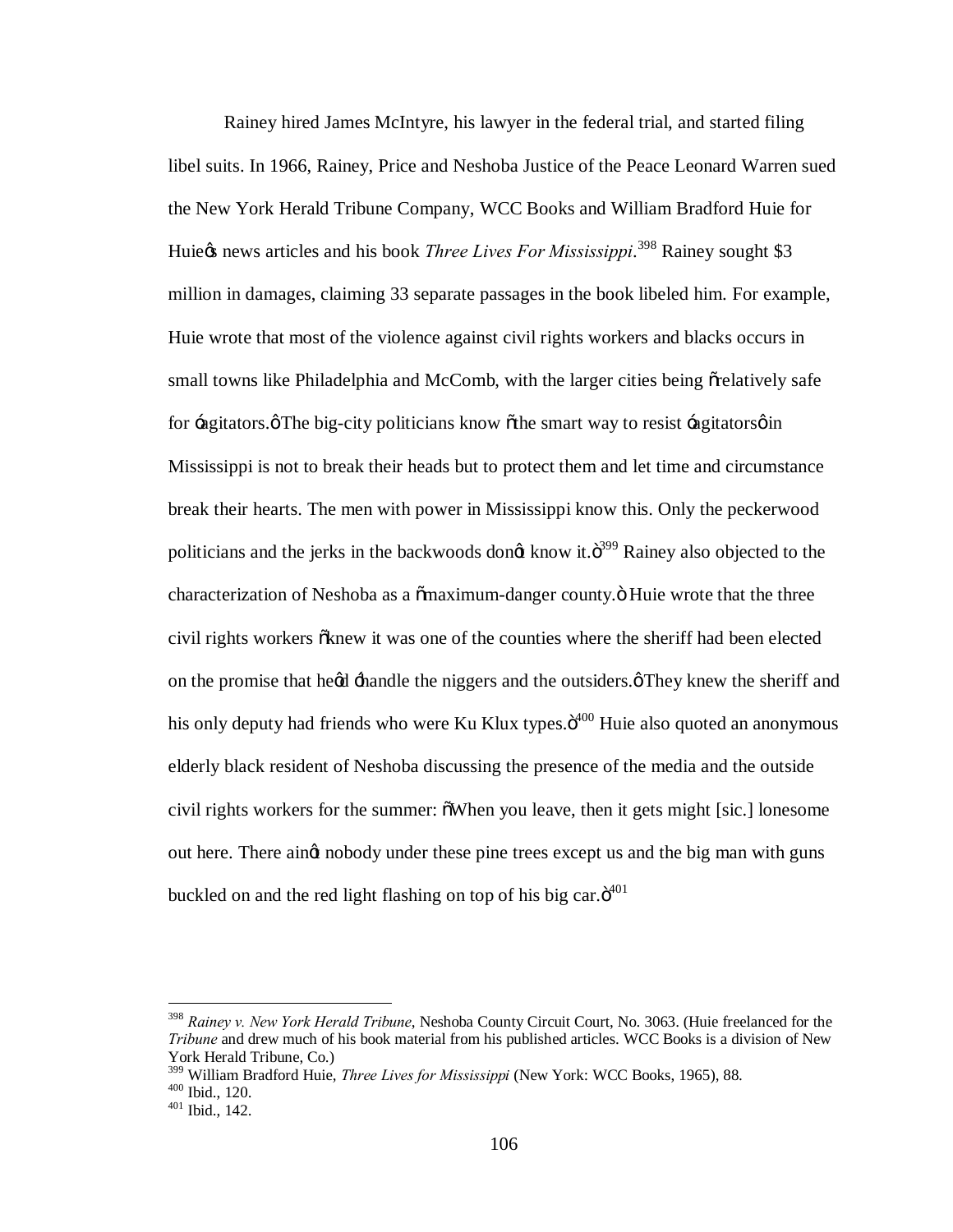Rainey hired James McIntyre, his lawyer in the federal trial, and started filing libel suits. In 1966, Rainey, Price and Neshoba Justice of the Peace Leonard Warren sued the New York Herald Tribune Company, WCC Books and William Bradford Huie for Huie's news articles and his book *Three Lives For Mississippi*.[398] Rainey sought $3 million in damages, claiming 33 separate passages in the book libeled him. For example, Huie wrote that most of the violence against civil rights workers and blacks occurs in small towns like Philadelphia and McComb, with the larger cities being "relatively safe for 'agitators.' The big-city politicians know "the smart way to resist 'agitators' in Mississippi is not to break their heads but to protect them and let time and circumstance break their hearts. The men with power in Mississippi know this. Only the peckerwood politicians and the jerks in the backwoods don't know it."[399] Rainey also objected to the characterization of Neshoba as a "maximum-danger county." Huie wrote that the three civil rights workers "knew it was one of the counties where the sheriff had been elected on the promise that he'd 'handle the niggers and the outsiders.' They knew the sheriff and his only deputy had friends who were Ku Klux types."[400] Huie also quoted an anonymous elderly black resident of Neshoba discussing the presence of the media and the outside civil rights workers for the summer: "When you leave, then it gets might [sic.] lonesome out here. There ain't nobody under these pine trees except us and the big man with guns buckled on and the red light flashing on top of his big car."[401]

---

[398] *Rainey v. New York Herald Tribune*, Neshoba County Circuit Court, No. 3063. (Huie freelanced for the *Tribune* and drew much of his book material from his published articles. WCC Books is a division of New York Herald Tribune, Co.)

[399] William Bradford Huie, *Three Lives for Mississippi* (New York: WCC Books, 1965), 88.

[400] Ibid., 120.

[401] Ibid., 142.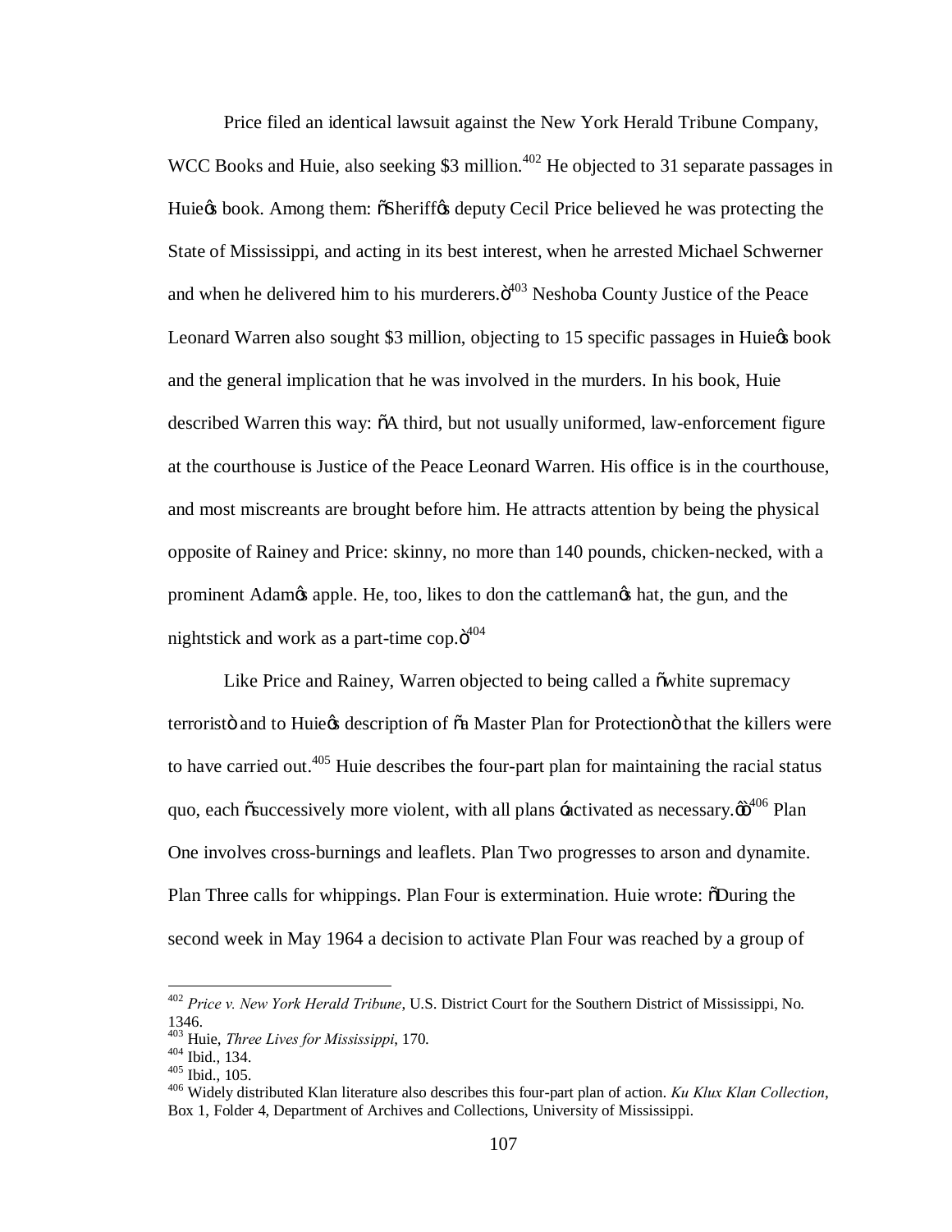Price filed an identical lawsuit against the New York Herald Tribune Company, WCC Books and Huie, also seeking \$3 million.[402] He objected to 31 separate passages in Huie's book. Among them: "Sheriff's deputy Cecil Price believed he was protecting the State of Mississippi, and acting in its best interest, when he arrested Michael Schwerner and when he delivered him to his murderers."[403] Neshoba County Justice of the Peace Leonard Warren also sought \$3 million, objecting to 15 specific passages in Huie's book and the general implication that he was involved in the murders. In his book, Huie described Warren this way: "A third, but not usually uniformed, law-enforcement figure at the courthouse is Justice of the Peace Leonard Warren. His office is in the courthouse, and most miscreants are brought before him. He attracts attention by being the physical opposite of Rainey and Price: skinny, no more than 140 pounds, chicken-necked, with a prominent Adam's apple. He, too, likes to don the cattleman's hat, the gun, and the nightstick and work as a part-time cop."[404]

Like Price and Rainey, Warren objected to being called a "white supremacy terrorist" and to Huie's description of "a Master Plan for Protection" that the killers were to have carried out.[405] Huie describes the four-part plan for maintaining the racial status quo, each "successively more violent, with all plans 'activated as necessary.'"[406] Plan One involves cross-burnings and leaflets. Plan Two progresses to arson and dynamite. Plan Three calls for whippings. Plan Four is extermination. Huie wrote: "During the second week in May 1964 a decision to activate Plan Four was reached by a group of

---

[402] *Price v. New York Herald Tribune*, U.S. District Court for the Southern District of Mississippi, No. 1346.

[403] Huie, *Three Lives for Mississippi*, 170.

[404] Ibid., 134.

[405] Ibid., 105.

[406] Widely distributed Klan literature also describes this four-part plan of action. *Ku Klux Klan Collection*, Box 1, Folder 4, Department of Archives and Collections, University of Mississippi.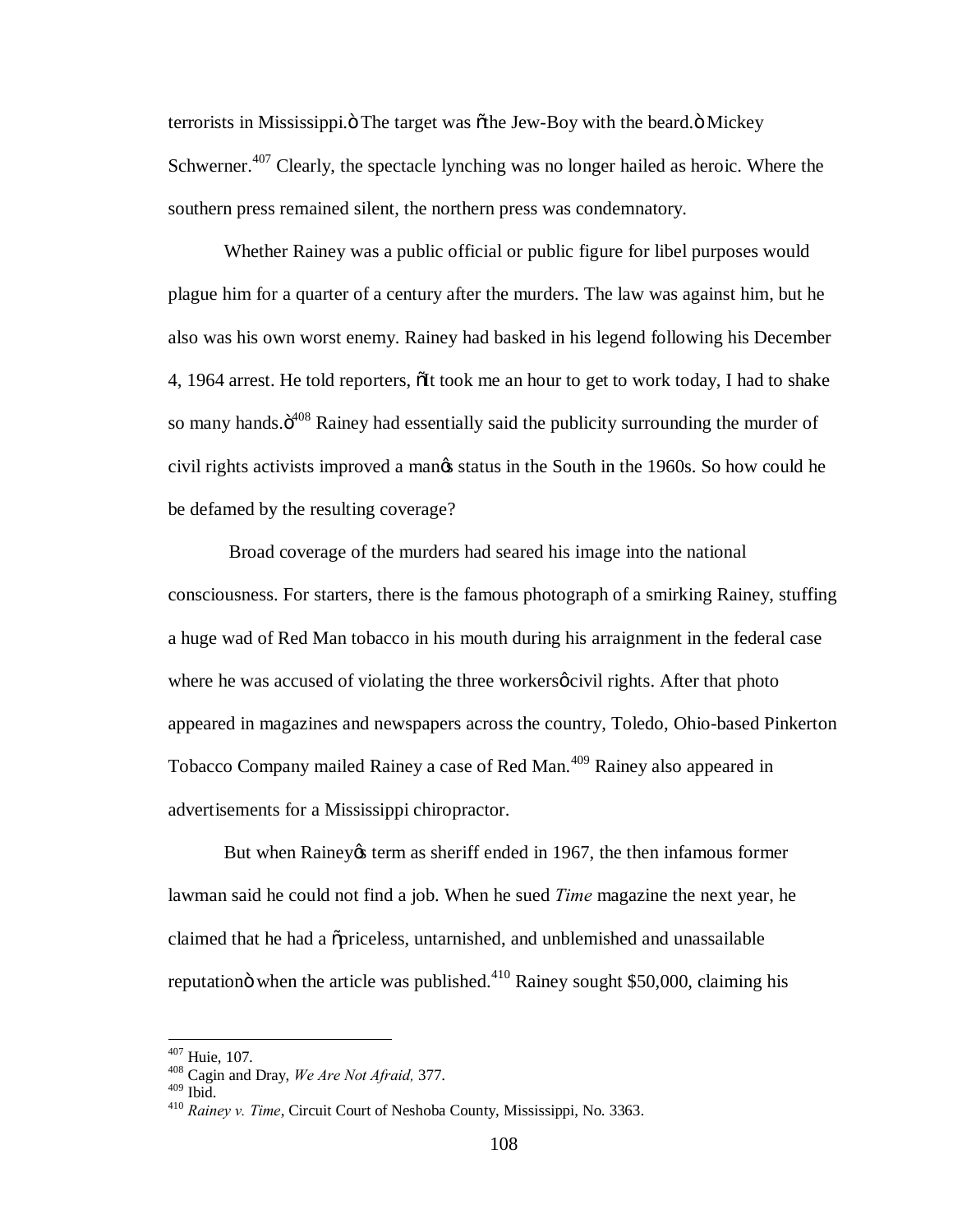terrorists in Mississippi." The target was "the Jew-Boy with the beard." Mickey Schwerner.[407] Clearly, the spectacle lynching was no longer hailed as heroic. Where the southern press remained silent, the northern press was condemnatory.

Whether Rainey was a public official or public figure for libel purposes would plague him for a quarter of a century after the murders. The law was against him, but he also was his own worst enemy. Rainey had basked in his legend following his December 4, 1964 arrest. He told reporters, "It took me an hour to get to work today, I had to shake so many hands."[408] Rainey had essentially said the publicity surrounding the murder of civil rights activists improved a man's status in the South in the 1960s. So how could he be defamed by the resulting coverage?

Broad coverage of the murders had seared his image into the national consciousness. For starters, there is the famous photograph of a smirking Rainey, stuffing a huge wad of Red Man tobacco in his mouth during his arraignment in the federal case where he was accused of violating the three workers' civil rights. After that photo appeared in magazines and newspapers across the country, Toledo, Ohio-based Pinkerton Tobacco Company mailed Rainey a case of Red Man.[409] Rainey also appeared in advertisements for a Mississippi chiropractor.

But when Rainey's term as sheriff ended in 1967, the then infamous former lawman said he could not find a job. When he sued *Time* magazine the next year, he claimed that he had a "priceless, untarnished, and unblemished and unassailable reputation" when the article was published.[410] Rainey sought $50,000, claiming his

---

[407] Huie, 107.
[408] Cagin and Dray, *We Are Not Afraid,* 377.
[409] Ibid.
[410] *Rainey v. Time*, Circuit Court of Neshoba County, Mississippi, No. 3363.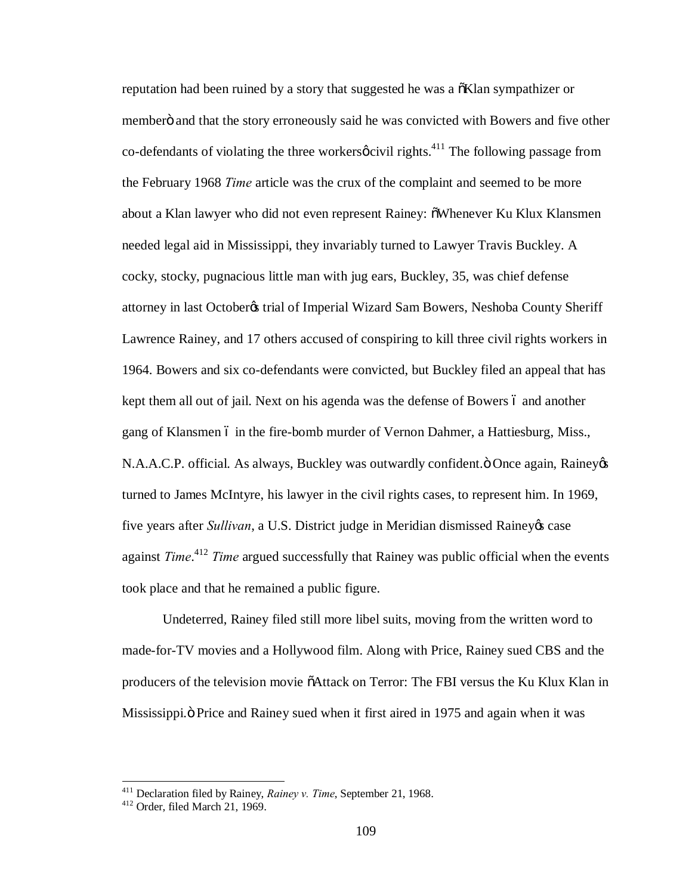reputation had been ruined by a story that suggested he was a "Klan sympathizer or member" and that the story erroneously said he was convicted with Bowers and five other co-defendants of violating the three workers' civil rights.[411] The following passage from the February 1968 *Time* article was the crux of the complaint and seemed to be more about a Klan lawyer who did not even represent Rainey: "Whenever Ku Klux Klansmen needed legal aid in Mississippi, they invariably turned to Lawyer Travis Buckley. A cocky, stocky, pugnacious little man with jug ears, Buckley, 35, was chief defense attorney in last October's trial of Imperial Wizard Sam Bowers, Neshoba County Sheriff Lawrence Rainey, and 17 others accused of conspiring to kill three civil rights workers in 1964. Bowers and six co-defendants were convicted, but Buckley filed an appeal that has kept them all out of jail. Next on his agenda was the defense of Bowers – and another gang of Klansmen – in the fire-bomb murder of Vernon Dahmer, a Hattiesburg, Miss., N.A.A.C.P. official. As always, Buckley was outwardly confident." Once again, Rainey's turned to James McIntyre, his lawyer in the civil rights cases, to represent him. In 1969, five years after *Sullivan*, a U.S. District judge in Meridian dismissed Rainey's case against *Time*.[412] *Time* argued successfully that Rainey was public official when the events took place and that he remained a public figure.

Undeterred, Rainey filed still more libel suits, moving from the written word to made-for-TV movies and a Hollywood film. Along with Price, Rainey sued CBS and the producers of the television movie "Attack on Terror: The FBI versus the Ku Klux Klan in Mississippi." Price and Rainey sued when it first aired in 1975 and again when it was

---

[411] Declaration filed by Rainey, *Rainey v. Time*, September 21, 1968.

[412] Order, filed March 21, 1969.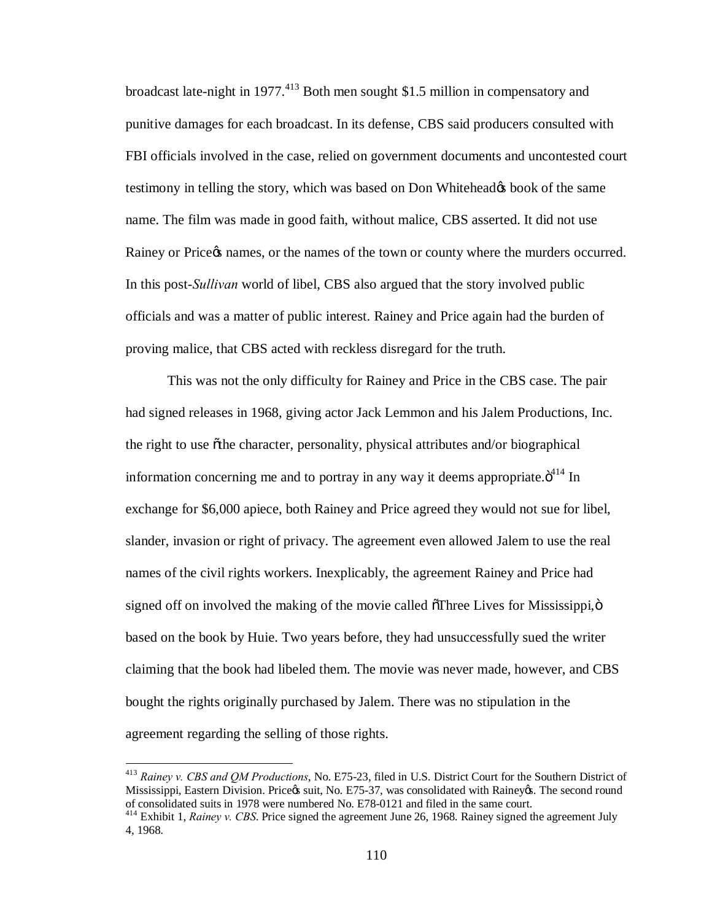broadcast late-night in 1977.[413] Both men sought $1.5 million in compensatory and punitive damages for each broadcast. In its defense, CBS said producers consulted with FBI officials involved in the case, relied on government documents and uncontested court testimony in telling the story, which was based on Don Whitehead's book of the same name. The film was made in good faith, without malice, CBS asserted. It did not use Rainey or Price's names, or the names of the town or county where the murders occurred. In this post-*Sullivan* world of libel, CBS also argued that the story involved public officials and was a matter of public interest. Rainey and Price again had the burden of proving malice, that CBS acted with reckless disregard for the truth.

This was not the only difficulty for Rainey and Price in the CBS case. The pair had signed releases in 1968, giving actor Jack Lemmon and his Jalem Productions, Inc. the right to use "the character, personality, physical attributes and/or biographical information concerning me and to portray in any way it deems appropriate."[414] In exchange for $6,000 apiece, both Rainey and Price agreed they would not sue for libel, slander, invasion or right of privacy. The agreement even allowed Jalem to use the real names of the civil rights workers. Inexplicably, the agreement Rainey and Price had signed off on involved the making of the movie called "Three Lives for Mississippi," based on the book by Huie. Two years before, they had unsuccessfully sued the writer claiming that the book had libeled them. The movie was never made, however, and CBS bought the rights originally purchased by Jalem. There was no stipulation in the agreement regarding the selling of those rights.

---

[413] *Rainey v. CBS and QM Productions*, No. E75-23, filed in U.S. District Court for the Southern District of Mississippi, Eastern Division. Price's suit, No. E75-37, was consolidated with Rainey's. The second round of consolidated suits in 1978 were numbered No. E78-0121 and filed in the same court.

[414] Exhibit 1, *Rainey v. CBS*. Price signed the agreement June 26, 1968. Rainey signed the agreement July 4, 1968.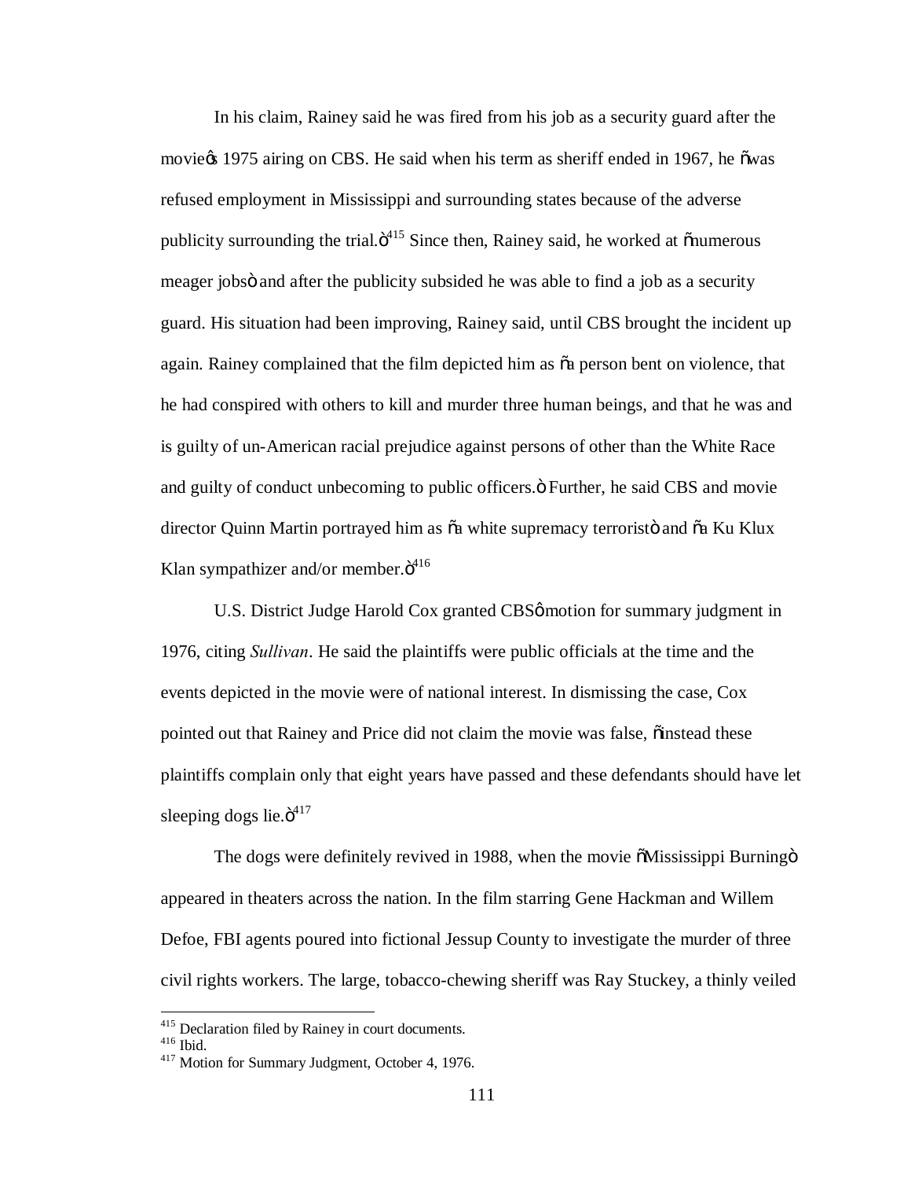In his claim, Rainey said he was fired from his job as a security guard after the movie's 1975 airing on CBS. He said when his term as sheriff ended in 1967, he "was refused employment in Mississippi and surrounding states because of the adverse publicity surrounding the trial."[415] Since then, Rainey said, he worked at "numerous meager jobs" and after the publicity subsided he was able to find a job as a security guard. His situation had been improving, Rainey said, until CBS brought the incident up again. Rainey complained that the film depicted him as "a person bent on violence, that he had conspired with others to kill and murder three human beings, and that he was and is guilty of un-American racial prejudice against persons of other than the White Race and guilty of conduct unbecoming to public officers." Further, he said CBS and movie director Quinn Martin portrayed him as "a white supremacy terrorist" and "a Ku Klux Klan sympathizer and/or member."[416]

U.S. District Judge Harold Cox granted CBS' motion for summary judgment in 1976, citing *Sullivan*. He said the plaintiffs were public officials at the time and the events depicted in the movie were of national interest. In dismissing the case, Cox pointed out that Rainey and Price did not claim the movie was false, "instead these plaintiffs complain only that eight years have passed and these defendants should have let sleeping dogs lie."[417]

The dogs were definitely revived in 1988, when the movie "Mississippi Burning" appeared in theaters across the nation. In the film starring Gene Hackman and Willem Defoe, FBI agents poured into fictional Jessup County to investigate the murder of three civil rights workers. The large, tobacco-chewing sheriff was Ray Stuckey, a thinly veiled

---

[415] Declaration filed by Rainey in court documents.
[416] Ibid.
[417] Motion for Summary Judgment, October 4, 1976.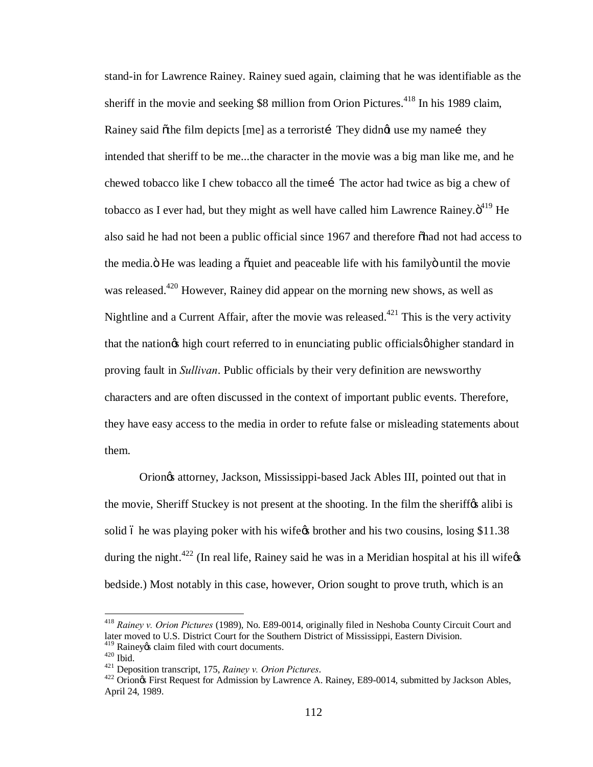stand-in for Lawrence Rainey. Rainey sued again, claiming that he was identifiable as the sheriff in the movie and seeking $8 million from Orion Pictures.[418] In his 1989 claim, Rainey said "the film depicts [me] as a terrorist… They didn't use my name… they intended that sheriff to be me...the character in the movie was a big man like me, and he chewed tobacco like I chew tobacco all the time… The actor had twice as big a chew of tobacco as I ever had, but they might as well have called him Lawrence Rainey."[419] He also said he had not been a public official since 1967 and therefore "had not had access to the media." He was leading a "quiet and peaceable life with his family" until the movie was released.[420] However, Rainey did appear on the morning new shows, as well as Nightline and a Current Affair, after the movie was released.[421] This is the very activity that the nation's high court referred to in enunciating public officials' higher standard in proving fault in *Sullivan*. Public officials by their very definition are newsworthy characters and are often discussed in the context of important public events. Therefore, they have easy access to the media in order to refute false or misleading statements about them.

Orion's attorney, Jackson, Mississippi-based Jack Ables III, pointed out that in the movie, Sheriff Stuckey is not present at the shooting. In the film the sheriff's alibi is solid – he was playing poker with his wife's brother and his two cousins, losing $11.38 during the night.[422] (In real life, Rainey said he was in a Meridian hospital at his ill wife's bedside.) Most notably in this case, however, Orion sought to prove truth, which is an

---

[418] *Rainey v. Orion Pictures* (1989), No. E89-0014, originally filed in Neshoba County Circuit Court and later moved to U.S. District Court for the Southern District of Mississippi, Eastern Division.

[419] Rainey's claim filed with court documents.

[420] Ibid.

[421] Deposition transcript, 175, *Rainey v. Orion Pictures*.

[422] Orion's First Request for Admission by Lawrence A. Rainey, E89-0014, submitted by Jackson Ables, April 24, 1989.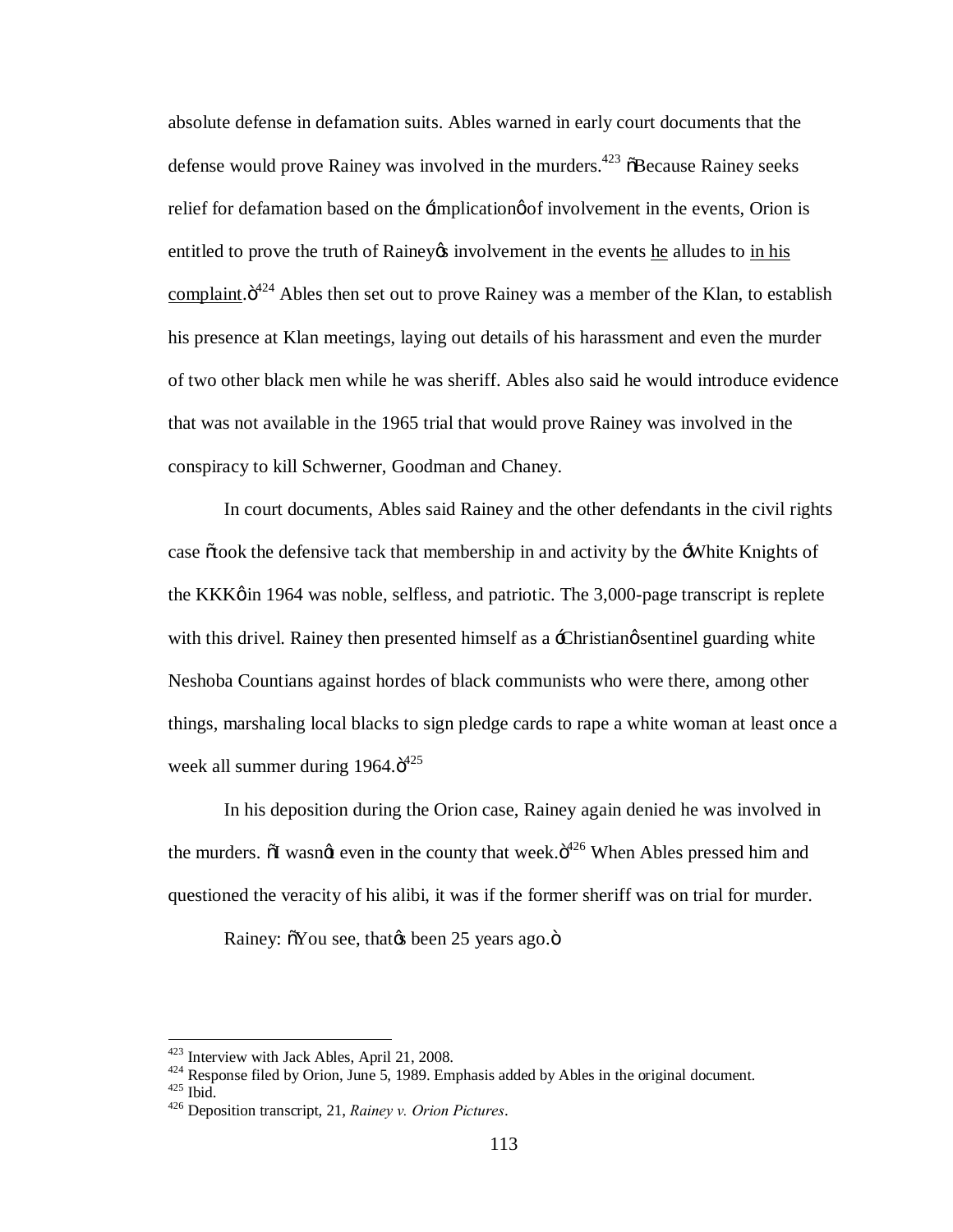absolute defense in defamation suits. Ables warned in early court documents that the defense would prove Rainey was involved in the murders.[423] "Because Rainey seeks relief for defamation based on the 'implication' of involvement in the events, Orion is entitled to prove the truth of Rainey's involvement in the events he alludes to in his complaint."[424] Ables then set out to prove Rainey was a member of the Klan, to establish his presence at Klan meetings, laying out details of his harassment and even the murder of two other black men while he was sheriff. Ables also said he would introduce evidence that was not available in the 1965 trial that would prove Rainey was involved in the conspiracy to kill Schwerner, Goodman and Chaney.

In court documents, Ables said Rainey and the other defendants in the civil rights case "took the defensive tack that membership in and activity by the 'White Knights of the KKK' in 1964 was noble, selfless, and patriotic. The 3,000-page transcript is replete with this drivel. Rainey then presented himself as a 'Christian' sentinel guarding white Neshoba Countians against hordes of black communists who were there, among other things, marshaling local blacks to sign pledge cards to rape a white woman at least once a week all summer during 1964."[425]

In his deposition during the Orion case, Rainey again denied he was involved in the murders. "I wasn't even in the county that week."[426] When Ables pressed him and questioned the veracity of his alibi, it was if the former sheriff was on trial for murder.

Rainey: "You see, that's been 25 years ago."

---

[423] Interview with Jack Ables, April 21, 2008.
[424] Response filed by Orion, June 5, 1989. Emphasis added by Ables in the original document.
[425] Ibid.
[426] Deposition transcript, 21, *Rainey v. Orion Pictures*.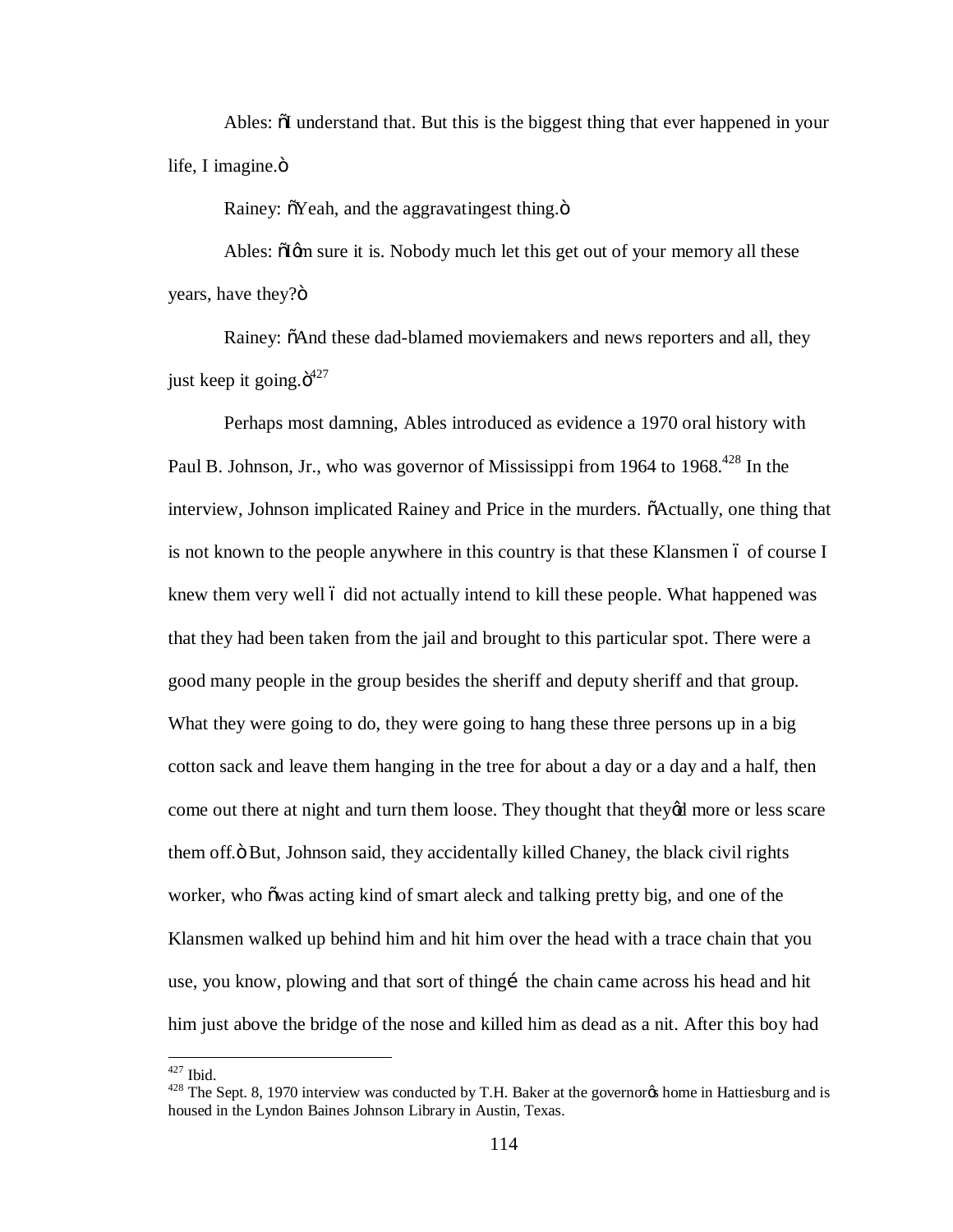Ables: "I understand that. But this is the biggest thing that ever happened in your life, I imagine."

Rainey: "Yeah, and the aggravatingest thing."

Ables: "I'm sure it is. Nobody much let this get out of your memory all these years, have they?"

Rainey: "And these dad-blamed moviemakers and news reporters and all, they just keep it going."[427]

Perhaps most damning, Ables introduced as evidence a 1970 oral history with Paul B. Johnson, Jr., who was governor of Mississippi from 1964 to 1968.[428] In the interview, Johnson implicated Rainey and Price in the murders. "Actually, one thing that is not known to the people anywhere in this country is that these Klansmen – of course I knew them very well – did not actually intend to kill these people. What happened was that they had been taken from the jail and brought to this particular spot. There were a good many people in the group besides the sheriff and deputy sheriff and that group. What they were going to do, they were going to hang these three persons up in a big cotton sack and leave them hanging in the tree for about a day or a day and a half, then come out there at night and turn them loose. They thought that they'd more or less scare them off." But, Johnson said, they accidentally killed Chaney, the black civil rights worker, who "was acting kind of smart aleck and talking pretty big, and one of the Klansmen walked up behind him and hit him over the head with a trace chain that you use, you know, plowing and that sort of thing… the chain came across his head and hit him just above the bridge of the nose and killed him as dead as a nit. After this boy had

[427] Ibid.

[428] The Sept. 8, 1970 interview was conducted by T.H. Baker at the governor's home in Hattiesburg and is housed in the Lyndon Baines Johnson Library in Austin, Texas.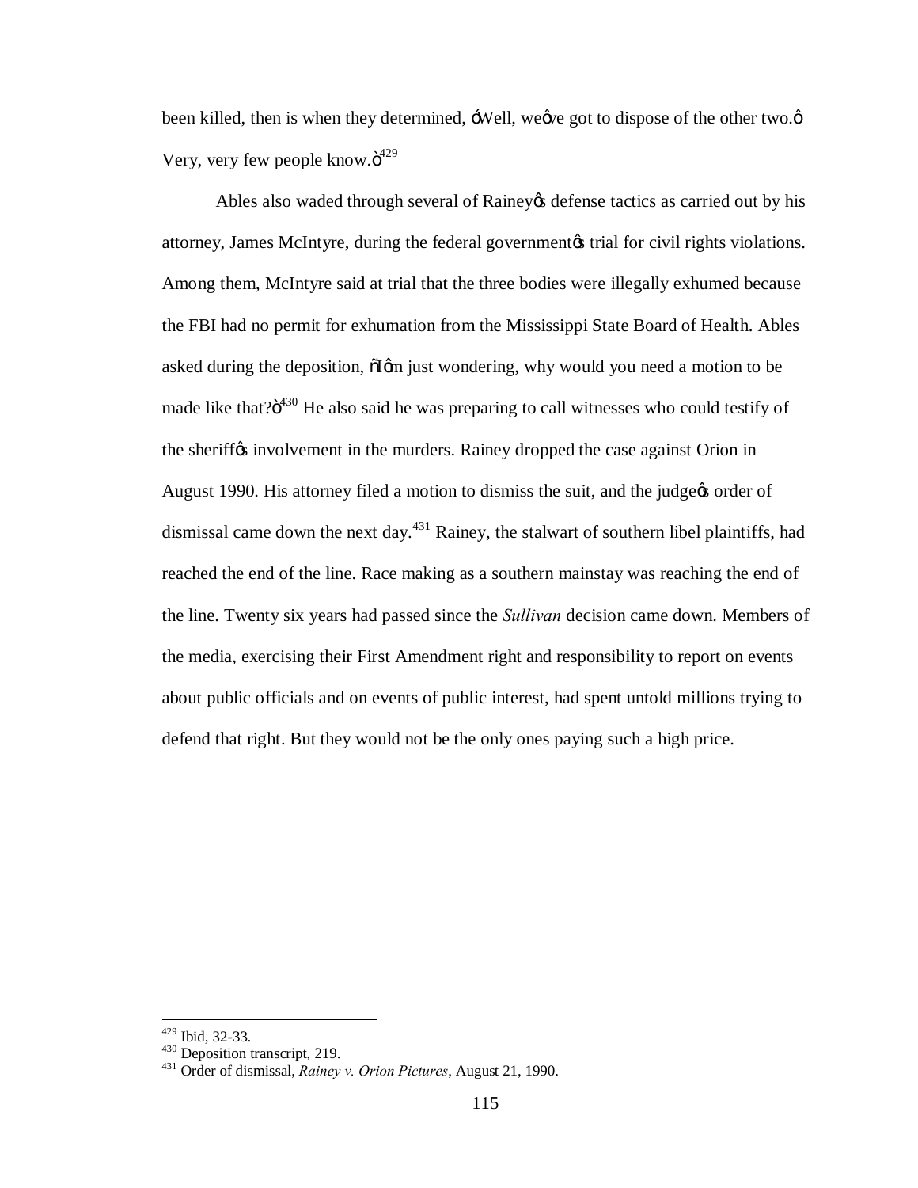been killed, then is when they determined, 'Well, we've got to dispose of the other two.' Very, very few people know."[429]

Ables also waded through several of Rainey's defense tactics as carried out by his attorney, James McIntyre, during the federal government's trial for civil rights violations. Among them, McIntyre said at trial that the three bodies were illegally exhumed because the FBI had no permit for exhumation from the Mississippi State Board of Health. Ables asked during the deposition, "I'm just wondering, why would you need a motion to be made like that?"[430] He also said he was preparing to call witnesses who could testify of the sheriff's involvement in the murders. Rainey dropped the case against Orion in August 1990. His attorney filed a motion to dismiss the suit, and the judge's order of dismissal came down the next day.[431] Rainey, the stalwart of southern libel plaintiffs, had reached the end of the line. Race making as a southern mainstay was reaching the end of the line. Twenty six years had passed since the *Sullivan* decision came down. Members of the media, exercising their First Amendment right and responsibility to report on events about public officials and on events of public interest, had spent untold millions trying to defend that right. But they would not be the only ones paying such a high price.

---

[429] Ibid, 32-33.

[430] Deposition transcript, 219.

[431] Order of dismissal, *Rainey v. Orion Pictures*, August 21, 1990.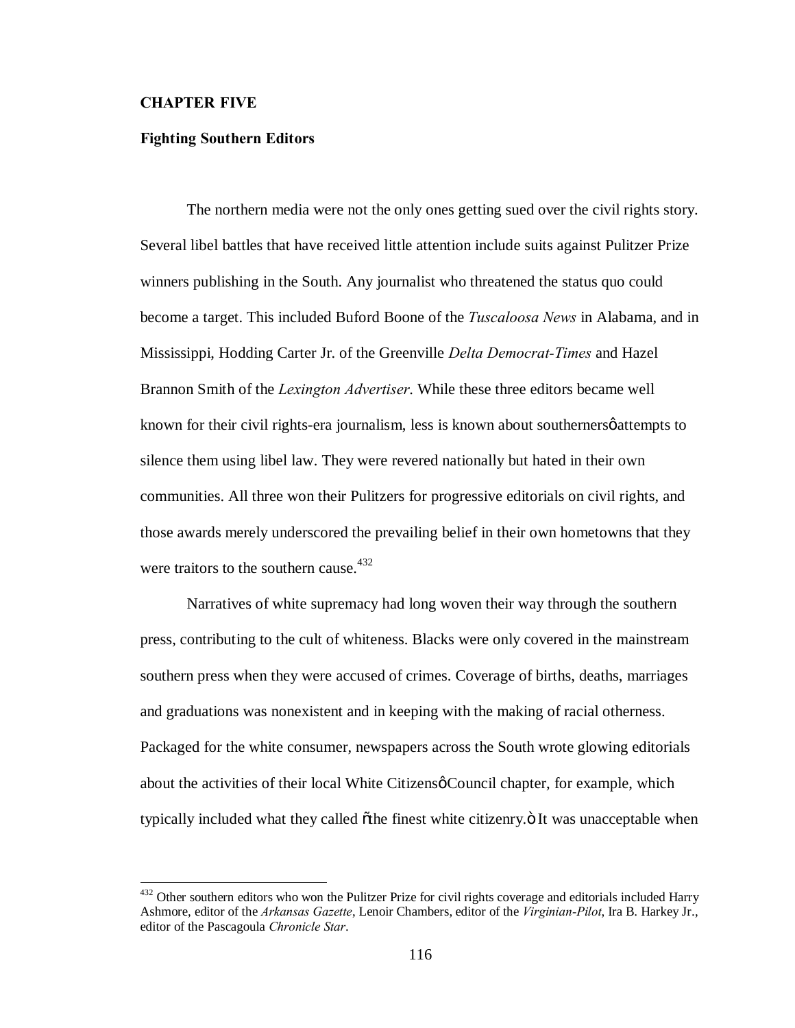# CHAPTER FIVE

## Fighting Southern Editors

The northern media were not the only ones getting sued over the civil rights story. Several libel battles that have received little attention include suits against Pulitzer Prize winners publishing in the South. Any journalist who threatened the status quo could become a target. This included Buford Boone of the *Tuscaloosa News* in Alabama, and in Mississippi, Hodding Carter Jr. of the Greenville *Delta Democrat-Times* and Hazel Brannon Smith of the *Lexington Advertiser*. While these three editors became well known for their civil rights-era journalism, less is known about southerners' attempts to silence them using libel law. They were revered nationally but hated in their own communities. All three won their Pulitzers for progressive editorials on civil rights, and those awards merely underscored the prevailing belief in their own hometowns that they were traitors to the southern cause.[432]

Narratives of white supremacy had long woven their way through the southern press, contributing to the cult of whiteness. Blacks were only covered in the mainstream southern press when they were accused of crimes. Coverage of births, deaths, marriages and graduations was nonexistent and in keeping with the making of racial otherness. Packaged for the white consumer, newspapers across the South wrote glowing editorials about the activities of their local White Citizens' Council chapter, for example, which typically included what they called "the finest white citizenry." It was unacceptable when

---

[432] Other southern editors who won the Pulitzer Prize for civil rights coverage and editorials included Harry Ashmore, editor of the *Arkansas Gazette*, Lenoir Chambers, editor of the *Virginian-Pilot*, Ira B. Harkey Jr., editor of the Pascagoula *Chronicle Star*.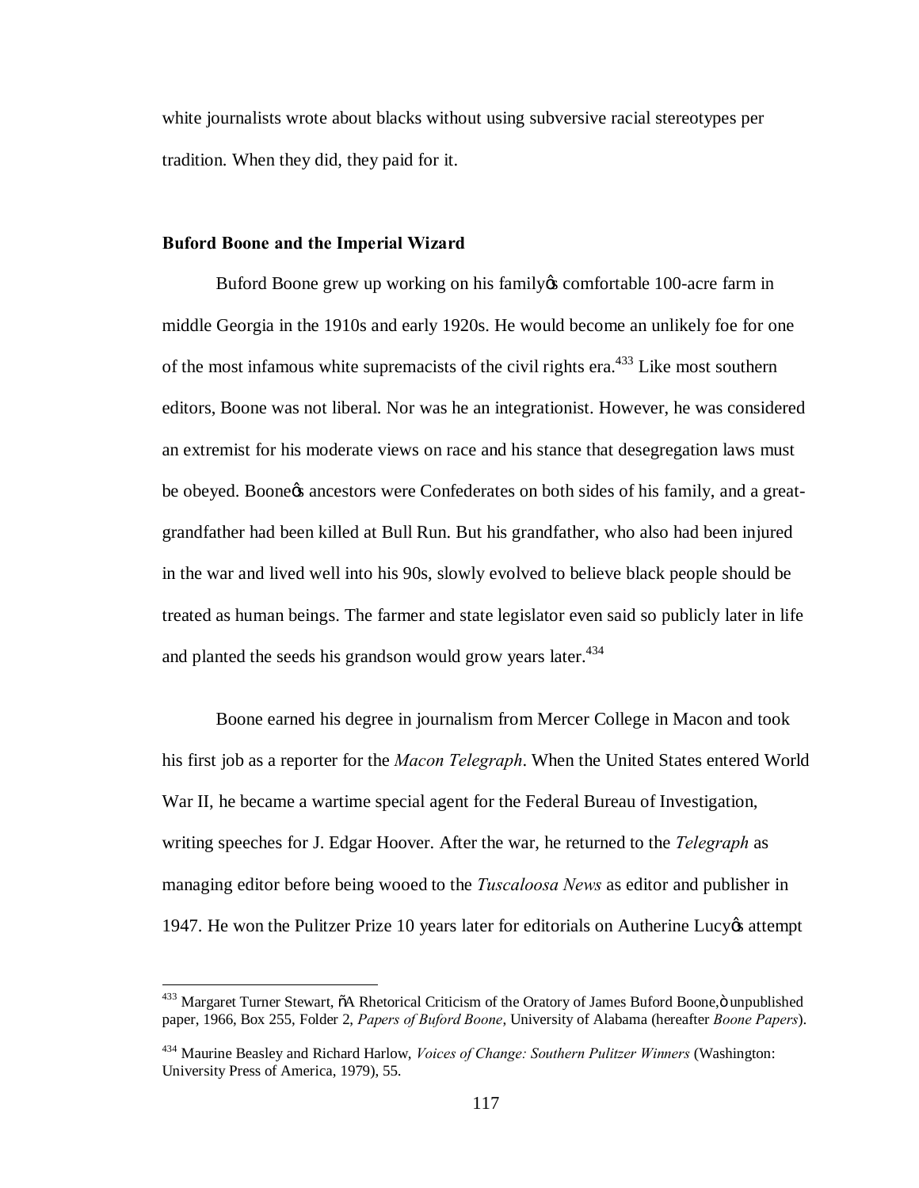white journalists wrote about blacks without using subversive racial stereotypes per tradition. When they did, they paid for it.

**Buford Boone and the Imperial Wizard**

Buford Boone grew up working on his family's comfortable 100-acre farm in middle Georgia in the 1910s and early 1920s. He would become an unlikely foe for one of the most infamous white supremacists of the civil rights era.[433] Like most southern editors, Boone was not liberal. Nor was he an integrationist. However, he was considered an extremist for his moderate views on race and his stance that desegregation laws must be obeyed. Boone's ancestors were Confederates on both sides of his family, and a great-grandfather had been killed at Bull Run. But his grandfather, who also had been injured in the war and lived well into his 90s, slowly evolved to believe black people should be treated as human beings. The farmer and state legislator even said so publicly later in life and planted the seeds his grandson would grow years later.[434]

Boone earned his degree in journalism from Mercer College in Macon and took his first job as a reporter for the *Macon Telegraph*. When the United States entered World War II, he became a wartime special agent for the Federal Bureau of Investigation, writing speeches for J. Edgar Hoover. After the war, he returned to the *Telegraph* as managing editor before being wooed to the *Tuscaloosa News* as editor and publisher in 1947. He won the Pulitzer Prize 10 years later for editorials on Autherine Lucy's attempt

---

[433] Margaret Turner Stewart, "A Rhetorical Criticism of the Oratory of James Buford Boone," unpublished paper, 1966, Box 255, Folder 2, *Papers of Buford Boone*, University of Alabama (hereafter *Boone Papers*).

[434] Maurine Beasley and Richard Harlow, *Voices of Change: Southern Pulitzer Winners* (Washington: University Press of America, 1979), 55.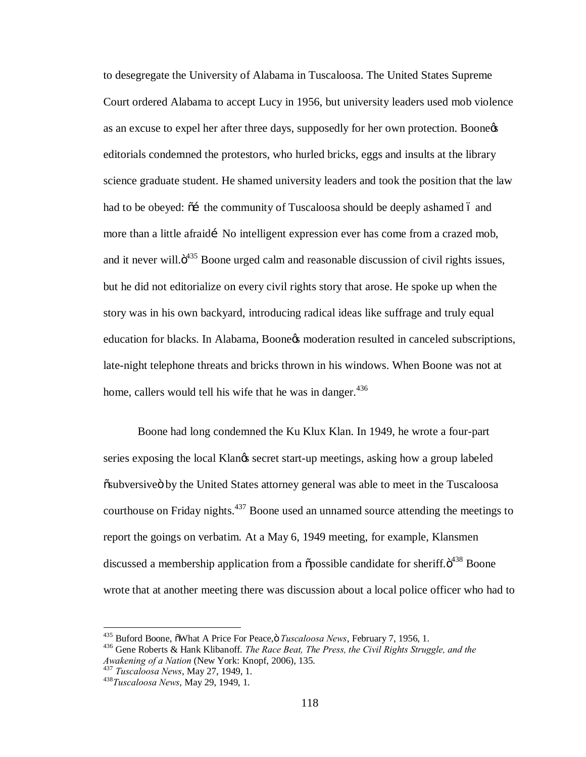to desegregate the University of Alabama in Tuscaloosa. The United States Supreme Court ordered Alabama to accept Lucy in 1956, but university leaders used mob violence as an excuse to expel her after three days, supposedly for her own protection. Boone's editorials condemned the protestors, who hurled bricks, eggs and insults at the library science graduate student. He shamed university leaders and took the position that the law had to be obeyed: "… the community of Tuscaloosa should be deeply ashamed – and more than a little afraid… No intelligent expression ever has come from a crazed mob, and it never will."[435] Boone urged calm and reasonable discussion of civil rights issues, but he did not editorialize on every civil rights story that arose. He spoke up when the story was in his own backyard, introducing radical ideas like suffrage and truly equal education for blacks. In Alabama, Boone's moderation resulted in canceled subscriptions, late-night telephone threats and bricks thrown in his windows. When Boone was not at home, callers would tell his wife that he was in danger.[436]

Boone had long condemned the Ku Klux Klan. In 1949, he wrote a four-part series exposing the local Klan's secret start-up meetings, asking how a group labeled "subversive" by the United States attorney general was able to meet in the Tuscaloosa courthouse on Friday nights.[437] Boone used an unnamed source attending the meetings to report the goings on verbatim. At a May 6, 1949 meeting, for example, Klansmen discussed a membership application from a "possible candidate for sheriff."[438] Boone wrote that at another meeting there was discussion about a local police officer who had to

---

[435] Buford Boone, "What A Price For Peace," *Tuscaloosa News*, February 7, 1956, 1.

[436] Gene Roberts & Hank Klibanoff. *The Race Beat, The Press, the Civil Rights Struggle, and the Awakening of a Nation* (New York: Knopf, 2006), 135.

[437] *Tuscaloosa News*, May 27, 1949, 1.

[438] *Tuscaloosa News*, May 29, 1949, 1.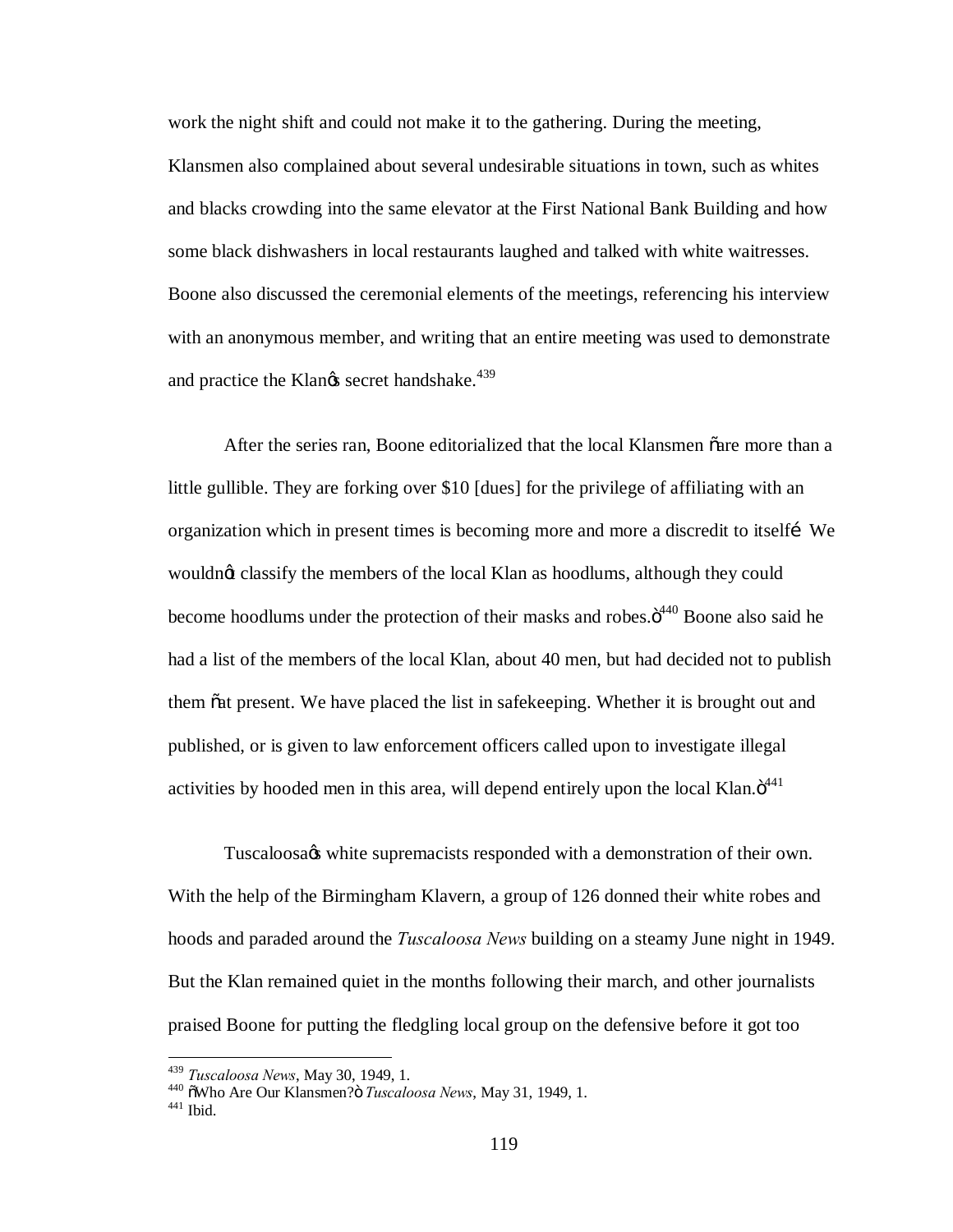work the night shift and could not make it to the gathering. During the meeting, Klansmen also complained about several undesirable situations in town, such as whites and blacks crowding into the same elevator at the First National Bank Building and how some black dishwashers in local restaurants laughed and talked with white waitresses. Boone also discussed the ceremonial elements of the meetings, referencing his interview with an anonymous member, and writing that an entire meeting was used to demonstrate and practice the Klan's secret handshake.[439]

After the series ran, Boone editorialized that the local Klansmen "are more than a little gullible. They are forking over $10 [dues] for the privilege of affiliating with an organization which in present times is becoming more and more a discredit to itself… We wouldn't classify the members of the local Klan as hoodlums, although they could become hoodlums under the protection of their masks and robes."[440] Boone also said he had a list of the members of the local Klan, about 40 men, but had decided not to publish them "at present. We have placed the list in safekeeping. Whether it is brought out and published, or is given to law enforcement officers called upon to investigate illegal activities by hooded men in this area, will depend entirely upon the local Klan."[441]

Tuscaloosa's white supremacists responded with a demonstration of their own. With the help of the Birmingham Klavern, a group of 126 donned their white robes and hoods and paraded around the *Tuscaloosa News* building on a steamy June night in 1949. But the Klan remained quiet in the months following their march, and other journalists praised Boone for putting the fledgling local group on the defensive before it got too

---

[439] *Tuscaloosa News*, May 30, 1949, 1.

[440] "Who Are Our Klansmen?" *Tuscaloosa News*, May 31, 1949, 1.

[441] Ibid.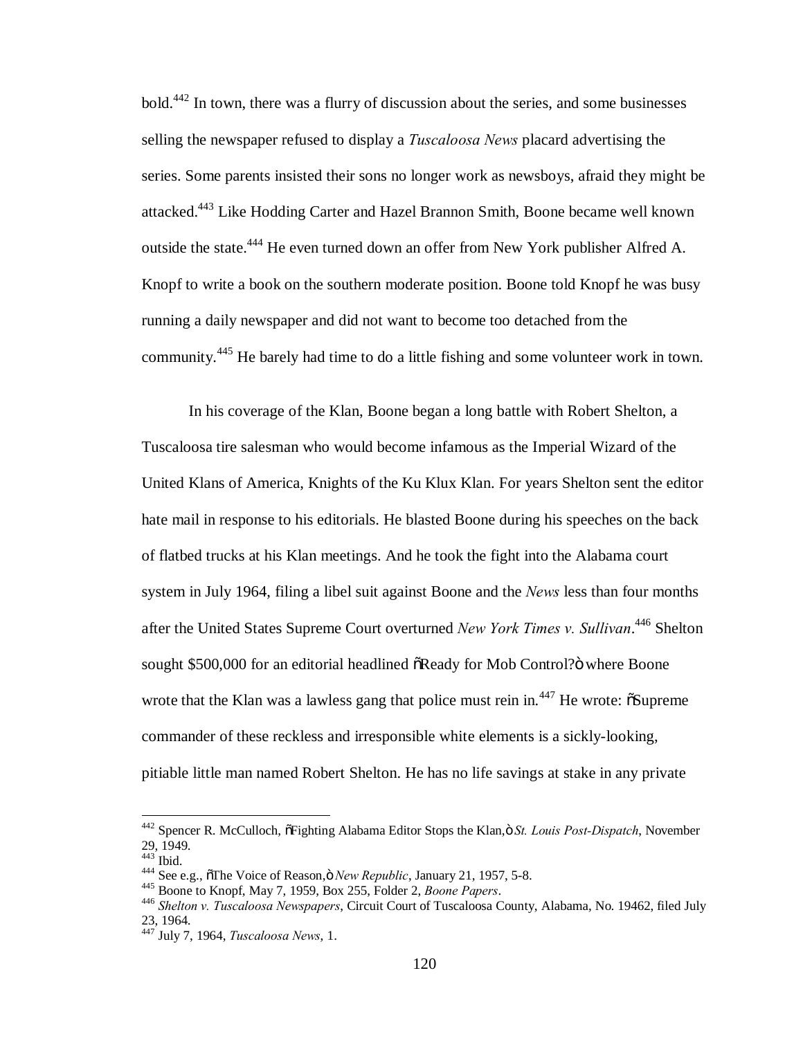bold.[442] In town, there was a flurry of discussion about the series, and some businesses selling the newspaper refused to display a *Tuscaloosa News* placard advertising the series. Some parents insisted their sons no longer work as newsboys, afraid they might be attacked.[443] Like Hodding Carter and Hazel Brannon Smith, Boone became well known outside the state.[444] He even turned down an offer from New York publisher Alfred A. Knopf to write a book on the southern moderate position. Boone told Knopf he was busy running a daily newspaper and did not want to become too detached from the community.[445] He barely had time to do a little fishing and some volunteer work in town.

In his coverage of the Klan, Boone began a long battle with Robert Shelton, a Tuscaloosa tire salesman who would become infamous as the Imperial Wizard of the United Klans of America, Knights of the Ku Klux Klan. For years Shelton sent the editor hate mail in response to his editorials. He blasted Boone during his speeches on the back of flatbed trucks at his Klan meetings. And he took the fight into the Alabama court system in July 1964, filing a libel suit against Boone and the *News* less than four months after the United States Supreme Court overturned *New York Times v. Sullivan*.[446] Shelton sought $500,000 for an editorial headlined "Ready for Mob Control?" where Boone wrote that the Klan was a lawless gang that police must rein in.[447] He wrote: "Supreme commander of these reckless and irresponsible white elements is a sickly-looking, pitiable little man named Robert Shelton. He has no life savings at stake in any private

---

[442] Spencer R. McCulloch, "Fighting Alabama Editor Stops the Klan," *St. Louis Post-Dispatch*, November 29, 1949.

[443] Ibid.

[444] See e.g., "The Voice of Reason," *New Republic*, January 21, 1957, 5-8.

[445] Boone to Knopf, May 7, 1959, Box 255, Folder 2, *Boone Papers*.

[446] *Shelton v. Tuscaloosa Newspapers*, Circuit Court of Tuscaloosa County, Alabama, No. 19462, filed July 23, 1964.

[447] July 7, 1964, *Tuscaloosa News*, 1.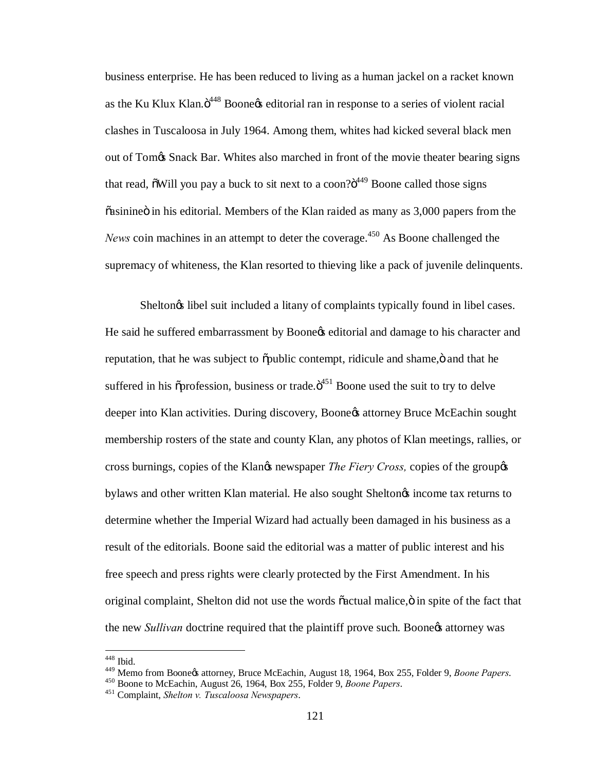business enterprise. He has been reduced to living as a human jackel on a racket known as the Ku Klux Klan."[448] Boone's editorial ran in response to a series of violent racial clashes in Tuscaloosa in July 1964. Among them, whites had kicked several black men out of Tom's Snack Bar. Whites also marched in front of the movie theater bearing signs that read, "Will you pay a buck to sit next to a coon?"[449] Boone called those signs "asinine" in his editorial. Members of the Klan raided as many as 3,000 papers from the *News* coin machines in an attempt to deter the coverage.[450] As Boone challenged the supremacy of whiteness, the Klan resorted to thieving like a pack of juvenile delinquents.

Shelton's libel suit included a litany of complaints typically found in libel cases. He said he suffered embarrassment by Boone's editorial and damage to his character and reputation, that he was subject to "public contempt, ridicule and shame," and that he suffered in his "profession, business or trade."[451] Boone used the suit to try to delve deeper into Klan activities. During discovery, Boone's attorney Bruce McEachin sought membership rosters of the state and county Klan, any photos of Klan meetings, rallies, or cross burnings, copies of the Klan's newspaper *The Fiery Cross,* copies of the group's bylaws and other written Klan material. He also sought Shelton's income tax returns to determine whether the Imperial Wizard had actually been damaged in his business as a result of the editorials. Boone said the editorial was a matter of public interest and his free speech and press rights were clearly protected by the First Amendment. In his original complaint, Shelton did not use the words "actual malice," in spite of the fact that the new *Sullivan* doctrine required that the plaintiff prove such. Boone's attorney was

---

[448] Ibid.

[449] Memo from Boone's attorney, Bruce McEachin, August 18, 1964, Box 255, Folder 9, *Boone Papers*.

[450] Boone to McEachin, August 26, 1964, Box 255, Folder 9, *Boone Papers*.

[451] Complaint, *Shelton v. Tuscaloosa Newspapers*.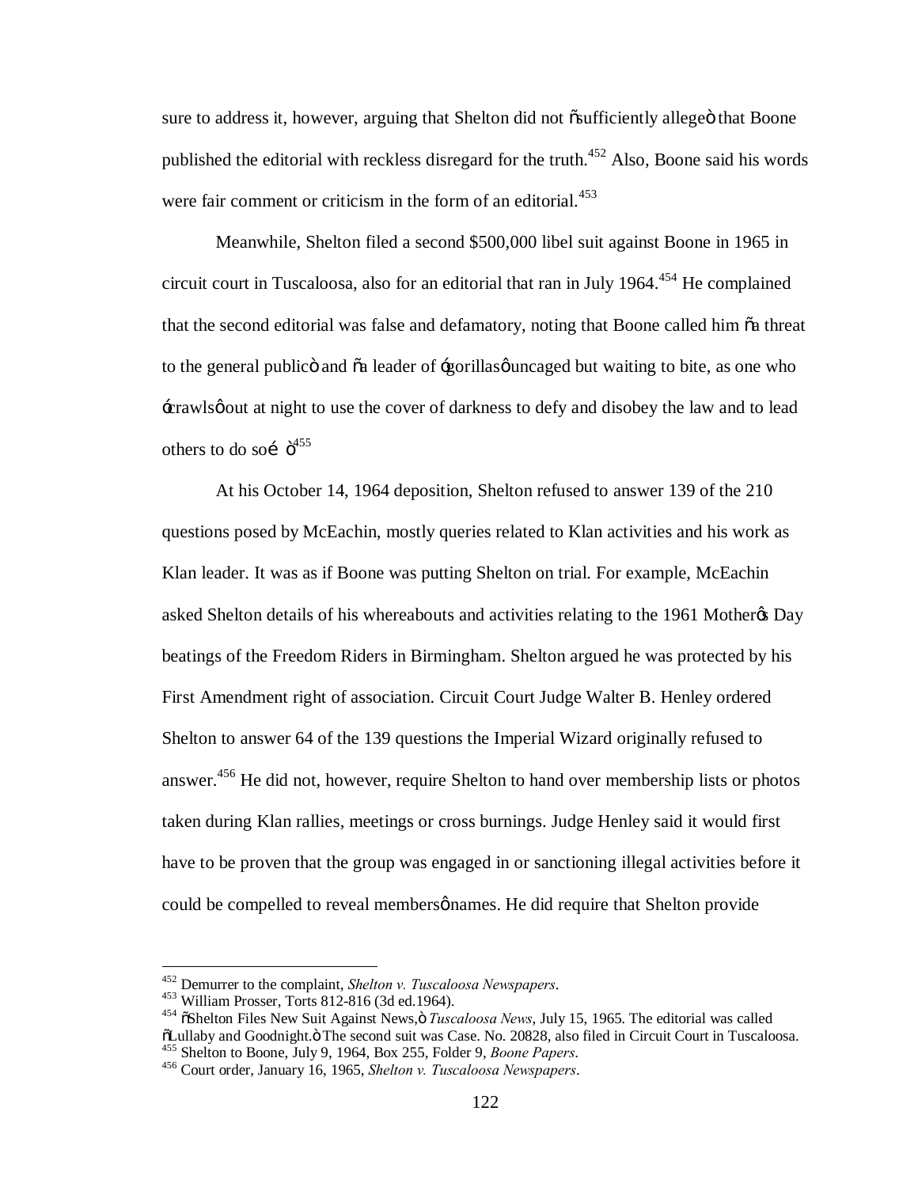sure to address it, however, arguing that Shelton did not "sufficiently allege" that Boone published the editorial with reckless disregard for the truth.[452] Also, Boone said his words were fair comment or criticism in the form of an editorial.[453]

Meanwhile, Shelton filed a second $500,000 libel suit against Boone in 1965 in circuit court in Tuscaloosa, also for an editorial that ran in July 1964.[454] He complained that the second editorial was false and defamatory, noting that Boone called him "a threat to the general public" and "a leader of 'gorillas' uncaged but waiting to bite, as one who 'crawls' out at night to use the cover of darkness to defy and disobey the law and to lead others to do so… "[455]

At his October 14, 1964 deposition, Shelton refused to answer 139 of the 210 questions posed by McEachin, mostly queries related to Klan activities and his work as Klan leader. It was as if Boone was putting Shelton on trial. For example, McEachin asked Shelton details of his whereabouts and activities relating to the 1961 Mother's Day beatings of the Freedom Riders in Birmingham. Shelton argued he was protected by his First Amendment right of association. Circuit Court Judge Walter B. Henley ordered Shelton to answer 64 of the 139 questions the Imperial Wizard originally refused to answer.[456] He did not, however, require Shelton to hand over membership lists or photos taken during Klan rallies, meetings or cross burnings. Judge Henley said it would first have to be proven that the group was engaged in or sanctioning illegal activities before it could be compelled to reveal members' names. He did require that Shelton provide

---

[452] Demurrer to the complaint, *Shelton v. Tuscaloosa Newspapers*.
[453] William Prosser, Torts 812-816 (3d ed.1964).
[454] "Shelton Files New Suit Against News," *Tuscaloosa News*, July 15, 1965. The editorial was called "Lullaby and Goodnight." The second suit was Case. No. 20828, also filed in Circuit Court in Tuscaloosa.
[455] Shelton to Boone, July 9, 1964, Box 255, Folder 9, *Boone Papers*.
[456] Court order, January 16, 1965, *Shelton v. Tuscaloosa Newspapers*.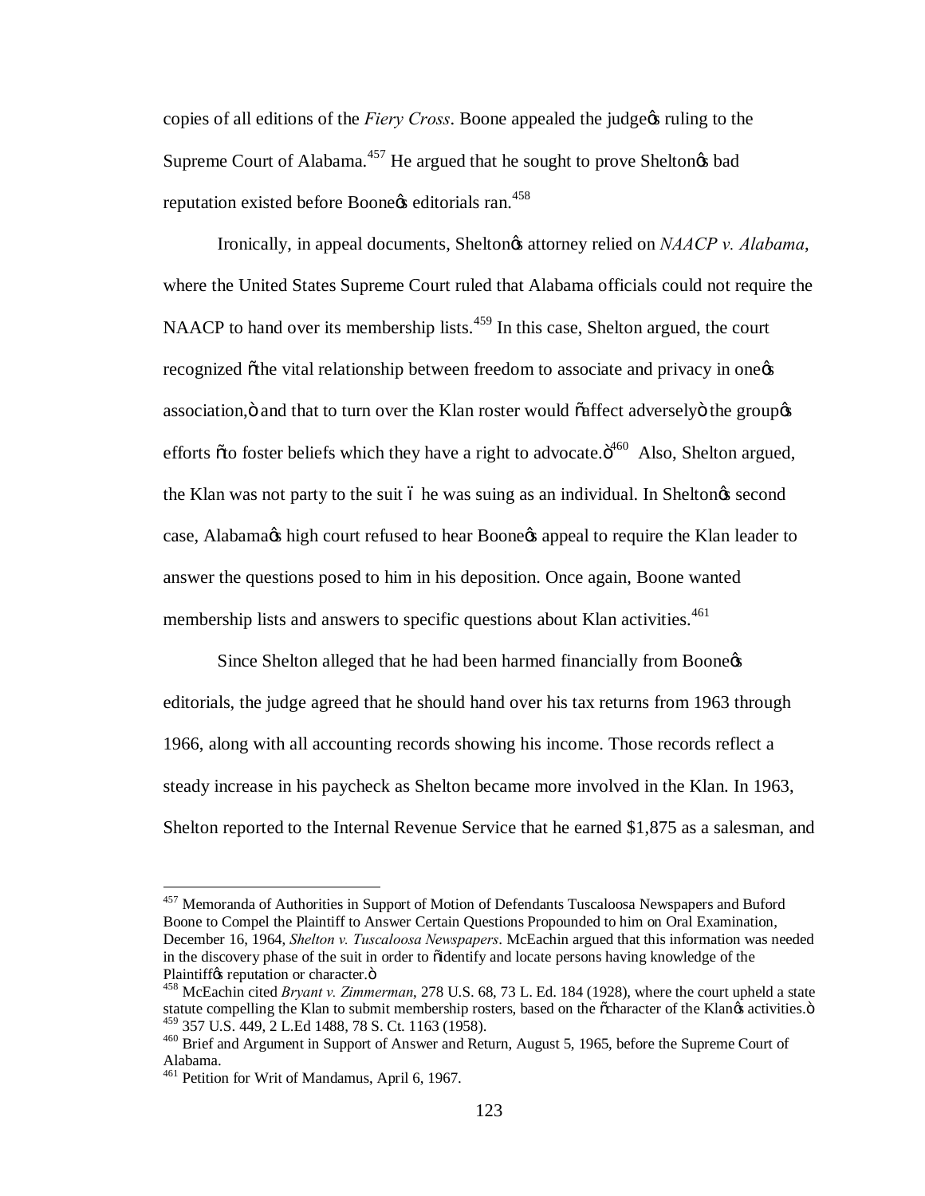copies of all editions of the *Fiery Cross*. Boone appealed the judge's ruling to the Supreme Court of Alabama.[457] He argued that he sought to prove Shelton's bad reputation existed before Boone's editorials ran.[458]

Ironically, in appeal documents, Shelton's attorney relied on *NAACP v. Alabama*, where the United States Supreme Court ruled that Alabama officials could not require the NAACP to hand over its membership lists.[459] In this case, Shelton argued, the court recognized "the vital relationship between freedom to associate and privacy in one's association," and that to turn over the Klan roster would "affect adversely" the group's efforts "to foster beliefs which they have a right to advocate."[460] Also, Shelton argued, the Klan was not party to the suit – he was suing as an individual. In Shelton's second case, Alabama's high court refused to hear Boone's appeal to require the Klan leader to answer the questions posed to him in his deposition. Once again, Boone wanted membership lists and answers to specific questions about Klan activities.[461]

Since Shelton alleged that he had been harmed financially from Boone's editorials, the judge agreed that he should hand over his tax returns from 1963 through 1966, along with all accounting records showing his income. Those records reflect a steady increase in his paycheck as Shelton became more involved in the Klan. In 1963, Shelton reported to the Internal Revenue Service that he earned $1,875 as a salesman, and

---

[457] Memoranda of Authorities in Support of Motion of Defendants Tuscaloosa Newspapers and Buford Boone to Compel the Plaintiff to Answer Certain Questions Propounded to him on Oral Examination, December 16, 1964, *Shelton v. Tuscaloosa Newspapers*. McEachin argued that this information was needed in the discovery phase of the suit in order to "identify and locate persons having knowledge of the Plaintiff's reputation or character."

[458] McEachin cited *Bryant v. Zimmerman*, 278 U.S. 68, 73 L. Ed. 184 (1928), where the court upheld a state statute compelling the Klan to submit membership rosters, based on the "character of the Klan's activities."

[459] 357 U.S. 449, 2 L.Ed 1488, 78 S. Ct. 1163 (1958).

[460] Brief and Argument in Support of Answer and Return, August 5, 1965, before the Supreme Court of Alabama.

[461] Petition for Writ of Mandamus, April 6, 1967.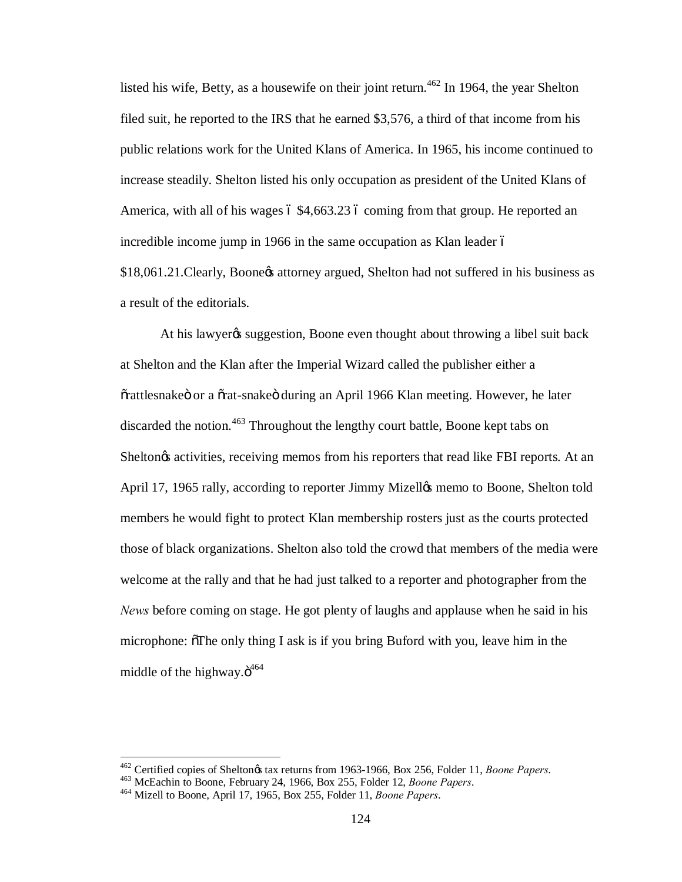listed his wife, Betty, as a housewife on their joint return.[462] In 1964, the year Shelton filed suit, he reported to the IRS that he earned $3,576, a third of that income from his public relations work for the United Klans of America. In 1965, his income continued to increase steadily. Shelton listed his only occupation as president of the United Klans of America, with all of his wages – $4,663.23 – coming from that group. He reported an incredible income jump in 1966 in the same occupation as Klan leader – $18,061.21.Clearly, Boone's attorney argued, Shelton had not suffered in his business as a result of the editorials.

At his lawyer's suggestion, Boone even thought about throwing a libel suit back at Shelton and the Klan after the Imperial Wizard called the publisher either a "rattlesnake" or a "rat-snake" during an April 1966 Klan meeting. However, he later discarded the notion.[463] Throughout the lengthy court battle, Boone kept tabs on Shelton's activities, receiving memos from his reporters that read like FBI reports. At an April 17, 1965 rally, according to reporter Jimmy Mizell's memo to Boone, Shelton told members he would fight to protect Klan membership rosters just as the courts protected those of black organizations. Shelton also told the crowd that members of the media were welcome at the rally and that he had just talked to a reporter and photographer from the *News* before coming on stage. He got plenty of laughs and applause when he said in his microphone: "The only thing I ask is if you bring Buford with you, leave him in the middle of the highway."[464]

---

[462] Certified copies of Shelton's tax returns from 1963-1966, Box 256, Folder 11, *Boone Papers*.

[463] McEachin to Boone, February 24, 1966, Box 255, Folder 12, *Boone Papers*.

[464] Mizell to Boone, April 17, 1965, Box 255, Folder 11, *Boone Papers*.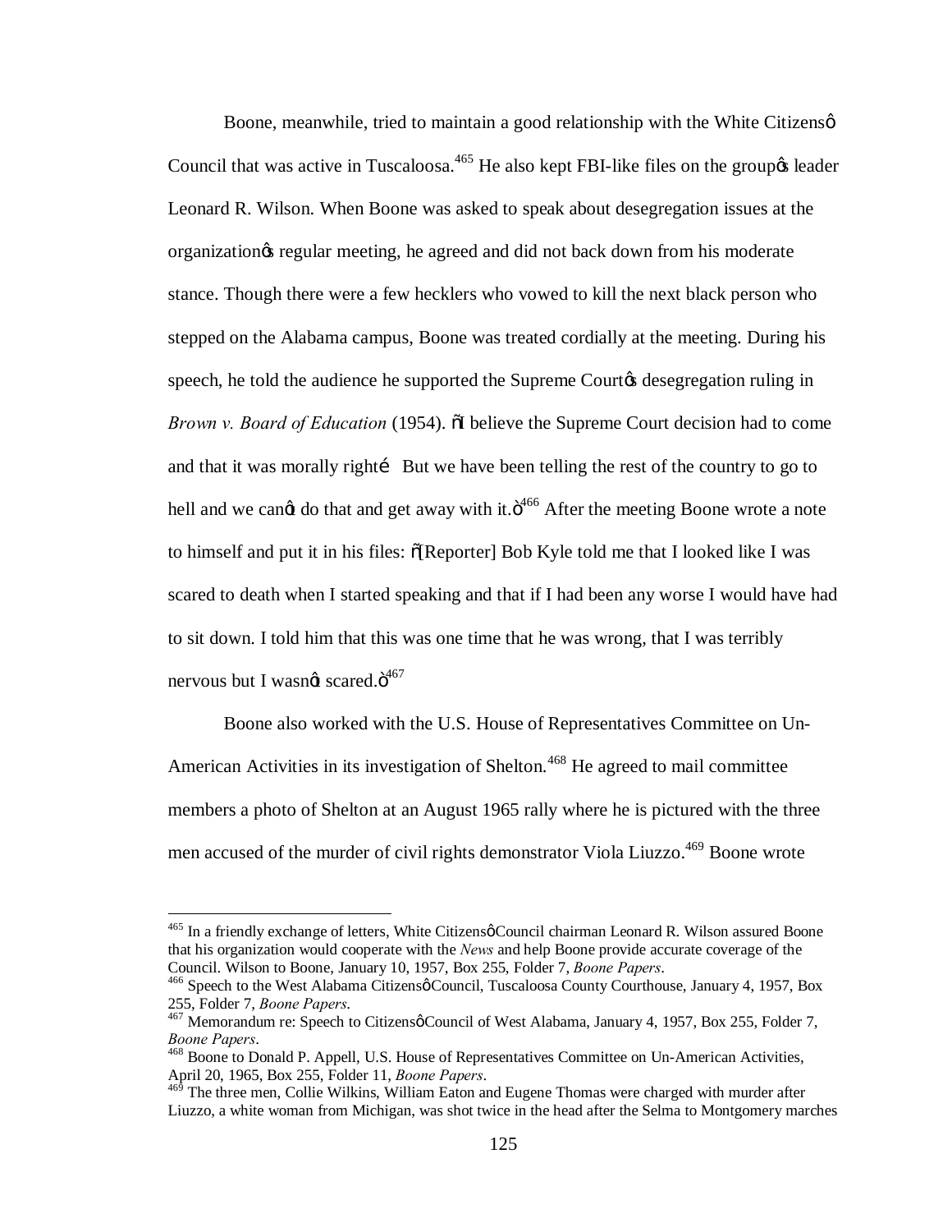Boone, meanwhile, tried to maintain a good relationship with the White Citizens' Council that was active in Tuscaloosa.[465] He also kept FBI-like files on the group's leader Leonard R. Wilson. When Boone was asked to speak about desegregation issues at the organization's regular meeting, he agreed and did not back down from his moderate stance. Though there were a few hecklers who vowed to kill the next black person who stepped on the Alabama campus, Boone was treated cordially at the meeting. During his speech, he told the audience he supported the Supreme Court's desegregation ruling in *Brown v. Board of Education* (1954). "I believe the Supreme Court decision had to come and that it was morally right… But we have been telling the rest of the country to go to hell and we can't do that and get away with it."[466] After the meeting Boone wrote a note to himself and put it in his files: "[Reporter] Bob Kyle told me that I looked like I was scared to death when I started speaking and that if I had been any worse I would have had to sit down. I told him that this was one time that he was wrong, that I was terribly nervous but I wasn't scared."[467]

Boone also worked with the U.S. House of Representatives Committee on Un-American Activities in its investigation of Shelton.[468] He agreed to mail committee members a photo of Shelton at an August 1965 rally where he is pictured with the three men accused of the murder of civil rights demonstrator Viola Liuzzo.[469] Boone wrote

---

[465] In a friendly exchange of letters, White Citizens' Council chairman Leonard R. Wilson assured Boone that his organization would cooperate with the *News* and help Boone provide accurate coverage of the Council. Wilson to Boone, January 10, 1957, Box 255, Folder 7, *Boone Papers*.

[466] Speech to the West Alabama Citizens' Council, Tuscaloosa County Courthouse, January 4, 1957, Box 255, Folder 7, *Boone Papers*.

[467] Memorandum re: Speech to Citizens' Council of West Alabama, January 4, 1957, Box 255, Folder 7, *Boone Papers*.

[468] Boone to Donald P. Appell, U.S. House of Representatives Committee on Un-American Activities, April 20, 1965, Box 255, Folder 11, *Boone Papers*.

[469] The three men, Collie Wilkins, William Eaton and Eugene Thomas were charged with murder after Liuzzo, a white woman from Michigan, was shot twice in the head after the Selma to Montgomery marches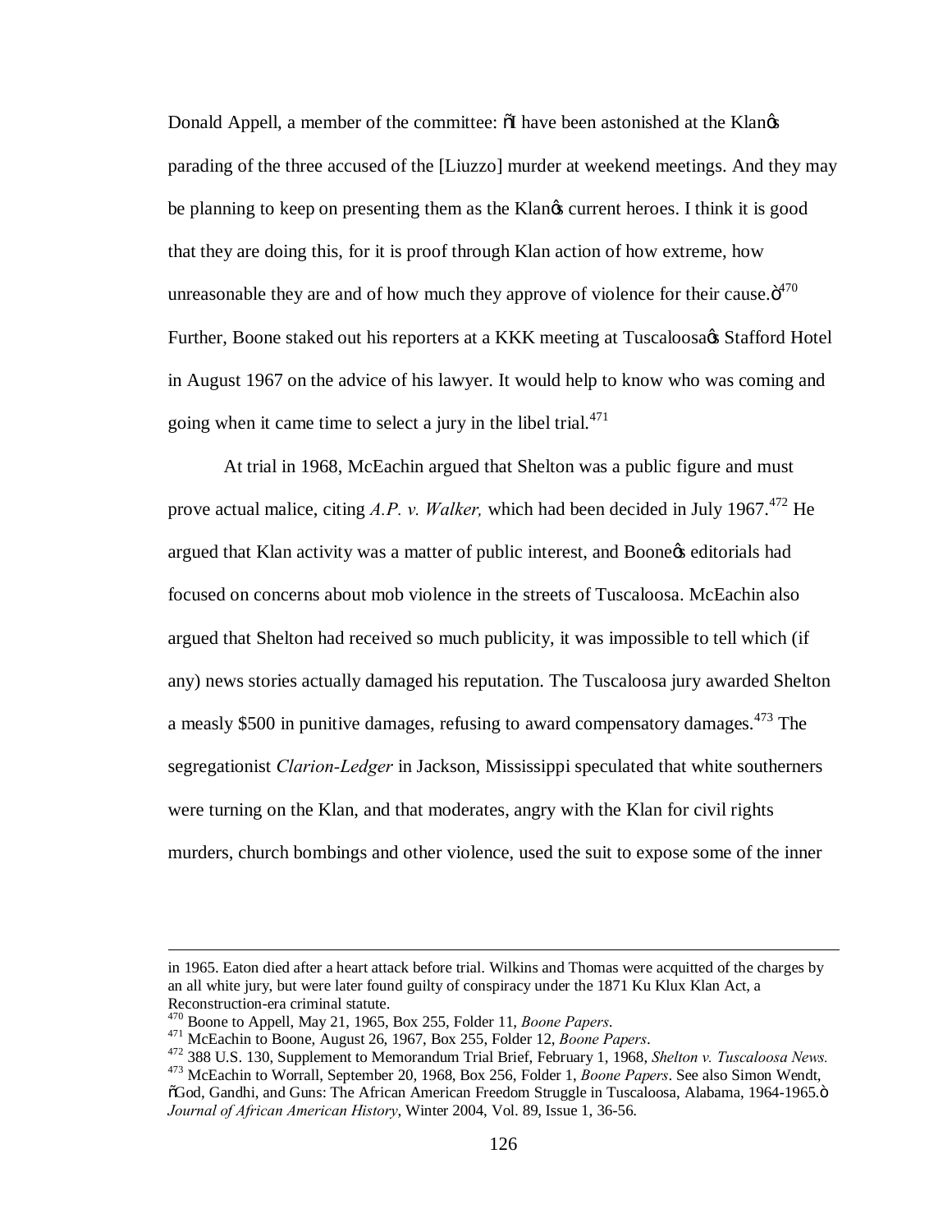Donald Appell, a member of the committee: "I have been astonished at the Klan's parading of the three accused of the [Liuzzo] murder at weekend meetings. And they may be planning to keep on presenting them as the Klan's current heroes. I think it is good that they are doing this, for it is proof through Klan action of how extreme, how unreasonable they are and of how much they approve of violence for their cause."[470] Further, Boone staked out his reporters at a KKK meeting at Tuscaloosa's Stafford Hotel in August 1967 on the advice of his lawyer. It would help to know who was coming and going when it came time to select a jury in the libel trial.[471]

At trial in 1968, McEachin argued that Shelton was a public figure and must prove actual malice, citing *A.P. v. Walker,* which had been decided in July 1967.[472] He argued that Klan activity was a matter of public interest, and Boone's editorials had focused on concerns about mob violence in the streets of Tuscaloosa. McEachin also argued that Shelton had received so much publicity, it was impossible to tell which (if any) news stories actually damaged his reputation. The Tuscaloosa jury awarded Shelton a measly $500 in punitive damages, refusing to award compensatory damages.[473] The segregationist *Clarion-Ledger* in Jackson, Mississippi speculated that white southerners were turning on the Klan, and that moderates, angry with the Klan for civil rights murders, church bombings and other violence, used the suit to expose some of the inner

---

in 1965. Eaton died after a heart attack before trial. Wilkins and Thomas were acquitted of the charges by an all white jury, but were later found guilty of conspiracy under the 1871 Ku Klux Klan Act, a Reconstruction-era criminal statute.

[470] Boone to Appell, May 21, 1965, Box 255, Folder 11, *Boone Papers*.

[471] McEachin to Boone, August 26, 1967, Box 255, Folder 12, *Boone Papers*.

[472] 388 U.S. 130, Supplement to Memorandum Trial Brief, February 1, 1968, *Shelton v. Tuscaloosa News.*

[473] McEachin to Worrall, September 20, 1968, Box 256, Folder 1, *Boone Papers*. See also Simon Wendt, "God, Gandhi, and Guns: The African American Freedom Struggle in Tuscaloosa, Alabama, 1964-1965." *Journal of African American History*, Winter 2004, Vol. 89, Issue 1, 36-56.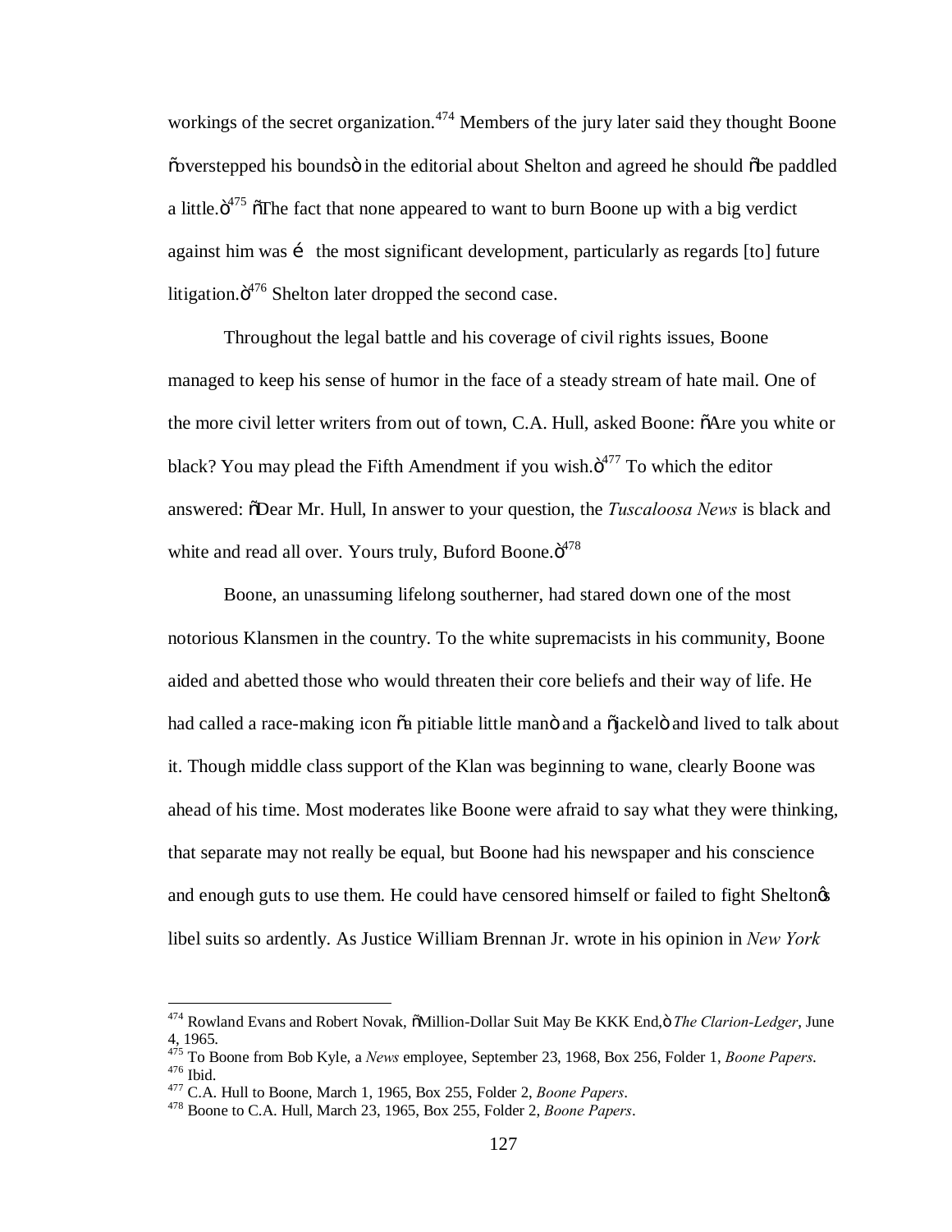workings of the secret organization.[474] Members of the jury later said they thought Boone "overstepped his bounds" in the editorial about Shelton and agreed he should "be paddled a little."[475] "The fact that none appeared to want to burn Boone up with a big verdict against him was … the most significant development, particularly as regards [to] future litigation."[476] Shelton later dropped the second case.

Throughout the legal battle and his coverage of civil rights issues, Boone managed to keep his sense of humor in the face of a steady stream of hate mail. One of the more civil letter writers from out of town, C.A. Hull, asked Boone: "Are you white or black? You may plead the Fifth Amendment if you wish."[477] To which the editor answered: "Dear Mr. Hull, In answer to your question, the *Tuscaloosa News* is black and white and read all over. Yours truly, Buford Boone."[478]

Boone, an unassuming lifelong southerner, had stared down one of the most notorious Klansmen in the country. To the white supremacists in his community, Boone aided and abetted those who would threaten their core beliefs and their way of life. He had called a race-making icon "a pitiable little man" and a "jackel" and lived to talk about it. Though middle class support of the Klan was beginning to wane, clearly Boone was ahead of his time. Most moderates like Boone were afraid to say what they were thinking, that separate may not really be equal, but Boone had his newspaper and his conscience and enough guts to use them. He could have censored himself or failed to fight Shelton's libel suits so ardently. As Justice William Brennan Jr. wrote in his opinion in *New York*

---

[474] Rowland Evans and Robert Novak, "Million-Dollar Suit May Be KKK End," *The Clarion-Ledger*, June 4, 1965.
[475] To Boone from Bob Kyle, a *News* employee, September 23, 1968, Box 256, Folder 1, *Boone Papers*.
[476] Ibid.
[477] C.A. Hull to Boone, March 1, 1965, Box 255, Folder 2, *Boone Papers*.
[478] Boone to C.A. Hull, March 23, 1965, Box 255, Folder 2, *Boone Papers*.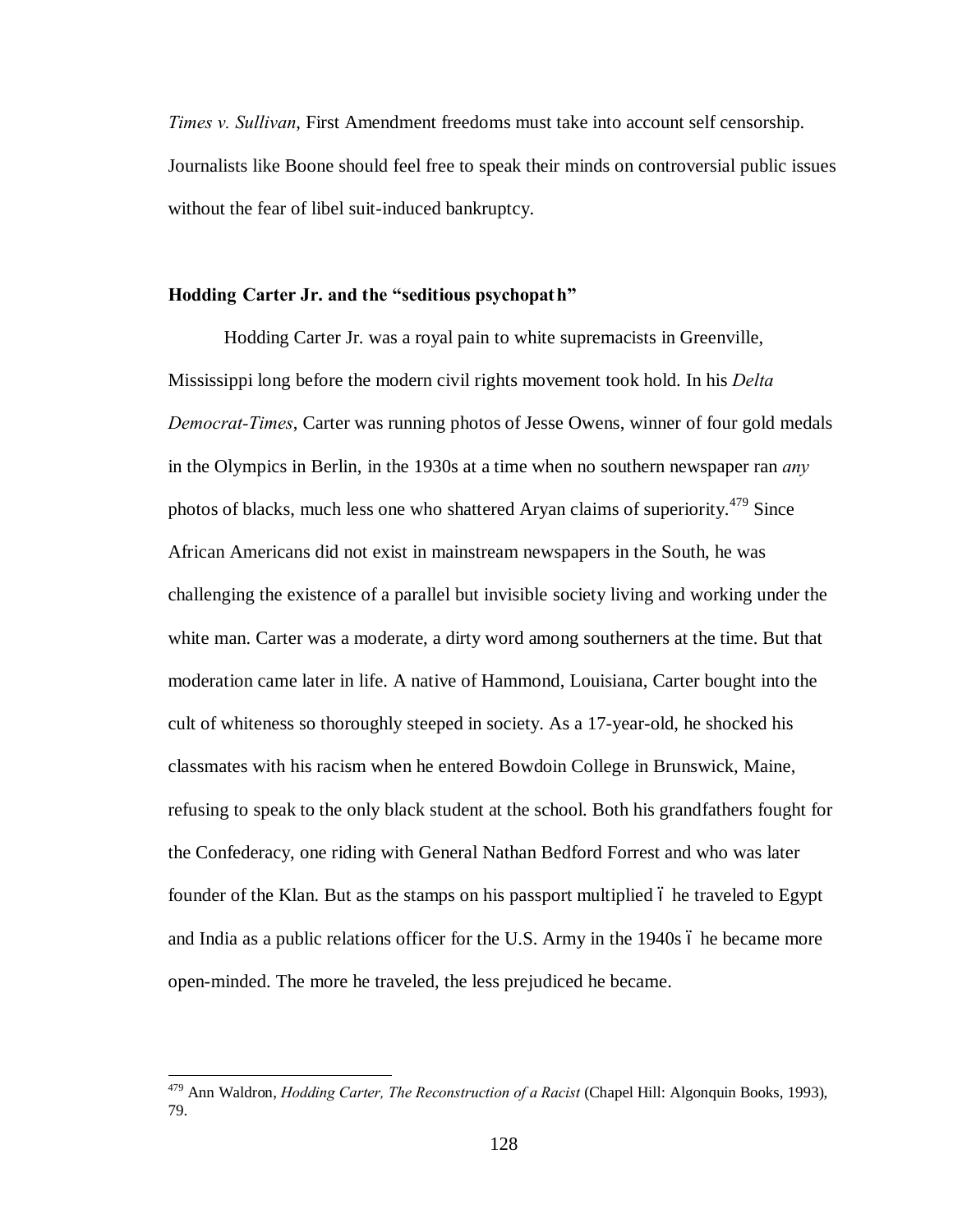*Times v. Sullivan*, First Amendment freedoms must take into account self censorship. Journalists like Boone should feel free to speak their minds on controversial public issues without the fear of libel suit-induced bankruptcy.

### Hodding Carter Jr. and the "seditious psychopath"

Hodding Carter Jr. was a royal pain to white supremacists in Greenville, Mississippi long before the modern civil rights movement took hold. In his *Delta Democrat-Times*, Carter was running photos of Jesse Owens, winner of four gold medals in the Olympics in Berlin, in the 1930s at a time when no southern newspaper ran *any* photos of blacks, much less one who shattered Aryan claims of superiority.[479] Since African Americans did not exist in mainstream newspapers in the South, he was challenging the existence of a parallel but invisible society living and working under the white man. Carter was a moderate, a dirty word among southerners at the time. But that moderation came later in life. A native of Hammond, Louisiana, Carter bought into the cult of whiteness so thoroughly steeped in society. As a 17-year-old, he shocked his classmates with his racism when he entered Bowdoin College in Brunswick, Maine, refusing to speak to the only black student at the school. Both his grandfathers fought for the Confederacy, one riding with General Nathan Bedford Forrest and who was later founder of the Klan. But as the stamps on his passport multiplied – he traveled to Egypt and India as a public relations officer for the U.S. Army in the 1940s – he became more open-minded. The more he traveled, the less prejudiced he became.

---

[479] Ann Waldron, *Hodding Carter, The Reconstruction of a Racist* (Chapel Hill: Algonquin Books, 1993), 79.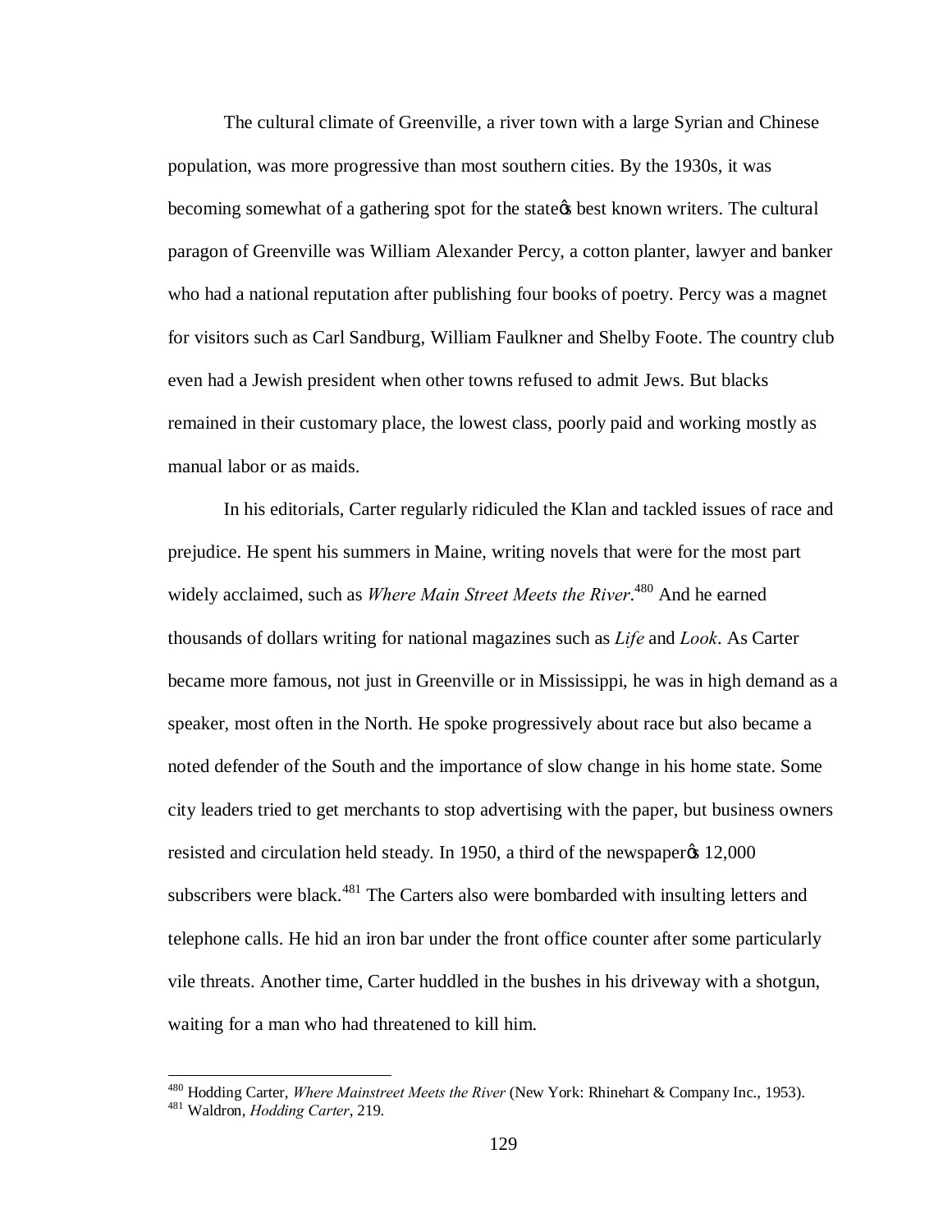The cultural climate of Greenville, a river town with a large Syrian and Chinese population, was more progressive than most southern cities. By the 1930s, it was becoming somewhat of a gathering spot for the state�european best known writers. The cultural paragon of Greenville was William Alexander Percy, a cotton planter, lawyer and banker who had a national reputation after publishing four books of poetry. Percy was a magnet for visitors such as Carl Sandburg, William Faulkner and Shelby Foote. The country club even had a Jewish president when other towns refused to admit Jews. But blacks remained in their customary place, the lowest class, poorly paid and working mostly as manual labor or as maids.

In his editorials, Carter regularly ridiculed the Klan and tackled issues of race and prejudice. He spent his summers in Maine, writing novels that were for the most part widely acclaimed, such as *Where Main Street Meets the River*.[480] And he earned thousands of dollars writing for national magazines such as *Life* and *Look*. As Carter became more famous, not just in Greenville or in Mississippi, he was in high demand as a speaker, most often in the North. He spoke progressively about race but also became a noted defender of the South and the importance of slow change in his home state. Some city leaders tried to get merchants to stop advertising with the paper, but business owners resisted and circulation held steady. In 1950, a third of the newspaper's 12,000 subscribers were black.[481] The Carters also were bombarded with insulting letters and telephone calls. He hid an iron bar under the front office counter after some particularly vile threats. Another time, Carter huddled in the bushes in his driveway with a shotgun, waiting for a man who had threatened to kill him.

---

[480] Hodding Carter, *Where Mainstreet Meets the River* (New York: Rhinehart & Company Inc., 1953).

[481] Waldron, *Hodding Carter*, 219.

The cultural climate of Greenville, a river town with a large Syrian and Chinese population, was more progressive than most southern cities. By the 1930s, it was becoming somewhat of a gathering spot for the stateøs best known writers. The cultural paragon of Greenville was William Alexander Percy, a cotton planter, lawyer and banker who had a national reputation after publishing four books of poetry. Percy was a magnet for visitors such as Carl Sandburg, William Faulkner and Shelby Foote. The country club even had a Jewish president when other towns refused to admit Jews. But blacks remained in their customary place, the lowest class, poorly paid and working mostly as manual labor or as maids.

In his editorials, Carter regularly ridiculed the Klan and tackled issues of race and prejudice. He spent his summers in Maine, writing novels that were for the most part widely acclaimed, such as *Where Main Street Meets the River*.[480] And he earned thousands of dollars writing for national magazines such as *Life* and *Look*. As Carter became more famous, not just in Greenville or in Mississippi, he was in high demand as a speaker, most often in the North. He spoke progressively about race but also became a noted defender of the South and the importance of slow change in his home state. Some city leaders tried to get merchants to stop advertising with the paper, but business owners resisted and circulation held steady. In 1950, a third of the newspaperøs 12,000 subscribers were black.[481] The Carters also were bombarded with insulting letters and telephone calls. He hid an iron bar under the front office counter after some particularly vile threats. Another time, Carter huddled in the bushes in his driveway with a shotgun, waiting for a man who had threatened to kill him.

---

[480] Hodding Carter, *Where Mainstreet Meets the River* (New York: Rhinehart & Company Inc., 1953).

[481] Waldron, *Hodding Carter*, 219.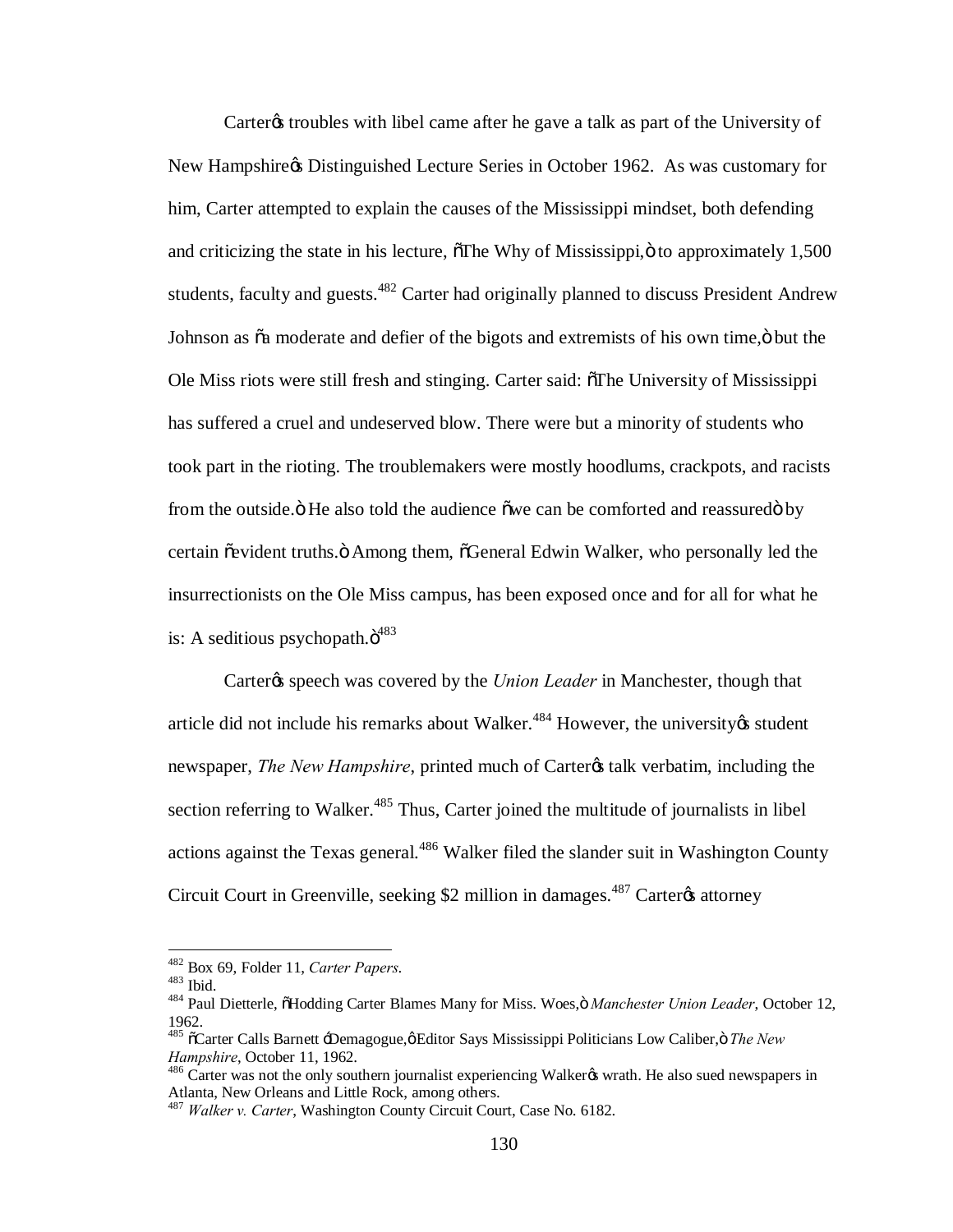Carter's troubles with libel came after he gave a talk as part of the University of New Hampshire's Distinguished Lecture Series in October 1962. As was customary for him, Carter attempted to explain the causes of the Mississippi mindset, both defending and criticizing the state in his lecture, "The Why of Mississippi," to approximately 1,500 students, faculty and guests.[482] Carter had originally planned to discuss President Andrew Johnson as "a moderate and defier of the bigots and extremists of his own time," but the Ole Miss riots were still fresh and stinging. Carter said: "The University of Mississippi has suffered a cruel and undeserved blow. There were but a minority of students who took part in the rioting. The troublemakers were mostly hoodlums, crackpots, and racists from the outside." He also told the audience "we can be comforted and reassured" by certain "evident truths." Among them, "General Edwin Walker, who personally led the insurrectionists on the Ole Miss campus, has been exposed once and for all for what he is: A seditious psychopath."[483]

Carter's speech was covered by the *Union Leader* in Manchester, though that article did not include his remarks about Walker.[484] However, the university's student newspaper, *The New Hampshire*, printed much of Carter's talk verbatim, including the section referring to Walker.[485] Thus, Carter joined the multitude of journalists in libel actions against the Texas general.[486] Walker filed the slander suit in Washington County Circuit Court in Greenville, seeking $2 million in damages.[487] Carter's attorney

---

[482] Box 69, Folder 11, *Carter Papers*.

[483] Ibid.

[484] Paul Dietterle, "Hodding Carter Blames Many for Miss. Woes," *Manchester Union Leader*, October 12, 1962.

[485] "Carter Calls Barnett 'Demagogue,' Editor Says Mississippi Politicians Low Caliber," *The New Hampshire*, October 11, 1962.

[486] Carter was not the only southern journalist experiencing Walker's wrath. He also sued newspapers in Atlanta, New Orleans and Little Rock, among others.

[487] *Walker v. Carter*, Washington County Circuit Court, Case No. 6182.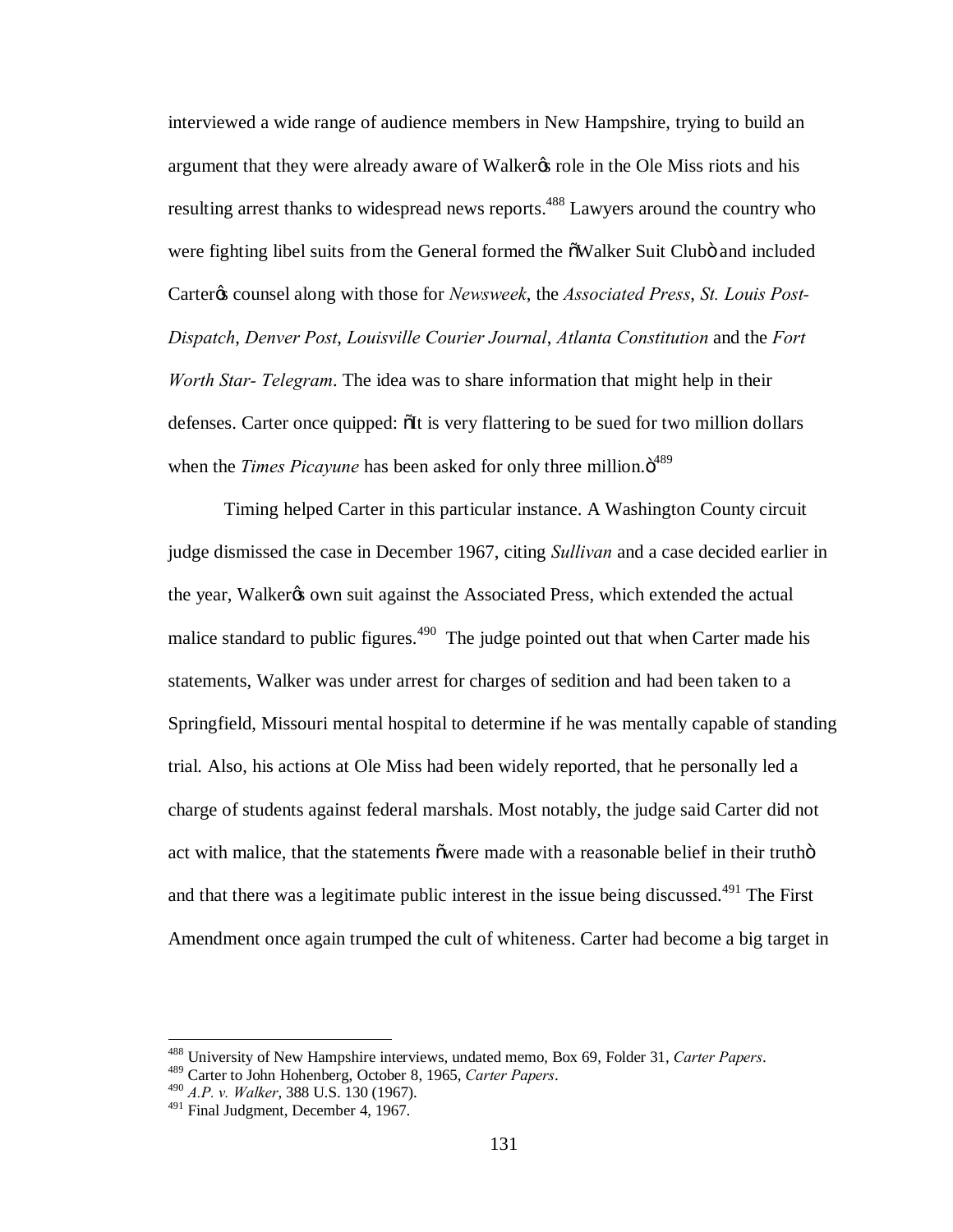interviewed a wide range of audience members in New Hampshire, trying to build an argument that they were already aware of Walker's role in the Ole Miss riots and his resulting arrest thanks to widespread news reports.[488] Lawyers around the country who were fighting libel suits from the General formed the "Walker Suit Club" and included Carter's counsel along with those for *Newsweek*, the *Associated Press*, *St. Louis Post-Dispatch*, *Denver Post*, *Louisville Courier Journal*, *Atlanta Constitution* and the *Fort Worth Star- Telegram*. The idea was to share information that might help in their defenses. Carter once quipped: "It is very flattering to be sued for two million dollars when the *Times Picayune* has been asked for only three million."[489]

Timing helped Carter in this particular instance. A Washington County circuit judge dismissed the case in December 1967, citing *Sullivan* and a case decided earlier in the year, Walker's own suit against the Associated Press, which extended the actual malice standard to public figures.[490] The judge pointed out that when Carter made his statements, Walker was under arrest for charges of sedition and had been taken to a Springfield, Missouri mental hospital to determine if he was mentally capable of standing trial. Also, his actions at Ole Miss had been widely reported, that he personally led a charge of students against federal marshals. Most notably, the judge said Carter did not act with malice, that the statements "were made with a reasonable belief in their truth" and that there was a legitimate public interest in the issue being discussed.[491] The First Amendment once again trumped the cult of whiteness. Carter had become a big target in

---

[488] University of New Hampshire interviews, undated memo, Box 69, Folder 31, *Carter Papers*.
[489] Carter to John Hohenberg, October 8, 1965, *Carter Papers*.
[490] *A.P. v. Walker*, 388 U.S. 130 (1967).
[491] Final Judgment, December 4, 1967.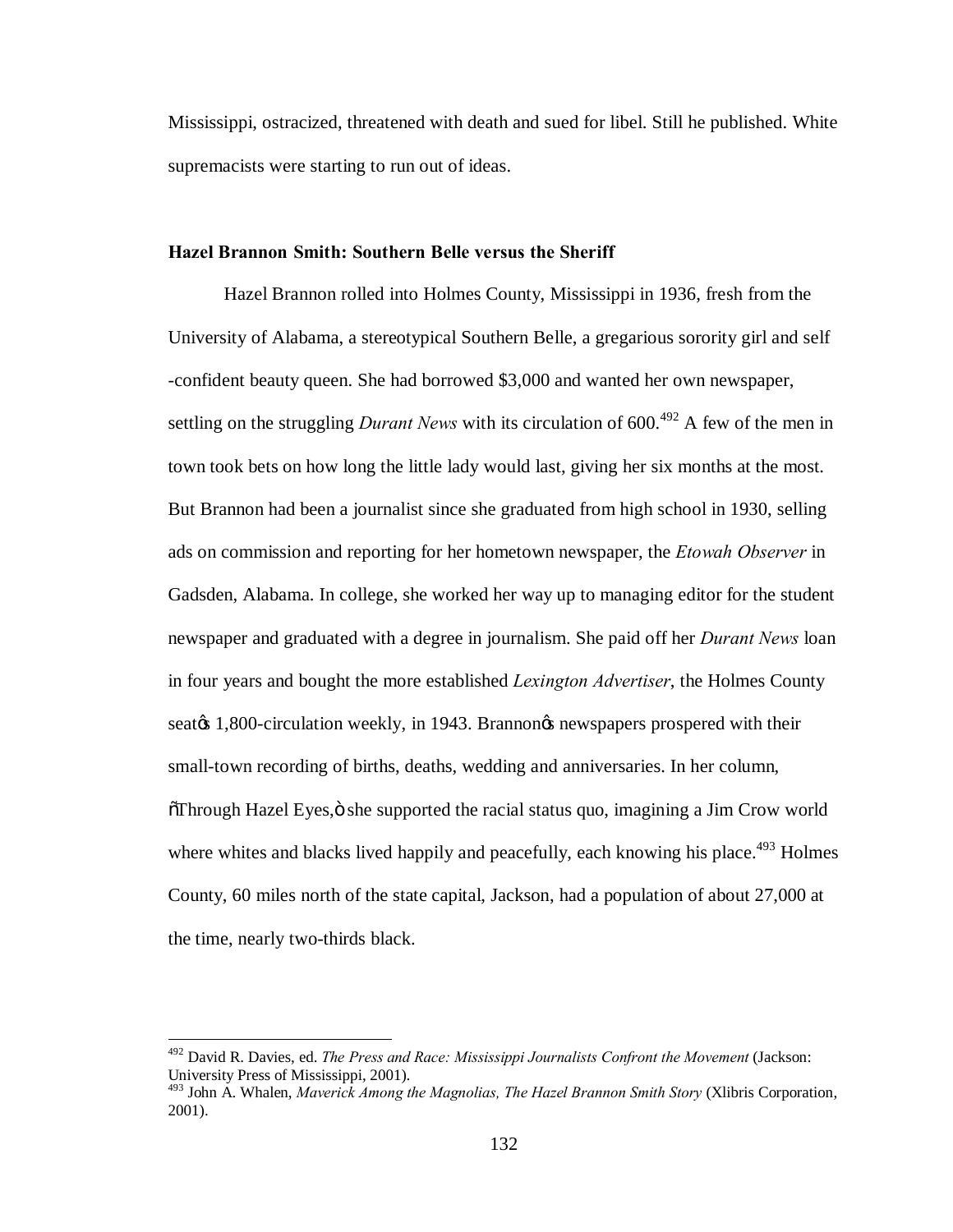Mississippi, ostracized, threatened with death and sued for libel. Still he published. White supremacists were starting to run out of ideas.

### Hazel Brannon Smith: Southern Belle versus the Sheriff

Hazel Brannon rolled into Holmes County, Mississippi in 1936, fresh from the University of Alabama, a stereotypical Southern Belle, a gregarious sorority girl and self -confident beauty queen. She had borrowed $3,000 and wanted her own newspaper, settling on the struggling *Durant News* with its circulation of 600.[492] A few of the men in town took bets on how long the little lady would last, giving her six months at the most. But Brannon had been a journalist since she graduated from high school in 1930, selling ads on commission and reporting for her hometown newspaper, the *Etowah Observer* in Gadsden, Alabama. In college, she worked her way up to managing editor for the student newspaper and graduated with a degree in journalism. She paid off her *Durant News* loan in four years and bought the more established *Lexington Advertiser*, the Holmes County seat's 1,800-circulation weekly, in 1943. Brannon's newspapers prospered with their small-town recording of births, deaths, wedding and anniversaries. In her column, "Through Hazel Eyes," she supported the racial status quo, imagining a Jim Crow world where whites and blacks lived happily and peacefully, each knowing his place.[493] Holmes County, 60 miles north of the state capital, Jackson, had a population of about 27,000 at the time, nearly two-thirds black.

---

[492] David R. Davies, ed. *The Press and Race: Mississippi Journalists Confront the Movement* (Jackson: University Press of Mississippi, 2001).

[493] John A. Whalen, *Maverick Among the Magnolias, The Hazel Brannon Smith Story* (Xlibris Corporation, 2001).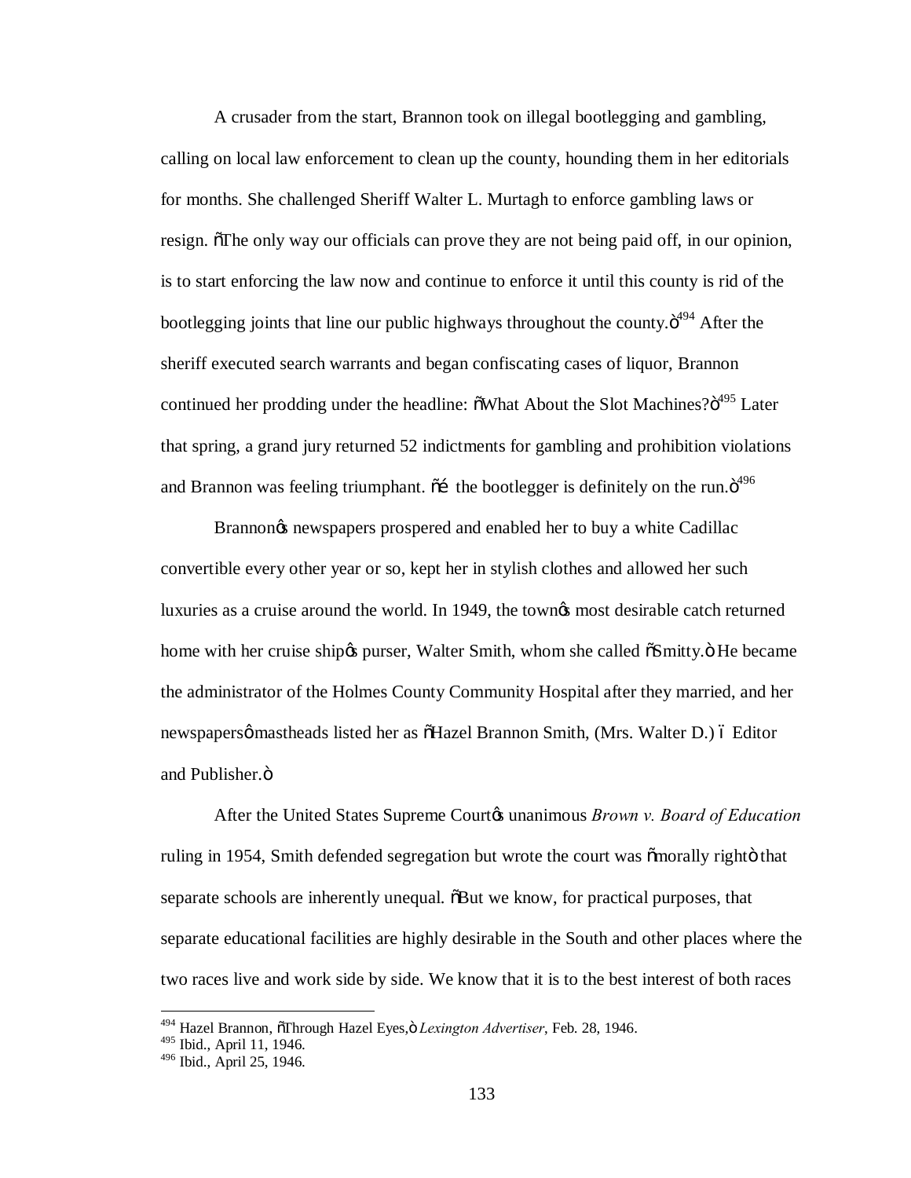A crusader from the start, Brannon took on illegal bootlegging and gambling, calling on local law enforcement to clean up the county, hounding them in her editorials for months. She challenged Sheriff Walter L. Murtagh to enforce gambling laws or resign. "The only way our officials can prove they are not being paid off, in our opinion, is to start enforcing the law now and continue to enforce it until this county is rid of the bootlegging joints that line our public highways throughout the county."[494] After the sheriff executed search warrants and began confiscating cases of liquor, Brannon continued her prodding under the headline: "What About the Slot Machines?"[495] Later that spring, a grand jury returned 52 indictments for gambling and prohibition violations and Brannon was feeling triumphant. "… the bootlegger is definitely on the run."[496]

Brannon's newspapers prospered and enabled her to buy a white Cadillac convertible every other year or so, kept her in stylish clothes and allowed her such luxuries as a cruise around the world. In 1949, the town's most desirable catch returned home with her cruise ship's purser, Walter Smith, whom she called "Smitty." He became the administrator of the Holmes County Community Hospital after they married, and her newspapers' mastheads listed her as "Hazel Brannon Smith, (Mrs. Walter D.) – Editor and Publisher."

After the United States Supreme Court's unanimous *Brown v. Board of Education* ruling in 1954, Smith defended segregation but wrote the court was "morally right" that separate schools are inherently unequal. "But we know, for practical purposes, that separate educational facilities are highly desirable in the South and other places where the two races live and work side by side. We know that it is to the best interest of both races

---

[494] Hazel Brannon, "Through Hazel Eyes," *Lexington Advertiser*, Feb. 28, 1946.
[495] Ibid., April 11, 1946.
[496] Ibid., April 25, 1946.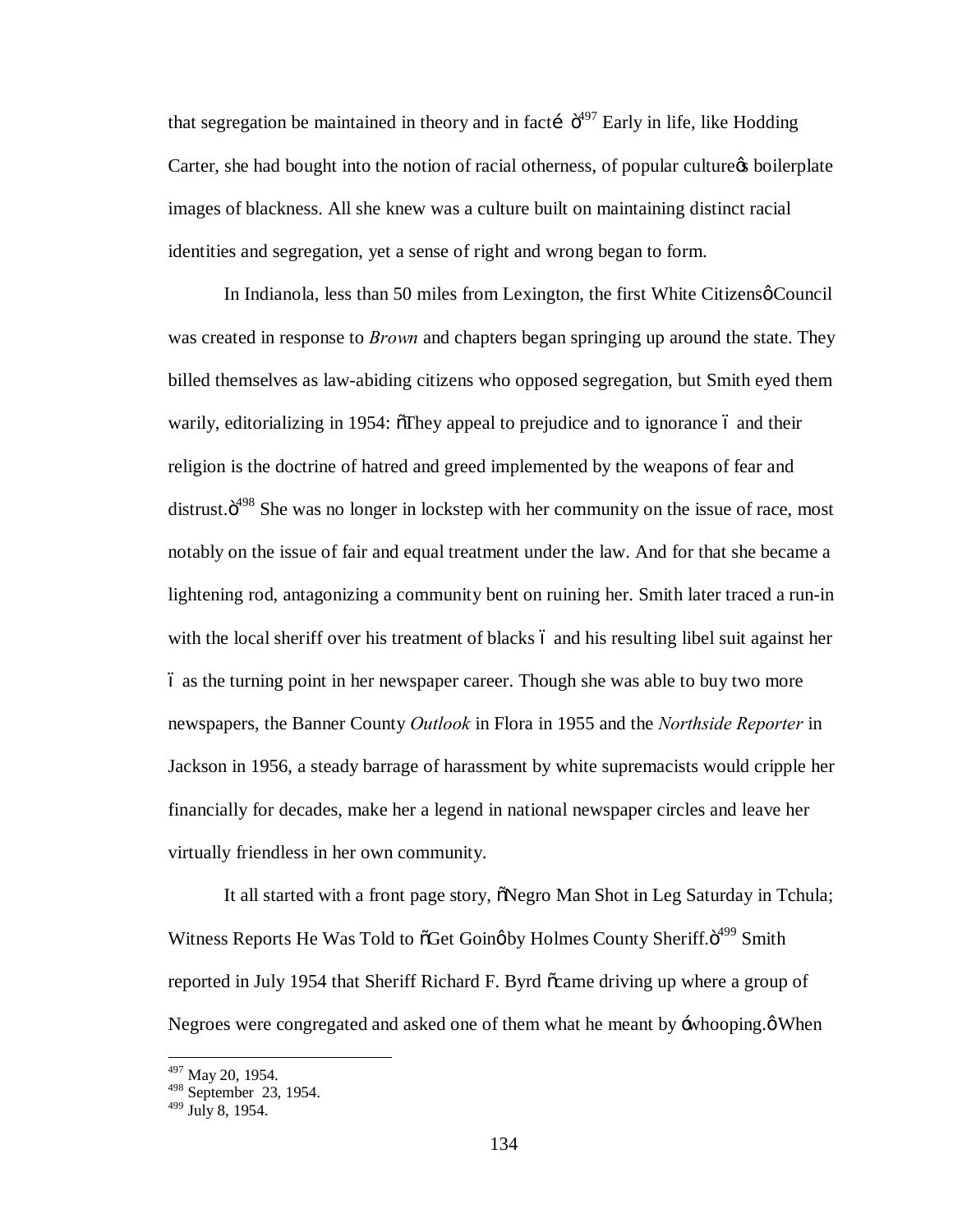that segregation be maintained in theory and in fact… "[497] Early in life, like Hodding Carter, she had bought into the notion of racial otherness, of popular culture's boilerplate images of blackness. All she knew was a culture built on maintaining distinct racial identities and segregation, yet a sense of right and wrong began to form.

In Indianola, less than 50 miles from Lexington, the first White Citizens' Council was created in response to *Brown* and chapters began springing up around the state. They billed themselves as law-abiding citizens who opposed segregation, but Smith eyed them warily, editorializing in 1954: "They appeal to prejudice and to ignorance – and their religion is the doctrine of hatred and greed implemented by the weapons of fear and distrust."[498] She was no longer in lockstep with her community on the issue of race, most notably on the issue of fair and equal treatment under the law. And for that she became a lightening rod, antagonizing a community bent on ruining her. Smith later traced a run-in with the local sheriff over his treatment of blacks – and his resulting libel suit against her – as the turning point in her newspaper career. Though she was able to buy two more newspapers, the Banner County *Outlook* in Flora in 1955 and the *Northside Reporter* in Jackson in 1956, a steady barrage of harassment by white supremacists would cripple her financially for decades, make her a legend in national newspaper circles and leave her virtually friendless in her own community.

It all started with a front page story, "Negro Man Shot in Leg Saturday in Tchula; Witness Reports He Was Told to "Get Goin' by Holmes County Sheriff."[499] Smith reported in July 1954 that Sheriff Richard F. Byrd "came driving up where a group of Negroes were congregated and asked one of them what he meant by 'whooping.' When

---

[497] May 20, 1954.

[498] September 23, 1954.

[499] July 8, 1954.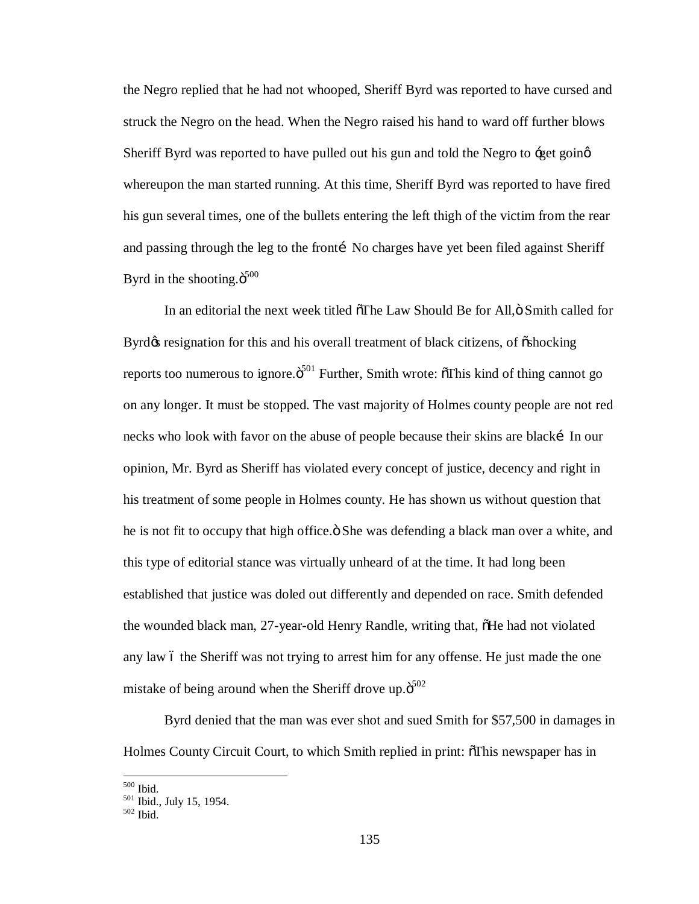the Negro replied that he had not whooped, Sheriff Byrd was reported to have cursed and struck the Negro on the head. When the Negro raised his hand to ward off further blows Sheriff Byrd was reported to have pulled out his gun and told the Negro to 'get goin' whereupon the man started running. At this time, Sheriff Byrd was reported to have fired his gun several times, one of the bullets entering the left thigh of the victim from the rear and passing through the leg to the front… No charges have yet been filed against Sheriff Byrd in the shooting."[500]

In an editorial the next week titled "The Law Should Be for All," Smith called for Byrd's resignation for this and his overall treatment of black citizens, of "shocking reports too numerous to ignore."[501] Further, Smith wrote: "This kind of thing cannot go on any longer. It must be stopped. The vast majority of Holmes county people are not red necks who look with favor on the abuse of people because their skins are black… In our opinion, Mr. Byrd as Sheriff has violated every concept of justice, decency and right in his treatment of some people in Holmes county. He has shown us without question that he is not fit to occupy that high office." She was defending a black man over a white, and this type of editorial stance was virtually unheard of at the time. It had long been established that justice was doled out differently and depended on race. Smith defended the wounded black man, 27-year-old Henry Randle, writing that, "He had not violated any law – the Sheriff was not trying to arrest him for any offense. He just made the one mistake of being around when the Sheriff drove up."[502]

Byrd denied that the man was ever shot and sued Smith for $57,500 in damages in Holmes County Circuit Court, to which Smith replied in print: "This newspaper has in

---

[500] Ibid.

[501] Ibid., July 15, 1954.

[502] Ibid.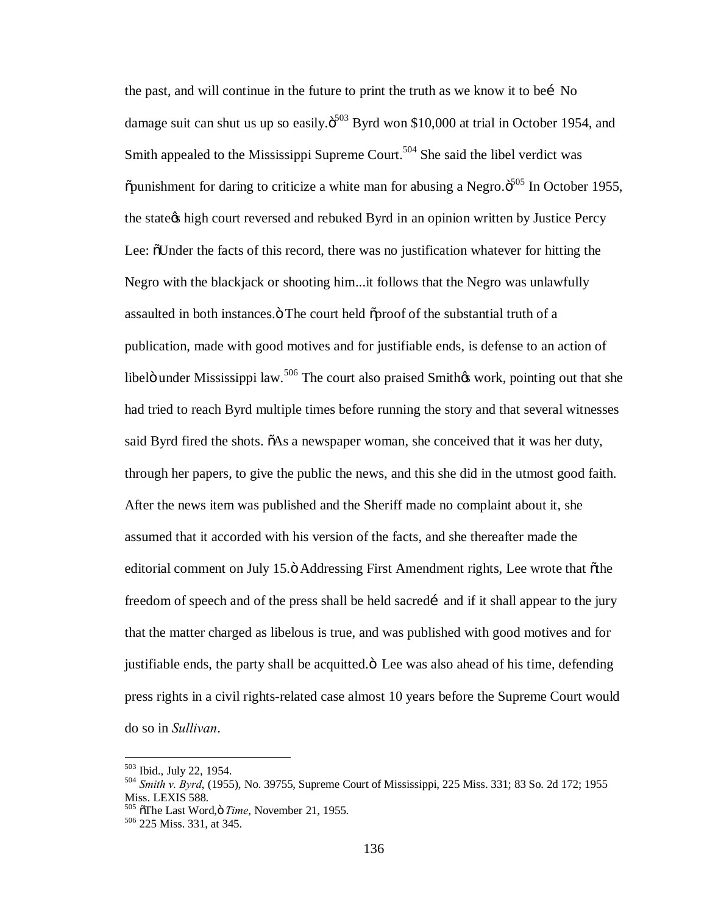the past, and will continue in the future to print the truth as we know it to be… No damage suit can shut us up so easily."[503] Byrd won $10,000 at trial in October 1954, and Smith appealed to the Mississippi Supreme Court.[504] She said the libel verdict was "punishment for daring to criticize a white man for abusing a Negro."[505] In October 1955, the state's high court reversed and rebuked Byrd in an opinion written by Justice Percy Lee: "Under the facts of this record, there was no justification whatever for hitting the Negro with the blackjack or shooting him...it follows that the Negro was unlawfully assaulted in both instances." The court held "proof of the substantial truth of a publication, made with good motives and for justifiable ends, is defense to an action of libel" under Mississippi law.[506] The court also praised Smith's work, pointing out that she had tried to reach Byrd multiple times before running the story and that several witnesses said Byrd fired the shots. "As a newspaper woman, she conceived that it was her duty, through her papers, to give the public the news, and this she did in the utmost good faith. After the news item was published and the Sheriff made no complaint about it, she assumed that it accorded with his version of the facts, and she thereafter made the editorial comment on July 15." Addressing First Amendment rights, Lee wrote that "the freedom of speech and of the press shall be held sacred… and if it shall appear to the jury that the matter charged as libelous is true, and was published with good motives and for justifiable ends, the party shall be acquitted." Lee was also ahead of his time, defending press rights in a civil rights-related case almost 10 years before the Supreme Court would do so in *Sullivan*.

---

[503] Ibid., July 22, 1954.
[504] *Smith v. Byrd*, (1955), No. 39755, Supreme Court of Mississippi, 225 Miss. 331; 83 So. 2d 172; 1955 Miss. LEXIS 588.
[505] "The Last Word," *Time*, November 21, 1955.
[506] 225 Miss. 331, at 345.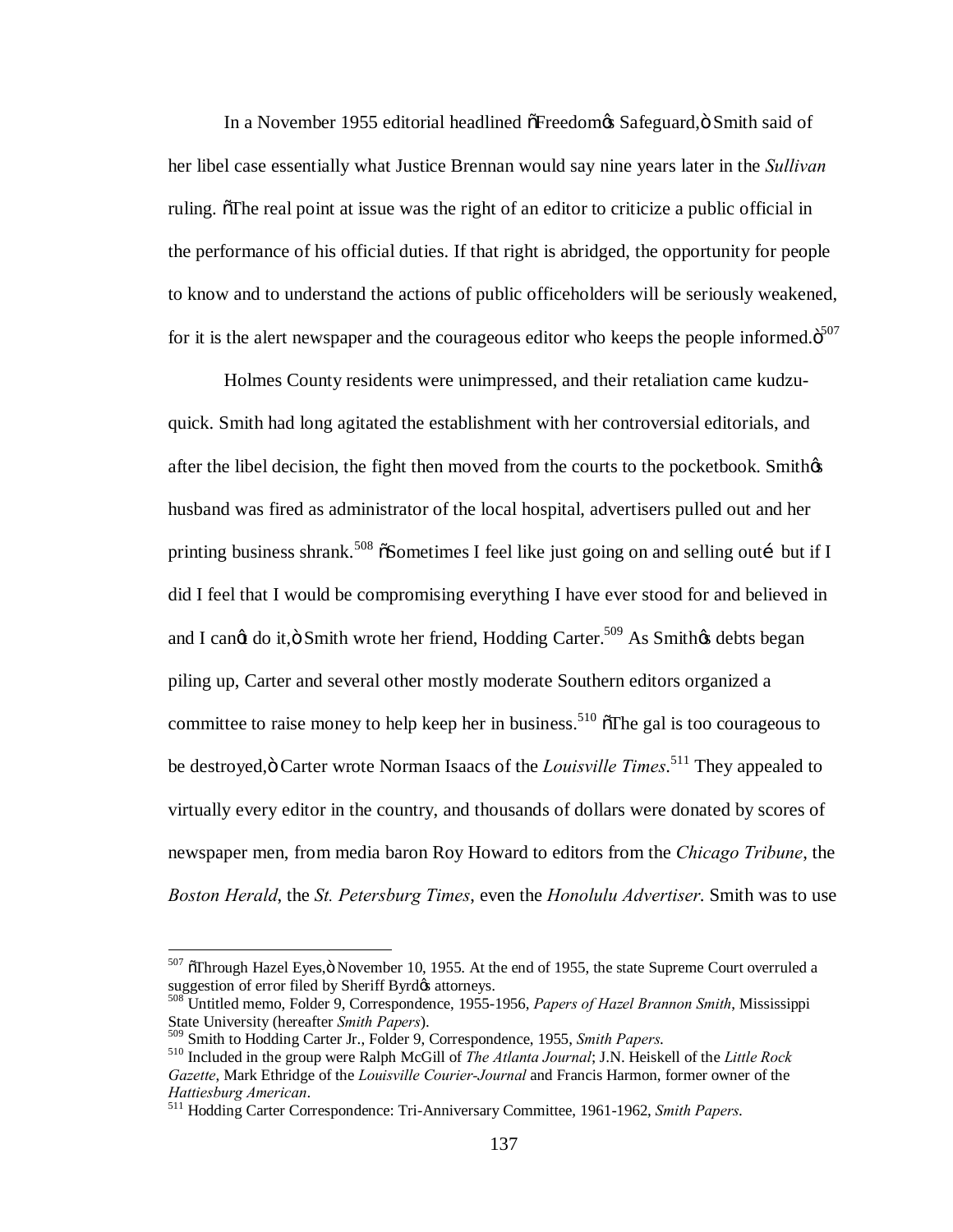In a November 1955 editorial headlined "Freedom's Safeguard," Smith said of her libel case essentially what Justice Brennan would say nine years later in the *Sullivan* ruling. "The real point at issue was the right of an editor to criticize a public official in the performance of his official duties. If that right is abridged, the opportunity for people to know and to understand the actions of public officeholders will be seriously weakened, for it is the alert newspaper and the courageous editor who keeps the people informed."[507]

Holmes County residents were unimpressed, and their retaliation came kudzu-quick. Smith had long agitated the establishment with her controversial editorials, and after the libel decision, the fight then moved from the courts to the pocketbook. Smith's husband was fired as administrator of the local hospital, advertisers pulled out and her printing business shrank.[508] "Sometimes I feel like just going on and selling out… but if I did I feel that I would be compromising everything I have ever stood for and believed in and I can't do it," Smith wrote her friend, Hodding Carter.[509] As Smith's debts began piling up, Carter and several other mostly moderate Southern editors organized a committee to raise money to help keep her in business.[510] "The gal is too courageous to be destroyed," Carter wrote Norman Isaacs of the *Louisville Times*.[511] They appealed to virtually every editor in the country, and thousands of dollars were donated by scores of newspaper men, from media baron Roy Howard to editors from the *Chicago Tribune*, the *Boston Herald*, the *St. Petersburg Times*, even the *Honolulu Advertiser*. Smith was to use

---

[507] "Through Hazel Eyes," November 10, 1955. At the end of 1955, the state Supreme Court overruled a suggestion of error filed by Sheriff Byrd's attorneys.

[508] Untitled memo, Folder 9, Correspondence, 1955-1956, *Papers of Hazel Brannon Smith*, Mississippi State University (hereafter *Smith Papers*).

[509] Smith to Hodding Carter Jr., Folder 9, Correspondence, 1955, *Smith Papers.*

[510] Included in the group were Ralph McGill of *The Atlanta Journal*; J.N. Heiskell of the *Little Rock Gazette*, Mark Ethridge of the *Louisville Courier-Journal* and Francis Harmon, former owner of the *Hattiesburg American*.

[511] Hodding Carter Correspondence: Tri-Anniversary Committee, 1961-1962, *Smith Papers.*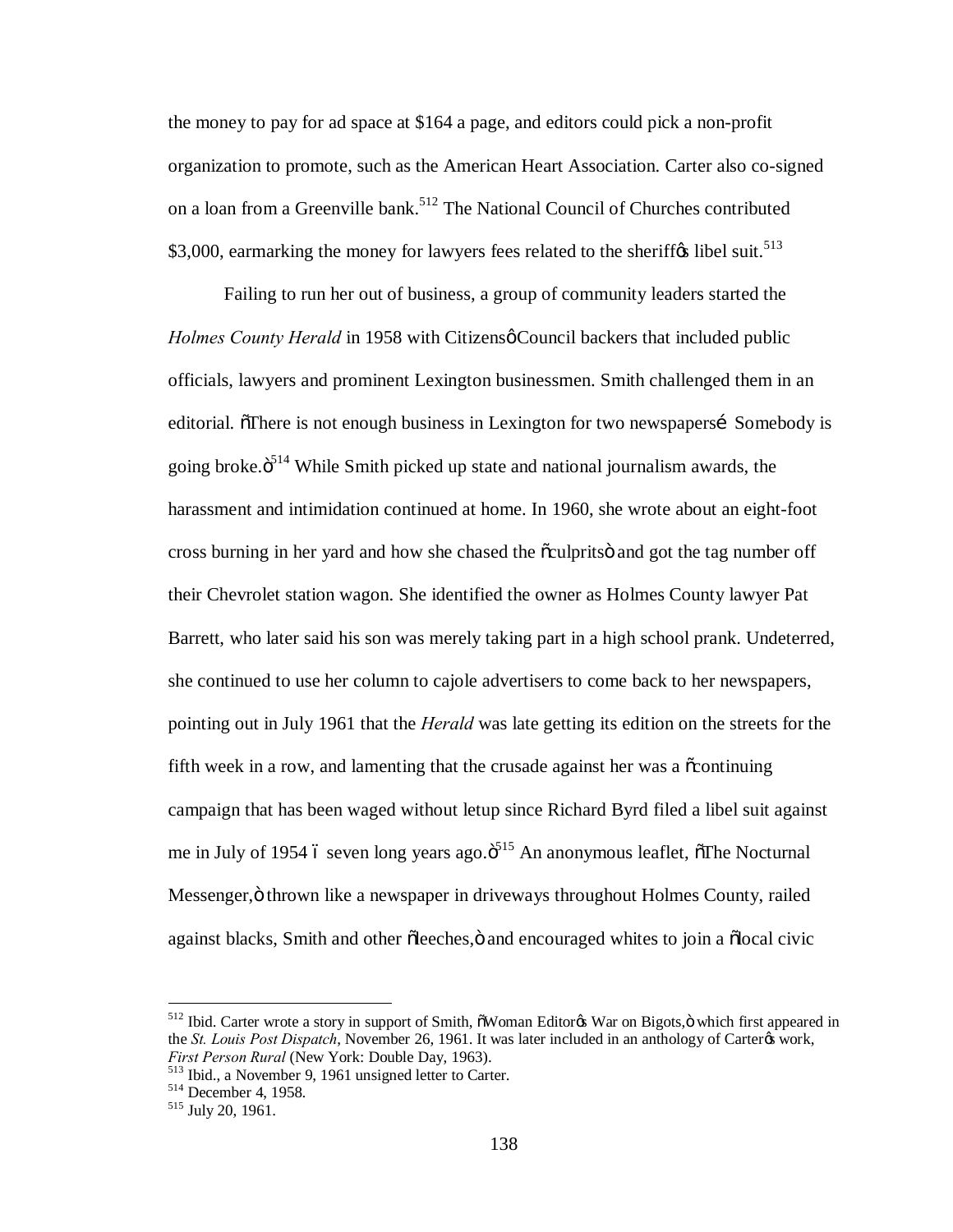the money to pay for ad space at $164 a page, and editors could pick a non-profit organization to promote, such as the American Heart Association. Carter also co-signed on a loan from a Greenville bank.[512] The National Council of Churches contributed $3,000, earmarking the money for lawyers fees related to the sheriff's libel suit.[513]

Failing to run her out of business, a group of community leaders started the *Holmes County Herald* in 1958 with Citizens' Council backers that included public officials, lawyers and prominent Lexington businessmen. Smith challenged them in an editorial. "There is not enough business in Lexington for two newspapers… Somebody is going broke."[514] While Smith picked up state and national journalism awards, the harassment and intimidation continued at home. In 1960, she wrote about an eight-foot cross burning in her yard and how she chased the "culprits" and got the tag number off their Chevrolet station wagon. She identified the owner as Holmes County lawyer Pat Barrett, who later said his son was merely taking part in a high school prank. Undeterred, she continued to use her column to cajole advertisers to come back to her newspapers, pointing out in July 1961 that the *Herald* was late getting its edition on the streets for the fifth week in a row, and lamenting that the crusade against her was a "continuing campaign that has been waged without letup since Richard Byrd filed a libel suit against me in July of 1954 – seven long years ago."[515] An anonymous leaflet, "The Nocturnal Messenger," thrown like a newspaper in driveways throughout Holmes County, railed against blacks, Smith and other "leeches," and encouraged whites to join a "local civic

---

[512] Ibid. Carter wrote a story in support of Smith, "Woman Editor's War on Bigots," which first appeared in the *St. Louis Post Dispatch*, November 26, 1961. It was later included in an anthology of Carter's work, *First Person Rural* (New York: Double Day, 1963).

[513] Ibid., a November 9, 1961 unsigned letter to Carter.

[514] December 4, 1958.

[515] July 20, 1961.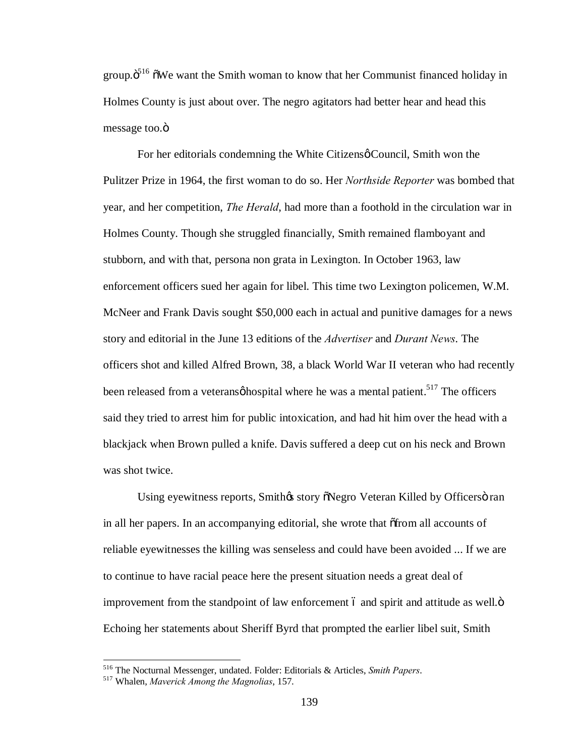group."[516] "We want the Smith woman to know that her Communist financed holiday in Holmes County is just about over. The negro agitators had better hear and head this message too."

For her editorials condemning the White Citizens' Council, Smith won the Pulitzer Prize in 1964, the first woman to do so. Her *Northside Reporter* was bombed that year, and her competition, *The Herald*, had more than a foothold in the circulation war in Holmes County. Though she struggled financially, Smith remained flamboyant and stubborn, and with that, persona non grata in Lexington. In October 1963, law enforcement officers sued her again for libel. This time two Lexington policemen, W.M. McNeer and Frank Davis sought $50,000 each in actual and punitive damages for a news story and editorial in the June 13 editions of the *Advertiser* and *Durant News*. The officers shot and killed Alfred Brown, 38, a black World War II veteran who had recently been released from a veterans' hospital where he was a mental patient.[517] The officers said they tried to arrest him for public intoxication, and had hit him over the head with a blackjack when Brown pulled a knife. Davis suffered a deep cut on his neck and Brown was shot twice.

Using eyewitness reports, Smith's story "Negro Veteran Killed by Officers" ran in all her papers. In an accompanying editorial, she wrote that "from all accounts of reliable eyewitnesses the killing was senseless and could have been avoided ... If we are to continue to have racial peace here the present situation needs a great deal of improvement from the standpoint of law enforcement – and spirit and attitude as well." Echoing her statements about Sheriff Byrd that prompted the earlier libel suit, Smith

---

[516] The Nocturnal Messenger, undated. Folder: Editorials & Articles, *Smith Papers*.

[517] Whalen, *Maverick Among the Magnolias*, 157.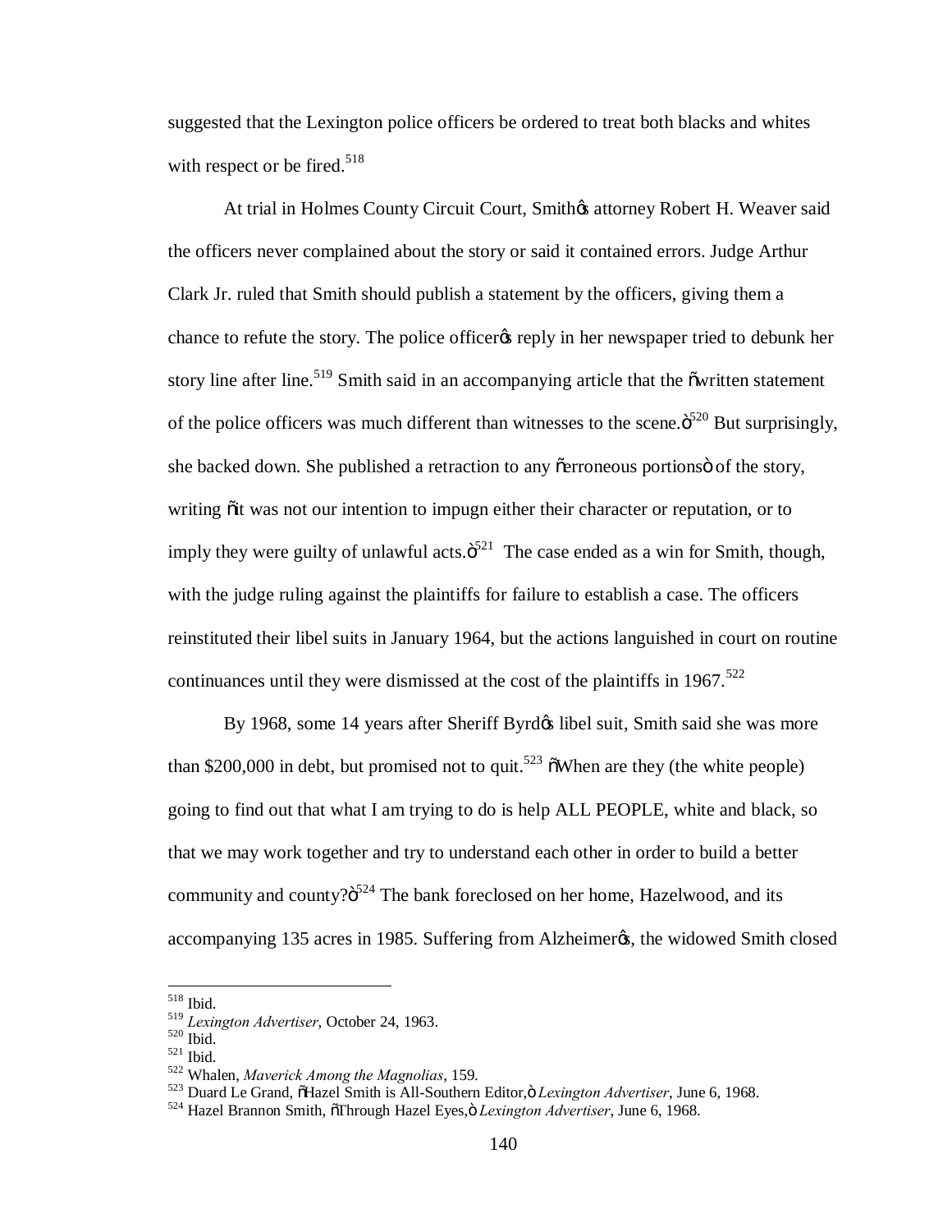suggested that the Lexington police officers be ordered to treat both blacks and whites with respect or be fired.[518]

At trial in Holmes County Circuit Court, Smith's attorney Robert H. Weaver said the officers never complained about the story or said it contained errors. Judge Arthur Clark Jr. ruled that Smith should publish a statement by the officers, giving them a chance to refute the story. The police officer's reply in her newspaper tried to debunk her story line after line.[519] Smith said in an accompanying article that the "written statement of the police officers was much different than witnesses to the scene."[520] But surprisingly, she backed down. She published a retraction to any "erroneous portions" of the story, writing "it was not our intention to impugn either their character or reputation, or to imply they were guilty of unlawful acts."[521] The case ended as a win for Smith, though, with the judge ruling against the plaintiffs for failure to establish a case. The officers reinstituted their libel suits in January 1964, but the actions languished in court on routine continuances until they were dismissed at the cost of the plaintiffs in 1967.[522]

By 1968, some 14 years after Sheriff Byrd's libel suit, Smith said she was more than $200,000 in debt, but promised not to quit.[523] "When are they (the white people) going to find out that what I am trying to do is help ALL PEOPLE, white and black, so that we may work together and try to understand each other in order to build a better community and county?"[524] The bank foreclosed on her home, Hazelwood, and its accompanying 135 acres in 1985. Suffering from Alzheimer's, the widowed Smith closed

---

[518] Ibid.
[519] *Lexington Advertiser*, October 24, 1963.
[520] Ibid.
[521] Ibid.
[522] Whalen, *Maverick Among the Magnolias*, 159.
[523] Duard Le Grand, "Hazel Smith is All-Southern Editor," *Lexington Advertiser*, June 6, 1968.
[524] Hazel Brannon Smith, "Through Hazel Eyes," *Lexington Advertiser*, June 6, 1968.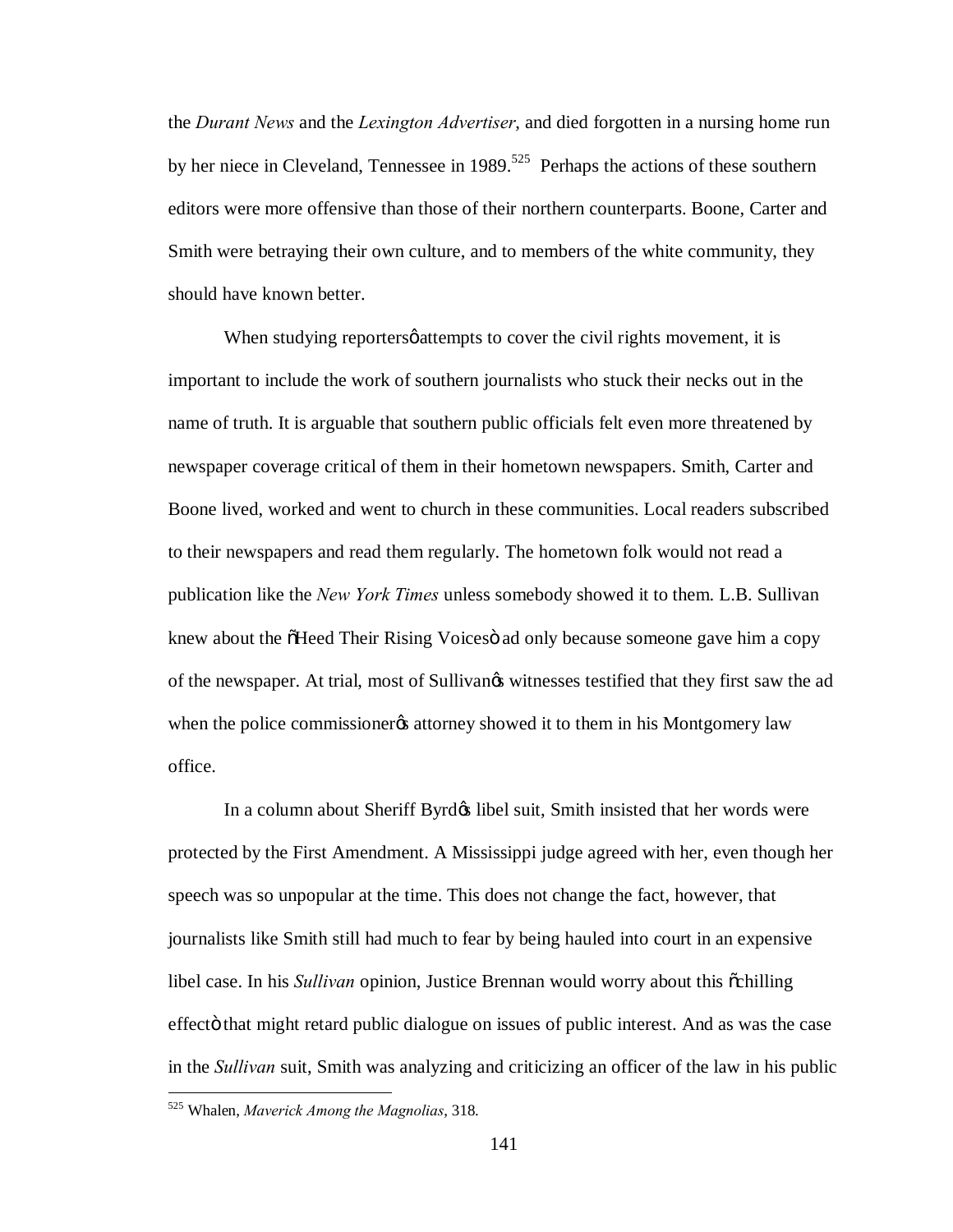the *Durant News* and the *Lexington Advertiser*, and died forgotten in a nursing home run by her niece in Cleveland, Tennessee in 1989.[525] Perhaps the actions of these southern editors were more offensive than those of their northern counterparts. Boone, Carter and Smith were betraying their own culture, and to members of the white community, they should have known better.

When studying reporters' attempts to cover the civil rights movement, it is important to include the work of southern journalists who stuck their necks out in the name of truth. It is arguable that southern public officials felt even more threatened by newspaper coverage critical of them in their hometown newspapers. Smith, Carter and Boone lived, worked and went to church in these communities. Local readers subscribed to their newspapers and read them regularly. The hometown folk would not read a publication like the *New York Times* unless somebody showed it to them. L.B. Sullivan knew about the "Heed Their Rising Voices" ad only because someone gave him a copy of the newspaper. At trial, most of Sullivan's witnesses testified that they first saw the ad when the police commissioner's attorney showed it to them in his Montgomery law office.

In a column about Sheriff Byrd's libel suit, Smith insisted that her words were protected by the First Amendment. A Mississippi judge agreed with her, even though her speech was so unpopular at the time. This does not change the fact, however, that journalists like Smith still had much to fear by being hauled into court in an expensive libel case. In his *Sullivan* opinion, Justice Brennan would worry about this "chilling effect" that might retard public dialogue on issues of public interest. And as was the case in the *Sullivan* suit, Smith was analyzing and criticizing an officer of the law in his public

[525] Whalen, *Maverick Among the Magnolias*, 318.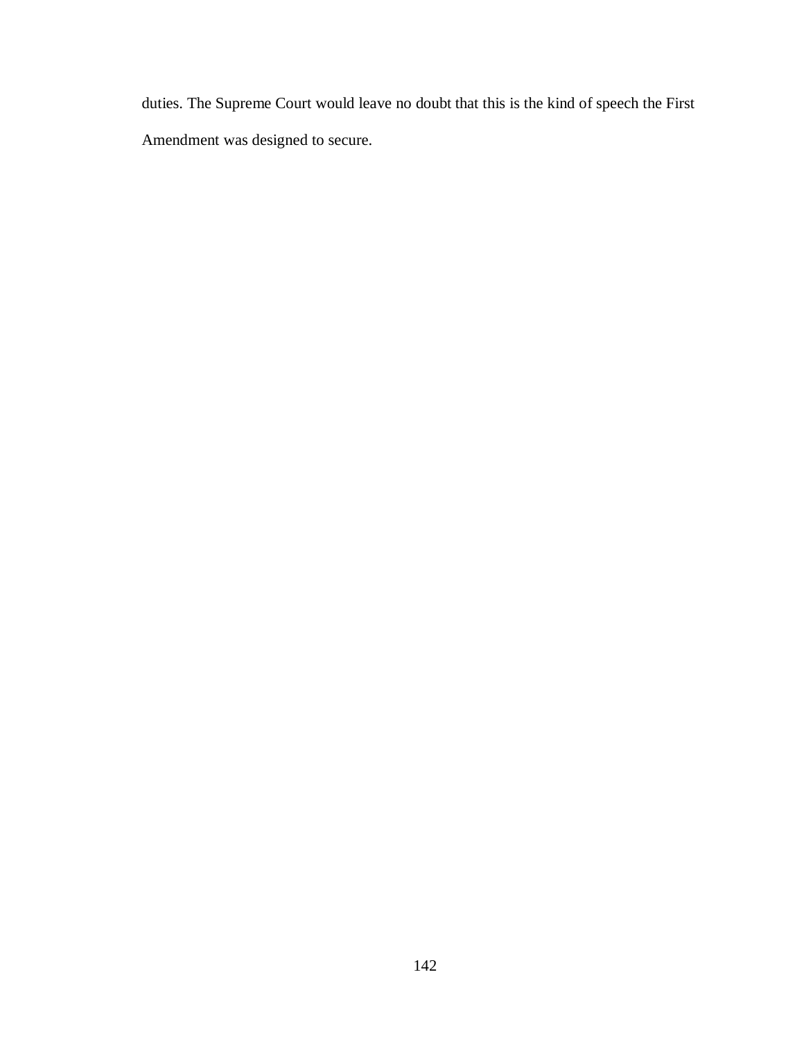duties. The Supreme Court would leave no doubt that this is the kind of speech the First Amendment was designed to secure.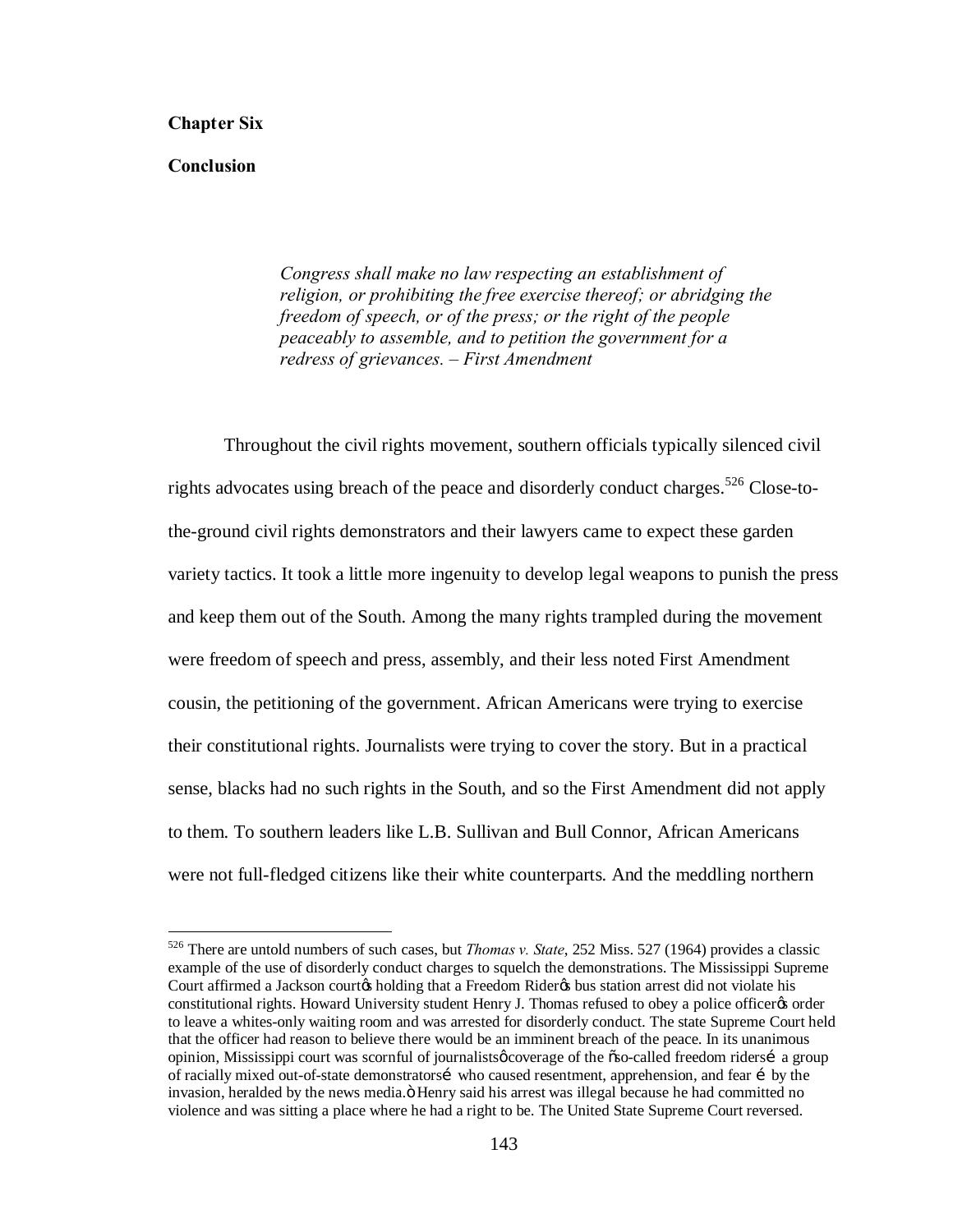**Chapter Six**

**Conclusion**

> *Congress shall make no law respecting an establishment of religion, or prohibiting the free exercise thereof; or abridging the freedom of speech, or of the press; or the right of the people peaceably to assemble, and to petition the government for a redress of grievances. – First Amendment*

Throughout the civil rights movement, southern officials typically silenced civil rights advocates using breach of the peace and disorderly conduct charges.[526] Close-to-the-ground civil rights demonstrators and their lawyers came to expect these garden variety tactics. It took a little more ingenuity to develop legal weapons to punish the press and keep them out of the South. Among the many rights trampled during the movement were freedom of speech and press, assembly, and their less noted First Amendment cousin, the petitioning of the government. African Americans were trying to exercise their constitutional rights. Journalists were trying to cover the story. But in a practical sense, blacks had no such rights in the South, and so the First Amendment did not apply to them. To southern leaders like L.B. Sullivan and Bull Connor, African Americans were not full-fledged citizens like their white counterparts. And the meddling northern

[526] There are untold numbers of such cases, but *Thomas v. State*, 252 Miss. 527 (1964) provides a classic example of the use of disorderly conduct charges to squelch the demonstrations. The Mississippi Supreme Court affirmed a Jackson court's holding that a Freedom Rider's bus station arrest did not violate his constitutional rights. Howard University student Henry J. Thomas refused to obey a police officer's order to leave a whites-only waiting room and was arrested for disorderly conduct. The state Supreme Court held that the officer had reason to believe there would be an imminent breach of the peace. In its unanimous opinion, Mississippi court was scornful of journalists' coverage of the "so-called freedom riders… a group of racially mixed out-of-state demonstrators… who caused resentment, apprehension, and fear … by the invasion, heralded by the news media." Henry said his arrest was illegal because he had committed no violence and was sitting a place where he had a right to be. The United State Supreme Court reversed.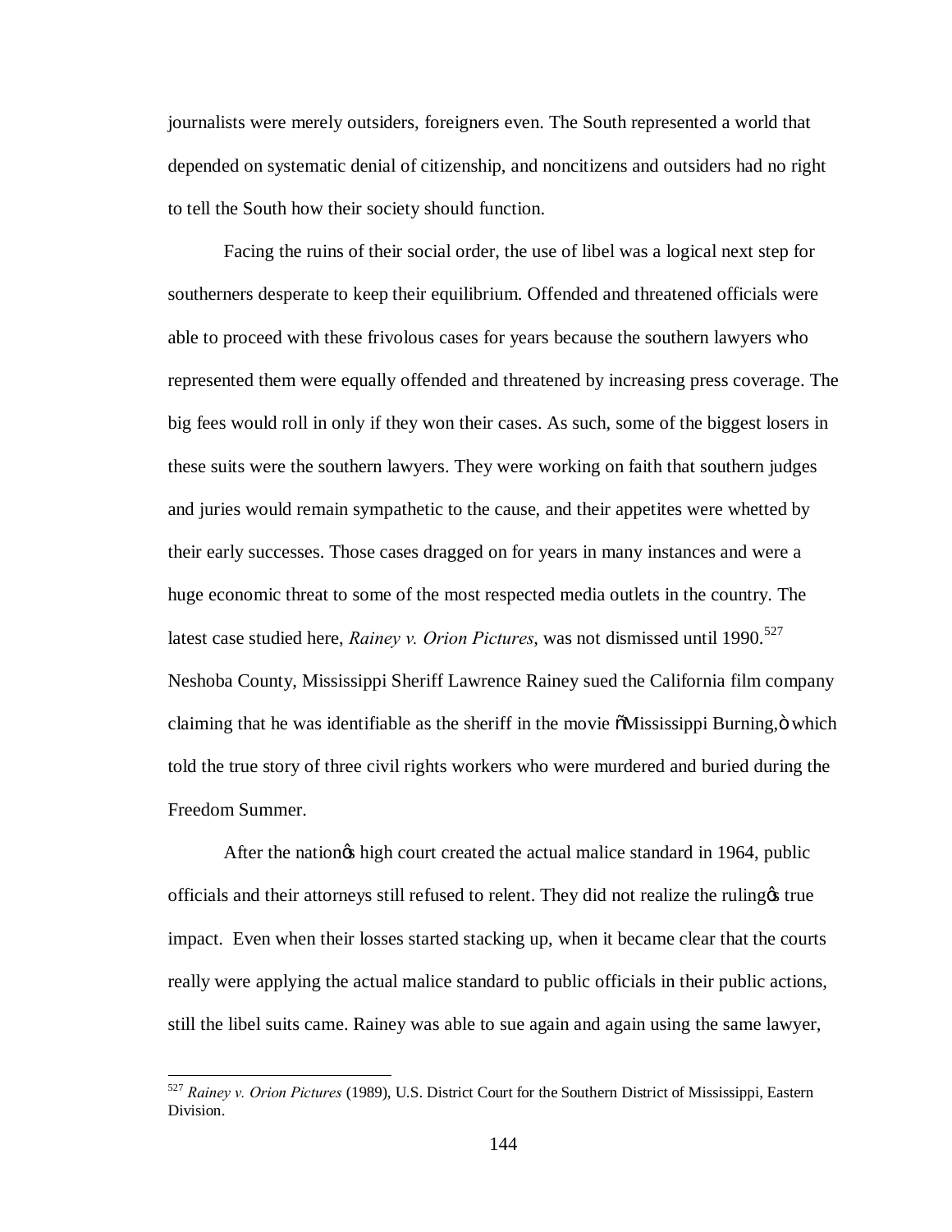journalists were merely outsiders, foreigners even. The South represented a world that depended on systematic denial of citizenship, and noncitizens and outsiders had no right to tell the South how their society should function.

Facing the ruins of their social order, the use of libel was a logical next step for southerners desperate to keep their equilibrium. Offended and threatened officials were able to proceed with these frivolous cases for years because the southern lawyers who represented them were equally offended and threatened by increasing press coverage. The big fees would roll in only if they won their cases. As such, some of the biggest losers in these suits were the southern lawyers. They were working on faith that southern judges and juries would remain sympathetic to the cause, and their appetites were whetted by their early successes. Those cases dragged on for years in many instances and were a huge economic threat to some of the most respected media outlets in the country. The latest case studied here, *Rainey v. Orion Pictures*, was not dismissed until 1990.[527] Neshoba County, Mississippi Sheriff Lawrence Rainey sued the California film company claiming that he was identifiable as the sheriff in the movie "Mississippi Burning," which told the true story of three civil rights workers who were murdered and buried during the Freedom Summer.

After the nation's high court created the actual malice standard in 1964, public officials and their attorneys still refused to relent. They did not realize the ruling's true impact. Even when their losses started stacking up, when it became clear that the courts really were applying the actual malice standard to public officials in their public actions, still the libel suits came. Rainey was able to sue again and again using the same lawyer,

---

[527] *Rainey v. Orion Pictures* (1989), U.S. District Court for the Southern District of Mississippi, Eastern Division.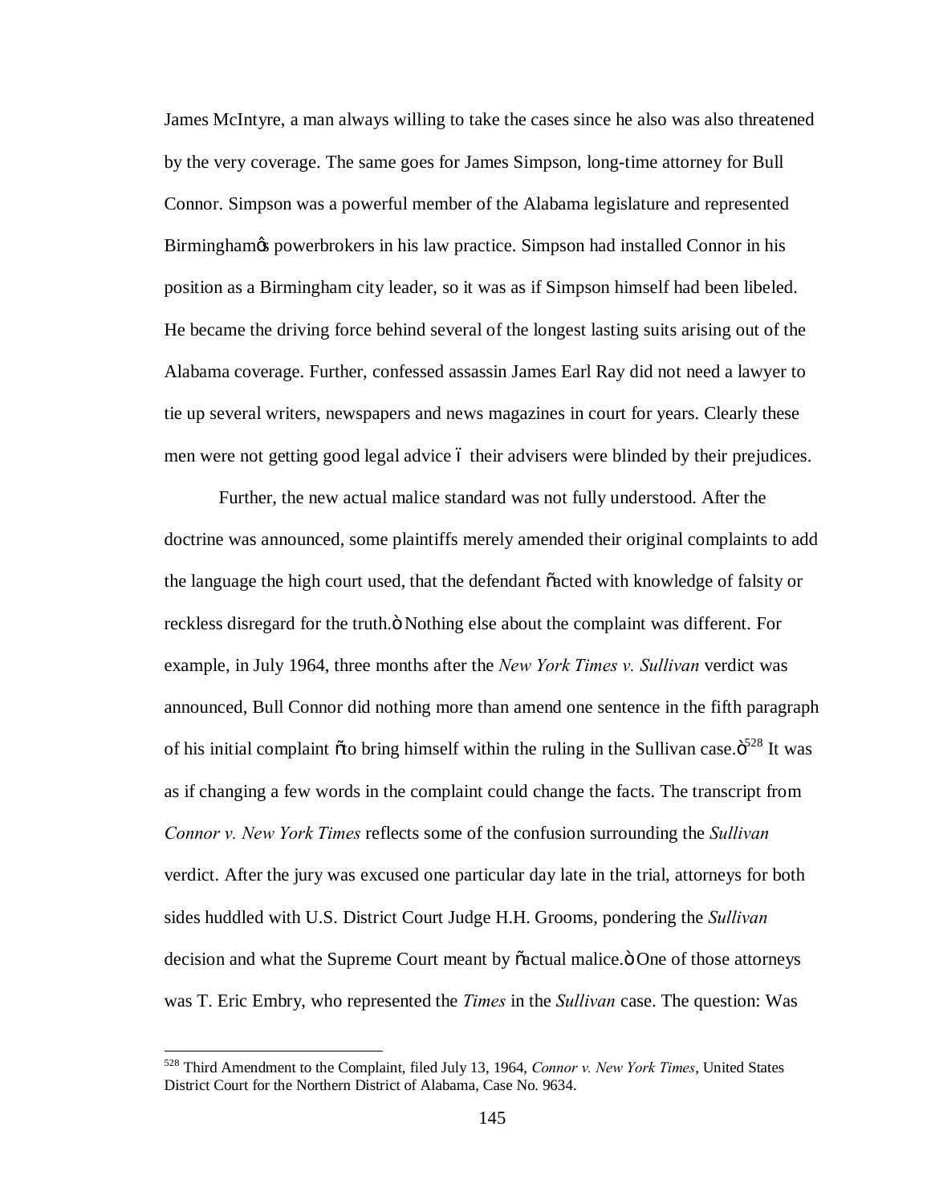James McIntyre, a man always willing to take the cases since he also was also threatened by the very coverage. The same goes for James Simpson, long-time attorney for Bull Connor. Simpson was a powerful member of the Alabama legislature and represented Birmingham's powerbrokers in his law practice. Simpson had installed Connor in his position as a Birmingham city leader, so it was as if Simpson himself had been libeled. He became the driving force behind several of the longest lasting suits arising out of the Alabama coverage. Further, confessed assassin James Earl Ray did not need a lawyer to tie up several writers, newspapers and news magazines in court for years. Clearly these men were not getting good legal advice – their advisers were blinded by their prejudices.

Further, the new actual malice standard was not fully understood. After the doctrine was announced, some plaintiffs merely amended their original complaints to add the language the high court used, that the defendant "acted with knowledge of falsity or reckless disregard for the truth." Nothing else about the complaint was different. For example, in July 1964, three months after the *New York Times v. Sullivan* verdict was announced, Bull Connor did nothing more than amend one sentence in the fifth paragraph of his initial complaint "to bring himself within the ruling in the Sullivan case."[528] It was as if changing a few words in the complaint could change the facts. The transcript from *Connor v. New York Times* reflects some of the confusion surrounding the *Sullivan* verdict. After the jury was excused one particular day late in the trial, attorneys for both sides huddled with U.S. District Court Judge H.H. Grooms, pondering the *Sullivan* decision and what the Supreme Court meant by "actual malice." One of those attorneys was T. Eric Embry, who represented the *Times* in the *Sullivan* case. The question: Was

[528] Third Amendment to the Complaint, filed July 13, 1964, *Connor v. New York Times*, United States District Court for the Northern District of Alabama, Case No. 9634.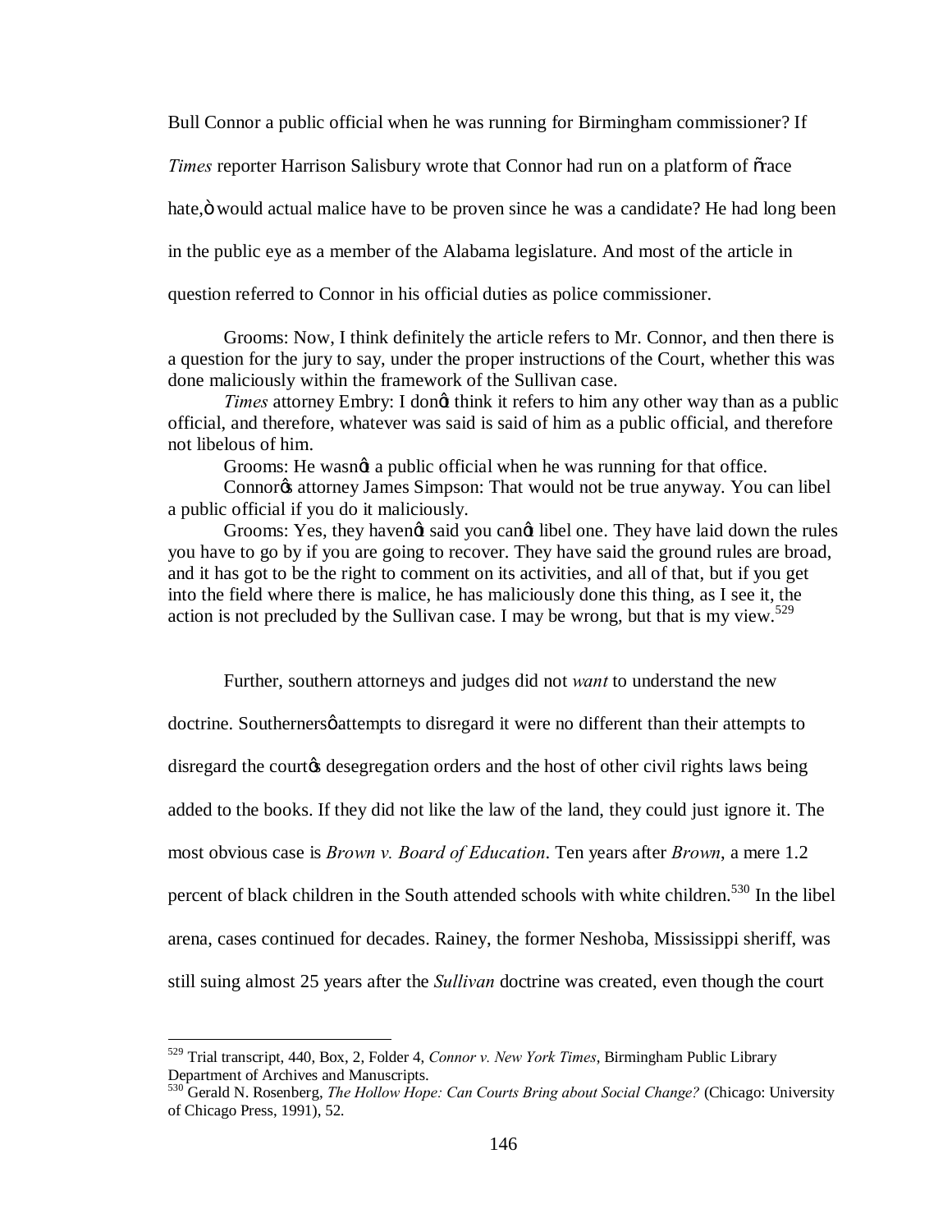Bull Connor a public official when he was running for Birmingham commissioner? If *Times* reporter Harrison Salisbury wrote that Connor had run on a platform of "race hate," would actual malice have to be proven since he was a candidate? He had long been in the public eye as a member of the Alabama legislature. And most of the article in question referred to Connor in his official duties as police commissioner.

> Grooms: Now, I think definitely the article refers to Mr. Connor, and then there is a question for the jury to say, under the proper instructions of the Court, whether this was done maliciously within the framework of the Sullivan case.
>
> *Times* attorney Embry: I don't think it refers to him any other way than as a public official, and therefore, whatever was said is said of him as a public official, and therefore not libelous of him.
>
> Grooms: He wasn't a public official when he was running for that office.
>
> Connor's attorney James Simpson: That would not be true anyway. You can libel a public official if you do it maliciously.
>
> Grooms: Yes, they haven't said you can't libel one. They have laid down the rules you have to go by if you are going to recover. They have said the ground rules are broad, and it has got to be the right to comment on its activities, and all of that, but if you get into the field where there is malice, he has maliciously done this thing, as I see it, the action is not precluded by the Sullivan case. I may be wrong, but that is my view.[529]

Further, southern attorneys and judges did not *want* to understand the new doctrine. Southerners' attempts to disregard it were no different than their attempts to disregard the court's desegregation orders and the host of other civil rights laws being added to the books. If they did not like the law of the land, they could just ignore it. The most obvious case is *Brown v. Board of Education*. Ten years after *Brown*, a mere 1.2 percent of black children in the South attended schools with white children.[530] In the libel arena, cases continued for decades. Rainey, the former Neshoba, Mississippi sheriff, was still suing almost 25 years after the *Sullivan* doctrine was created, even though the court

---

[529] Trial transcript, 440, Box, 2, Folder 4, *Connor v. New York Times*, Birmingham Public Library Department of Archives and Manuscripts.

[530] Gerald N. Rosenberg, *The Hollow Hope: Can Courts Bring about Social Change?* (Chicago: University of Chicago Press, 1991), 52.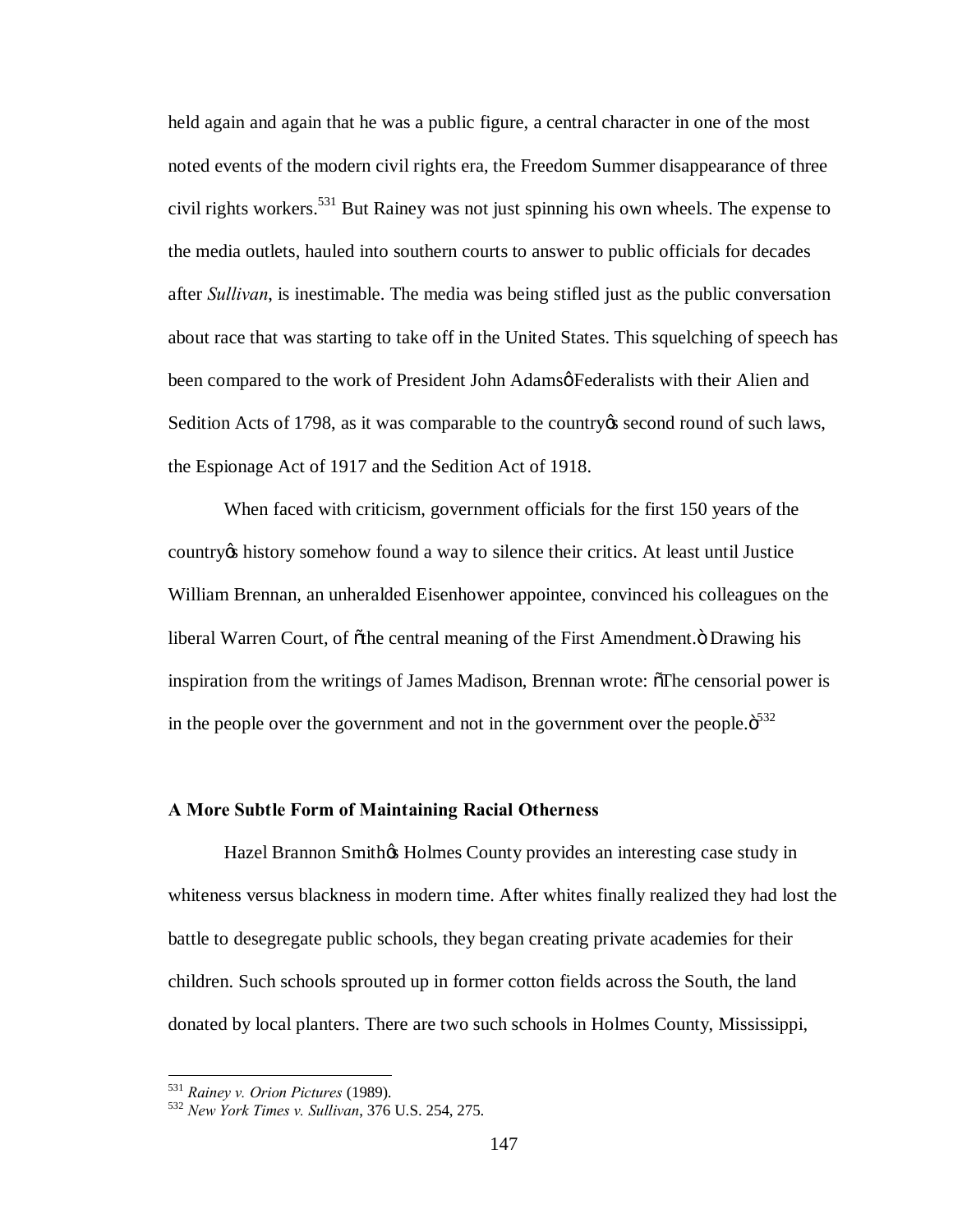held again and again that he was a public figure, a central character in one of the most noted events of the modern civil rights era, the Freedom Summer disappearance of three civil rights workers.[531] But Rainey was not just spinning his own wheels. The expense to the media outlets, hauled into southern courts to answer to public officials for decades after *Sullivan*, is inestimable. The media was being stifled just as the public conversation about race that was starting to take off in the United States. This squelching of speech has been compared to the work of President John Adams' Federalists with their Alien and Sedition Acts of 1798, as it was comparable to the country's second round of such laws, the Espionage Act of 1917 and the Sedition Act of 1918.

When faced with criticism, government officials for the first 150 years of the country's history somehow found a way to silence their critics. At least until Justice William Brennan, an unheralded Eisenhower appointee, convinced his colleagues on the liberal Warren Court, of "the central meaning of the First Amendment." Drawing his inspiration from the writings of James Madison, Brennan wrote: "The censorial power is in the people over the government and not in the government over the people."[532]

**A More Subtle Form of Maintaining Racial Otherness**

Hazel Brannon Smith's Holmes County provides an interesting case study in whiteness versus blackness in modern time. After whites finally realized they had lost the battle to desegregate public schools, they began creating private academies for their children. Such schools sprouted up in former cotton fields across the South, the land donated by local planters. There are two such schools in Holmes County, Mississippi,

---

[531] *Rainey v. Orion Pictures* (1989).

[532] *New York Times v. Sullivan*, 376 U.S. 254, 275.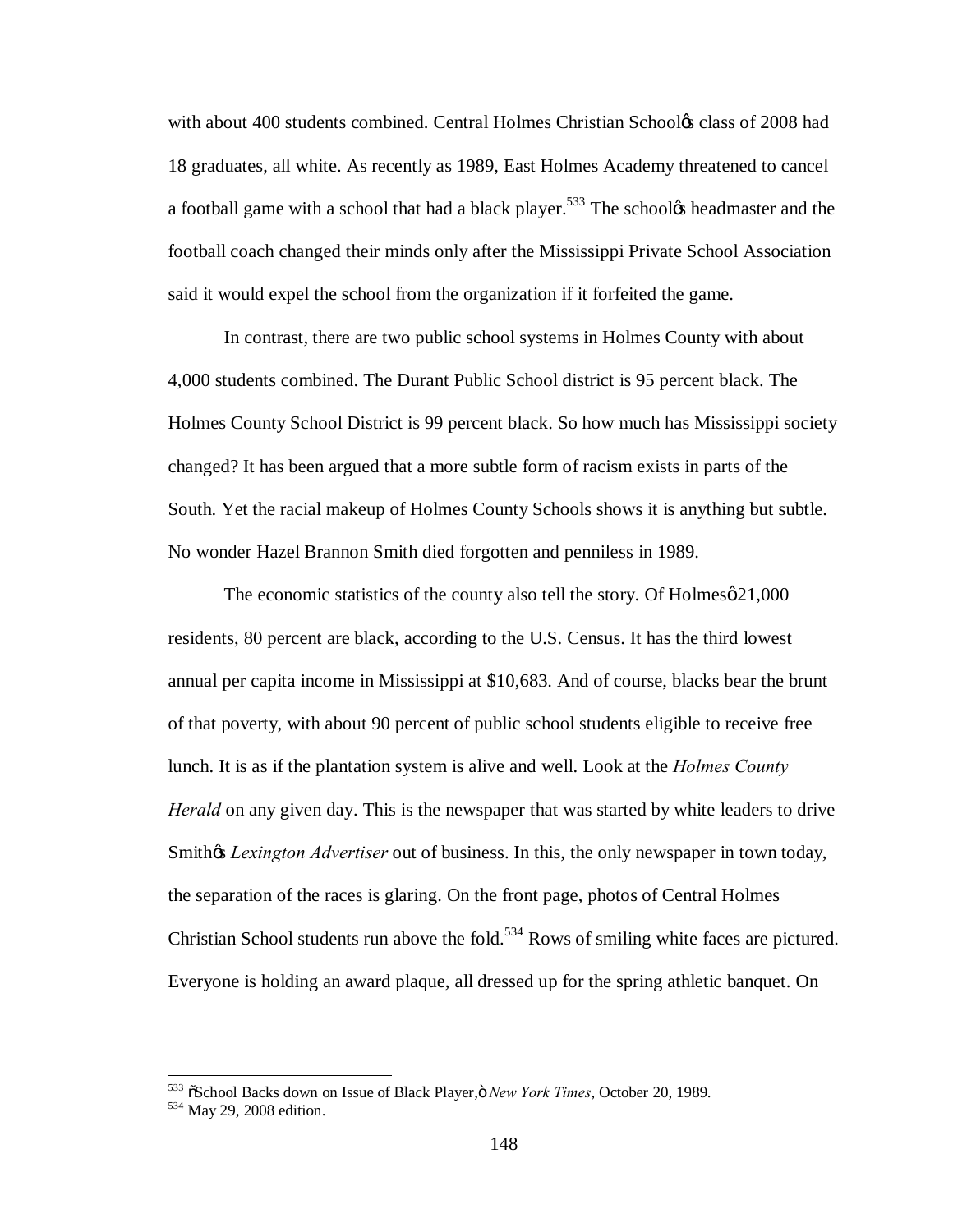with about 400 students combined. Central Holmes Christian School's class of 2008 had 18 graduates, all white. As recently as 1989, East Holmes Academy threatened to cancel a football game with a school that had a black player.[533] The school's headmaster and the football coach changed their minds only after the Mississippi Private School Association said it would expel the school from the organization if it forfeited the game.

In contrast, there are two public school systems in Holmes County with about 4,000 students combined. The Durant Public School district is 95 percent black. The Holmes County School District is 99 percent black. So how much has Mississippi society changed? It has been argued that a more subtle form of racism exists in parts of the South. Yet the racial makeup of Holmes County Schools shows it is anything but subtle. No wonder Hazel Brannon Smith died forgotten and penniless in 1989.

The economic statistics of the county also tell the story. Of Holmes' 21,000 residents, 80 percent are black, according to the U.S. Census. It has the third lowest annual per capita income in Mississippi at $10,683. And of course, blacks bear the brunt of that poverty, with about 90 percent of public school students eligible to receive free lunch. It is as if the plantation system is alive and well. Look at the *Holmes County Herald* on any given day. This is the newspaper that was started by white leaders to drive Smith's *Lexington Advertiser* out of business. In this, the only newspaper in town today, the separation of the races is glaring. On the front page, photos of Central Holmes Christian School students run above the fold.[534] Rows of smiling white faces are pictured. Everyone is holding an award plaque, all dressed up for the spring athletic banquet. On

---

[533] "School Backs down on Issue of Black Player," *New York Times*, October 20, 1989.

[534] May 29, 2008 edition.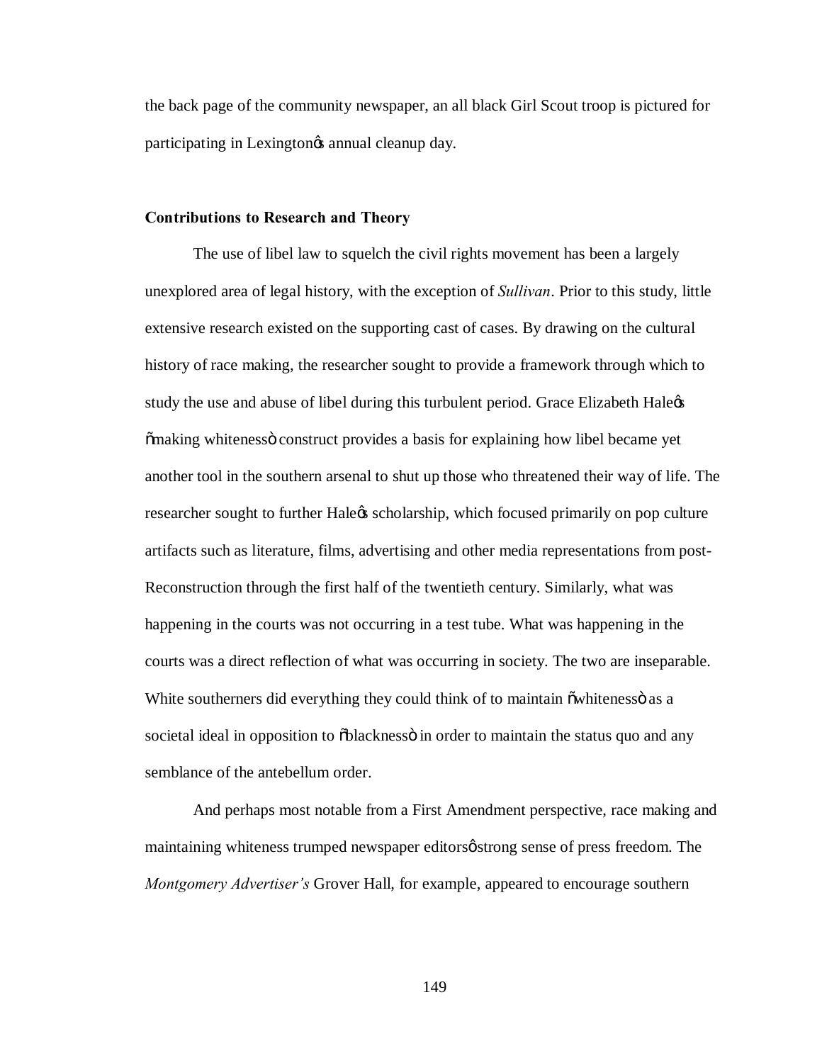the back page of the community newspaper, an all black Girl Scout troop is pictured for participating in Lexington's annual cleanup day.

### Contributions to Research and Theory

The use of libel law to squelch the civil rights movement has been a largely unexplored area of legal history, with the exception of *Sullivan*. Prior to this study, little extensive research existed on the supporting cast of cases. By drawing on the cultural history of race making, the researcher sought to provide a framework through which to study the use and abuse of libel during this turbulent period. Grace Elizabeth Hale's "making whiteness" construct provides a basis for explaining how libel became yet another tool in the southern arsenal to shut up those who threatened their way of life. The researcher sought to further Hale's scholarship, which focused primarily on pop culture artifacts such as literature, films, advertising and other media representations from post-Reconstruction through the first half of the twentieth century. Similarly, what was happening in the courts was not occurring in a test tube. What was happening in the courts was a direct reflection of what was occurring in society. The two are inseparable. White southerners did everything they could think of to maintain "whiteness" as a societal ideal in opposition to "blackness" in order to maintain the status quo and any semblance of the antebellum order.

And perhaps most notable from a First Amendment perspective, race making and maintaining whiteness trumped newspaper editors' strong sense of press freedom. The *Montgomery Advertiser's* Grover Hall, for example, appeared to encourage southern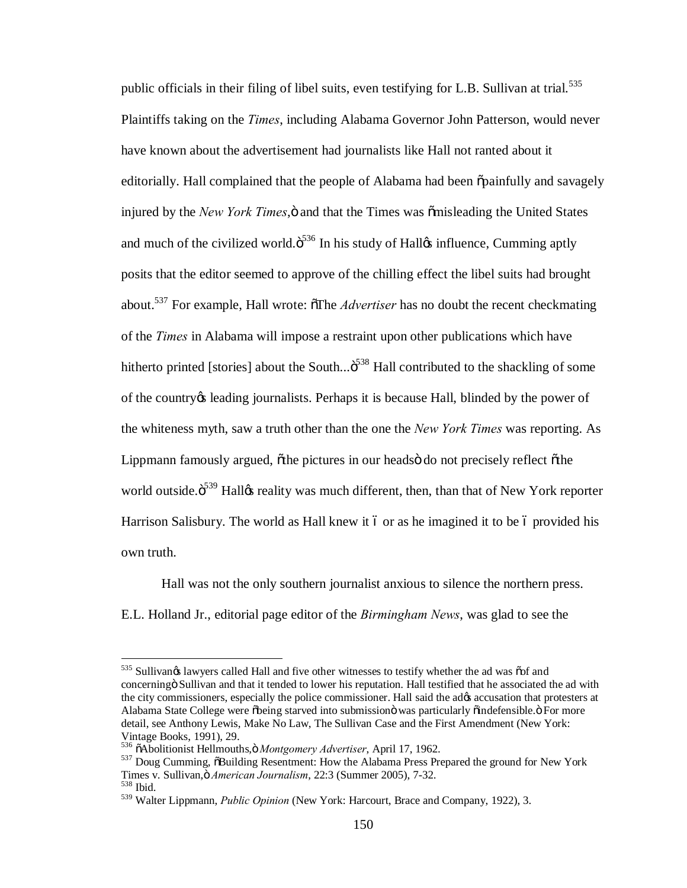public officials in their filing of libel suits, even testifying for L.B. Sullivan at trial.[535] Plaintiffs taking on the *Times*, including Alabama Governor John Patterson, would never have known about the advertisement had journalists like Hall not ranted about it editorially. Hall complained that the people of Alabama had been "painfully and savagely injured by the *New York Times*," and that the Times was "misleading the United States and much of the civilized world."[536] In his study of Hall's influence, Cumming aptly posits that the editor seemed to approve of the chilling effect the libel suits had brought about.[537] For example, Hall wrote: "The *Advertiser* has no doubt the recent checkmating of the *Times* in Alabama will impose a restraint upon other publications which have hitherto printed [stories] about the South..."[538] Hall contributed to the shackling of some of the country's leading journalists. Perhaps it is because Hall, blinded by the power of the whiteness myth, saw a truth other than the one the *New York Times* was reporting. As Lippmann famously argued, "the pictures in our heads" do not precisely reflect "the world outside."[539] Hall's reality was much different, then, than that of New York reporter Harrison Salisbury. The world as Hall knew it – or as he imagined it to be – provided his own truth.

Hall was not the only southern journalist anxious to silence the northern press. E.L. Holland Jr., editorial page editor of the *Birmingham News*, was glad to see the

---

[535] Sullivan's lawyers called Hall and five other witnesses to testify whether the ad was "of and concerning" Sullivan and that it tended to lower his reputation. Hall testified that he associated the ad with the city commissioners, especially the police commissioner. Hall said the ad's accusation that protesters at Alabama State College were "being starved into submission" was particularly "indefensible." For more detail, see Anthony Lewis, Make No Law, The Sullivan Case and the First Amendment (New York: Vintage Books, 1991), 29.

[536] "Abolitionist Hellmouths," *Montgomery Advertiser*, April 17, 1962.

[537] Doug Cumming, "Building Resentment: How the Alabama Press Prepared the ground for New York Times v. Sullivan," *American Journalism*, 22:3 (Summer 2005), 7-32.

[538] Ibid.

[539] Walter Lippmann, *Public Opinion* (New York: Harcourt, Brace and Company, 1922), 3.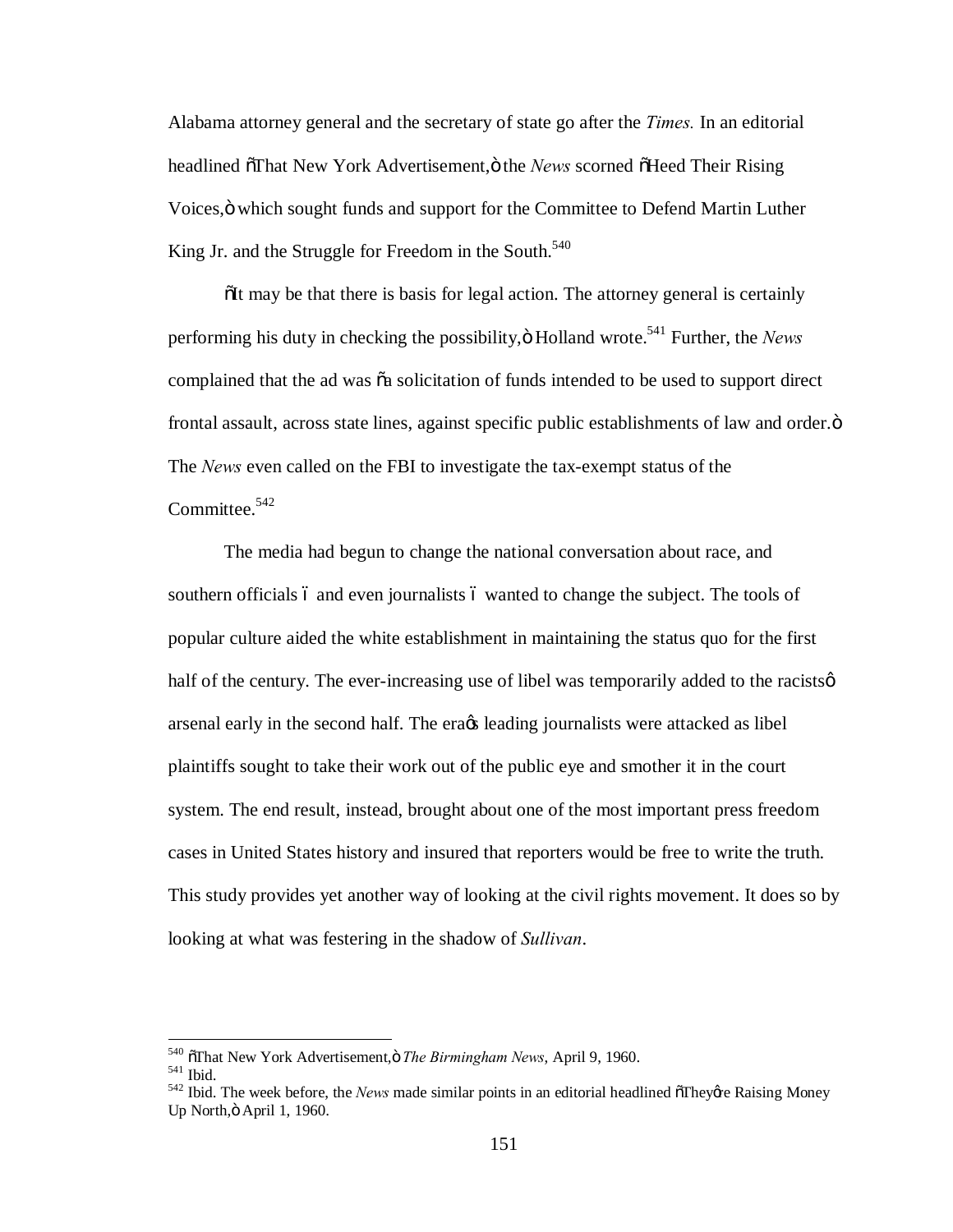Alabama attorney general and the secretary of state go after the *Times.* In an editorial headlined "That New York Advertisement," the *News* scorned "Heed Their Rising Voices," which sought funds and support for the Committee to Defend Martin Luther King Jr. and the Struggle for Freedom in the South.[540]

"It may be that there is basis for legal action. The attorney general is certainly performing his duty in checking the possibility," Holland wrote.[541] Further, the *News* complained that the ad was "a solicitation of funds intended to be used to support direct frontal assault, across state lines, against specific public establishments of law and order." The *News* even called on the FBI to investigate the tax-exempt status of the Committee.[542]

The media had begun to change the national conversation about race, and southern officials – and even journalists – wanted to change the subject. The tools of popular culture aided the white establishment in maintaining the status quo for the first half of the century. The ever-increasing use of libel was temporarily added to the racists' arsenal early in the second half. The era's leading journalists were attacked as libel plaintiffs sought to take their work out of the public eye and smother it in the court system. The end result, instead, brought about one of the most important press freedom cases in United States history and insured that reporters would be free to write the truth. This study provides yet another way of looking at the civil rights movement. It does so by looking at what was festering in the shadow of *Sullivan*.

---

[540] "That New York Advertisement," *The Birmingham News*, April 9, 1960.
[541] Ibid.
[542] Ibid. The week before, the *News* made similar points in an editorial headlined "They're Raising Money Up North," April 1, 1960.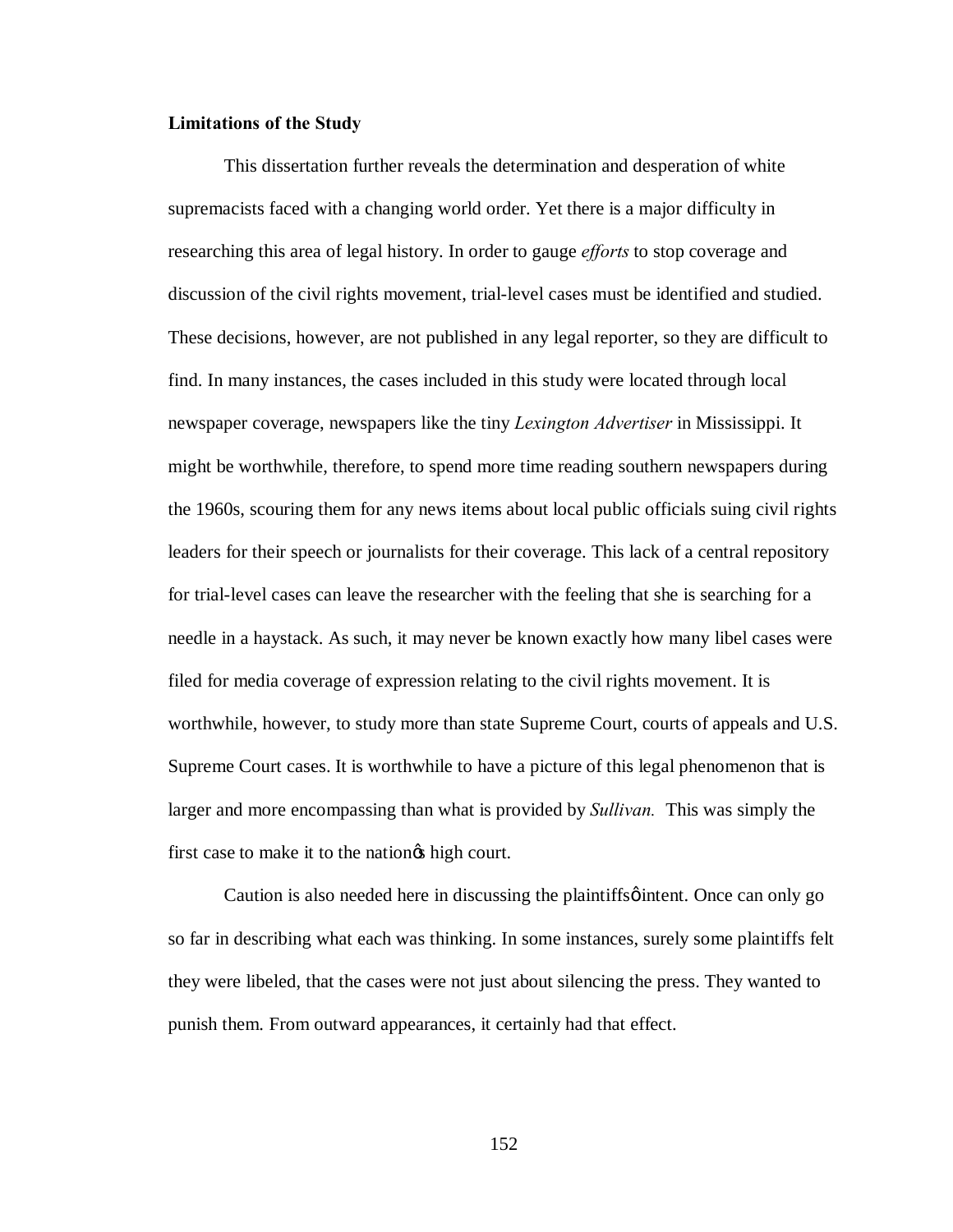**Limitations of the Study**

This dissertation further reveals the determination and desperation of white supremacists faced with a changing world order. Yet there is a major difficulty in researching this area of legal history. In order to gauge *efforts* to stop coverage and discussion of the civil rights movement, trial-level cases must be identified and studied. These decisions, however, are not published in any legal reporter, so they are difficult to find. In many instances, the cases included in this study were located through local newspaper coverage, newspapers like the tiny *Lexington Advertiser* in Mississippi. It might be worthwhile, therefore, to spend more time reading southern newspapers during the 1960s, scouring them for any news items about local public officials suing civil rights leaders for their speech or journalists for their coverage. This lack of a central repository for trial-level cases can leave the researcher with the feeling that she is searching for a needle in a haystack. As such, it may never be known exactly how many libel cases were filed for media coverage of expression relating to the civil rights movement. It is worthwhile, however, to study more than state Supreme Court, courts of appeals and U.S. Supreme Court cases. It is worthwhile to have a picture of this legal phenomenon that is larger and more encompassing than what is provided by *Sullivan.* This was simply the first case to make it to the nation's high court.

Caution is also needed here in discussing the plaintiffs' intent. Once can only go so far in describing what each was thinking. In some instances, surely some plaintiffs felt they were libeled, that the cases were not just about silencing the press. They wanted to punish them. From outward appearances, it certainly had that effect.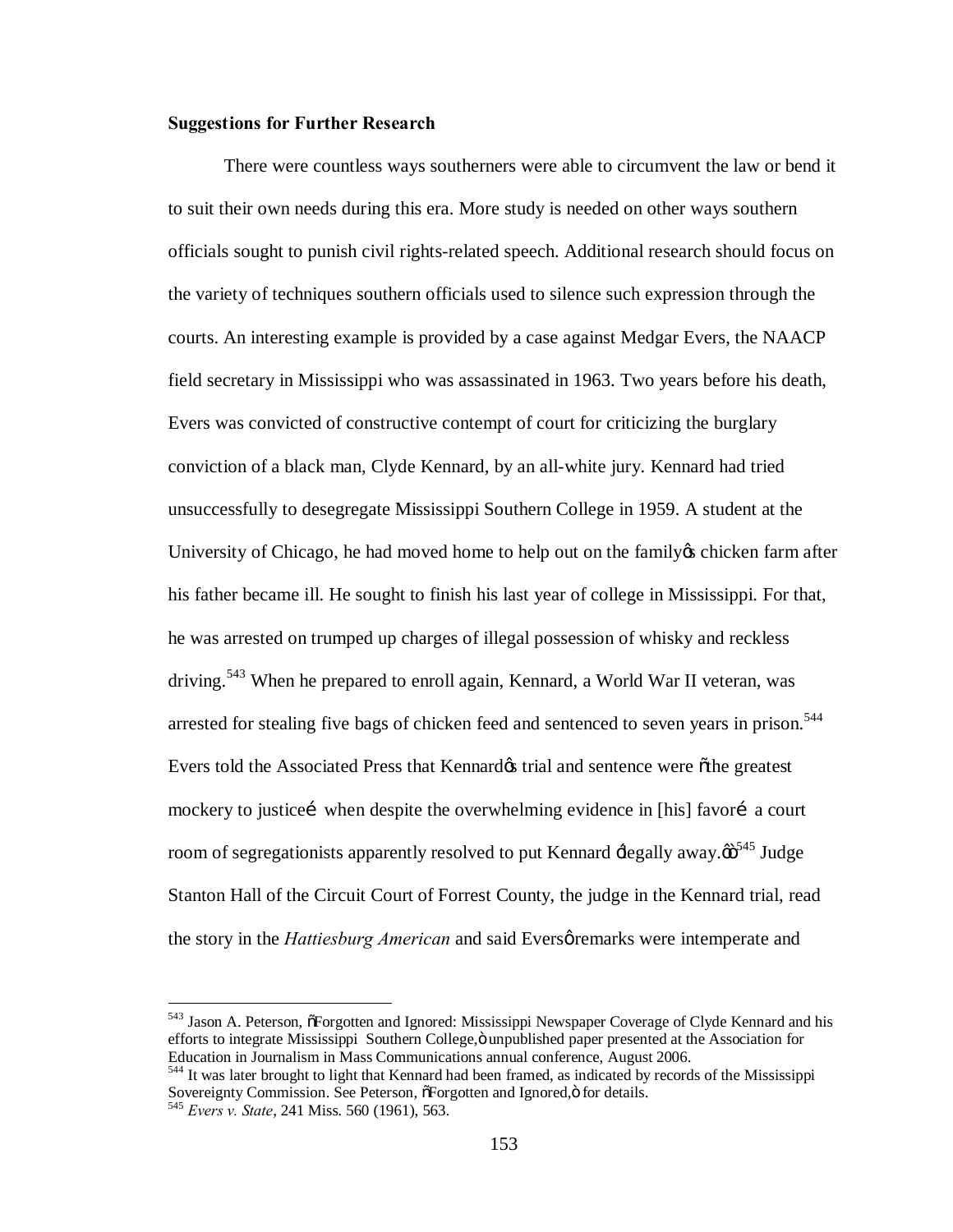**Suggestions for Further Research**

There were countless ways southerners were able to circumvent the law or bend it to suit their own needs during this era. More study is needed on other ways southern officials sought to punish civil rights-related speech. Additional research should focus on the variety of techniques southern officials used to silence such expression through the courts. An interesting example is provided by a case against Medgar Evers, the NAACP field secretary in Mississippi who was assassinated in 1963. Two years before his death, Evers was convicted of constructive contempt of court for criticizing the burglary conviction of a black man, Clyde Kennard, by an all-white jury. Kennard had tried unsuccessfully to desegregate Mississippi Southern College in 1959. A student at the University of Chicago, he had moved home to help out on the family's chicken farm after his father became ill. He sought to finish his last year of college in Mississippi. For that, he was arrested on trumped up charges of illegal possession of whisky and reckless driving.[543] When he prepared to enroll again, Kennard, a World War II veteran, was arrested for stealing five bags of chicken feed and sentenced to seven years in prison.[544] Evers told the Associated Press that Kennard's trial and sentence were "the greatest mockery to justice… when despite the overwhelming evidence in [his] favor… a court room of segregationists apparently resolved to put Kennard 'legally away.'"[545] Judge Stanton Hall of the Circuit Court of Forrest County, the judge in the Kennard trial, read the story in the *Hattiesburg American* and said Evers' remarks were intemperate and

---

[543] Jason A. Peterson, "Forgotten and Ignored: Mississippi Newspaper Coverage of Clyde Kennard and his efforts to integrate Mississippi Southern College," unpublished paper presented at the Association for Education in Journalism in Mass Communications annual conference, August 2006.

[544] It was later brought to light that Kennard had been framed, as indicated by records of the Mississippi Sovereignty Commission. See Peterson, "Forgotten and Ignored," for details.

[545] *Evers v. State*, 241 Miss. 560 (1961), 563.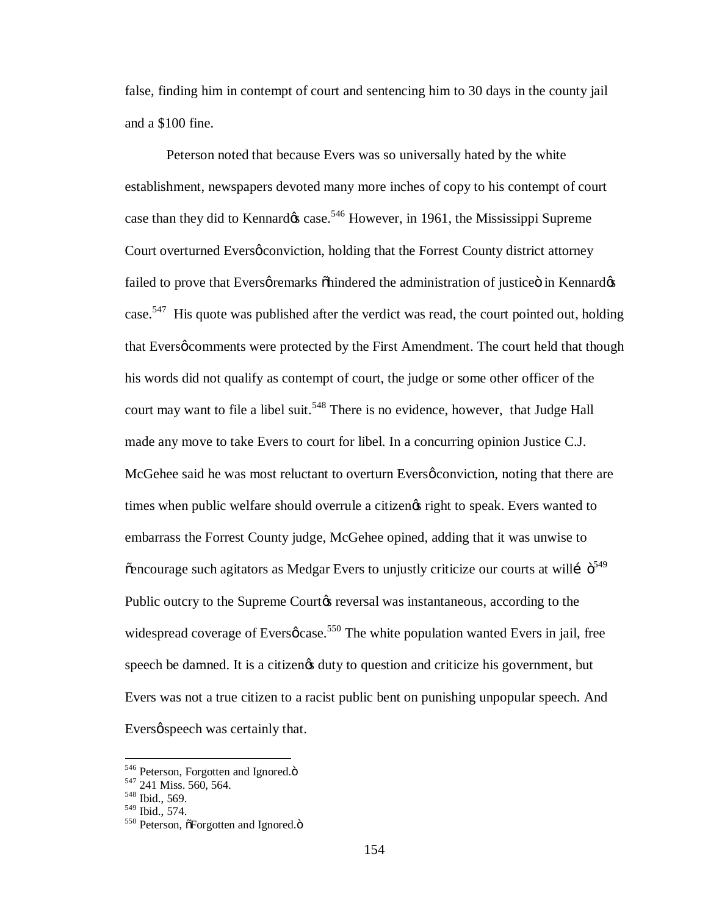false, finding him in contempt of court and sentencing him to 30 days in the county jail and a $100 fine.

Peterson noted that because Evers was so universally hated by the white establishment, newspapers devoted many more inches of copy to his contempt of court case than they did to Kennard's case.[546] However, in 1961, the Mississippi Supreme Court overturned Evers' conviction, holding that the Forrest County district attorney failed to prove that Evers' remarks "hindered the administration of justice" in Kennard's case.[547] His quote was published after the verdict was read, the court pointed out, holding that Evers' comments were protected by the First Amendment. The court held that though his words did not qualify as contempt of court, the judge or some other officer of the court may want to file a libel suit.[548] There is no evidence, however, that Judge Hall made any move to take Evers to court for libel. In a concurring opinion Justice C.J. McGehee said he was most reluctant to overturn Evers' conviction, noting that there are times when public welfare should overrule a citizen's right to speak. Evers wanted to embarrass the Forrest County judge, McGehee opined, adding that it was unwise to "encourage such agitators as Medgar Evers to unjustly criticize our courts at will…"[549] Public outcry to the Supreme Court's reversal was instantaneous, according to the widespread coverage of Evers' case.[550] The white population wanted Evers in jail, free speech be damned. It is a citizen's duty to question and criticize his government, but Evers was not a true citizen to a racist public bent on punishing unpopular speech. And Evers' speech was certainly that.

---

[546] Peterson, Forgotten and Ignored."
[547] 241 Miss. 560, 564.
[548] Ibid., 569.
[549] Ibid., 574.
[550] Peterson, "Forgotten and Ignored."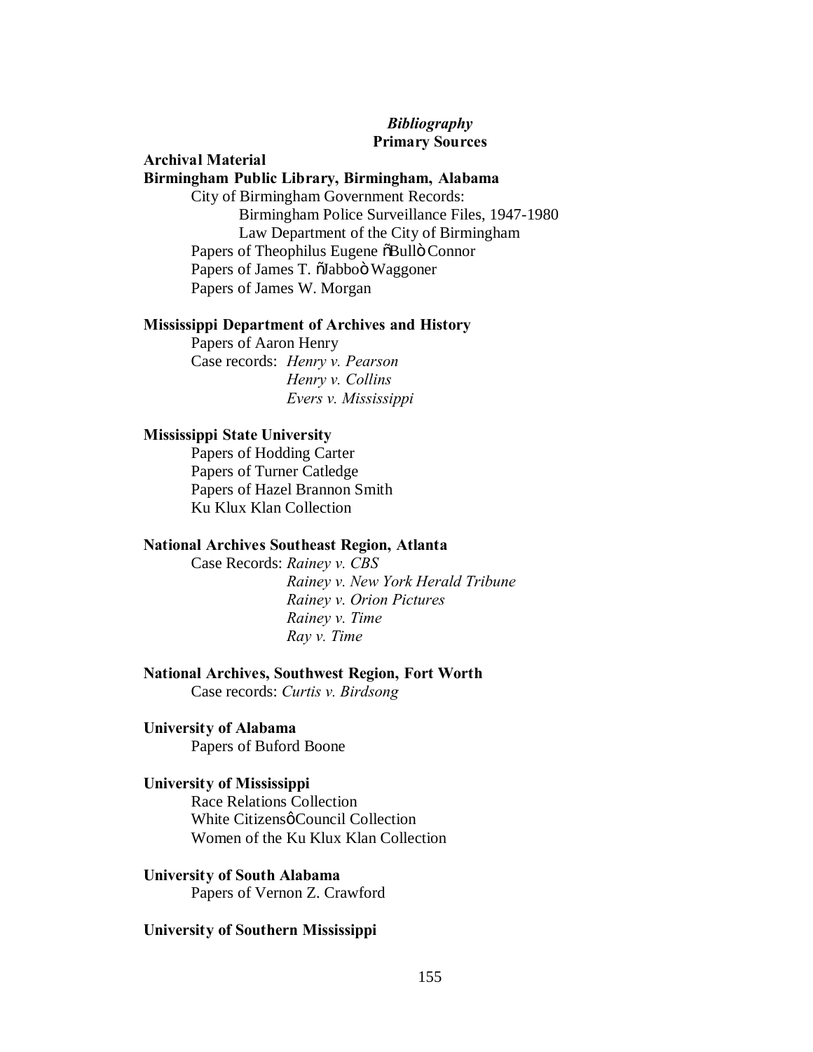## *Bibliography*

### Primary Sources

**Archival Material**

**Birmingham Public Library, Birmingham, Alabama**

City of Birmingham Government Records:
- Birmingham Police Surveillance Files, 1947-1980
- Law Department of the City of Birmingham

Papers of Theophilus Eugene õBullö Connor
Papers of James T. õJabboö Waggoner
Papers of James W. Morgan

**Mississippi Department of Archives and History**

Papers of Aaron Henry
Case records: *Henry v. Pearson*
*Henry v. Collins*
*Evers v. Mississippi*

**Mississippi State University**

Papers of Hodding Carter
Papers of Turner Catledge
Papers of Hazel Brannon Smith
Ku Klux Klan Collection

**National Archives Southeast Region, Atlanta**

Case Records: *Rainey v. CBS*
*Rainey v. New York Herald Tribune*
*Rainey v. Orion Pictures*
*Rainey v. Time*
*Ray v. Time*

**National Archives, Southwest Region, Fort Worth**

Case records: *Curtis v. Birdsong*

**University of Alabama**

Papers of Buford Boone

**University of Mississippi**

Race Relations Collection
White Citizensø Council Collection
Women of the Ku Klux Klan Collection

**University of South Alabama**

Papers of Vernon Z. Crawford

**University of Southern Mississippi**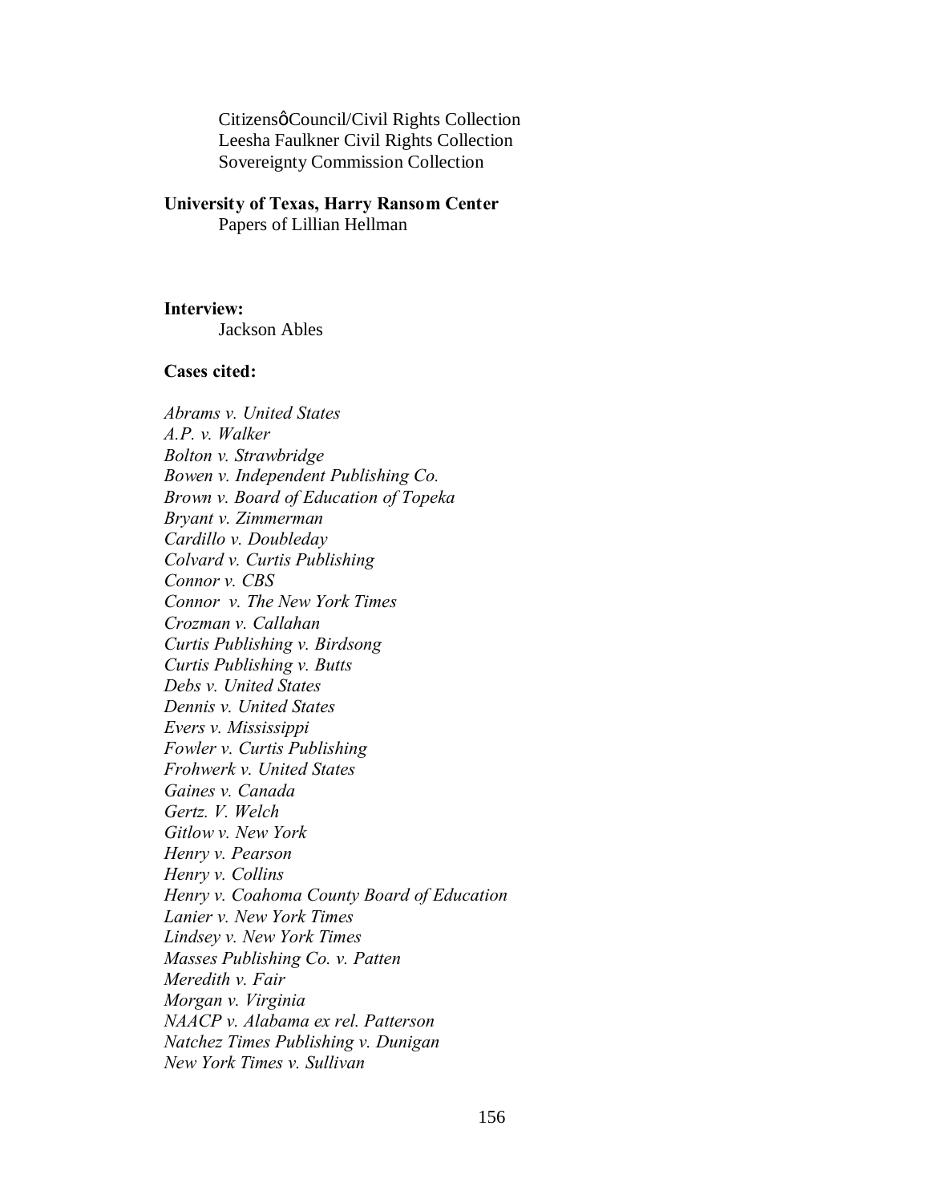Citizensø Council/Civil Rights Collection
Leesha Faulkner Civil Rights Collection
Sovereignty Commission Collection

**University of Texas, Harry Ransom Center**
Papers of Lillian Hellman

**Interview:**
Jackson Ables

**Cases cited:**

*Abrams v. United States*
*A.P. v. Walker*
*Bolton v. Strawbridge*
*Bowen v. Independent Publishing Co.*
*Brown v. Board of Education of Topeka*
*Bryant v. Zimmerman*
*Cardillo v. Doubleday*
*Colvard v. Curtis Publishing*
*Connor v. CBS*
*Connor v. The New York Times*
*Crozman v. Callahan*
*Curtis Publishing v. Birdsong*
*Curtis Publishing v. Butts*
*Debs v. United States*
*Dennis v. United States*
*Evers v. Mississippi*
*Fowler v. Curtis Publishing*
*Frohwerk v. United States*
*Gaines v. Canada*
*Gertz. V. Welch*
*Gitlow v. New York*
*Henry v. Pearson*
*Henry v. Collins*
*Henry v. Coahoma County Board of Education*
*Lanier v. New York Times*
*Lindsey v. New York Times*
*Masses Publishing Co. v. Patten*
*Meredith v. Fair*
*Morgan v. Virginia*
*NAACP v. Alabama ex rel. Patterson*
*Natchez Times Publishing v. Dunigan*
*New York Times v. Sullivan*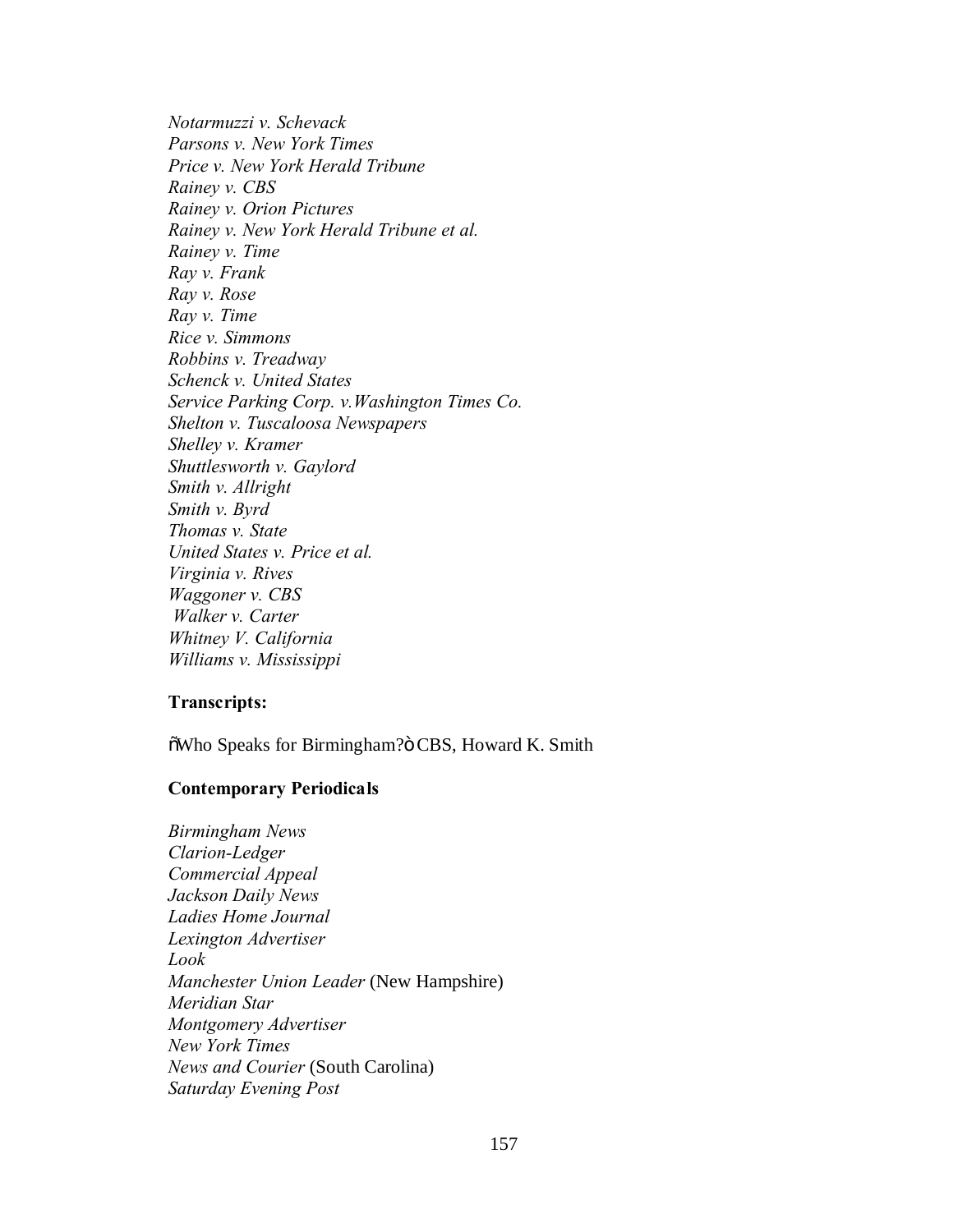*Notarmuzzi v. Schevack*
*Parsons v. New York Times*
*Price v. New York Herald Tribune*
*Rainey v. CBS*
*Rainey v. Orion Pictures*
*Rainey v. New York Herald Tribune et al.*
*Rainey v. Time*
*Ray v. Frank*
*Ray v. Rose*
*Ray v. Time*
*Rice v. Simmons*
*Robbins v. Treadway*
*Schenck v. United States*
*Service Parking Corp. v.Washington Times Co.*
*Shelton v. Tuscaloosa Newspapers*
*Shelley v. Kramer*
*Shuttlesworth v. Gaylord*
*Smith v. Allright*
*Smith v. Byrd*
*Thomas v. State*
*United States v. Price et al.*
*Virginia v. Rives*
*Waggoner v. CBS*
*Walker v. Carter*
*Whitney V. California*
*Williams v. Mississippi*

**Transcripts:**

õWho Speaks for Birmingham?ö CBS, Howard K. Smith

**Contemporary Periodicals**

*Birmingham News*
*Clarion-Ledger*
*Commercial Appeal*
*Jackson Daily News*
*Ladies Home Journal*
*Lexington Advertiser*
*Look*
*Manchester Union Leader* (New Hampshire)
*Meridian Star*
*Montgomery Advertiser*
*New York Times*
*News and Courier* (South Carolina)
*Saturday Evening Post*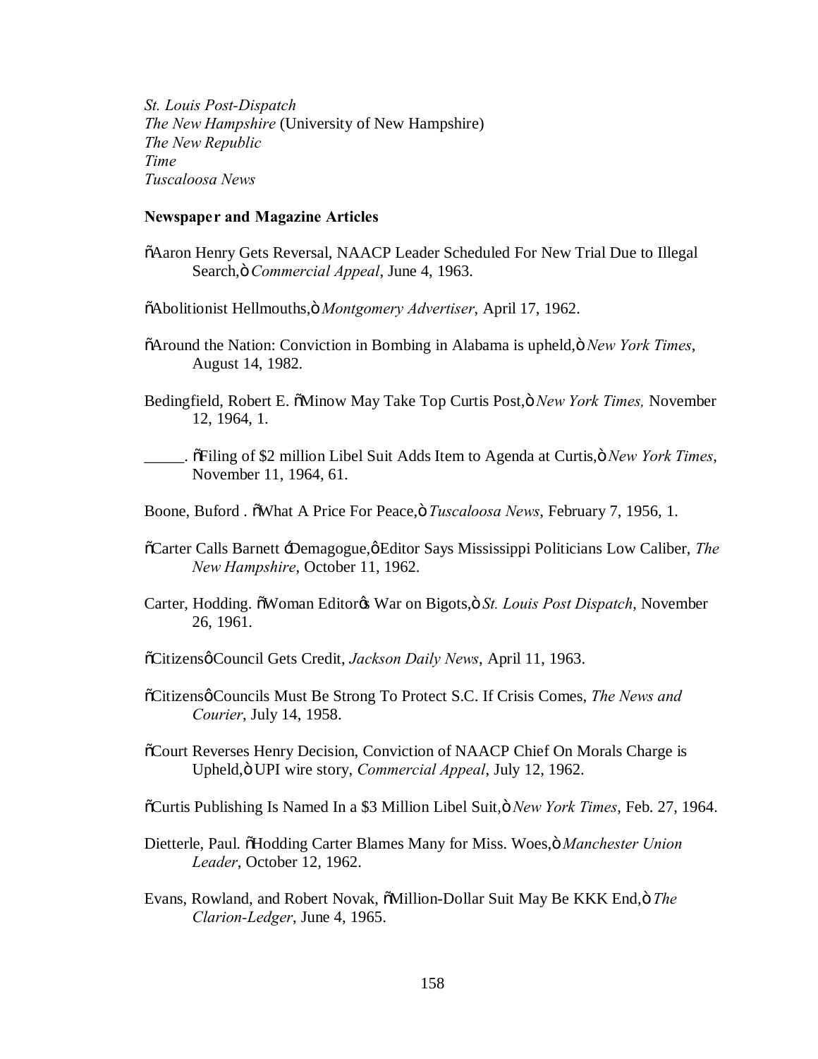*St. Louis Post-Dispatch*
*The New Hampshire* (University of New Hampshire)
*The New Republic*
*Time*
*Tuscaloosa News*

**Newspaper and Magazine Articles**

"Aaron Henry Gets Reversal, NAACP Leader Scheduled For New Trial Due to Illegal Search," *Commercial Appeal*, June 4, 1963.

"Abolitionist Hellmouths," *Montgomery Advertiser*, April 17, 1962.

"Around the Nation: Conviction in Bombing in Alabama is upheld," *New York Times*, August 14, 1982.

Bedingfield, Robert E. "Minow May Take Top Curtis Post," *New York Times,* November 12, 1964, 1.

_____. "Filing of $2 million Libel Suit Adds Item to Agenda at Curtis," *New York Times*, November 11, 1964, 61.

Boone, Buford . "What A Price For Peace," *Tuscaloosa News*, February 7, 1956, 1.

"Carter Calls Barnett 'Demagogue,' Editor Says Mississippi Politicians Low Caliber, *The New Hampshire*, October 11, 1962.

Carter, Hodding. "Woman Editor's War on Bigots," *St. Louis Post Dispatch*, November 26, 1961.

"Citizens' Council Gets Credit, *Jackson Daily News*, April 11, 1963.

"Citizens' Councils Must Be Strong To Protect S.C. If Crisis Comes, *The News and Courier*, July 14, 1958.

"Court Reverses Henry Decision, Conviction of NAACP Chief On Morals Charge is Upheld," UPI wire story, *Commercial Appeal*, July 12, 1962.

"Curtis Publishing Is Named In a $3 Million Libel Suit," *New York Times*, Feb. 27, 1964.

Dietterle, Paul. "Hodding Carter Blames Many for Miss. Woes," *Manchester Union Leader*, October 12, 1962.

Evans, Rowland, and Robert Novak, "Million-Dollar Suit May Be KKK End," *The Clarion-Ledger*, June 4, 1965.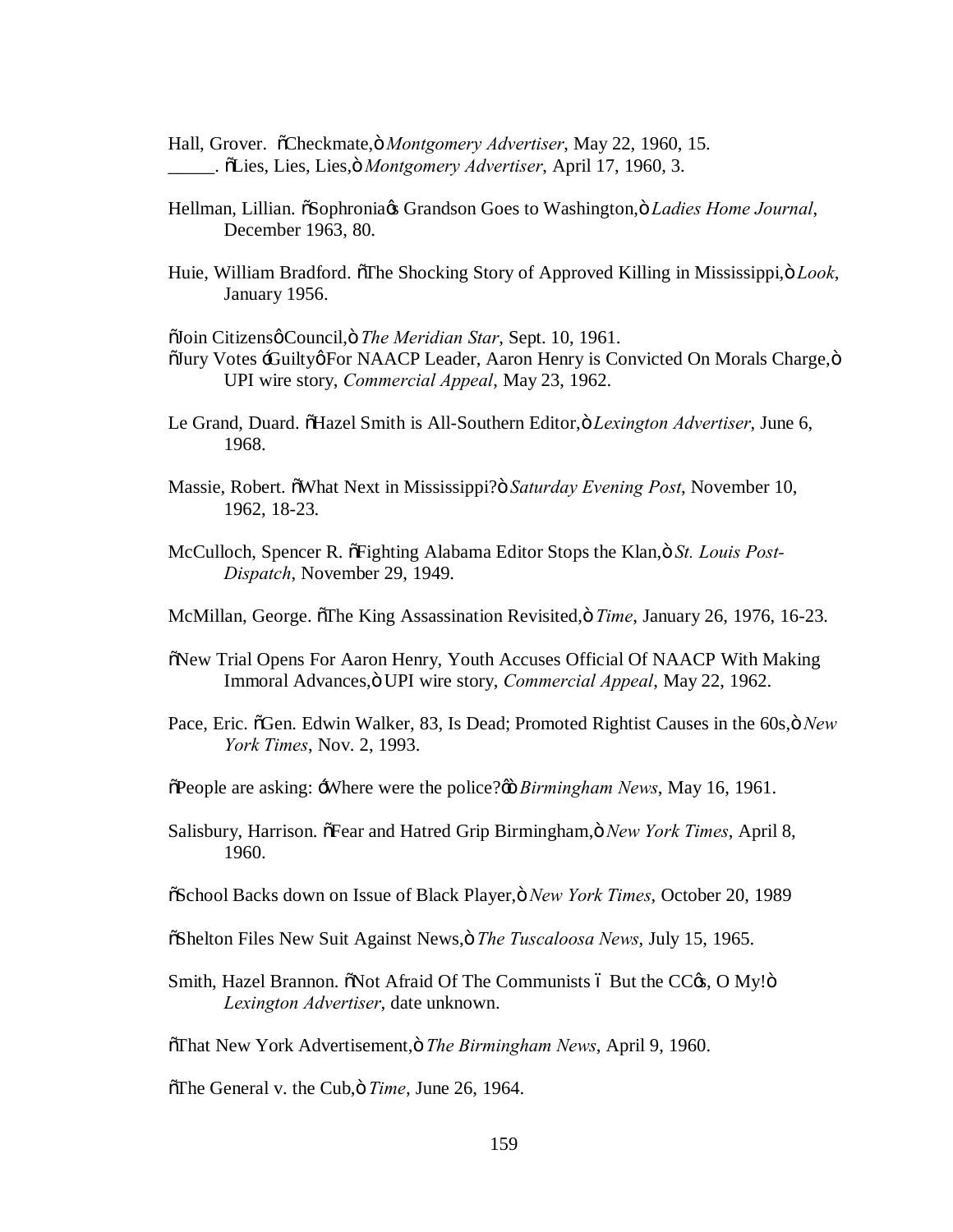Hall, Grover. "Checkmate," *Montgomery Advertiser*, May 22, 1960, 15.
_____. "Lies, Lies, Lies," *Montgomery Advertiser*, April 17, 1960, 3.

Hellman, Lillian. "Sophronia's Grandson Goes to Washington," *Ladies Home Journal*, December 1963, 80.

Huie, William Bradford. "The Shocking Story of Approved Killing in Mississippi," *Look*, January 1956.

"Join Citizens' Council," *The Meridian Star*, Sept. 10, 1961.
"Jury Votes 'Guilty' For NAACP Leader, Aaron Henry is Convicted On Morals Charge," UPI wire story, *Commercial Appeal*, May 23, 1962.

Le Grand, Duard. "Hazel Smith is All-Southern Editor," *Lexington Advertiser*, June 6, 1968.

Massie, Robert. "What Next in Mississippi?" *Saturday Evening Post*, November 10, 1962, 18-23.

McCulloch, Spencer R. "Fighting Alabama Editor Stops the Klan," *St. Louis Post-Dispatch*, November 29, 1949.

McMillan, George. "The King Assassination Revisited," *Time*, January 26, 1976, 16-23.

"New Trial Opens For Aaron Henry, Youth Accuses Official Of NAACP With Making Immoral Advances," UPI wire story, *Commercial Appeal*, May 22, 1962.

Pace, Eric. "Gen. Edwin Walker, 83, Is Dead; Promoted Rightist Causes in the 60s," *New York Times*, Nov. 2, 1993.

"People are asking: 'Where were the police?'" *Birmingham News*, May 16, 1961.

Salisbury, Harrison. "Fear and Hatred Grip Birmingham," *New York Times*, April 8, 1960.

"School Backs down on Issue of Black Player," *New York Times*, October 20, 1989

"Shelton Files New Suit Against News," *The Tuscaloosa News*, July 15, 1965.

Smith, Hazel Brannon. "Not Afraid Of The Communists – But the CC's, O My!" *Lexington Advertiser*, date unknown.

"That New York Advertisement," *The Birmingham News*, April 9, 1960.

"The General v. the Cub," *Time*, June 26, 1964.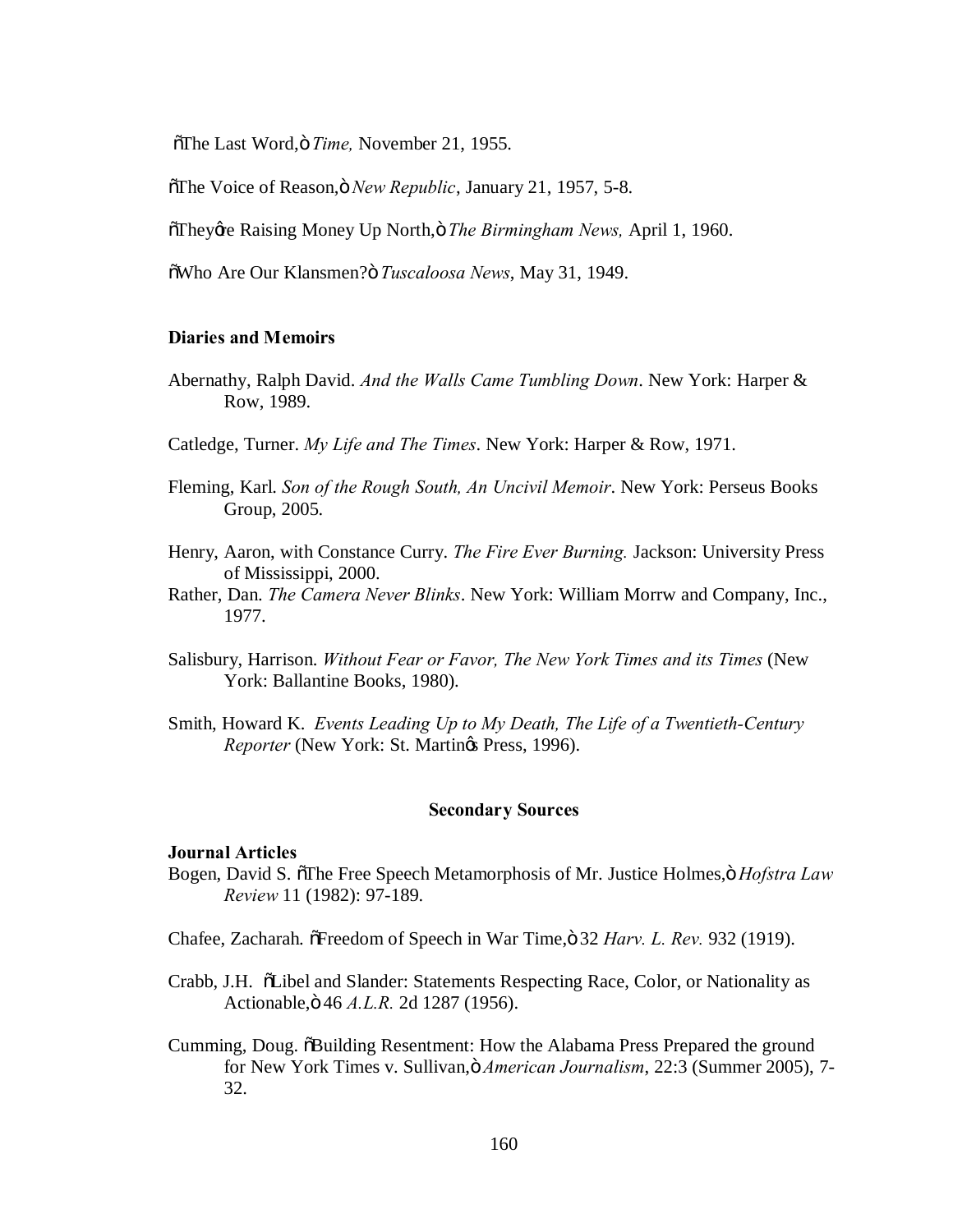õThe Last Word,ö *Time,* November 21, 1955.

õThe Voice of Reason,ö *New Republic*, January 21, 1957, 5-8.

õTheyøre Raising Money Up North,ö *The Birmingham News,* April 1, 1960.

õWho Are Our Klansmen?ö *Tuscaloosa News*, May 31, 1949.

**Diaries and Memoirs**

Abernathy, Ralph David. *And the Walls Came Tumbling Down*. New York: Harper & Row, 1989.

Catledge, Turner. *My Life and The Times*. New York: Harper & Row, 1971.

Fleming, Karl. *Son of the Rough South, An Uncivil Memoir*. New York: Perseus Books Group, 2005.

Henry, Aaron, with Constance Curry. *The Fire Ever Burning.* Jackson: University Press of Mississippi, 2000.

Rather, Dan. *The Camera Never Blinks*. New York: William Morrw and Company, Inc., 1977.

Salisbury, Harrison. *Without Fear or Favor, The New York Times and its Times* (New York: Ballantine Books, 1980).

Smith, Howard K. *Events Leading Up to My Death, The Life of a Twentieth-Century Reporter* (New York: St. Martinøs Press, 1996).

## Secondary Sources

**Journal Articles**

Bogen, David S. õThe Free Speech Metamorphosis of Mr. Justice Holmes,ö *Hofstra Law Review* 11 (1982): 97-189.

Chafee, Zacharah. õFreedom of Speech in War Time,ö 32 *Harv. L. Rev.* 932 (1919).

Crabb, J.H. õLibel and Slander: Statements Respecting Race, Color, or Nationality as Actionable,ö 46 *A.L.R.* 2d 1287 (1956).

Cumming, Doug. õBuilding Resentment: How the Alabama Press Prepared the ground for New York Times v. Sullivan,ö *American Journalism*, 22:3 (Summer 2005), 7-32.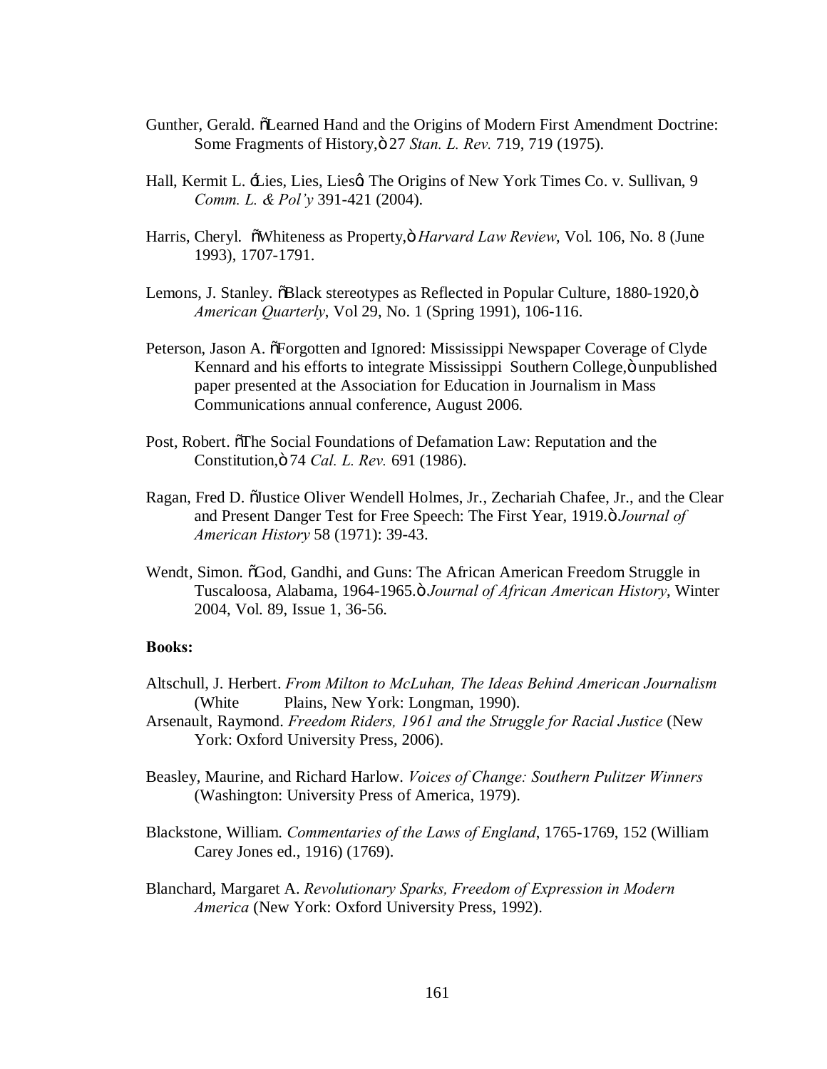Gunther, Gerald. õLearned Hand and the Origins of Modern First Amendment Doctrine: Some Fragments of History,ö 27 *Stan. L. Rev.* 719, 719 (1975).

Hall, Kermit L. ÷Lies, Lies, Liesø The Origins of New York Times Co. v. Sullivan, 9 *Comm. L. & Pol'y* 391-421 (2004).

Harris, Cheryl. õWhiteness as Property,ö *Harvard Law Review*, Vol. 106, No. 8 (June 1993), 1707-1791.

Lemons, J. Stanley. õBlack stereotypes as Reflected in Popular Culture, 1880-1920,ö *American Quarterly*, Vol 29, No. 1 (Spring 1991), 106-116.

Peterson, Jason A. õForgotten and Ignored: Mississippi Newspaper Coverage of Clyde Kennard and his efforts to integrate Mississippi Southern College,ö unpublished paper presented at the Association for Education in Journalism in Mass Communications annual conference, August 2006.

Post, Robert. õThe Social Foundations of Defamation Law: Reputation and the Constitution,ö 74 *Cal. L. Rev.* 691 (1986).

Ragan, Fred D. õJustice Oliver Wendell Holmes, Jr., Zechariah Chafee, Jr., and the Clear and Present Danger Test for Free Speech: The First Year, 1919.ö *Journal of American History* 58 (1971): 39-43.

Wendt, Simon. õGod, Gandhi, and Guns: The African American Freedom Struggle in Tuscaloosa, Alabama, 1964-1965.ö *Journal of African American History*, Winter 2004, Vol. 89, Issue 1, 36-56.

**Books:**

Altschull, J. Herbert. *From Milton to McLuhan, The Ideas Behind American Journalism* (White Plains, New York: Longman, 1990).

Arsenault, Raymond. *Freedom Riders, 1961 and the Struggle for Racial Justice* (New York: Oxford University Press, 2006).

Beasley, Maurine, and Richard Harlow. *Voices of Change: Southern Pulitzer Winners* (Washington: University Press of America, 1979).

Blackstone, William. *Commentaries of the Laws of England*, 1765-1769, 152 (William Carey Jones ed., 1916) (1769).

Blanchard, Margaret A. *Revolutionary Sparks, Freedom of Expression in Modern America* (New York: Oxford University Press, 1992).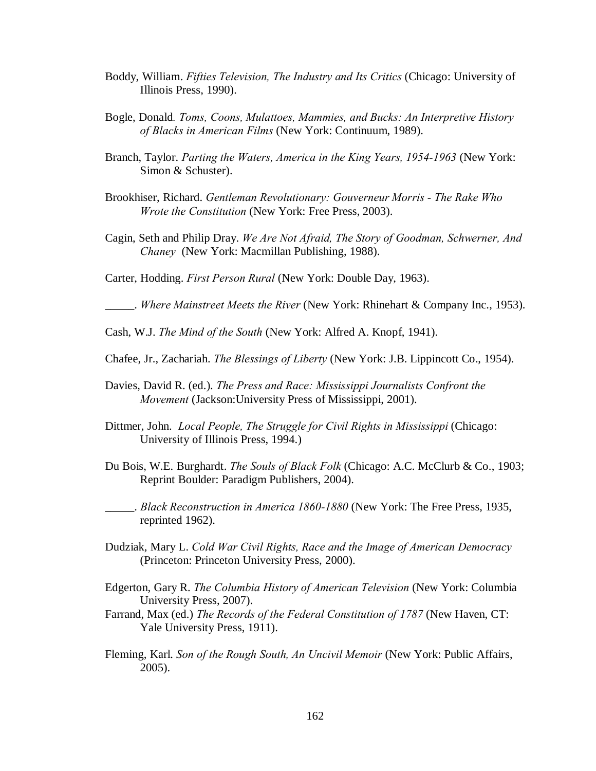Boddy, William. *Fifties Television, The Industry and Its Critics* (Chicago: University of Illinois Press, 1990).

Bogle, Donald. *Toms, Coons, Mulattoes, Mammies, and Bucks: An Interpretive History of Blacks in American Films* (New York: Continuum, 1989).

Branch, Taylor. *Parting the Waters, America in the King Years, 1954-1963* (New York: Simon & Schuster).

Brookhiser, Richard. *Gentleman Revolutionary: Gouverneur Morris - The Rake Who Wrote the Constitution* (New York: Free Press, 2003).

Cagin, Seth and Philip Dray. *We Are Not Afraid, The Story of Goodman, Schwerner, And Chaney* (New York: Macmillan Publishing, 1988).

Carter, Hodding. *First Person Rural* (New York: Double Day, 1963).

_____. *Where Mainstreet Meets the River* (New York: Rhinehart & Company Inc., 1953).

Cash, W.J. *The Mind of the South* (New York: Alfred A. Knopf, 1941).

Chafee, Jr., Zachariah. *The Blessings of Liberty* (New York: J.B. Lippincott Co., 1954).

Davies, David R. (ed.). *The Press and Race: Mississippi Journalists Confront the Movement* (Jackson:University Press of Mississippi, 2001).

Dittmer, John. *Local People, The Struggle for Civil Rights in Mississippi* (Chicago: University of Illinois Press, 1994.)

Du Bois, W.E. Burghardt. *The Souls of Black Folk* (Chicago: A.C. McClurb & Co., 1903; Reprint Boulder: Paradigm Publishers, 2004).

_____. *Black Reconstruction in America 1860-1880* (New York: The Free Press, 1935, reprinted 1962).

Dudziak, Mary L. *Cold War Civil Rights, Race and the Image of American Democracy* (Princeton: Princeton University Press, 2000).

Edgerton, Gary R. *The Columbia History of American Television* (New York: Columbia University Press, 2007).

Farrand, Max (ed.) *The Records of the Federal Constitution of 1787* (New Haven, CT: Yale University Press, 1911).

Fleming, Karl. *Son of the Rough South, An Uncivil Memoir* (New York: Public Affairs, 2005).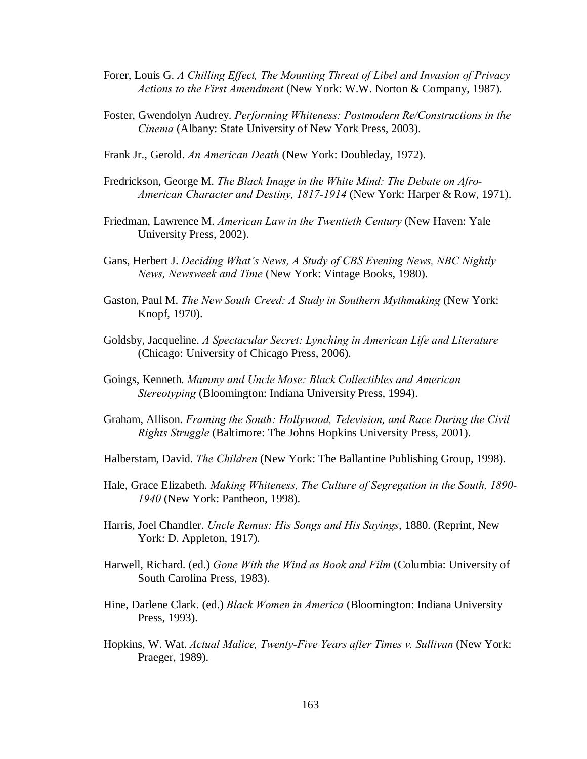Forer, Louis G. *A Chilling Effect, The Mounting Threat of Libel and Invasion of Privacy Actions to the First Amendment* (New York: W.W. Norton & Company, 1987).

Foster, Gwendolyn Audrey. *Performing Whiteness: Postmodern Re/Constructions in the Cinema* (Albany: State University of New York Press, 2003).

Frank Jr., Gerold. *An American Death* (New York: Doubleday, 1972).

Fredrickson, George M. *The Black Image in the White Mind: The Debate on Afro-American Character and Destiny, 1817-1914* (New York: Harper & Row, 1971).

Friedman, Lawrence M. *American Law in the Twentieth Century* (New Haven: Yale University Press, 2002).

Gans, Herbert J. *Deciding What's News, A Study of CBS Evening News, NBC Nightly News, Newsweek and Time* (New York: Vintage Books, 1980).

Gaston, Paul M. *The New South Creed: A Study in Southern Mythmaking* (New York: Knopf, 1970).

Goldsby, Jacqueline. *A Spectacular Secret: Lynching in American Life and Literature* (Chicago: University of Chicago Press, 2006).

Goings, Kenneth. *Mammy and Uncle Mose: Black Collectibles and American Stereotyping* (Bloomington: Indiana University Press, 1994).

Graham, Allison. *Framing the South: Hollywood, Television, and Race During the Civil Rights Struggle* (Baltimore: The Johns Hopkins University Press, 2001).

Halberstam, David. *The Children* (New York: The Ballantine Publishing Group, 1998).

Hale, Grace Elizabeth. *Making Whiteness, The Culture of Segregation in the South, 1890-1940* (New York: Pantheon, 1998).

Harris, Joel Chandler. *Uncle Remus: His Songs and His Sayings*, 1880. (Reprint, New York: D. Appleton, 1917).

Harwell, Richard. (ed.) *Gone With the Wind as Book and Film* (Columbia: University of South Carolina Press, 1983).

Hine, Darlene Clark. (ed.) *Black Women in America* (Bloomington: Indiana University Press, 1993).

Hopkins, W. Wat. *Actual Malice, Twenty-Five Years after Times v. Sullivan* (New York: Praeger, 1989).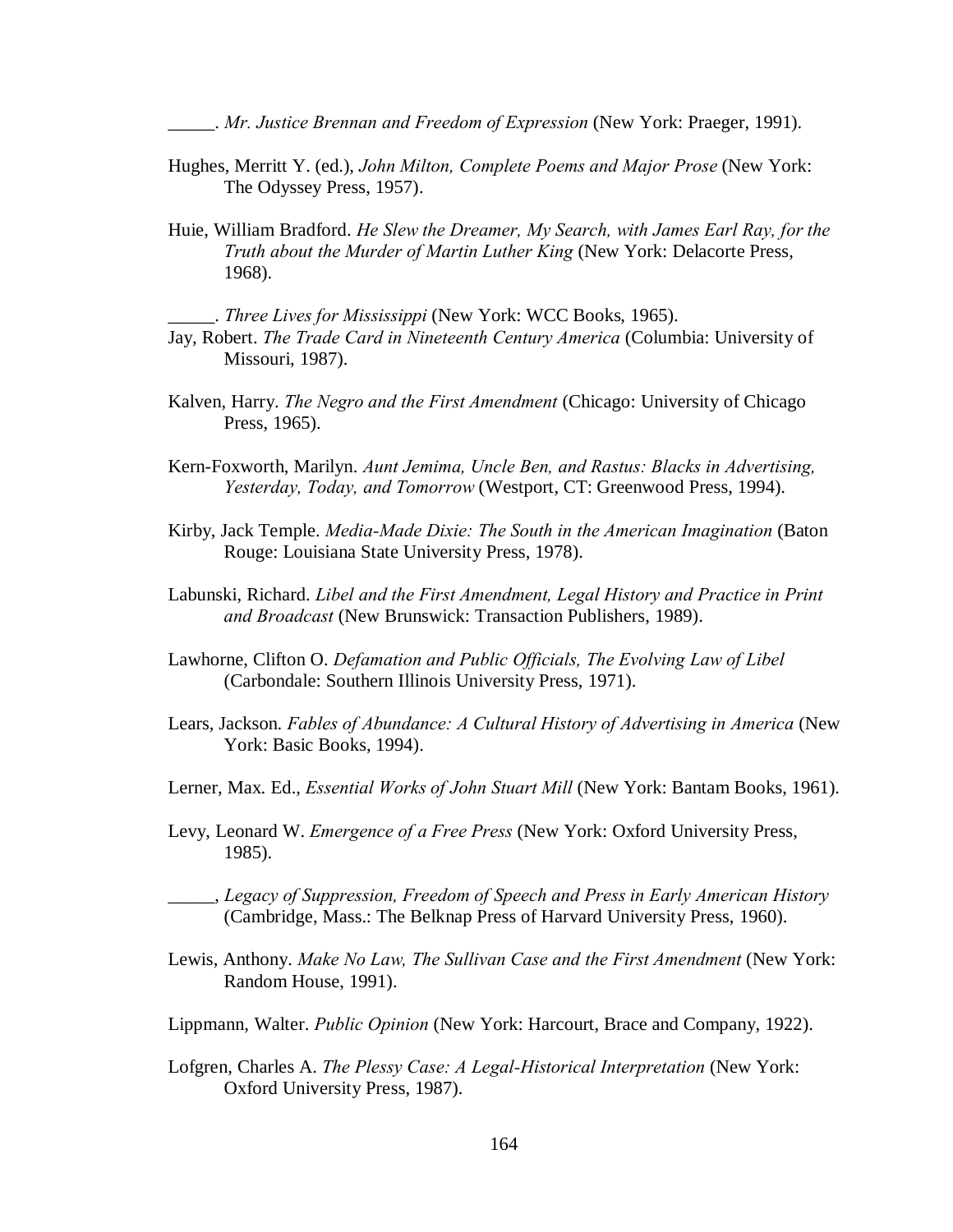_____. *Mr. Justice Brennan and Freedom of Expression* (New York: Praeger, 1991).

Hughes, Merritt Y. (ed.), *John Milton, Complete Poems and Major Prose* (New York: The Odyssey Press, 1957).

Huie, William Bradford. *He Slew the Dreamer, My Search, with James Earl Ray, for the Truth about the Murder of Martin Luther King* (New York: Delacorte Press, 1968).

_____. *Three Lives for Mississippi* (New York: WCC Books, 1965).

Jay, Robert. *The Trade Card in Nineteenth Century America* (Columbia: University of Missouri, 1987).

Kalven, Harry. *The Negro and the First Amendment* (Chicago: University of Chicago Press, 1965).

Kern-Foxworth, Marilyn. *Aunt Jemima, Uncle Ben, and Rastus: Blacks in Advertising, Yesterday, Today, and Tomorrow* (Westport, CT: Greenwood Press, 1994).

Kirby, Jack Temple. *Media-Made Dixie: The South in the American Imagination* (Baton Rouge: Louisiana State University Press, 1978).

Labunski, Richard. *Libel and the First Amendment, Legal History and Practice in Print and Broadcast* (New Brunswick: Transaction Publishers, 1989).

Lawhorne, Clifton O. *Defamation and Public Officials, The Evolving Law of Libel* (Carbondale: Southern Illinois University Press, 1971).

Lears, Jackson. *Fables of Abundance: A Cultural History of Advertising in America* (New York: Basic Books, 1994).

Lerner, Max. Ed., *Essential Works of John Stuart Mill* (New York: Bantam Books, 1961).

Levy, Leonard W. *Emergence of a Free Press* (New York: Oxford University Press, 1985).

_____, *Legacy of Suppression, Freedom of Speech and Press in Early American History* (Cambridge, Mass.: The Belknap Press of Harvard University Press, 1960).

Lewis, Anthony. *Make No Law, The Sullivan Case and the First Amendment* (New York: Random House, 1991).

Lippmann, Walter. *Public Opinion* (New York: Harcourt, Brace and Company, 1922).

Lofgren, Charles A. *The Plessy Case: A Legal-Historical Interpretation* (New York: Oxford University Press, 1987).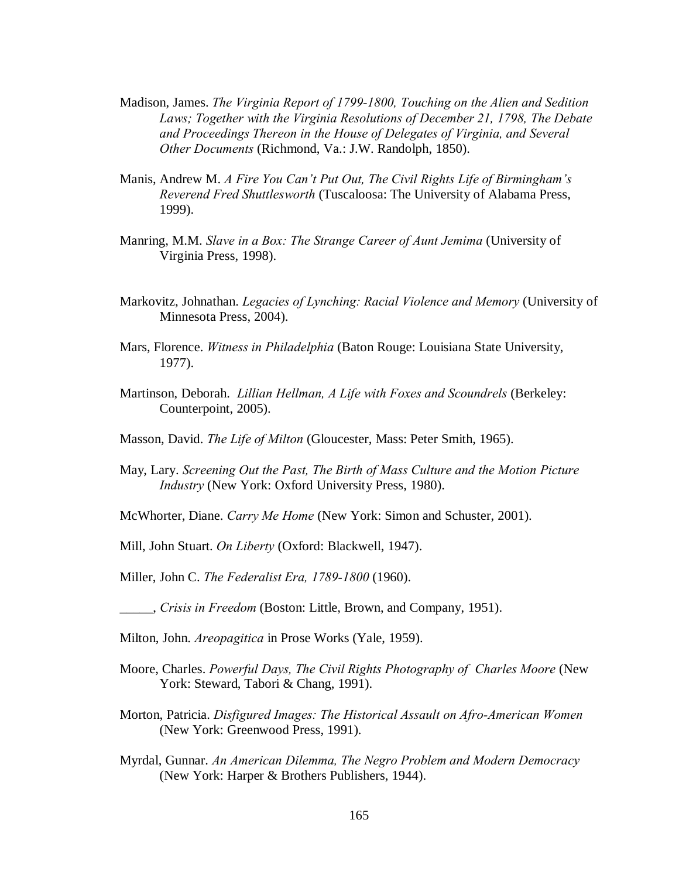Madison, James. *The Virginia Report of 1799-1800, Touching on the Alien and Sedition Laws; Together with the Virginia Resolutions of December 21, 1798, The Debate and Proceedings Thereon in the House of Delegates of Virginia, and Several Other Documents* (Richmond, Va.: J.W. Randolph, 1850).

Manis, Andrew M. *A Fire You Can't Put Out, The Civil Rights Life of Birmingham's Reverend Fred Shuttlesworth* (Tuscaloosa: The University of Alabama Press, 1999).

Manring, M.M. *Slave in a Box: The Strange Career of Aunt Jemima* (University of Virginia Press, 1998).

Markovitz, Johnathan. *Legacies of Lynching: Racial Violence and Memory* (University of Minnesota Press, 2004).

Mars, Florence. *Witness in Philadelphia* (Baton Rouge: Louisiana State University, 1977).

Martinson, Deborah. *Lillian Hellman, A Life with Foxes and Scoundrels* (Berkeley: Counterpoint, 2005).

Masson, David. *The Life of Milton* (Gloucester, Mass: Peter Smith, 1965).

May, Lary. *Screening Out the Past, The Birth of Mass Culture and the Motion Picture Industry* (New York: Oxford University Press, 1980).

McWhorter, Diane. *Carry Me Home* (New York: Simon and Schuster, 2001).

Mill, John Stuart. *On Liberty* (Oxford: Blackwell, 1947).

Miller, John C. *The Federalist Era, 1789-1800* (1960).

_____, *Crisis in Freedom* (Boston: Little, Brown, and Company, 1951).

Milton, John. *Areopagitica* in Prose Works (Yale, 1959).

Moore, Charles. *Powerful Days, The Civil Rights Photography of Charles Moore* (New York: Steward, Tabori & Chang, 1991).

Morton, Patricia. *Disfigured Images: The Historical Assault on Afro-American Women* (New York: Greenwood Press, 1991).

Myrdal, Gunnar. *An American Dilemma, The Negro Problem and Modern Democracy* (New York: Harper & Brothers Publishers, 1944).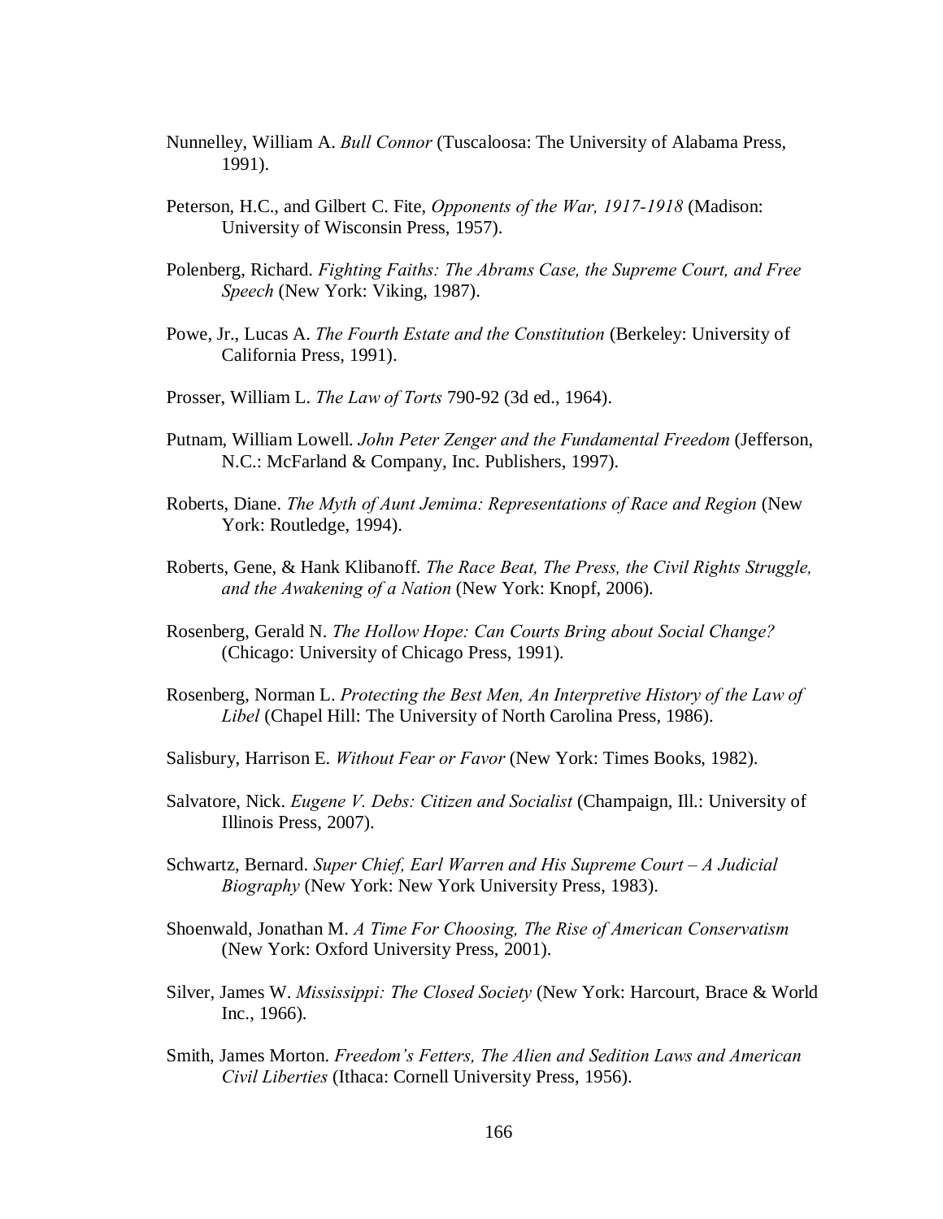Nunnelley, William A. *Bull Connor* (Tuscaloosa: The University of Alabama Press, 1991).

Peterson, H.C., and Gilbert C. Fite, *Opponents of the War, 1917-1918* (Madison: University of Wisconsin Press, 1957).

Polenberg, Richard. *Fighting Faiths: The Abrams Case, the Supreme Court, and Free Speech* (New York: Viking, 1987).

Powe, Jr., Lucas A. *The Fourth Estate and the Constitution* (Berkeley: University of California Press, 1991).

Prosser, William L. *The Law of Torts* 790-92 (3d ed., 1964).

Putnam, William Lowell. *John Peter Zenger and the Fundamental Freedom* (Jefferson, N.C.: McFarland & Company, Inc. Publishers, 1997).

Roberts, Diane. *The Myth of Aunt Jemima: Representations of Race and Region* (New York: Routledge, 1994).

Roberts, Gene, & Hank Klibanoff. *The Race Beat, The Press, the Civil Rights Struggle, and the Awakening of a Nation* (New York: Knopf, 2006).

Rosenberg, Gerald N. *The Hollow Hope: Can Courts Bring about Social Change?* (Chicago: University of Chicago Press, 1991).

Rosenberg, Norman L. *Protecting the Best Men, An Interpretive History of the Law of Libel* (Chapel Hill: The University of North Carolina Press, 1986).

Salisbury, Harrison E. *Without Fear or Favor* (New York: Times Books, 1982).

Salvatore, Nick. *Eugene V. Debs: Citizen and Socialist* (Champaign, Ill.: University of Illinois Press, 2007).

Schwartz, Bernard. *Super Chief, Earl Warren and His Supreme Court – A Judicial Biography* (New York: New York University Press, 1983).

Shoenwald, Jonathan M. *A Time For Choosing, The Rise of American Conservatism* (New York: Oxford University Press, 2001).

Silver, James W. *Mississippi: The Closed Society* (New York: Harcourt, Brace & World Inc., 1966).

Smith, James Morton. *Freedom's Fetters, The Alien and Sedition Laws and American Civil Liberties* (Ithaca: Cornell University Press, 1956).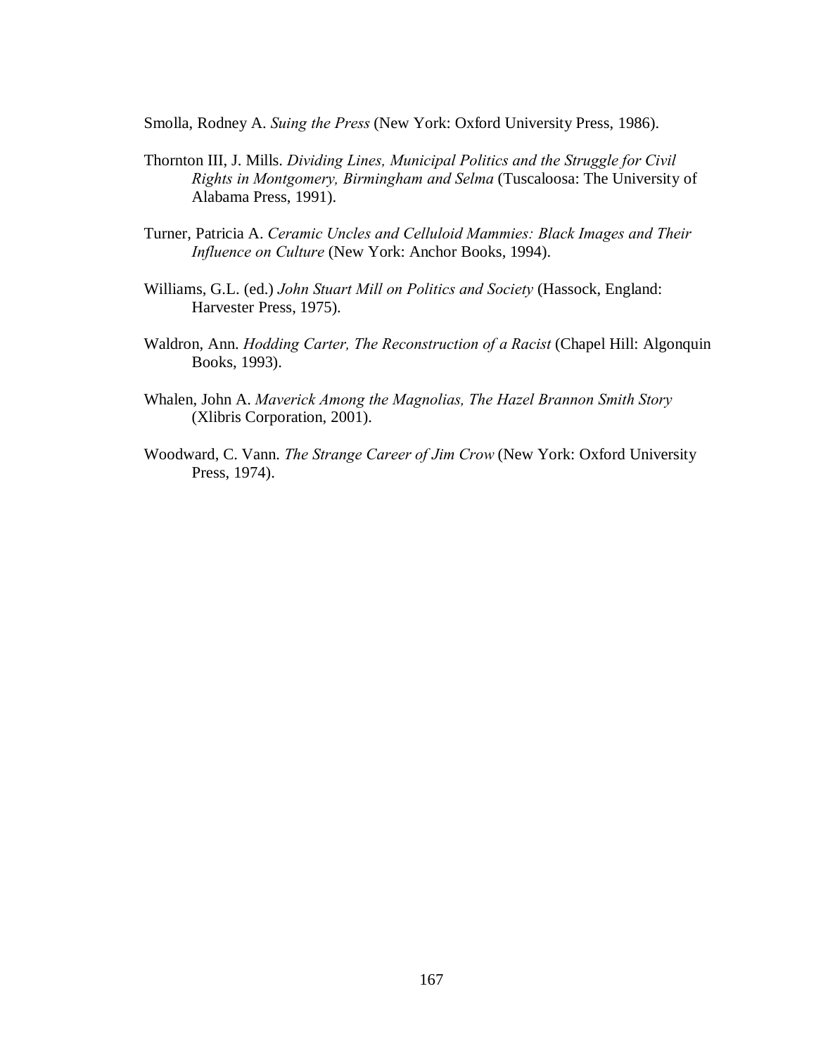Smolla, Rodney A. *Suing the Press* (New York: Oxford University Press, 1986).

Thornton III, J. Mills. *Dividing Lines, Municipal Politics and the Struggle for Civil Rights in Montgomery, Birmingham and Selma* (Tuscaloosa: The University of Alabama Press, 1991).

Turner, Patricia A. *Ceramic Uncles and Celluloid Mammies: Black Images and Their Influence on Culture* (New York: Anchor Books, 1994).

Williams, G.L. (ed.) *John Stuart Mill on Politics and Society* (Hassock, England: Harvester Press, 1975).

Waldron, Ann. *Hodding Carter, The Reconstruction of a Racist* (Chapel Hill: Algonquin Books, 1993).

Whalen, John A. *Maverick Among the Magnolias, The Hazel Brannon Smith Story* (Xlibris Corporation, 2001).

Woodward, C. Vann. *The Strange Career of Jim Crow* (New York: Oxford University Press, 1974).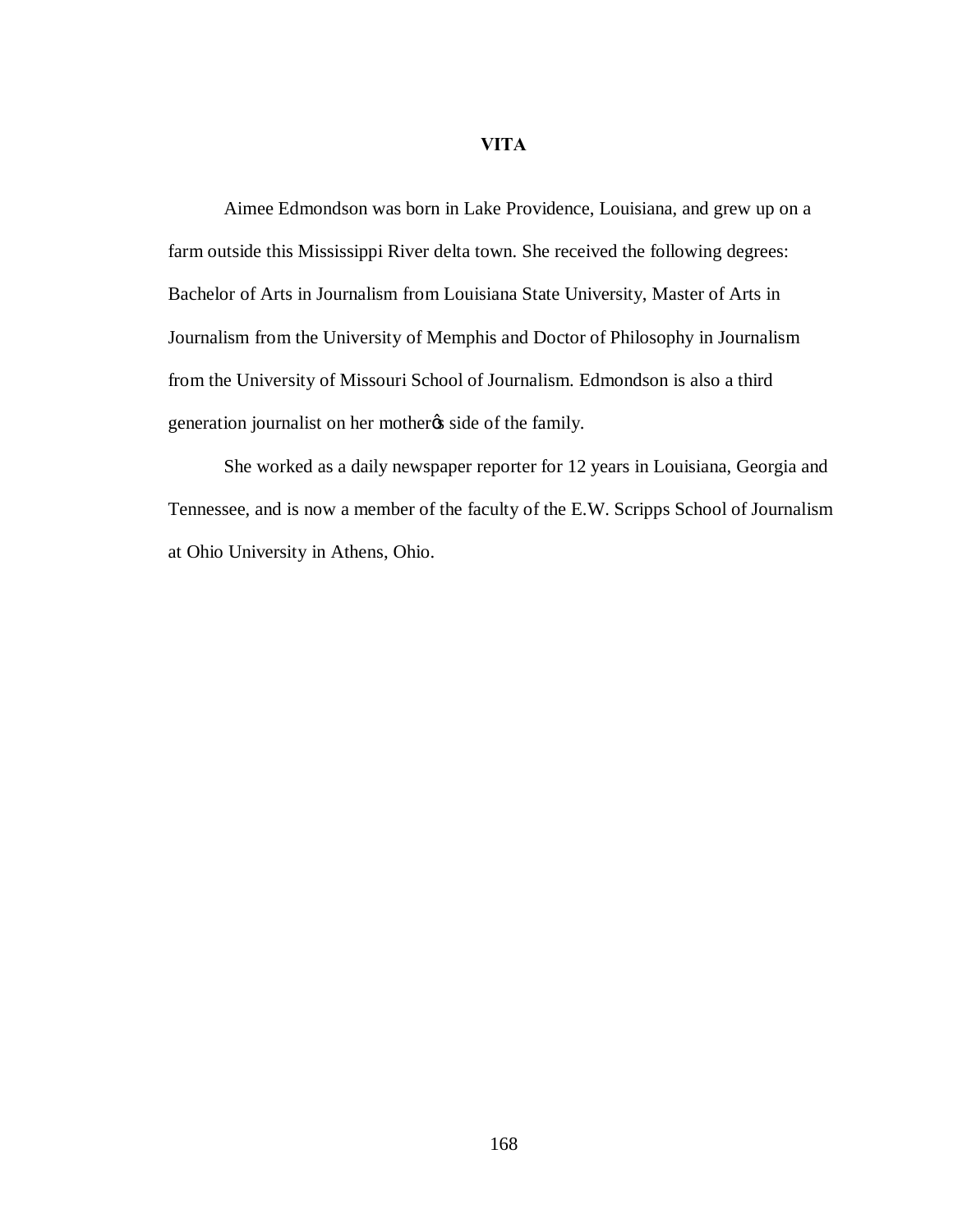# VITA

Aimee Edmondson was born in Lake Providence, Louisiana, and grew up on a farm outside this Mississippi River delta town. She received the following degrees: Bachelor of Arts in Journalism from Louisiana State University, Master of Arts in Journalism from the University of Memphis and Doctor of Philosophy in Journalism from the University of Missouri School of Journalism. Edmondson is also a third generation journalist on her motherơs side of the family.

She worked as a daily newspaper reporter for 12 years in Louisiana, Georgia and Tennessee, and is now a member of the faculty of the E.W. Scripps School of Journalism at Ohio University in Athens, Ohio.